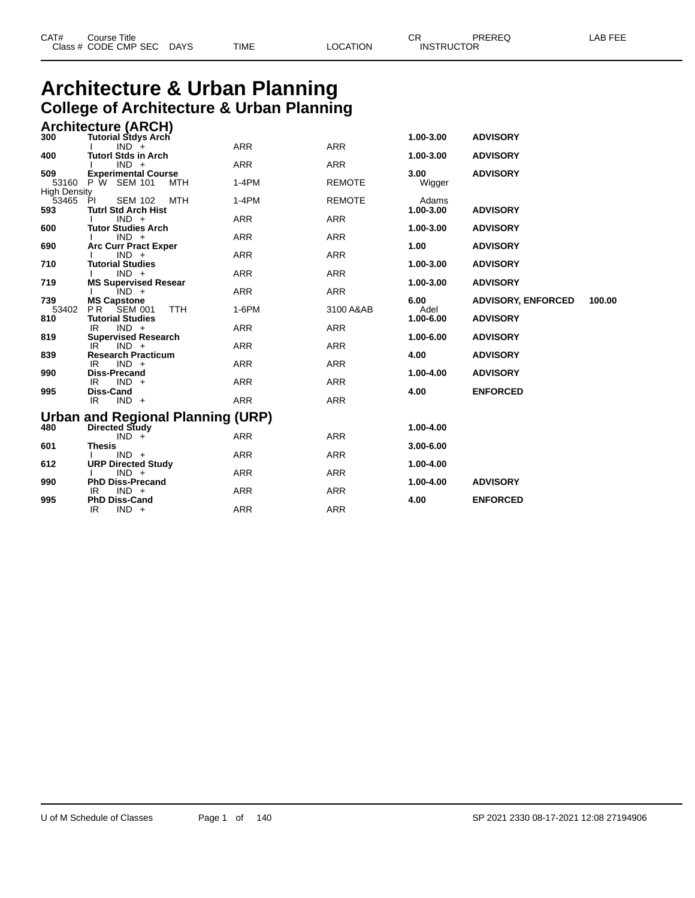# Architecture & Urban Planning

## College of Architecture & Urban Planning

### Architecture (ARCH)

| CAT# | Course Title / Class # CODE CMP SEC | DAYS | TIME | LOCATION | CR / INSTRUCTOR | PREREQ | LAB FEE |
|---|---|---|---|---|---|---|---|
| 300 | **Tutorial Stdys Arch** | | | | **1.00-3.00** | **ADVISORY** | |
| | I IND + | | ARR | ARR | | | |
| 400 | **Tutorl Stds in Arch** | | | | **1.00-3.00** | **ADVISORY** | |
| | I IND + | | ARR | ARR | | | |
| 509 | **Experimental Course** | | | | **3.00** | **ADVISORY** | |
| 53160 | P W SEM 101 | MTH | 1-4PM | REMOTE | Wigger | | |
| High Density | | | | | | | |
| 53465 | PI SEM 102 | MTH | 1-4PM | REMOTE | Adams | | |
| 593 | **Tutrl Std Arch Hist** | | | | **1.00-3.00** | **ADVISORY** | |
| | I IND + | | ARR | ARR | | | |
| 600 | **Tutor Studies Arch** | | | | **1.00-3.00** | **ADVISORY** | |
| | I IND + | | ARR | ARR | | | |
| 690 | **Arc Curr Pract Exper** | | | | **1.00** | **ADVISORY** | |
| | I IND + | | ARR | ARR | | | |
| 710 | **Tutorial Studies** | | | | **1.00-3.00** | **ADVISORY** | |
| | I IND + | | ARR | ARR | | | |
| 719 | **MS Supervised Resear** | | | | **1.00-3.00** | **ADVISORY** | |
| | I IND + | | ARR | ARR | | | |
| 739 | **MS Capstone** | | | | **6.00** | **ADVISORY, ENFORCED** | **100.00** |
| 53402 | P R SEM 001 | TTH | 1-6PM | 3100 A&AB | Adel | | |
| 810 | **Tutorial Studies** | | | | **1.00-6.00** | **ADVISORY** | |
| | IR IND + | | ARR | ARR | | | |
| 819 | **Supervised Research** | | | | **1.00-6.00** | **ADVISORY** | |
| | IR IND + | | ARR | ARR | | | |
| 839 | **Research Practicum** | | | | **4.00** | **ADVISORY** | |
| | IR IND + | | ARR | ARR | | | |
| 990 | **Diss-Precand** | | | | **1.00-4.00** | **ADVISORY** | |
| | IR IND + | | ARR | ARR | | | |
| 995 | **Diss-Cand** | | | | **4.00** | **ENFORCED** | |
| | IR IND + | | ARR | ARR | | | |

### Urban and Regional Planning (URP)

| CAT# | Course Title / Class # CODE CMP SEC | DAYS | TIME | LOCATION | CR / INSTRUCTOR | PREREQ | LAB FEE |
|---|---|---|---|---|---|---|---|
| 480 | **Directed Study** | | | | **1.00-4.00** | | |
| | IND + | | ARR | ARR | | | |
| 601 | **Thesis** | | | | **3.00-6.00** | | |
| | I IND + | | ARR | ARR | | | |
| 612 | **URP Directed Study** | | | | **1.00-4.00** | | |
| | I IND + | | ARR | ARR | | | |
| 990 | **PhD Diss-Precand** | | | | **1.00-4.00** | **ADVISORY** | |
| | IR IND + | | ARR | ARR | | | |
| 995 | **PhD Diss-Cand** | | | | **4.00** | **ENFORCED** | |
| | IR IND + | | ARR | ARR | | | |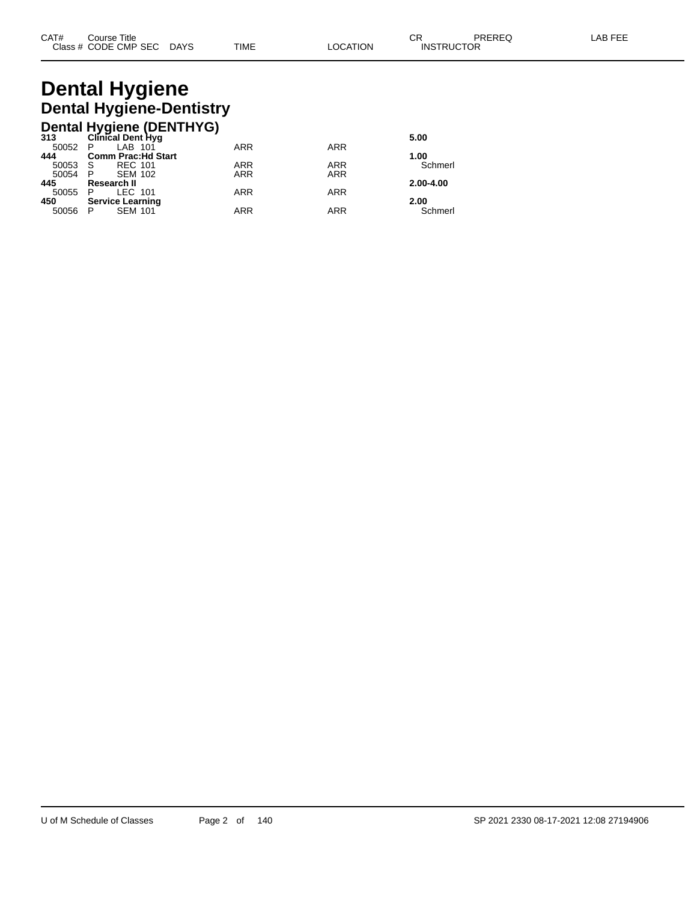# Dental Hygiene

## Dental Hygiene-Dentistry

### Dental Hygiene (DENTHYG)

| CAT# / Class # | Course Title / CODE | CMP | SEC | DAYS | TIME | LOCATION | CR / INSTRUCTOR | PREREQ | LAB FEE |
|---|---|---|---|---|---|---|---|---|---|
| **313** | **Clinical Dent Hyg** | | | | | | **5.00** | | |
| 50052 | P | LAB | 101 | | ARR | ARR | | | |
| **444** | **Comm Prac:Hd Start** | | | | | | **1.00** | | |
| 50053 | S | REC | 101 | | ARR | ARR | Schmerl | | |
| 50054 | P | SEM | 102 | | ARR | ARR | | | |
| **445** | **Research II** | | | | | | **2.00-4.00** | | |
| 50055 | P | LEC | 101 | | ARR | ARR | | | |
| **450** | **Service Learning** | | | | | | **2.00** | | |
| 50056 | P | SEM | 101 | | ARR | ARR | Schmerl | | |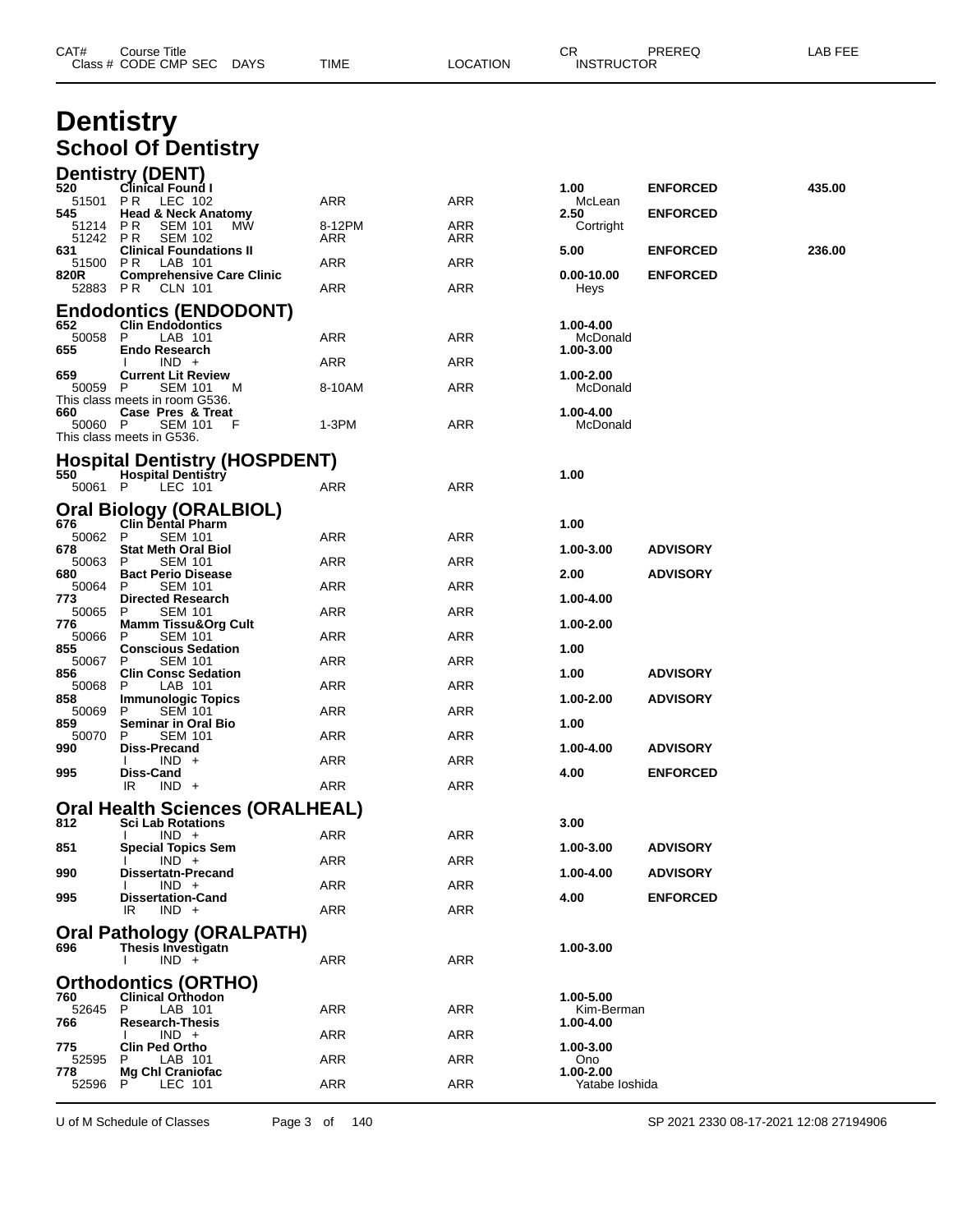# Dentistry

## School Of Dentistry

### Dentistry (DENT)

| CAT# / Class # | Course Title / CODE CMP SEC | DAYS | TIME | LOCATION | CR / INSTRUCTOR | PREREQ | LAB FEE |
|---|---|---|---|---|---|---|---|
| **520** | **Clinical Found I** | | | | **1.00** | **ENFORCED** | **435.00** |
| 51501 | P R LEC 102 | | ARR | ARR | McLean | | |
| **545** | **Head & Neck Anatomy** | | | | **2.50** | **ENFORCED** | |
| 51214 | P R SEM 101 | MW | 8-12PM | ARR | Cortright | | |
| 51242 | P R SEM 102 | | ARR | ARR | | | |
| **631** | **Clinical Foundations II** | | | | **5.00** | **ENFORCED** | **236.00** |
| 51500 | P R LAB 101 | | ARR | ARR | | | |
| **820R** | **Comprehensive Care Clinic** | | | | **0.00-10.00** | **ENFORCED** | |
| 52883 | P R CLN 101 | | ARR | ARR | Heys | | |

### Endodontics (ENDODONT)

| CAT# / Class # | Course Title / CODE CMP SEC | DAYS | TIME | LOCATION | CR / INSTRUCTOR | PREREQ | LAB FEE |
|---|---|---|---|---|---|---|---|
| **652** | **Clin Endodontics** | | | | **1.00-4.00** | | |
| 50058 | P LAB 101 | | ARR | ARR | McDonald | | |
| **655** | **Endo Research** | | | | **1.00-3.00** | | |
| | I IND + | | ARR | ARR | | | |
| **659** | **Current Lit Review** | | | | **1.00-2.00** | | |
| 50059 | P SEM 101 | M | 8-10AM | ARR | McDonald | | |
| | This class meets in room G536. | | | | | | |
| **660** | **Case Pres & Treat** | | | | **1.00-4.00** | | |
| 50060 | P SEM 101 | F | 1-3PM | ARR | McDonald | | |
| | This class meets in G536. | | | | | | |

### Hospital Dentistry (HOSPDENT)

| CAT# / Class # | Course Title / CODE CMP SEC | DAYS | TIME | LOCATION | CR / INSTRUCTOR | PREREQ | LAB FEE |
|---|---|---|---|---|---|---|---|
| **550** | **Hospital Dentistry** | | | | **1.00** | | |
| 50061 | P LEC 101 | | ARR | ARR | | | |

### Oral Biology (ORALBIOL)

| CAT# / Class # | Course Title / CODE CMP SEC | DAYS | TIME | LOCATION | CR / INSTRUCTOR | PREREQ | LAB FEE |
|---|---|---|---|---|---|---|---|
| **676** | **Clin Dental Pharm** | | | | **1.00** | | |
| 50062 | P SEM 101 | | ARR | ARR | | | |
| **678** | **Stat Meth Oral Biol** | | | | **1.00-3.00** | **ADVISORY** | |
| 50063 | P SEM 101 | | ARR | ARR | | | |
| **680** | **Bact Perio Disease** | | | | **2.00** | **ADVISORY** | |
| 50064 | P SEM 101 | | ARR | ARR | | | |
| **773** | **Directed Research** | | | | **1.00-4.00** | | |
| 50065 | P SEM 101 | | ARR | ARR | | | |
| **776** | **Mamm Tissu&Org Cult** | | | | **1.00-2.00** | | |
| 50066 | P SEM 101 | | ARR | ARR | | | |
| **855** | **Conscious Sedation** | | | | **1.00** | | |
| 50067 | P SEM 101 | | ARR | ARR | | | |
| **856** | **Clin Consc Sedation** | | | | **1.00** | **ADVISORY** | |
| 50068 | P LAB 101 | | ARR | ARR | | | |
| **858** | **Immunologic Topics** | | | | **1.00-2.00** | **ADVISORY** | |
| 50069 | P SEM 101 | | ARR | ARR | | | |
| **859** | **Seminar in Oral Bio** | | | | **1.00** | | |
| 50070 | P SEM 101 | | ARR | ARR | | | |
| **990** | **Diss-Precand** | | | | **1.00-4.00** | **ADVISORY** | |
| | I IND + | | ARR | ARR | | | |
| **995** | **Diss-Cand** | | | | **4.00** | **ENFORCED** | |
| | IR IND + | | ARR | ARR | | | |

### Oral Health Sciences (ORALHEAL)

| CAT# / Class # | Course Title / CODE CMP SEC | DAYS | TIME | LOCATION | CR / INSTRUCTOR | PREREQ | LAB FEE |
|---|---|---|---|---|---|---|---|
| **812** | **Sci Lab Rotations** | | | | **3.00** | | |
| | I IND + | | ARR | ARR | | | |
| **851** | **Special Topics Sem** | | | | **1.00-3.00** | **ADVISORY** | |
| | I IND + | | ARR | ARR | | | |
| **990** | **Dissertatn-Precand** | | | | **1.00-4.00** | **ADVISORY** | |
| | I IND + | | ARR | ARR | | | |
| **995** | **Dissertation-Cand** | | | | **4.00** | **ENFORCED** | |
| | IR IND + | | ARR | ARR | | | |

### Oral Pathology (ORALPATH)

| CAT# / Class # | Course Title / CODE CMP SEC | DAYS | TIME | LOCATION | CR / INSTRUCTOR | PREREQ | LAB FEE |
|---|---|---|---|---|---|---|---|
| **696** | **Thesis Investigatn** | | | | **1.00-3.00** | | |
| | I IND + | | ARR | ARR | | | |

### Orthodontics (ORTHO)

| CAT# / Class # | Course Title / CODE CMP SEC | DAYS | TIME | LOCATION | CR / INSTRUCTOR | PREREQ | LAB FEE |
|---|---|---|---|---|---|---|---|
| **760** | **Clinical Orthodon** | | | | **1.00-5.00** | | |
| 52645 | P LAB 101 | | ARR | ARR | Kim-Berman | | |
| **766** | **Research-Thesis** | | | | **1.00-4.00** | | |
| | I IND + | | ARR | ARR | | | |
| **775** | **Clin Ped Ortho** | | | | **1.00-3.00** | | |
| 52595 | P LAB 101 | | ARR | ARR | Ono | | |
| **778** | **Mg Chl Craniofac** | | | | **1.00-2.00** | | |
| 52596 | P LEC 101 | | ARR | ARR | Yatabe Ioshida | | |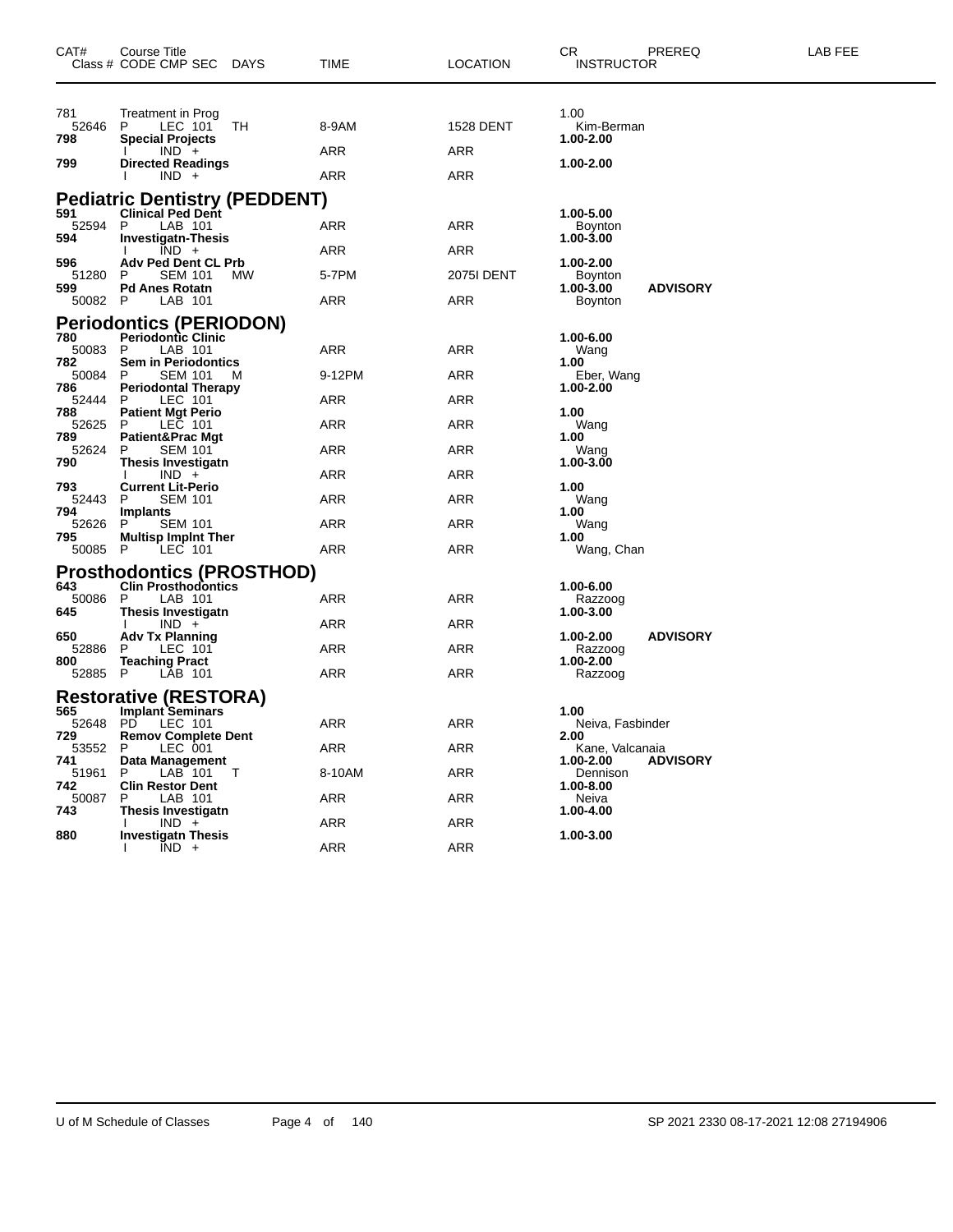| CAT# | Course Title<br>Class # CODE CMP SEC DAYS | TIME | LOCATION | CR<br>INSTRUCTOR | PREREQ | LAB FEE |
|---|---|---|---|---|---|---|
| 781 | Treatment in Prog | | | 1.00 | | |
| 52646 | P LEC 101 TH | 8-9AM | 1528 DENT | Kim-Berman | | |
| **798** | **Special Projects** | | | **1.00-2.00** | | |
| | I IND + | ARR | ARR | | | |
| **799** | **Directed Readings** | | | **1.00-2.00** | | |
| | I IND + | ARR | ARR | | | |

## Pediatric Dentistry (PEDDENT)

| CAT# | Course Title<br>Class # CODE CMP SEC DAYS | TIME | LOCATION | CR<br>INSTRUCTOR | PREREQ | LAB FEE |
|---|---|---|---|---|---|---|
| **591** | **Clinical Ped Dent** | | | **1.00-5.00** | | |
| 52594 | P LAB 101 | ARR | ARR | Boynton | | |
| **594** | **Investigatn-Thesis** | | | **1.00-3.00** | | |
| | I IND + | ARR | ARR | | | |
| **596** | **Adv Ped Dent CL Prb** | | | **1.00-2.00** | | |
| 51280 | P SEM 101 MW | 5-7PM | 2075I DENT | Boynton | | |
| **599** | **Pd Anes Rotatn** | | | **1.00-3.00** | **ADVISORY** | |
| 50082 | P LAB 101 | ARR | ARR | Boynton | | |

## Periodontics (PERIODON)

| CAT# | Course Title<br>Class # CODE CMP SEC DAYS | TIME | LOCATION | CR<br>INSTRUCTOR | PREREQ | LAB FEE |
|---|---|---|---|---|---|---|
| **780** | **Periodontic Clinic** | | | **1.00-6.00** | | |
| 50083 | P LAB 101 | ARR | ARR | Wang | | |
| **782** | **Sem in Periodontics** | | | **1.00** | | |
| 50084 | P SEM 101 M | 9-12PM | ARR | Eber, Wang | | |
| **786** | **Periodontal Therapy** | | | **1.00-2.00** | | |
| 52444 | P LEC 101 | ARR | ARR | | | |
| **788** | **Patient Mgt Perio** | | | **1.00** | | |
| 52625 | P LEC 101 | ARR | ARR | Wang | | |
| **789** | **Patient&Prac Mgt** | | | **1.00** | | |
| 52624 | P SEM 101 | ARR | ARR | Wang | | |
| **790** | **Thesis Investigatn** | | | **1.00-3.00** | | |
| | I IND + | ARR | ARR | | | |
| **793** | **Current Lit-Perio** | | | **1.00** | | |
| 52443 | P SEM 101 | ARR | ARR | Wang | | |
| **794** | **Implants** | | | **1.00** | | |
| 52626 | P SEM 101 | ARR | ARR | Wang | | |
| **795** | **Multisp Implnt Ther** | | | **1.00** | | |
| 50085 | P LEC 101 | ARR | ARR | Wang, Chan | | |

## Prosthodontics (PROSTHOD)

| CAT# | Course Title<br>Class # CODE CMP SEC DAYS | TIME | LOCATION | CR<br>INSTRUCTOR | PREREQ | LAB FEE |
|---|---|---|---|---|---|---|
| **643** | **Clin Prosthodontics** | | | **1.00-6.00** | | |
| 50086 | P LAB 101 | ARR | ARR | Razzoog | | |
| **645** | **Thesis Investigatn** | | | **1.00-3.00** | | |
| | I IND + | ARR | ARR | | | |
| **650** | **Adv Tx Planning** | | | **1.00-2.00** | **ADVISORY** | |
| 52886 | P LEC 101 | ARR | ARR | Razzoog | | |
| **800** | **Teaching Pract** | | | **1.00-2.00** | | |
| 52885 | P LAB 101 | ARR | ARR | Razzoog | | |

## Restorative (RESTORA)

| CAT# | Course Title<br>Class # CODE CMP SEC DAYS | TIME | LOCATION | CR<br>INSTRUCTOR | PREREQ | LAB FEE |
|---|---|---|---|---|---|---|
| **565** | **Implant Seminars** | | | **1.00** | | |
| 52648 | PD LEC 101 | ARR | ARR | Neiva, Fasbinder | | |
| **729** | **Remov Complete Dent** | | | **2.00** | | |
| 53552 | P LEC 001 | ARR | ARR | Kane, Valcanaia | | |
| **741** | **Data Management** | | | **1.00-2.00** | **ADVISORY** | |
| 51961 | P LAB 101 T | 8-10AM | ARR | Dennison | | |
| **742** | **Clin Restor Dent** | | | **1.00-8.00** | | |
| 50087 | P LAB 101 | ARR | ARR | Neiva | | |
| **743** | **Thesis Investigatn** | | | **1.00-4.00** | | |
| | I IND + | ARR | ARR | | | |
| **880** | **Investigatn Thesis** | | | **1.00-3.00** | | |
| | I IND + | ARR | ARR | | | |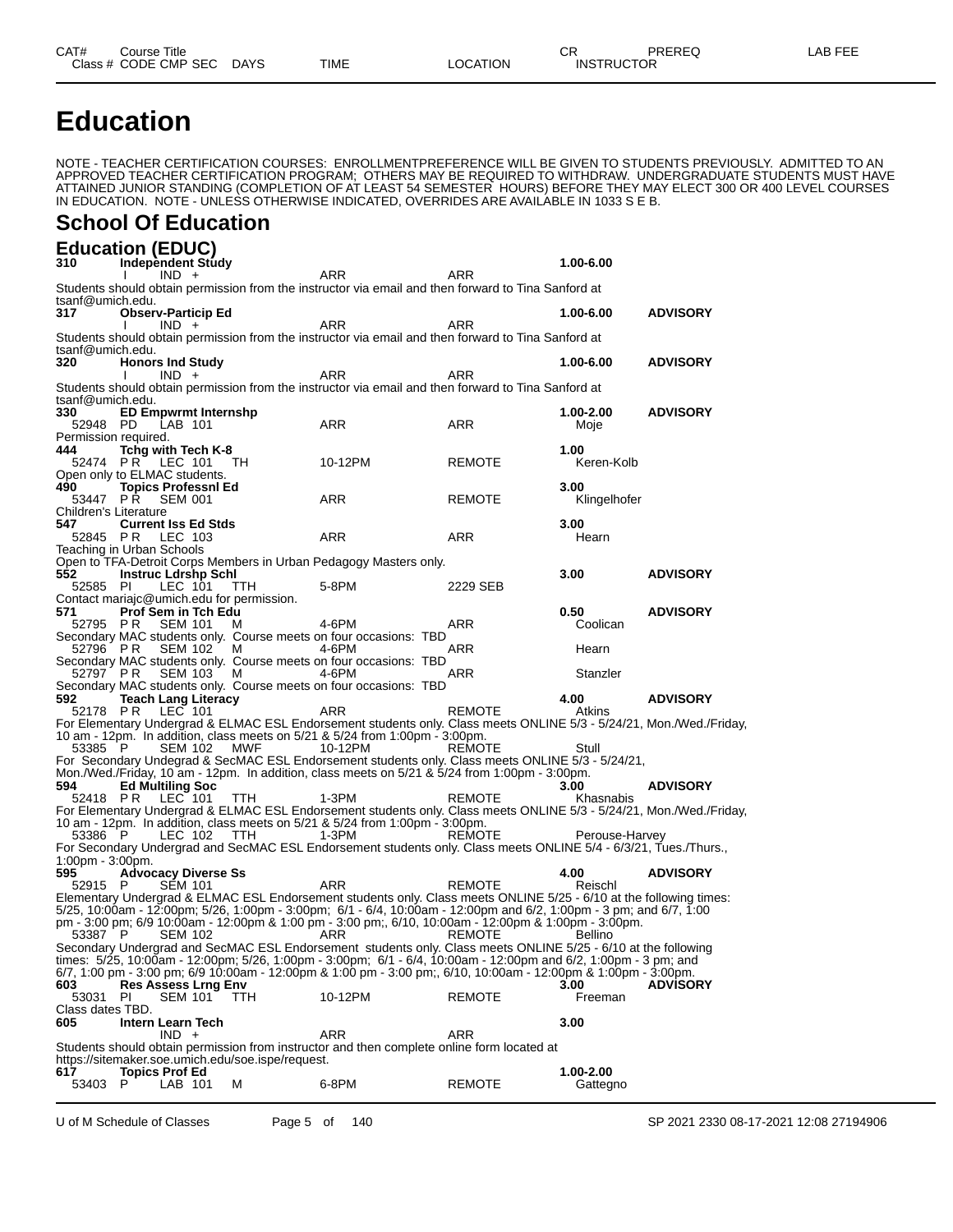| CAT# | Course Title | | | | | | CR | PREREQ | LAB FEE |
|---|---|---|---|---|---|---|---|---|---|
| Class # | CODE | CMP | SEC | DAYS | TIME | LOCATION | INSTRUCTOR | | |

# Education

NOTE - TEACHER CERTIFICATION COURSES: ENROLLMENTPREFERENCE WILL BE GIVEN TO STUDENTS PREVIOUSLY. ADMITTED TO AN APPROVED TEACHER CERTIFICATION PROGRAM; OTHERS MAY BE REQUIRED TO WITHDRAW. UNDERGRADUATE STUDENTS MUST HAVE ATTAINED JUNIOR STANDING (COMPLETION OF AT LEAST 54 SEMESTER HOURS) BEFORE THEY MAY ELECT 300 OR 400 LEVEL COURSES IN EDUCATION. NOTE - UNLESS OTHERWISE INDICATED, OVERRIDES ARE AVAILABLE IN 1033 S E B.

## School Of Education

### Education (EDUC)

**310 Independent Study** — **1.00-6.00**
I IND + ARR ARR
Students should obtain permission from the instructor via email and then forward to Tina Sanford at tsanf@umich.edu.

**317 Observ-Particip Ed** — **1.00-6.00** — **ADVISORY**
I IND + ARR ARR
Students should obtain permission from the instructor via email and then forward to Tina Sanford at tsanf@umich.edu.

**320 Honors Ind Study** — **1.00-6.00** — **ADVISORY**
I IND + ARR ARR
Students should obtain permission from the instructor via email and then forward to Tina Sanford at tsanf@umich.edu.

**330 ED Empwrmt Internshp** — **1.00-2.00** — **ADVISORY**
52948 PD LAB 101 ARR ARR Moje
Permission required.

**444 Tchg with Tech K-8** — **1.00**
52474 P R LEC 101 TH 10-12PM REMOTE Keren-Kolb
Open only to ELMAC students.

**490 Topics Professnl Ed** — **3.00**
53447 P R SEM 001 ARR REMOTE Klingelhofer
Children's Literature

**547 Current Iss Ed Stds** — **3.00**
52845 P R LEC 103 ARR ARR Hearn
Teaching in Urban Schools
Open to TFA-Detroit Corps Members in Urban Pedagogy Masters only.

**552 Instruc Ldrshp Schl** — **3.00** — **ADVISORY**
52585 PI LEC 101 TTH 5-8PM 2229 SEB
Contact mariajc@umich.edu for permission.

**571 Prof Sem in Tch Edu** — **0.50** — **ADVISORY**
52795 P R SEM 101 M 4-6PM ARR Coolican
Secondary MAC students only. Course meets on four occasions: TBD
52796 P R SEM 102 M 4-6PM ARR Hearn
Secondary MAC students only. Course meets on four occasions: TBD
52797 P R SEM 103 M 4-6PM ARR Stanzler
Secondary MAC students only. Course meets on four occasions: TBD

**592 Teach Lang Literacy** — **4.00** — **ADVISORY**
52178 P R LEC 101 ARR REMOTE Atkins
For Elementary Undergrad & ELMAC ESL Endorsement students only. Class meets ONLINE 5/3 - 5/24/21, Mon./Wed./Friday, 10 am - 12pm. In addition, class meets on 5/21 & 5/24 from 1:00pm - 3:00pm.
53385 P SEM 102 MWF 10-12PM REMOTE Stull
For Secondary Undegrad & SecMAC ESL Endorsement students only. Class meets ONLINE 5/3 - 5/24/21, Mon./Wed./Friday, 10 am - 12pm. In addition, class meets on 5/21 & 5/24 from 1:00pm - 3:00pm.

**594 Ed Multiling Soc** — **3.00** — **ADVISORY**
52418 P R LEC 101 TTH 1-3PM REMOTE Khasnabis
For Elementary Undergrad & ELMAC ESL Endorsement students only. Class meets ONLINE 5/3 - 5/24/21, Mon./Wed./Friday, 10 am - 12pm. In addition, class meets on 5/21 & 5/24 from 1:00pm - 3:00pm.
53386 P LEC 102 TTH 1-3PM REMOTE Perouse-Harvey
For Secondary Undergrad and SecMAC ESL Endorsement students only. Class meets ONLINE 5/4 - 6/3/21, Tues./Thurs., 1:00pm - 3:00pm.

**595 Advocacy Diverse Ss** — **4.00** — **ADVISORY**
52915 P SEM 101 ARR REMOTE Reischl
Elementary Undergrad & ELMAC ESL Endorsement students only. Class meets ONLINE 5/25 - 6/10 at the following times: 5/25, 10:00am - 12:00pm; 5/26, 1:00pm - 3:00pm; 6/1 - 6/4, 10:00am - 12:00pm and 6/2, 1:00pm - 3 pm; and 6/7, 1:00 pm - 3:00 pm; 6/9 10:00am - 12:00pm & 1:00 pm - 3:00 pm;, 6/10, 10:00am - 12:00pm & 1:00pm - 3:00pm.
53387 P SEM 102 ARR REMOTE Bellino
Secondary Undergrad and SecMAC ESL Endorsement students only. Class meets ONLINE 5/25 - 6/10 at the following times: 5/25, 10:00am - 12:00pm; 5/26, 1:00pm - 3:00pm; 6/1 - 6/4, 10:00am - 12:00pm and 6/2, 1:00pm - 3 pm; and 6/7, 1:00 pm - 3:00 pm; 6/9 10:00am - 12:00pm & 1:00 pm - 3:00 pm;, 6/10, 10:00am - 12:00pm & 1:00pm - 3:00pm.

**603 Res Assess Lrng Env** — **3.00** — **ADVISORY**
53031 PI SEM 101 TTH 10-12PM REMOTE Freeman
Class dates TBD.

**605 Intern Learn Tech** — **3.00**
IND + ARR ARR
Students should obtain permission from instructor and then complete online form located at https://sitemaker.soe.umich.edu/soe.ispe/request.

**617 Topics Prof Ed** — **1.00-2.00**
53403 P LAB 101 M 6-8PM REMOTE Gattegno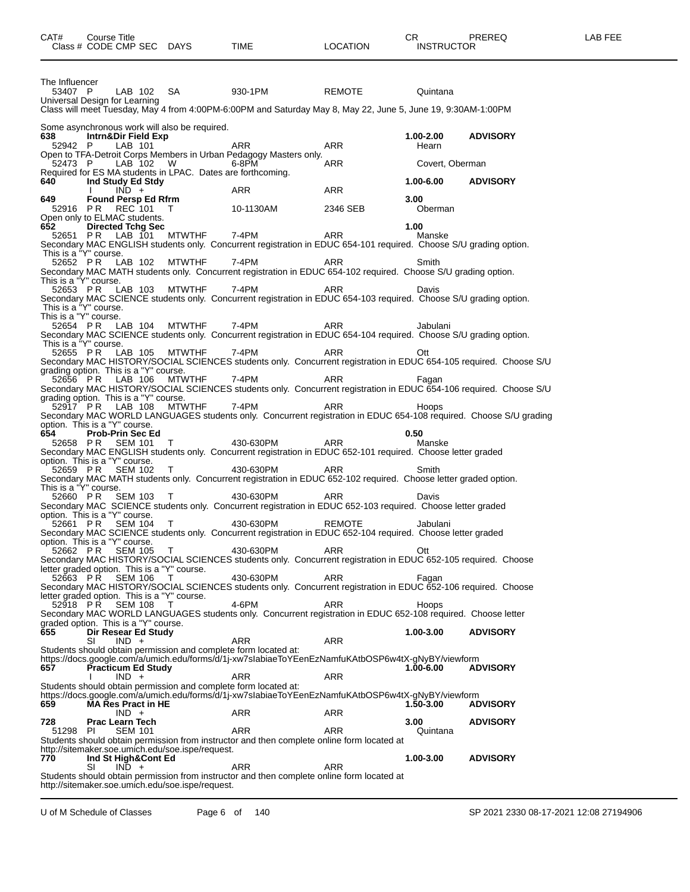| CAT# | Course Title | | | | | | | CR | PREREQ | LAB FEE |
|---|---|---|---|---|---|---|---|---|---|---|
| Class # | CODE | CMP | SEC | DAYS | TIME | LOCATION | INSTRUCTOR | | | |

The Influencer

| 53407 | P | LAB | 102 | SA | 930-1PM | REMOTE | Quintana |
|---|---|---|---|---|---|---|---|

Universal Design for Learning
Class will meet Tuesday, May 4 from 4:00PM-6:00PM and Saturday May 8, May 22, June 5, June 19, 9:30AM-1:00PM

Some asynchronous work will also be required.

**638 Intrn&Dir Field Exp** 1.00-2.00 **ADVISORY**

| 52942 | P | LAB | 101 | | ARR | ARR | Hearn |
|---|---|---|---|---|---|---|---|

Open to TFA-Detroit Corps Members in Urban Pedagogy Masters only.

| 52473 | P | LAB | 102 | W | 6-8PM | ARR | Covert, Oberman |
|---|---|---|---|---|---|---|---|

Required for ES MA students in LPAC. Dates are forthcoming.

**640 Ind Study Ed Stdy** 1.00-6.00 **ADVISORY**

| | I | IND | + | | ARR | ARR | |
|---|---|---|---|---|---|---|---|

**649 Found Persp Ed Rfrm** 3.00

| 52916 | P R | REC | 101 | T | 10-1130AM | 2346 SEB | Oberman |
|---|---|---|---|---|---|---|---|

Open only to ELMAC students.

**652 Directed Tchg Sec** 1.00

| 52651 | P R | LAB | 101 | MTWTHF | 7-4PM | ARR | Manske |
|---|---|---|---|---|---|---|---|

Secondary MAC ENGLISH students only. Concurrent registration in EDUC 654-101 required. Choose S/U grading option. This is a "Y" course.

| 52652 | P R | LAB | 102 | MTWTHF | 7-4PM | ARR | Smith |
|---|---|---|---|---|---|---|---|

Secondary MAC MATH students only. Concurrent registration in EDUC 654-102 required. Choose S/U grading option. This is a "Y" course.

| 52653 | P R | LAB | 103 | MTWTHF | 7-4PM | ARR | Davis |
|---|---|---|---|---|---|---|---|

Secondary MAC SCIENCE students only. Concurrent registration in EDUC 654-103 required. Choose S/U grading option. This is a "Y" course.
This is a "Y" course.

| 52654 | P R | LAB | 104 | MTWTHF | 7-4PM | ARR | Jabulani |
|---|---|---|---|---|---|---|---|

Secondary MAC SCIENCE students only. Concurrent registration in EDUC 654-104 required. Choose S/U grading option. This is a "Y" course.

| 52655 | P R | LAB | 105 | MTWTHF | 7-4PM | ARR | Ott |
|---|---|---|---|---|---|---|---|

Secondary MAC HISTORY/SOCIAL SCIENCES students only. Concurrent registration in EDUC 654-105 required. Choose S/U grading option. This is a "Y" course.

| 52656 | P R | LAB | 106 | MTWTHF | 7-4PM | ARR | Fagan |
|---|---|---|---|---|---|---|---|

Secondary MAC HISTORY/SOCIAL SCIENCES students only. Concurrent registration in EDUC 654-106 required. Choose S/U grading option. This is a "Y" course.

| 52917 | P R | LAB | 108 | MTWTHF | 7-4PM | ARR | Hoops |
|---|---|---|---|---|---|---|---|

Secondary MAC WORLD LANGUAGES students only. Concurrent registration in EDUC 654-108 required. Choose S/U grading option. This is a "Y" course.

**654 Prob-Prin Sec Ed** 0.50

| 52658 | P R | SEM | 101 | T | 430-630PM | ARR | Manske |
|---|---|---|---|---|---|---|---|

Secondary MAC ENGLISH students only. Concurrent registration in EDUC 652-101 required. Choose letter graded option. This is a "Y" course.

| 52659 | P R | SEM | 102 | T | 430-630PM | ARR | Smith |
|---|---|---|---|---|---|---|---|

Secondary MAC MATH students only. Concurrent registration in EDUC 652-102 required. Choose letter graded option. This is a "Y" course.

| 52660 | P R | SEM | 103 | T | 430-630PM | ARR | Davis |
|---|---|---|---|---|---|---|---|

Secondary MAC SCIENCE students only. Concurrent registration in EDUC 652-103 required. Choose letter graded option. This is a "Y" course.

| 52661 | P R | SEM | 104 | T | 430-630PM | REMOTE | Jabulani |
|---|---|---|---|---|---|---|---|

Secondary MAC SCIENCE students only. Concurrent registration in EDUC 652-104 required. Choose letter graded option. This is a "Y" course.

| 52662 | P R | SEM | 105 | T | 430-630PM | ARR | Ott |
|---|---|---|---|---|---|---|---|

Secondary MAC HISTORY/SOCIAL SCIENCES students only. Concurrent registration in EDUC 652-105 required. Choose letter graded option. This is a "Y" course.

| 52663 | P R | SEM | 106 | T | 430-630PM | ARR | Fagan |
|---|---|---|---|---|---|---|---|

Secondary MAC HISTORY/SOCIAL SCIENCES students only. Concurrent registration in EDUC 652-106 required. Choose letter graded option. This is a "Y" course.

| 52918 | P R | SEM | 108 | T | 4-6PM | ARR | Hoops |
|---|---|---|---|---|---|---|---|

Secondary MAC WORLD LANGUAGES students only. Concurrent registration in EDUC 652-108 required. Choose letter graded option. This is a "Y" course.

**655 Dir Resear Ed Study** 1.00-3.00 **ADVISORY**

| | SI | IND | + | | ARR | ARR | |
|---|---|---|---|---|---|---|---|

Students should obtain permission and complete form located at:
https://docs.google.com/a/umich.edu/forms/d/1j-xw7sIabiaeToYEenEzNamfuKAtbOSP6w4tX-gNyBY/viewform

**657 Practicum Ed Study** 1.00-6.00 **ADVISORY**

| | I | IND | + | | ARR | ARR | |
|---|---|---|---|---|---|---|---|

Students should obtain permission and complete form located at:
https://docs.google.com/a/umich.edu/forms/d/1j-xw7sIabiaeToYEenEzNamfuKAtbOSP6w4tX-gNyBY/viewform

**659 MA Res Pract in HE** 1.50-3.00 **ADVISORY**

| | | IND | + | | ARR | ARR | |
|---|---|---|---|---|---|---|---|

**728 Prac Learn Tech** 3.00 **ADVISORY**

| 51298 | PI | SEM | 101 | | ARR | ARR | Quintana |
|---|---|---|---|---|---|---|---|

Students should obtain permission from instructor and then complete online form located at
http://sitemaker.soe.umich.edu/soe.ispe/request.

**770 Ind St High&Cont Ed** 1.00-3.00 **ADVISORY**

| | SI | IND | + | | ARR | ARR | |
|---|---|---|---|---|---|---|---|

Students should obtain permission from instructor and then complete online form located at
http://sitemaker.soe.umich.edu/soe.ispe/request.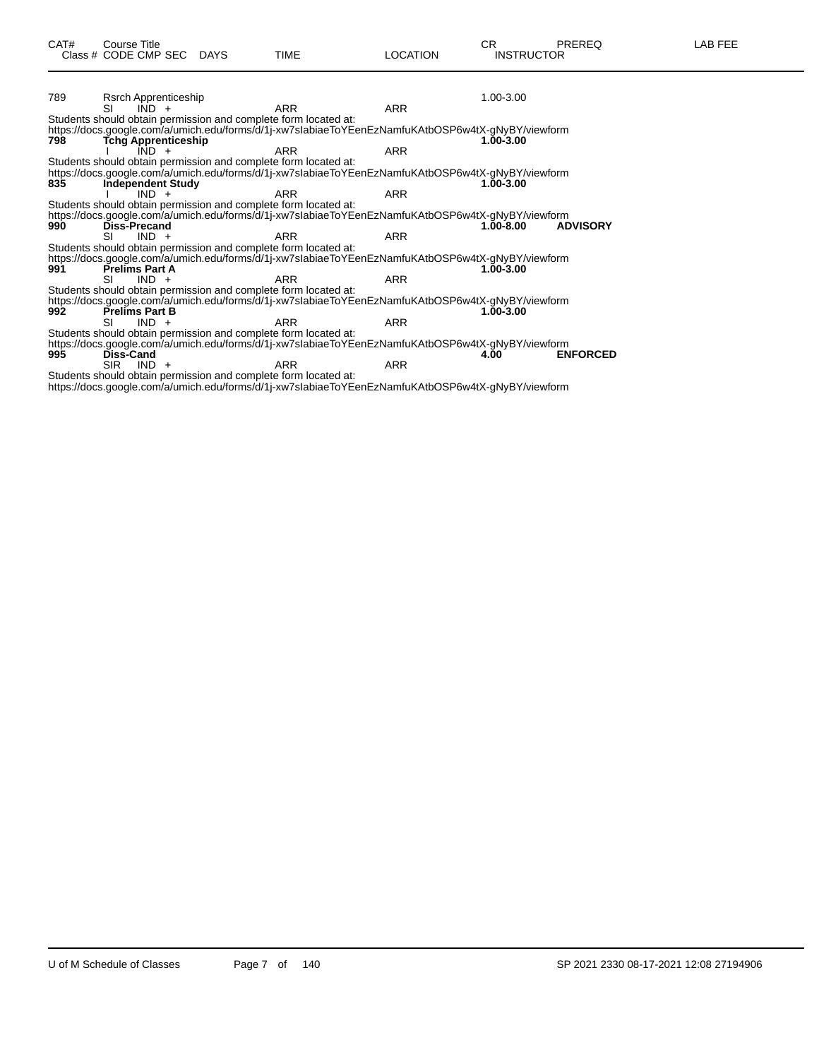| CAT# | Course Title<br>Class # CODE CMP SEC | DAYS | TIME | LOCATION | CR<br>INSTRUCTOR | PREREQ | LAB FEE |
|---|---|---|---|---|---|---|---|
| 789 | Rsrch Apprenticeship | | | | 1.00-3.00 | | |
| | SI IND + | | ARR | ARR | | | |

Students should obtain permission and complete form located at:
https://docs.google.com/a/umich.edu/forms/d/1j-xw7sIabiaeToYEenEzNamfuKAtbOSP6w4tX-gNyBY/viewform

| CAT# | Course Title<br>Class # CODE CMP SEC | DAYS | TIME | LOCATION | CR<br>INSTRUCTOR | PREREQ | LAB FEE |
|---|---|---|---|---|---|---|---|
| **798** | **Tchg Apprenticeship** | | | | **1.00-3.00** | | |
| | I IND + | | ARR | ARR | | | |

Students should obtain permission and complete form located at:
https://docs.google.com/a/umich.edu/forms/d/1j-xw7sIabiaeToYEenEzNamfuKAtbOSP6w4tX-gNyBY/viewform

| CAT# | Course Title<br>Class # CODE CMP SEC | DAYS | TIME | LOCATION | CR<br>INSTRUCTOR | PREREQ | LAB FEE |
|---|---|---|---|---|---|---|---|
| **835** | **Independent Study** | | | | **1.00-3.00** | | |
| | I IND + | | ARR | ARR | | | |

Students should obtain permission and complete form located at:
https://docs.google.com/a/umich.edu/forms/d/1j-xw7sIabiaeToYEenEzNamfuKAtbOSP6w4tX-gNyBY/viewform

| CAT# | Course Title<br>Class # CODE CMP SEC | DAYS | TIME | LOCATION | CR<br>INSTRUCTOR | PREREQ | LAB FEE |
|---|---|---|---|---|---|---|---|
| **990** | **Diss-Precand** | | | | **1.00-8.00** | **ADVISORY** | |
| | SI IND + | | ARR | ARR | | | |

Students should obtain permission and complete form located at:
https://docs.google.com/a/umich.edu/forms/d/1j-xw7sIabiaeToYEenEzNamfuKAtbOSP6w4tX-gNyBY/viewform

| CAT# | Course Title<br>Class # CODE CMP SEC | DAYS | TIME | LOCATION | CR<br>INSTRUCTOR | PREREQ | LAB FEE |
|---|---|---|---|---|---|---|---|
| **991** | **Prelims Part A** | | | | **1.00-3.00** | | |
| | SI IND + | | ARR | ARR | | | |

Students should obtain permission and complete form located at:
https://docs.google.com/a/umich.edu/forms/d/1j-xw7sIabiaeToYEenEzNamfuKAtbOSP6w4tX-gNyBY/viewform

| CAT# | Course Title<br>Class # CODE CMP SEC | DAYS | TIME | LOCATION | CR<br>INSTRUCTOR | PREREQ | LAB FEE |
|---|---|---|---|---|---|---|---|
| **992** | **Prelims Part B** | | | | **1.00-3.00** | | |
| | SI IND + | | ARR | ARR | | | |

Students should obtain permission and complete form located at:
https://docs.google.com/a/umich.edu/forms/d/1j-xw7sIabiaeToYEenEzNamfuKAtbOSP6w4tX-gNyBY/viewform

| CAT# | Course Title<br>Class # CODE CMP SEC | DAYS | TIME | LOCATION | CR<br>INSTRUCTOR | PREREQ | LAB FEE |
|---|---|---|---|---|---|---|---|
| **995** | **Diss-Cand** | | | | **4.00** | **ENFORCED** | |
| | SIR IND + | | ARR | ARR | | | |

Students should obtain permission and complete form located at:
https://docs.google.com/a/umich.edu/forms/d/1j-xw7sIabiaeToYEenEzNamfuKAtbOSP6w4tX-gNyBY/viewform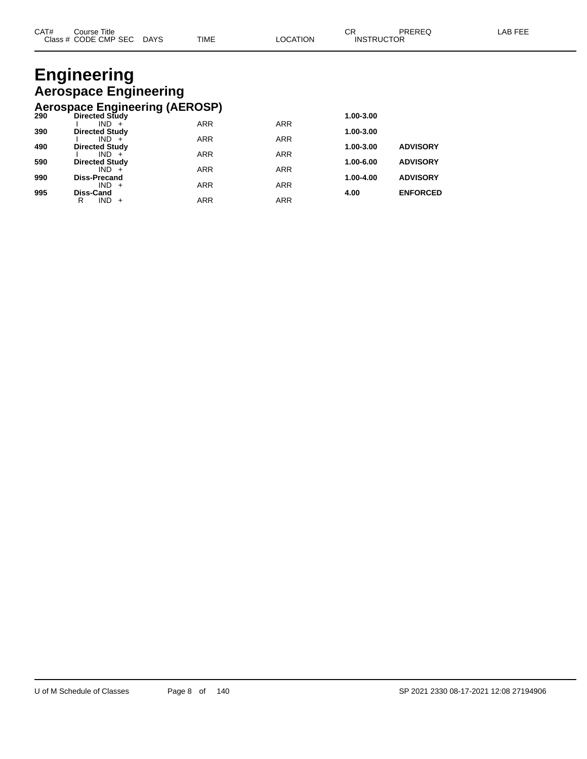| CAT# | Course Title | | | | | CR | PREREQ | LAB FEE |
|---|---|---|---|---|---|---|---|---|
| Class # | CODE | CMP | SEC | DAYS | TIME | LOCATION | INSTRUCTOR | |

# Engineering

## Aerospace Engineering

### Aerospace Engineering (AEROSP)

| CAT# | Course Title | | | | | CR | PREREQ | LAB FEE |
|---|---|---|---|---|---|---|---|---|
| **290** | **Directed Study** | | | | | **1.00-3.00** | | |
| | I | IND | + | | ARR | ARR | | |
| **390** | **Directed Study** | | | | | **1.00-3.00** | | |
| | I | IND | + | | ARR | ARR | | |
| **490** | **Directed Study** | | | | | **1.00-3.00** | **ADVISORY** | |
| | I | IND | + | | ARR | ARR | | |
| **590** | **Directed Study** | | | | | **1.00-6.00** | **ADVISORY** | |
| | | IND | + | | ARR | ARR | | |
| **990** | **Diss-Precand** | | | | | **1.00-4.00** | **ADVISORY** | |
| | | IND | + | | ARR | ARR | | |
| **995** | **Diss-Cand** | | | | | **4.00** | **ENFORCED** | |
| | R | IND | + | | ARR | ARR | | |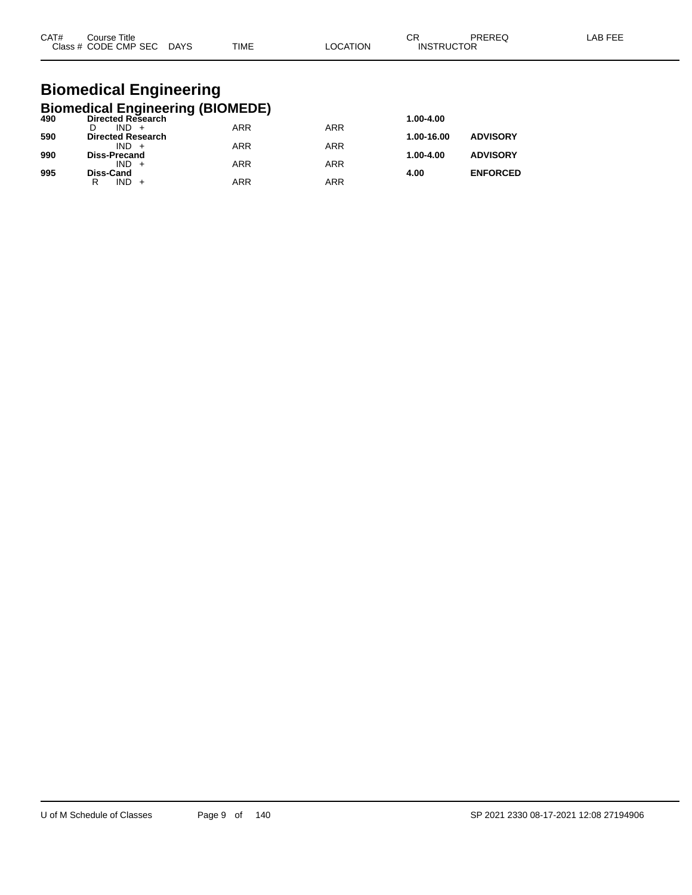| CAT# | Course Title Class # CODE CMP SEC | DAYS | TIME | LOCATION | CR INSTRUCTOR | PREREQ | LAB FEE |
|---|---|---|---|---|---|---|---|

# Biomedical Engineering

## Biomedical Engineering (BIOMEDE)

| CAT# | Course Title / Class # CODE CMP SEC | DAYS | TIME | LOCATION | CR / INSTRUCTOR | PREREQ | LAB FEE |
|---|---|---|---|---|---|---|---|
| **490** | **Directed Research** | | | | **1.00-4.00** | | |
| | D IND + | | ARR | ARR | | | |
| **590** | **Directed Research** | | | | **1.00-16.00** | **ADVISORY** | |
| | IND + | | ARR | ARR | | | |
| **990** | **Diss-Precand** | | | | **1.00-4.00** | **ADVISORY** | |
| | IND + | | ARR | ARR | | | |
| **995** | **Diss-Cand** | | | | **4.00** | **ENFORCED** | |
| | R IND + | | ARR | ARR | | | |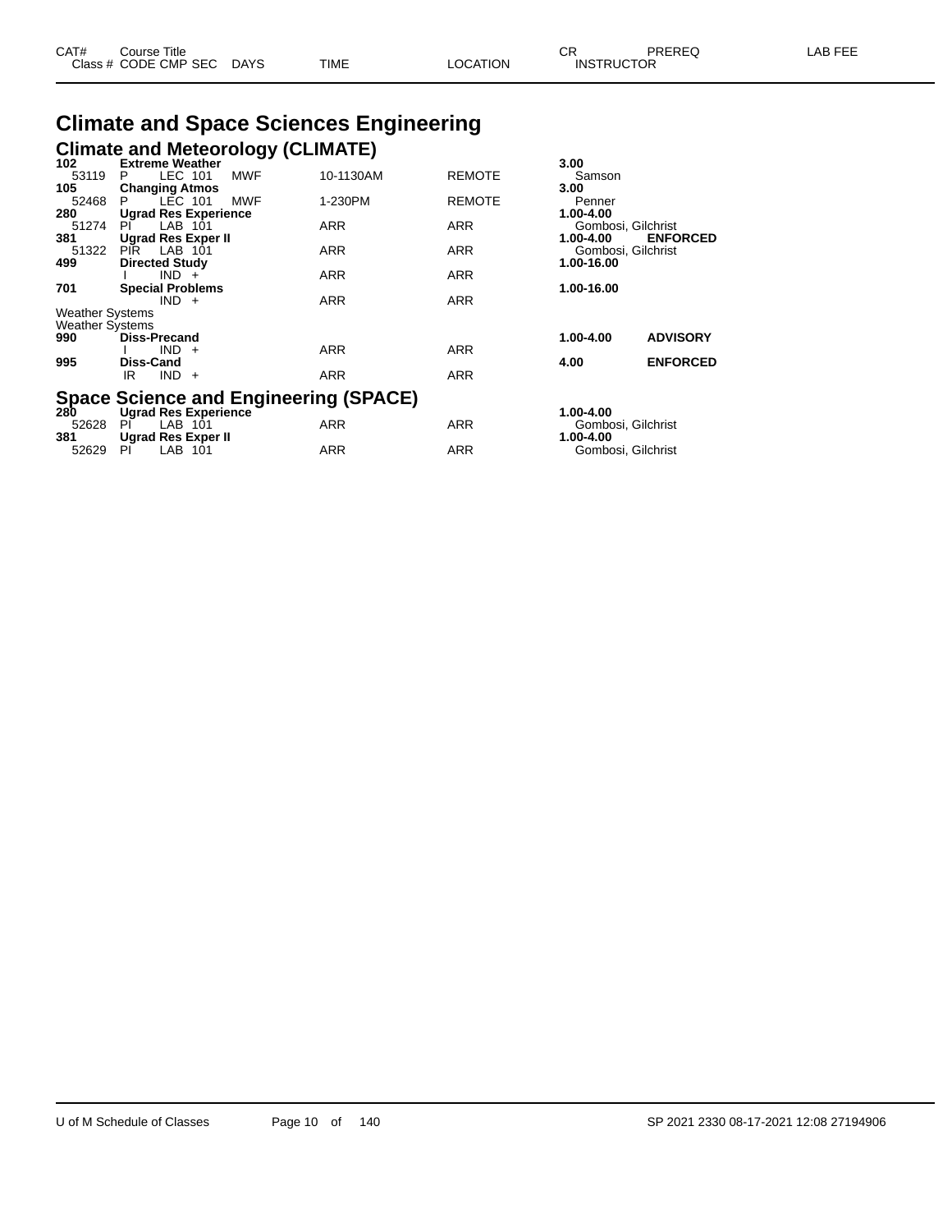# Climate and Space Sciences Engineering

## Climate and Meteorology (CLIMATE)

| CAT# / Class # | Course Title / CODE CMP SEC | DAYS | TIME | LOCATION | CR / INSTRUCTOR | PREREQ | LAB FEE |
|---|---|---|---|---|---|---|---|
| **102** | **Extreme Weather** | | | | **3.00** | | |
| 53119 | P LEC 101 | MWF | 10-1130AM | REMOTE | Samson | | |
| **105** | **Changing Atmos** | | | | **3.00** | | |
| 52468 | P LEC 101 | MWF | 1-230PM | REMOTE | Penner | | |
| **280** | **Ugrad Res Experience** | | | | **1.00-4.00** | | |
| 51274 | PI LAB 101 | | ARR | ARR | Gombosi, Gilchrist | | |
| **381** | **Ugrad Res Exper II** | | | | **1.00-4.00** | **ENFORCED** | |
| 51322 | PIR LAB 101 | | ARR | ARR | Gombosi, Gilchrist | | |
| **499** | **Directed Study** | | | | **1.00-16.00** | | |
| | I IND + | | ARR | ARR | | | |
| **701** | **Special Problems** | | | | **1.00-16.00** | | |
| | IND + | | ARR | ARR | | | |
| Weather Systems | | | | | | | |
| Weather Systems | | | | | | | |
| **990** | **Diss-Precand** | | | | **1.00-4.00** | **ADVISORY** | |
| | I IND + | | ARR | ARR | | | |
| **995** | **Diss-Cand** | | | | **4.00** | **ENFORCED** | |
| | IR IND + | | ARR | ARR | | | |

## Space Science and Engineering (SPACE)

| CAT# / Class # | Course Title / CODE CMP SEC | DAYS | TIME | LOCATION | CR / INSTRUCTOR | PREREQ | LAB FEE |
|---|---|---|---|---|---|---|---|
| **280** | **Ugrad Res Experience** | | | | **1.00-4.00** | | |
| 52628 | PI LAB 101 | | ARR | ARR | Gombosi, Gilchrist | | |
| **381** | **Ugrad Res Exper II** | | | | **1.00-4.00** | | |
| 52629 | PI LAB 101 | | ARR | ARR | Gombosi, Gilchrist | | |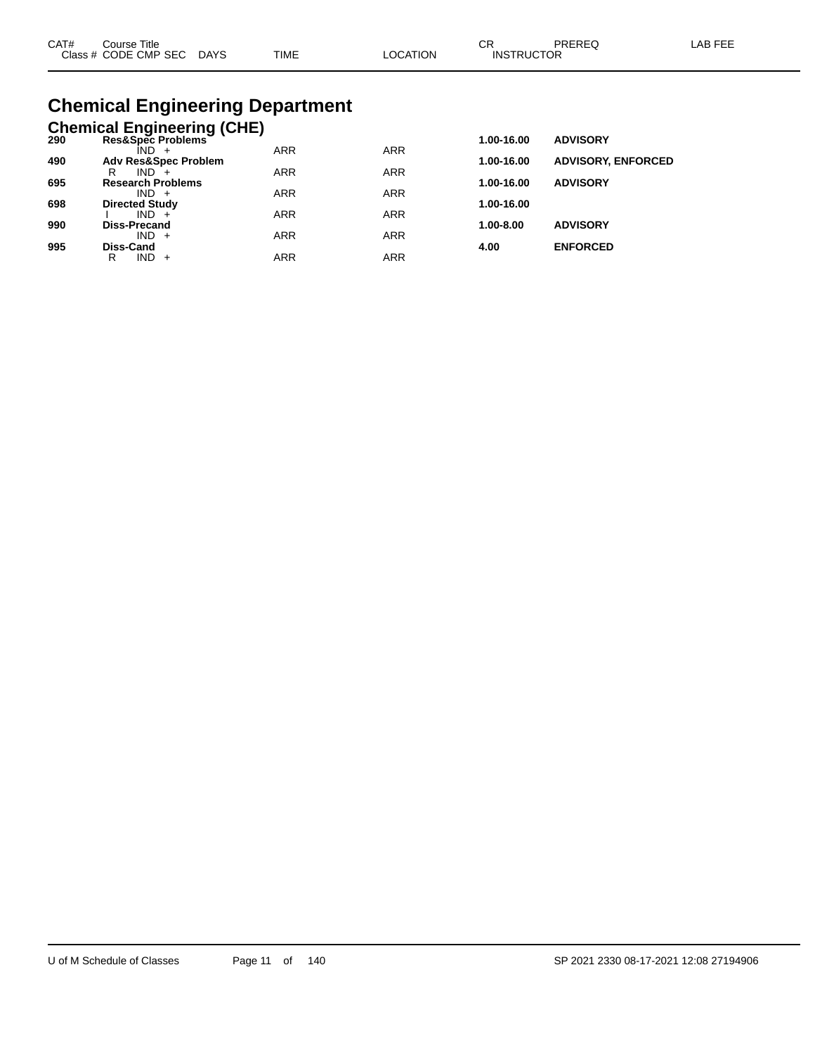# Chemical Engineering Department

## Chemical Engineering (CHE)

| CAT# | Course Title / Class # CODE CMP SEC DAYS | TIME | LOCATION | CR / INSTRUCTOR | PREREQ | LAB FEE |
|---|---|---|---|---|---|---|
| **290** | **Res&Spec Problems** | | | **1.00-16.00** | **ADVISORY** | |
| | IND + | ARR | ARR | | | |
| **490** | **Adv Res&Spec Problem** | | | **1.00-16.00** | **ADVISORY, ENFORCED** | |
| | R IND + | ARR | ARR | | | |
| **695** | **Research Problems** | | | **1.00-16.00** | **ADVISORY** | |
| | IND + | ARR | ARR | | | |
| **698** | **Directed Study** | | | **1.00-16.00** | | |
| | I IND + | ARR | ARR | | | |
| **990** | **Diss-Precand** | | | **1.00-8.00** | **ADVISORY** | |
| | IND + | ARR | ARR | | | |
| **995** | **Diss-Cand** | | | **4.00** | **ENFORCED** | |
| | R IND + | ARR | ARR | | | |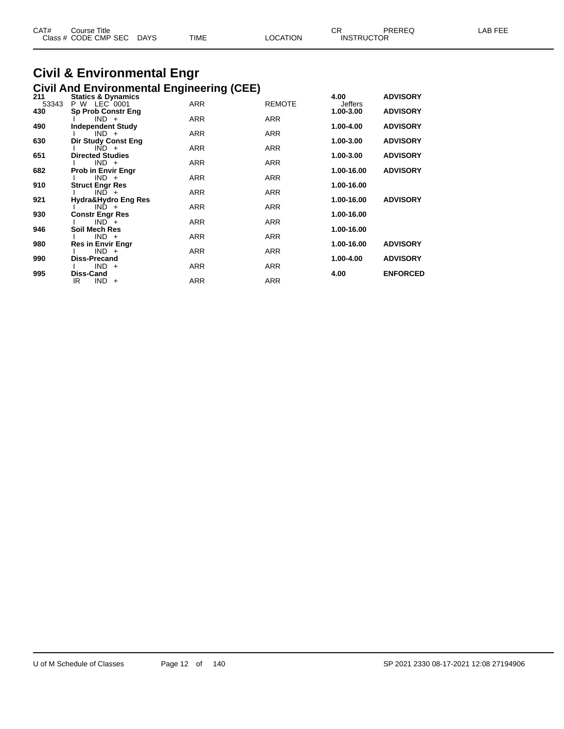| CAT# | Course Title | | | CR | PREREQ | LAB FEE |
|---|---|---|---|---|---|---|
| Class # | CODE CMP SEC DAYS | TIME | LOCATION | INSTRUCTOR | | |

# Civil & Environmental Engr

## Civil And Environmental Engineering (CEE)

| CAT# | Course Title | TIME | LOCATION | CR / INSTRUCTOR | PREREQ |
|---|---|---|---|---|---|
| **211** | **Statics & Dynamics** | | | **4.00** | **ADVISORY** |
| 53343 | P W LEC 0001 | ARR | REMOTE | Jeffers | |
| **430** | **Sp Prob Constr Eng** | | | **1.00-3.00** | **ADVISORY** |
| | I IND + | ARR | ARR | | |
| **490** | **Independent Study** | | | **1.00-4.00** | **ADVISORY** |
| | I IND + | ARR | ARR | | |
| **630** | **Dir Study Const Eng** | | | **1.00-3.00** | **ADVISORY** |
| | I IND + | ARR | ARR | | |
| **651** | **Directed Studies** | | | **1.00-3.00** | **ADVISORY** |
| | I IND + | ARR | ARR | | |
| **682** | **Prob in Envir Engr** | | | **1.00-16.00** | **ADVISORY** |
| | I IND + | ARR | ARR | | |
| **910** | **Struct Engr Res** | | | **1.00-16.00** | |
| | I IND + | ARR | ARR | | |
| **921** | **Hydra&Hydro Eng Res** | | | **1.00-16.00** | **ADVISORY** |
| | I IND + | ARR | ARR | | |
| **930** | **Constr Engr Res** | | | **1.00-16.00** | |
| | I IND + | ARR | ARR | | |
| **946** | **Soil Mech Res** | | | **1.00-16.00** | |
| | I IND + | ARR | ARR | | |
| **980** | **Res in Envir Engr** | | | **1.00-16.00** | **ADVISORY** |
| | I IND + | ARR | ARR | | |
| **990** | **Diss-Precand** | | | **1.00-4.00** | **ADVISORY** |
| | I IND + | ARR | ARR | | |
| **995** | **Diss-Cand** | | | **4.00** | **ENFORCED** |
| | IR IND + | ARR | ARR | | |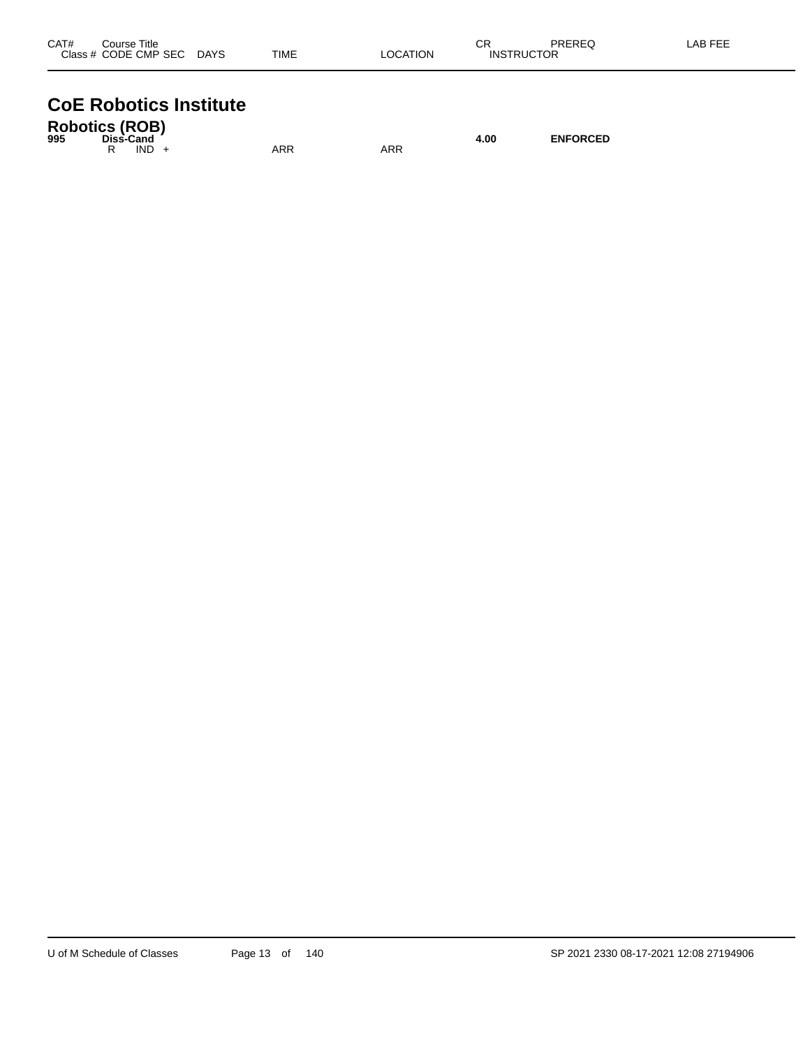| CAT# | Course Title<br>Class # CODE CMP SEC DAYS | TIME | LOCATION | CR<br>INSTRUCTOR | PREREQ | LAB FEE |
|---|---|---|---|---|---|---|

# CoE Robotics Institute

## Robotics (ROB)

| CAT# | Course Title / Class # CODE CMP SEC DAYS | TIME | LOCATION | CR / INSTRUCTOR | PREREQ | LAB FEE |
|---|---|---|---|---|---|---|
| **995** | **Diss-Cand** | | | **4.00** | **ENFORCED** | |
| | R IND + | ARR | ARR | | | |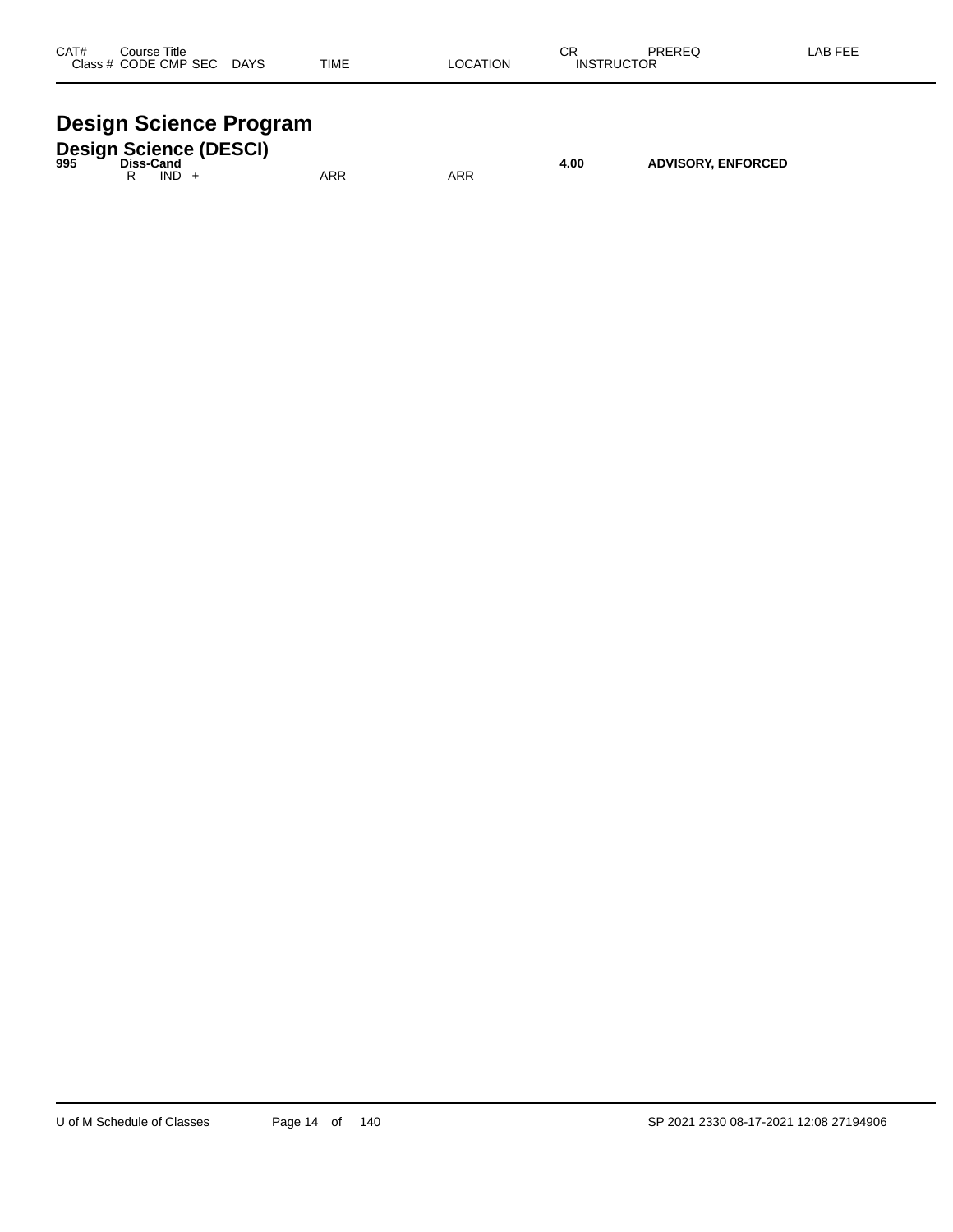| CAT# | Course Title<br>Class # CODE CMP SEC DAYS | TIME | LOCATION | CR<br>INSTRUCTOR | PREREQ | LAB FEE |
|---|---|---|---|---|---|---|

# Design Science Program

## Design Science (DESCI)

| CAT# | Course Title<br>Class # CODE CMP SEC DAYS | TIME | LOCATION | CR<br>INSTRUCTOR | PREREQ | LAB FEE |
|---|---|---|---|---|---|---|
| **995** | **Diss-Cand** | | | **4.00** | **ADVISORY, ENFORCED** | |
| | R IND + | ARR | ARR | | | |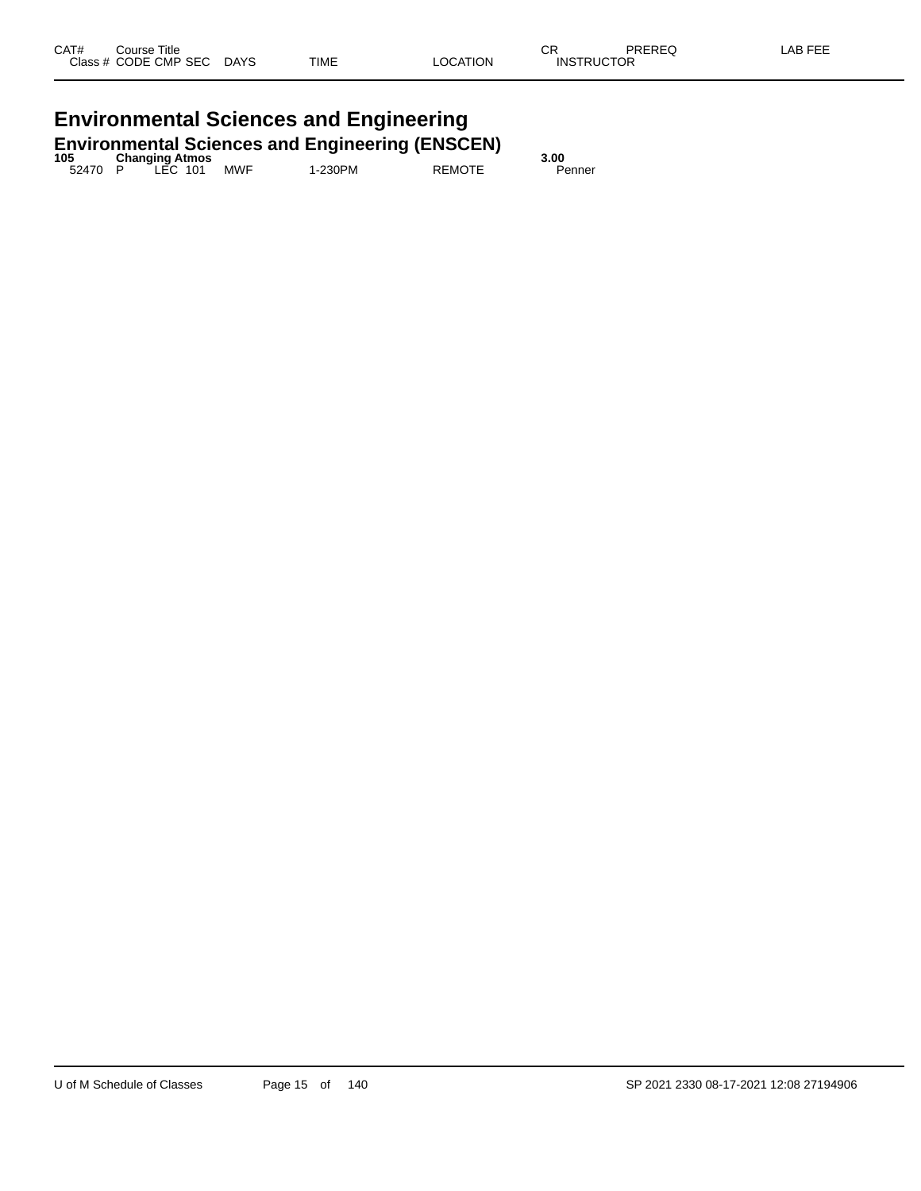| CAT# | Course Title | | | | | | CR | PREREQ | LAB FEE |
|---|---|---|---|---|---|---|---|---|---|
| Class # | CODE | CMP | SEC | DAYS | TIME | LOCATION | INSTRUCTOR | | |

# Environmental Sciences and Engineering

## Environmental Sciences and Engineering (ENSCEN)

| CAT# | Course Title | | | | | | CR | PREREQ | LAB FEE |
|---|---|---|---|---|---|---|---|---|---|
| **105** | **Changing Atmos** | | | | | | **3.00** | | |
| 52470 | P | LEC | 101 | MWF | 1-230PM | REMOTE | Penner | | |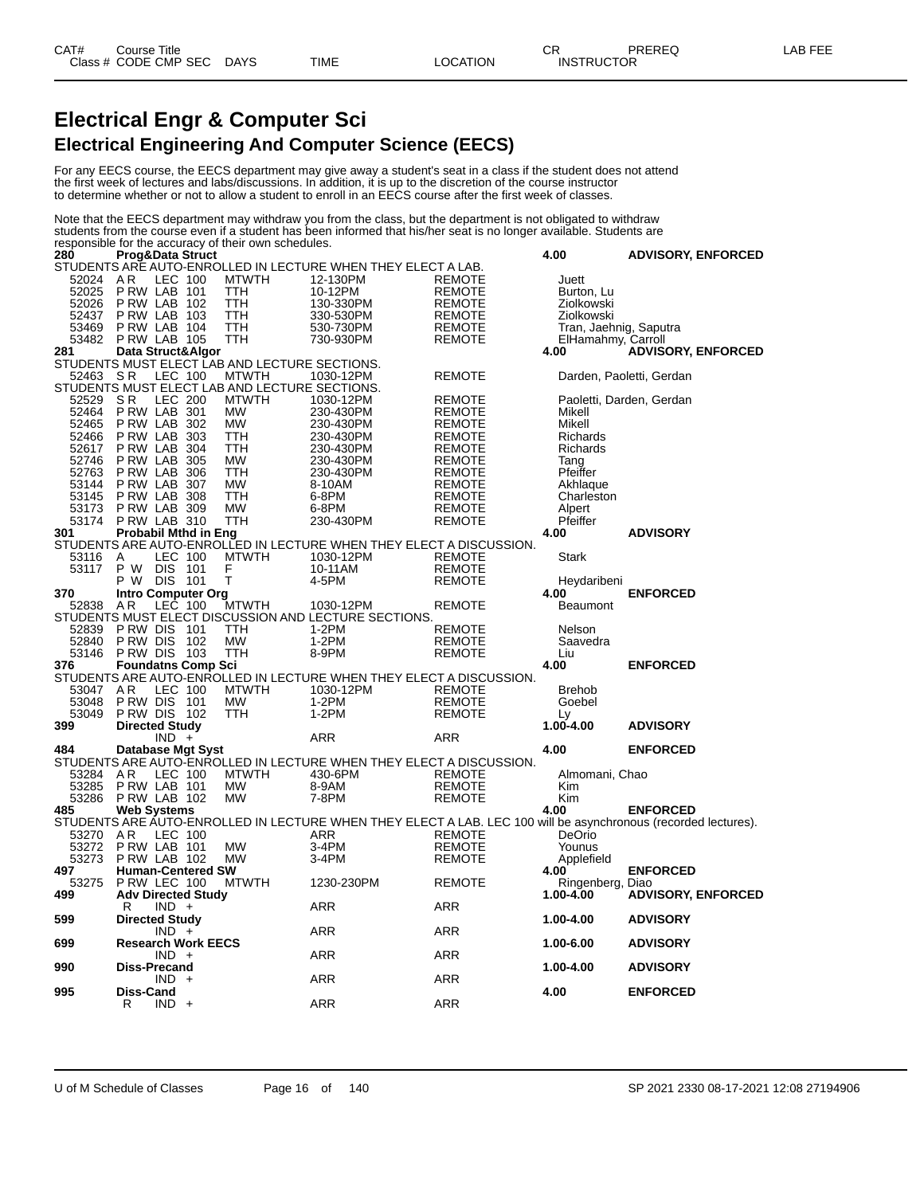# Electrical Engr & Computer Sci

## Electrical Engineering And Computer Science (EECS)

For any EECS course, the EECS department may give away a student's seat in a class if the student does not attend the first week of lectures and labs/discussions. In addition, it is up to the discretion of the course instructor to determine whether or not to allow a student to enroll in an EECS course after the first week of classes.

Note that the EECS department may withdraw you from the class, but the department is not obligated to withdraw students from the course even if a student has been informed that his/her seat is no longer available. Students are responsible for the accuracy of their own schedules.

| CAT# / Class # | Course Title / CODE CMP SEC | DAYS | TIME | LOCATION | CR / INSTRUCTOR | PREREQ | LAB FEE |
|---|---|---|---|---|---|---|---|
| **280** | **Prog&Data Struct** | | | | **4.00** | **ADVISORY, ENFORCED** | |
| | STUDENTS ARE AUTO-ENROLLED IN LECTURE WHEN THEY ELECT A LAB. | | | | | | |
| 52024 | A R LEC 100 | MTWTH | 12-130PM | REMOTE | Juett | | |
| 52025 | P RW LAB 101 | TTH | 10-12PM | REMOTE | Burton, Lu | | |
| 52026 | P RW LAB 102 | TTH | 130-330PM | REMOTE | Ziolkowski | | |
| 52437 | P RW LAB 103 | TTH | 330-530PM | REMOTE | Ziolkowski | | |
| 53469 | P RW LAB 104 | TTH | 530-730PM | REMOTE | Tran, Jaehnig, Saputra | | |
| 53482 | P RW LAB 105 | TTH | 730-930PM | REMOTE | ElHamahmy, Carroll | | |
| **281** | **Data Struct&Algor** | | | | **4.00** | **ADVISORY, ENFORCED** | |
| | STUDENTS MUST ELECT LAB AND LECTURE SECTIONS. | | | | | | |
| 52463 | S R LEC 100 | MTWTH | 1030-12PM | REMOTE | Darden, Paoletti, Gerdan | | |
| | STUDENTS MUST ELECT LAB AND LECTURE SECTIONS. | | | | | | |
| 52529 | S R LEC 200 | MTWTH | 1030-12PM | REMOTE | Paoletti, Darden, Gerdan | | |
| 52464 | P RW LAB 301 | MW | 230-430PM | REMOTE | Mikell | | |
| 52465 | P RW LAB 302 | MW | 230-430PM | REMOTE | Mikell | | |
| 52466 | P RW LAB 303 | TTH | 230-430PM | REMOTE | Richards | | |
| 52617 | P RW LAB 304 | TTH | 230-430PM | REMOTE | Richards | | |
| 52746 | P RW LAB 305 | MW | 230-430PM | REMOTE | Tang | | |
| 52763 | P RW LAB 306 | TTH | 230-430PM | REMOTE | Pfeiffer | | |
| 53144 | P RW LAB 307 | MW | 8-10AM | REMOTE | Akhlaque | | |
| 53145 | P RW LAB 308 | TTH | 6-8PM | REMOTE | Charleston | | |
| 53173 | P RW LAB 309 | MW | 6-8PM | REMOTE | Alpert | | |
| 53174 | P RW LAB 310 | TTH | 230-430PM | REMOTE | Pfeiffer | | |
| **301** | **Probabil Mthd in Eng** | | | | **4.00** | **ADVISORY** | |
| | STUDENTS ARE AUTO-ENROLLED IN LECTURE WHEN THEY ELECT A DISCUSSION. | | | | | | |
| 53116 | A LEC 100 | MTWTH | 1030-12PM | REMOTE | Stark | | |
| 53117 | P W DIS 101 | F | 10-11AM | REMOTE | | | |
| | P W DIS 101 | T | 4-5PM | REMOTE | Heydaribeni | | |
| **370** | **Intro Computer Org** | | | | **4.00** | **ENFORCED** | |
| 52838 | A R LEC 100 | MTWTH | 1030-12PM | REMOTE | Beaumont | | |
| | STUDENTS MUST ELECT DISCUSSION AND LECTURE SECTIONS. | | | | | | |
| 52839 | P RW DIS 101 | TTH | 1-2PM | REMOTE | Nelson | | |
| 52840 | P RW DIS 102 | MW | 1-2PM | REMOTE | Saavedra | | |
| 53146 | P RW DIS 103 | TTH | 8-9PM | REMOTE | Liu | | |
| **376** | **Foundatns Comp Sci** | | | | **4.00** | **ENFORCED** | |
| | STUDENTS ARE AUTO-ENROLLED IN LECTURE WHEN THEY ELECT A DISCUSSION. | | | | | | |
| 53047 | A R LEC 100 | MTWTH | 1030-12PM | REMOTE | Brehob | | |
| 53048 | P RW DIS 101 | MW | 1-2PM | REMOTE | Goebel | | |
| 53049 | P RW DIS 102 | TTH | 1-2PM | REMOTE | Ly | | |
| **399** | **Directed Study** | | | | **1.00-4.00** | **ADVISORY** | |
| | IND + | | ARR | ARR | | | |
| **484** | **Database Mgt Syst** | | | | **4.00** | **ENFORCED** | |
| | STUDENTS ARE AUTO-ENROLLED IN LECTURE WHEN THEY ELECT A DISCUSSION. | | | | | | |
| 53284 | A R LEC 100 | MTWTH | 430-6PM | REMOTE | Almomani, Chao | | |
| 53285 | P RW LAB 101 | MW | 8-9AM | REMOTE | Kim | | |
| 53286 | P RW LAB 102 | MW | 7-8PM | REMOTE | Kim | | |
| **485** | **Web Systems** | | | | **4.00** | **ENFORCED** | |
| | STUDENTS ARE AUTO-ENROLLED IN LECTURE WHEN THEY ELECT A LAB. LEC 100 will be asynchronous (recorded lectures). | | | | | | |
| 53270 | A R LEC 100 | | ARR | REMOTE | DeOrio | | |
| 53272 | P RW LAB 101 | MW | 3-4PM | REMOTE | Younus | | |
| 53273 | P RW LAB 102 | MW | 3-4PM | REMOTE | Applefield | | |
| **497** | **Human-Centered SW** | | | | **4.00** | **ENFORCED** | |
| 53275 | P RW LEC 100 | MTWTH | 1230-230PM | REMOTE | Ringenberg, Diao | | |
| **499** | **Adv Directed Study** | | | | **1.00-4.00** | **ADVISORY, ENFORCED** | |
| | R IND + | | ARR | ARR | | | |
| **599** | **Directed Study** | | | | **1.00-4.00** | **ADVISORY** | |
| | IND + | | ARR | ARR | | | |
| **699** | **Research Work EECS** | | | | **1.00-6.00** | **ADVISORY** | |
| | IND + | | ARR | ARR | | | |
| **990** | **Diss-Precand** | | | | **1.00-4.00** | **ADVISORY** | |
| | IND + | | ARR | ARR | | | |
| **995** | **Diss-Cand** | | | | **4.00** | **ENFORCED** | |
| | R IND + | | ARR | ARR | | | |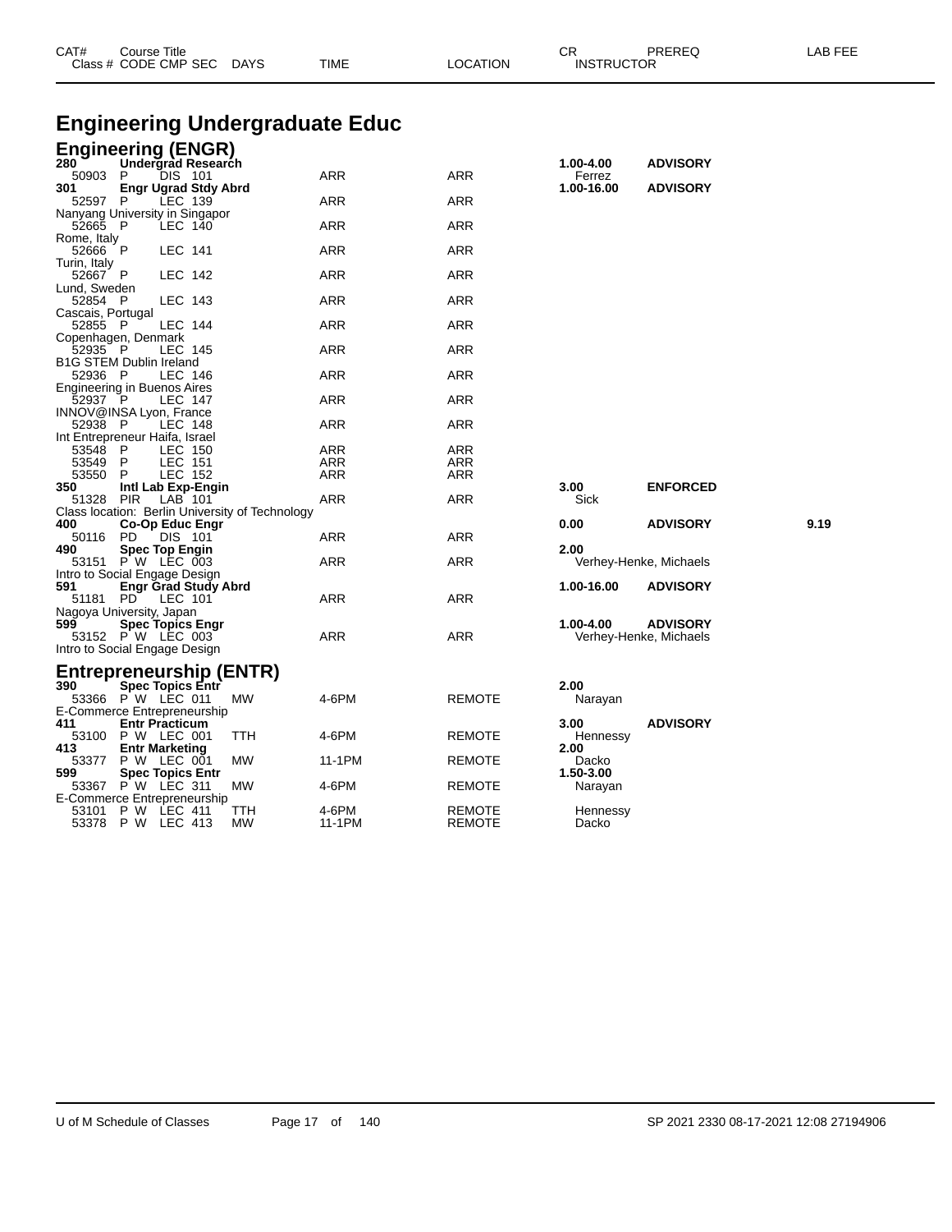# Engineering Undergraduate Educ

## Engineering (ENGR)

| CAT# / Class # | Course Title / CODE CMP SEC | DAYS | TIME | LOCATION | CR / INSTRUCTOR | PREREQ | LAB FEE |
|---|---|---|---|---|---|---|---|
| **280** | **Undergrad Research** | | | | **1.00-4.00** | **ADVISORY** | |
| 50903 | P DIS 101 | | ARR | ARR | Ferrez | | |
| **301** | **Engr Ugrad Stdy Abrd** | | | | **1.00-16.00** | **ADVISORY** | |
| 52597 | P LEC 139 | | ARR | ARR | | | |
| Nanyang University in Singapor | | | | | | | |
| 52665 | P LEC 140 | | ARR | ARR | | | |
| Rome, Italy | | | | | | | |
| 52666 | P LEC 141 | | ARR | ARR | | | |
| Turin, Italy | | | | | | | |
| 52667 | P LEC 142 | | ARR | ARR | | | |
| Lund, Sweden | | | | | | | |
| 52854 | P LEC 143 | | ARR | ARR | | | |
| Cascais, Portugal | | | | | | | |
| 52855 | P LEC 144 | | ARR | ARR | | | |
| Copenhagen, Denmark | | | | | | | |
| 52935 | P LEC 145 | | ARR | ARR | | | |
| B1G STEM Dublin Ireland | | | | | | | |
| 52936 | P LEC 146 | | ARR | ARR | | | |
| Engineering in Buenos Aires | | | | | | | |
| 52937 | P LEC 147 | | ARR | ARR | | | |
| INNOV@INSA Lyon, France | | | | | | | |
| 52938 | P LEC 148 | | ARR | ARR | | | |
| Int Entrepreneur Haifa, Israel | | | | | | | |
| 53548 | P LEC 150 | | ARR | ARR | | | |
| 53549 | P LEC 151 | | ARR | ARR | | | |
| 53550 | P LEC 152 | | ARR | ARR | | | |
| **350** | **Intl Lab Exp-Engin** | | | | **3.00** | **ENFORCED** | |
| 51328 | PIR LAB 101 | | ARR | ARR | Sick | | |
| Class location: Berlin University of Technology | | | | | | | |
| **400** | **Co-Op Educ Engr** | | | | **0.00** | **ADVISORY** | **9.19** |
| 50116 | PD DIS 101 | | ARR | ARR | | | |
| **490** | **Spec Top Engin** | | | | **2.00** | | |
| 53151 | P W LEC 003 | | ARR | ARR | Verhey-Henke, Michaels | | |
| Intro to Social Engage Design | | | | | | | |
| **591** | **Engr Grad Study Abrd** | | | | **1.00-16.00** | **ADVISORY** | |
| 51181 | PD LEC 101 | | ARR | ARR | | | |
| Nagoya University, Japan | | | | | | | |
| **599** | **Spec Topics Engr** | | | | **1.00-4.00** | **ADVISORY** | |
| 53152 | P W LEC 003 | | ARR | ARR | Verhey-Henke, Michaels | | |
| Intro to Social Engage Design | | | | | | | |

## Entrepreneurship (ENTR)

| CAT# / Class # | Course Title / CODE CMP SEC | DAYS | TIME | LOCATION | CR / INSTRUCTOR | PREREQ | LAB FEE |
|---|---|---|---|---|---|---|---|
| **390** | **Spec Topics Entr** | | | | **2.00** | | |
| 53366 | P W LEC 011 | MW | 4-6PM | REMOTE | Narayan | | |
| E-Commerce Entrepreneurship | | | | | | | |
| **411** | **Entr Practicum** | | | | **3.00** | **ADVISORY** | |
| 53100 | P W LEC 001 | TTH | 4-6PM | REMOTE | Hennessy | | |
| **413** | **Entr Marketing** | | | | **2.00** | | |
| 53377 | P W LEC 001 | MW | 11-1PM | REMOTE | Dacko | | |
| **599** | **Spec Topics Entr** | | | | **1.50-3.00** | | |
| 53367 | P W LEC 311 | MW | 4-6PM | REMOTE | Narayan | | |
| E-Commerce Entrepreneurship | | | | | | | |
| 53101 | P W LEC 411 | TTH | 4-6PM | REMOTE | Hennessy | | |
| 53378 | P W LEC 413 | MW | 11-1PM | REMOTE | Dacko | | |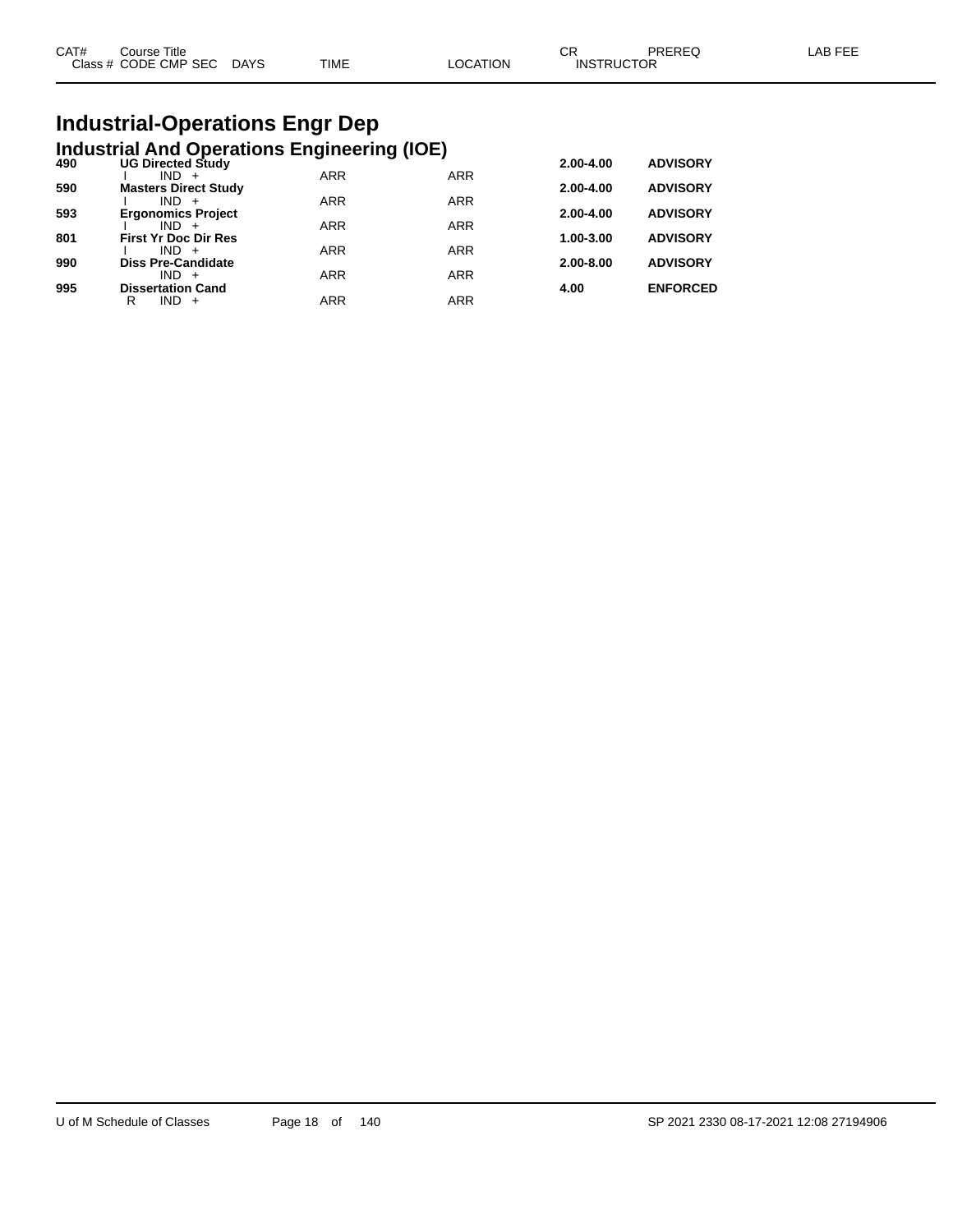| CAT# | Course Title | | | | | CR | PREREQ | LAB FEE |
|---|---|---|---|---|---|---|---|---|
| Class # | CODE CMP SEC | DAYS | TIME | LOCATION | INSTRUCTOR | | | |

# Industrial-Operations Engr Dep

## Industrial And Operations Engineering (IOE)

| CAT# | Course Title | | TIME | LOCATION | CR | PREREQ |
|---|---|---|---|---|---|---|
| 490 | **UG Directed Study** | | | | **2.00-4.00** | **ADVISORY** |
| | I | IND + | ARR | ARR | | |
| 590 | **Masters Direct Study** | | | | **2.00-4.00** | **ADVISORY** |
| | I | IND + | ARR | ARR | | |
| 593 | **Ergonomics Project** | | | | **2.00-4.00** | **ADVISORY** |
| | I | IND + | ARR | ARR | | |
| 801 | **First Yr Doc Dir Res** | | | | **1.00-3.00** | **ADVISORY** |
| | I | IND + | ARR | ARR | | |
| 990 | **Diss Pre-Candidate** | | | | **2.00-8.00** | **ADVISORY** |
| | | IND + | ARR | ARR | | |
| 995 | **Dissertation Cand** | | | | **4.00** | **ENFORCED** |
| | R | IND + | ARR | ARR | | |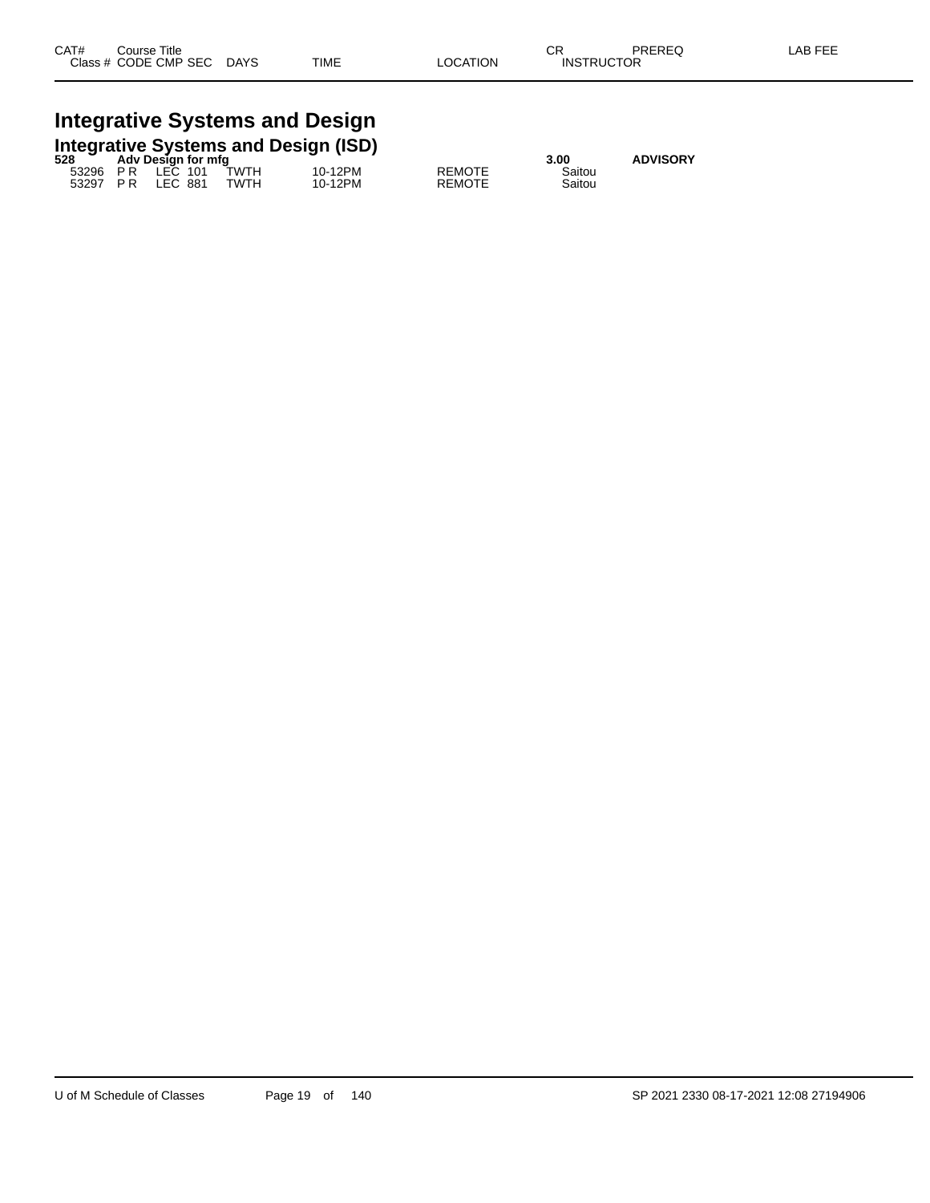| CAT# | Course Title |  |  |  |  | CR | PREREQ | LAB FEE |
|---|---|---|---|---|---|---|---|---|
| Class # | CODE | CMP | SEC | DAYS | TIME | LOCATION | INSTRUCTOR |  |

# Integrative Systems and Design

## Integrative Systems and Design (ISD)

| CAT# | Course Title |  |  |  |  | CR | PREREQ | LAB FEE |
|---|---|---|---|---|---|---|---|---|
| **528** | **Adv Design for mfg** |  |  |  |  | **3.00** | **ADVISORY** |  |

| Class # | CODE | CMP | SEC | DAYS | TIME | LOCATION | INSTRUCTOR |
|---|---|---|---|---|---|---|---|
| 53296 | P R | LEC | 101 | TWTH | 10-12PM | REMOTE | Saitou |
| 53297 | P R | LEC | 881 | TWTH | 10-12PM | REMOTE | Saitou |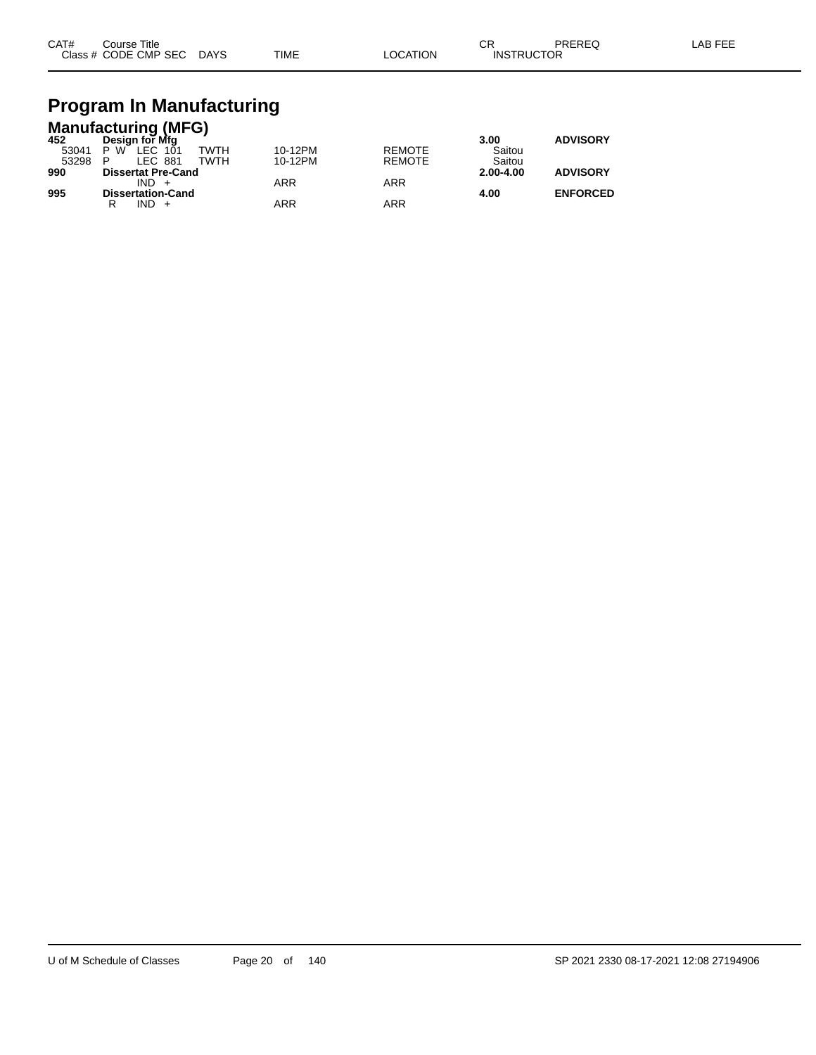| CAT# | Course Title | | | | | | CR | PREREQ | LAB FEE |
|---|---|---|---|---|---|---|---|---|---|
| Class # | CODE | CMP | SEC | DAYS | TIME | LOCATION | INSTRUCTOR | | |

# Program In Manufacturing

## Manufacturing (MFG)

| CAT# | Course Title | | | | | | CR | PREREQ | LAB FEE |
|---|---|---|---|---|---|---|---|---|---|
| **452** | **Design for Mfg** | | | | | | **3.00** | **ADVISORY** | |
| 53041 | P W | LEC | 101 | TWTH | 10-12PM | REMOTE | Saitou | | |
| 53298 | P | LEC | 881 | TWTH | 10-12PM | REMOTE | Saitou | | |
| **990** | **Dissertat Pre-Cand** | | | | | | **2.00-4.00** | **ADVISORY** | |
| | | IND | + | | ARR | ARR | | | |
| **995** | **Dissertation-Cand** | | | | | | **4.00** | **ENFORCED** | |
| | R | IND | + | | ARR | ARR | | | |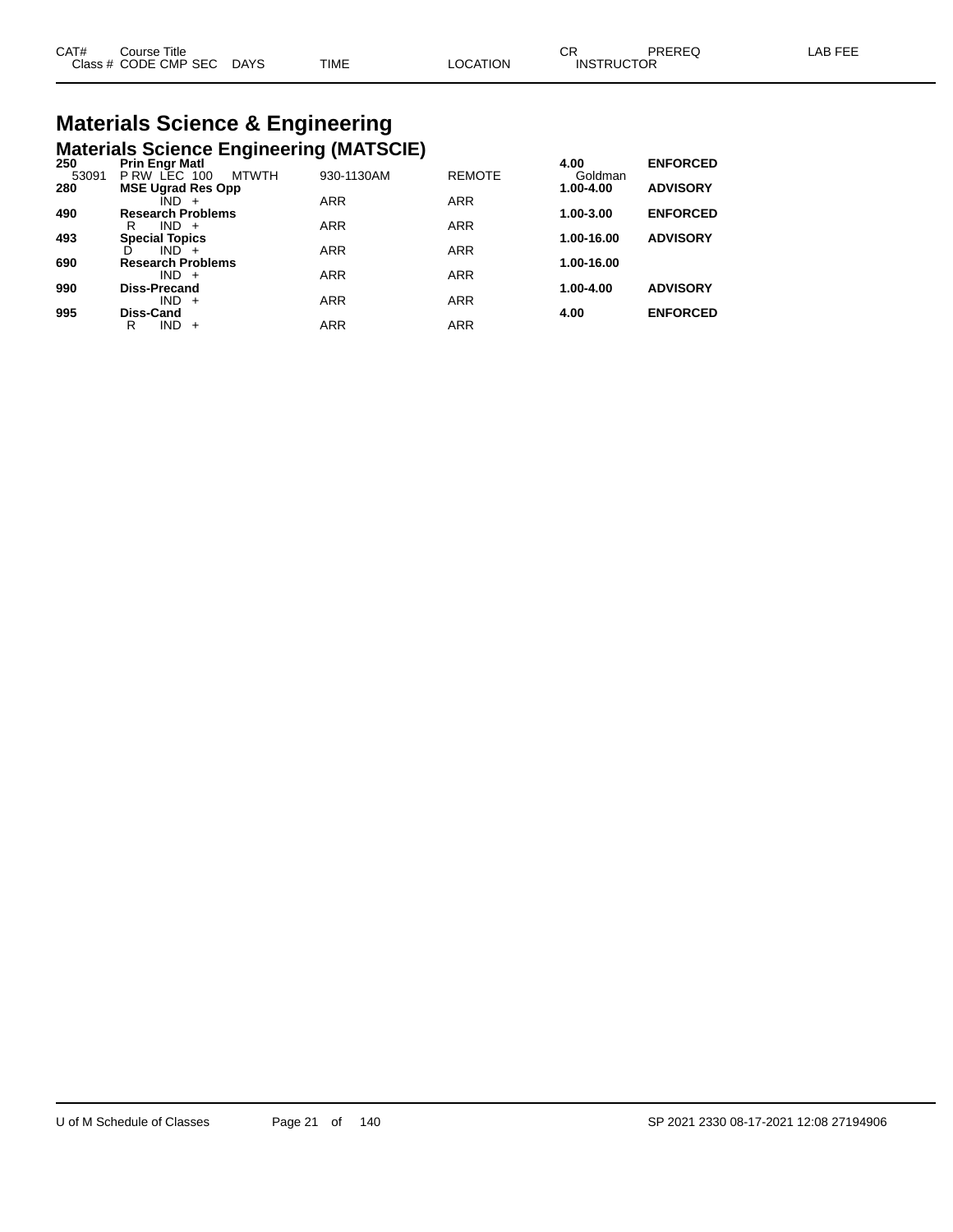# Materials Science & Engineering

## Materials Science Engineering (MATSCIE)

| CAT# | Course Title / Class # CODE CMP SEC | DAYS | TIME | LOCATION | CR / INSTRUCTOR | PREREQ | LAB FEE |
|---|---|---|---|---|---|---|---|
| **250** | **Prin Engr Matl** | | | | **4.00** | **ENFORCED** | |
| 53091 | P RW LEC 100 | MTWTH | 930-1130AM | REMOTE | Goldman | | |
| **280** | **MSE Ugrad Res Opp** | | | | **1.00-4.00** | **ADVISORY** | |
| | IND + | | ARR | ARR | | | |
| **490** | **Research Problems** | | | | **1.00-3.00** | **ENFORCED** | |
| | R IND + | | ARR | ARR | | | |
| **493** | **Special Topics** | | | | **1.00-16.00** | **ADVISORY** | |
| | D IND + | | ARR | ARR | | | |
| **690** | **Research Problems** | | | | **1.00-16.00** | | |
| | IND + | | ARR | ARR | | | |
| **990** | **Diss-Precand** | | | | **1.00-4.00** | **ADVISORY** | |
| | IND + | | ARR | ARR | | | |
| **995** | **Diss-Cand** | | | | **4.00** | **ENFORCED** | |
| | R IND + | | ARR | ARR | | | |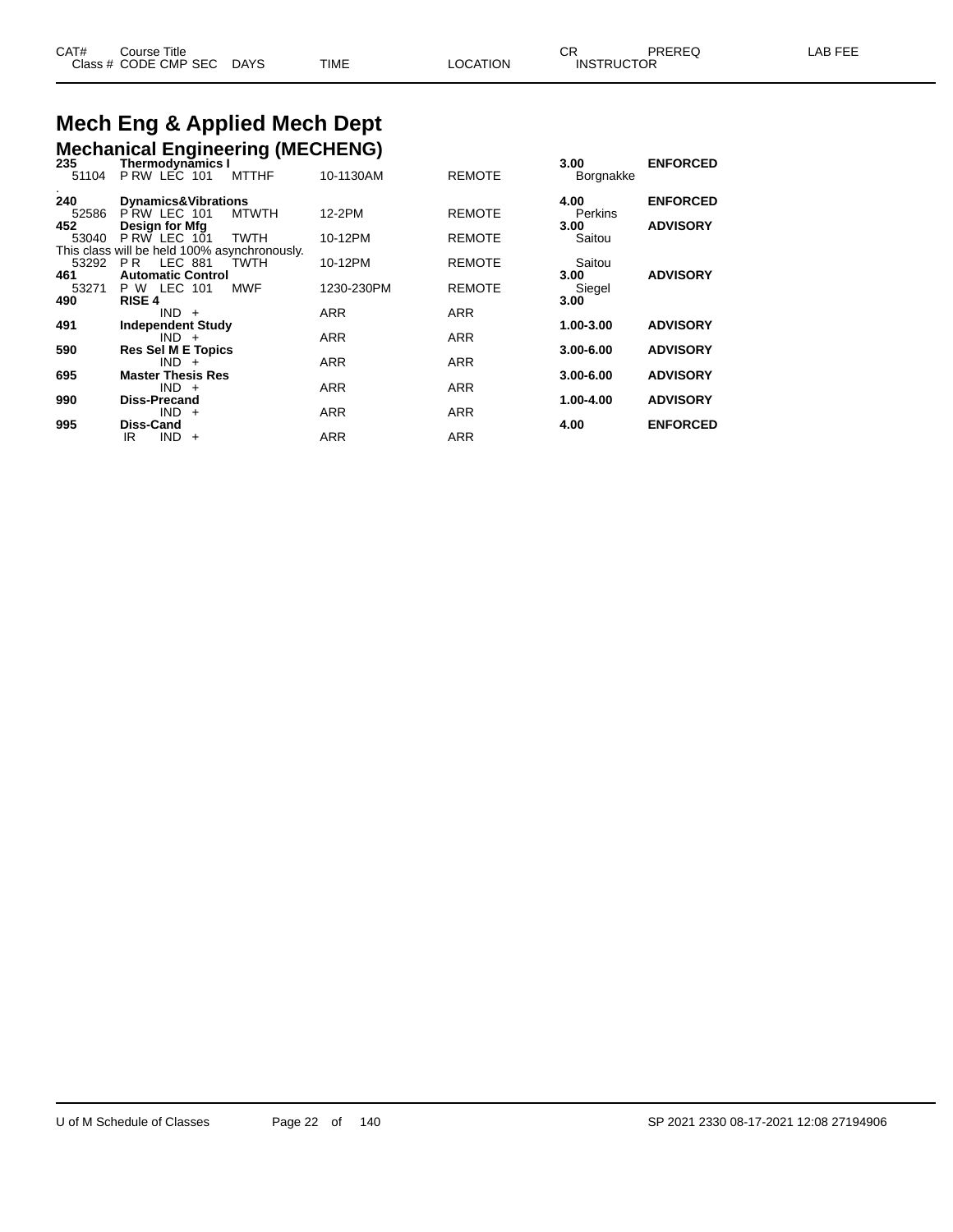# Mech Eng & Applied Mech Dept

## Mechanical Engineering (MECHENG)

| CAT# / Class # | Course Title / CODE CMP SEC | DAYS | TIME | LOCATION | CR / INSTRUCTOR | PREREQ | LAB FEE |
|---|---|---|---|---|---|---|---|
| **235** | **Thermodynamics I** | | | | **3.00** | **ENFORCED** | |
| 51104 | P RW LEC 101 | MTTHF | 10-1130AM | REMOTE | Borgnakke | | |
| . | | | | | | | |
| **240** | **Dynamics&Vibrations** | | | | **4.00** | **ENFORCED** | |
| 52586 | P RW LEC 101 | MTWTH | 12-2PM | REMOTE | Perkins | | |
| **452** | **Design for Mfg** | | | | **3.00** | **ADVISORY** | |
| 53040 | P RW LEC 101 | TWTH | 10-12PM | REMOTE | Saitou | | |
| This class will be held 100% asynchronously. | | | | | | | |
| 53292 | P R LEC 881 | TWTH | 10-12PM | REMOTE | Saitou | | |
| **461** | **Automatic Control** | | | | **3.00** | **ADVISORY** | |
| 53271 | P W LEC 101 | MWF | 1230-230PM | REMOTE | Siegel | | |
| **490** | **RISE 4** | | | | **3.00** | | |
| | IND + | | ARR | ARR | | | |
| **491** | **Independent Study** | | | | **1.00-3.00** | **ADVISORY** | |
| | IND + | | ARR | ARR | | | |
| **590** | **Res Sel M E Topics** | | | | **3.00-6.00** | **ADVISORY** | |
| | IND + | | ARR | ARR | | | |
| **695** | **Master Thesis Res** | | | | **3.00-6.00** | **ADVISORY** | |
| | IND + | | ARR | ARR | | | |
| **990** | **Diss-Precand** | | | | **1.00-4.00** | **ADVISORY** | |
| | IND + | | ARR | ARR | | | |
| **995** | **Diss-Cand** | | | | **4.00** | **ENFORCED** | |
| | IR IND + | | ARR | ARR | | | |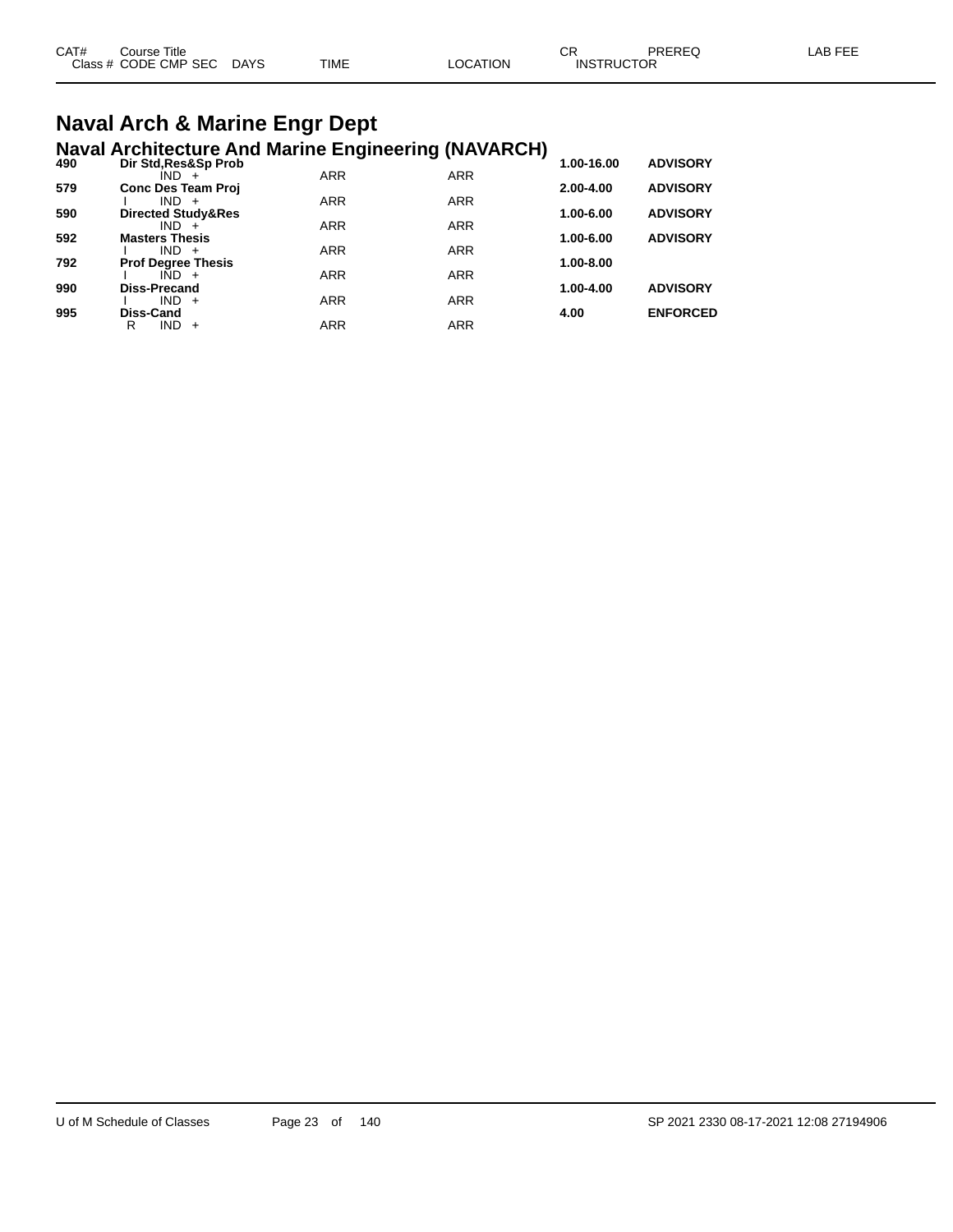| CAT# | Course Title<br>Class # CODE CMP SEC DAYS | TIME | LOCATION | CR<br>INSTRUCTOR | PREREQ | LAB FEE |
|---|---|---|---|---|---|---|

# Naval Arch & Marine Engr Dept

## Naval Architecture And Marine Engineering (NAVARCH)

| CAT# | Course Title / Class # CODE CMP SEC DAYS | TIME | LOCATION | CR | PREREQ | LAB FEE |
|---|---|---|---|---|---|---|
| **490** | **Dir Std,Res&Sp Prob** | | | **1.00-16.00** | **ADVISORY** | |
| | IND + | ARR | ARR | | | |
| **579** | **Conc Des Team Proj** | | | **2.00-4.00** | **ADVISORY** | |
| | I IND + | ARR | ARR | | | |
| **590** | **Directed Study&Res** | | | **1.00-6.00** | **ADVISORY** | |
| | IND + | ARR | ARR | | | |
| **592** | **Masters Thesis** | | | **1.00-6.00** | **ADVISORY** | |
| | I IND + | ARR | ARR | | | |
| **792** | **Prof Degree Thesis** | | | **1.00-8.00** | | |
| | I IND + | ARR | ARR | | | |
| **990** | **Diss-Precand** | | | **1.00-4.00** | **ADVISORY** | |
| | I IND + | ARR | ARR | | | |
| **995** | **Diss-Cand** | | | **4.00** | **ENFORCED** | |
| | R IND + | ARR | ARR | | | |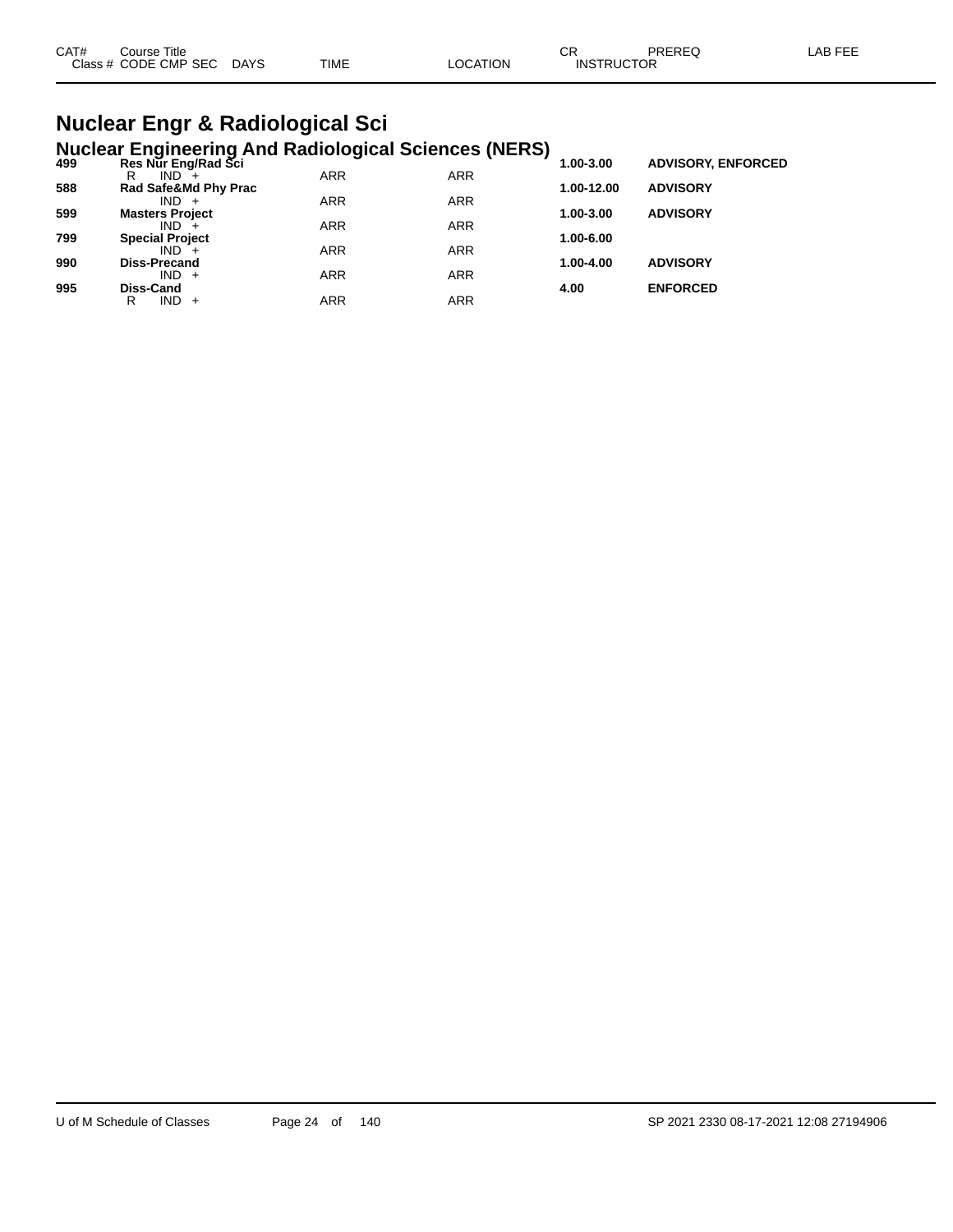| CAT# | Course Title<br>Class # CODE CMP SEC DAYS | TIME | LOCATION | CR<br>INSTRUCTOR | PREREQ | LAB FEE |
|---|---|---|---|---|---|---|

# Nuclear Engr & Radiological Sci

## Nuclear Engineering And Radiological Sciences (NERS)

| CAT# | Course Title / Class # CODE CMP SEC DAYS | TIME | LOCATION | CR | PREREQ | LAB FEE |
|---|---|---|---|---|---|---|
| **499** | **Res Nur Eng/Rad Sci** | | | **1.00-3.00** | **ADVISORY, ENFORCED** | |
| | R IND + | ARR | ARR | | | |
| **588** | **Rad Safe&Md Phy Prac** | | | **1.00-12.00** | **ADVISORY** | |
| | IND + | ARR | ARR | | | |
| **599** | **Masters Project** | | | **1.00-3.00** | **ADVISORY** | |
| | IND + | ARR | ARR | | | |
| **799** | **Special Project** | | | **1.00-6.00** | | |
| | IND + | ARR | ARR | | | |
| **990** | **Diss-Precand** | | | **1.00-4.00** | **ADVISORY** | |
| | IND + | ARR | ARR | | | |
| **995** | **Diss-Cand** | | | **4.00** | **ENFORCED** | |
| | R IND + | ARR | ARR | | | |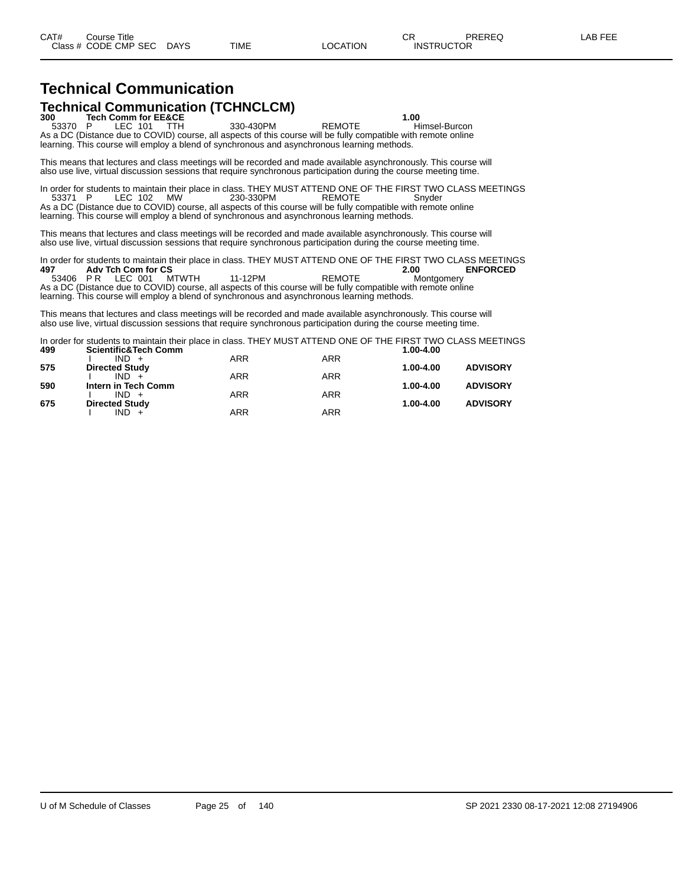# Technical Communication

## Technical Communication (TCHNCLCM)

**300 Tech Comm for EE&CE** **1.00**

53370 P LEC 101 TTH 330-430PM REMOTE Himsel-Burcon

As a DC (Distance due to COVID) course, all aspects of this course will be fully compatible with remote online learning. This course will employ a blend of synchronous and asynchronous learning methods.

This means that lectures and class meetings will be recorded and made available asynchronously. This course will also use live, virtual discussion sessions that require synchronous participation during the course meeting time.

In order for students to maintain their place in class. THEY MUST ATTEND ONE OF THE FIRST TWO CLASS MEETINGS

53371 P LEC 102 MW 230-330PM REMOTE Snyder

As a DC (Distance due to COVID) course, all aspects of this course will be fully compatible with remote online learning. This course will employ a blend of synchronous and asynchronous learning methods.

This means that lectures and class meetings will be recorded and made available asynchronously. This course will also use live, virtual discussion sessions that require synchronous participation during the course meeting time.

In order for students to maintain their place in class. THEY MUST ATTEND ONE OF THE FIRST TWO CLASS MEETINGS

**497 Adv Tch Com for CS** **2.00** **ENFORCED**

53406 P R LEC 001 MTWTH 11-12PM REMOTE Montgomery

As a DC (Distance due to COVID) course, all aspects of this course will be fully compatible with remote online learning. This course will employ a blend of synchronous and asynchronous learning methods.

This means that lectures and class meetings will be recorded and made available asynchronously. This course will also use live, virtual discussion sessions that require synchronous participation during the course meeting time.

In order for students to maintain their place in class. THEY MUST ATTEND ONE OF THE FIRST TWO CLASS MEETINGS

**499 Scientific&Tech Comm** **1.00-4.00**

I IND + ARR ARR

**575 Directed Study** **1.00-4.00** **ADVISORY**

I IND + ARR ARR

**590 Intern in Tech Comm** **1.00-4.00** **ADVISORY**

I IND + ARR ARR

**675 Directed Study** **1.00-4.00** **ADVISORY**

I IND + ARR ARR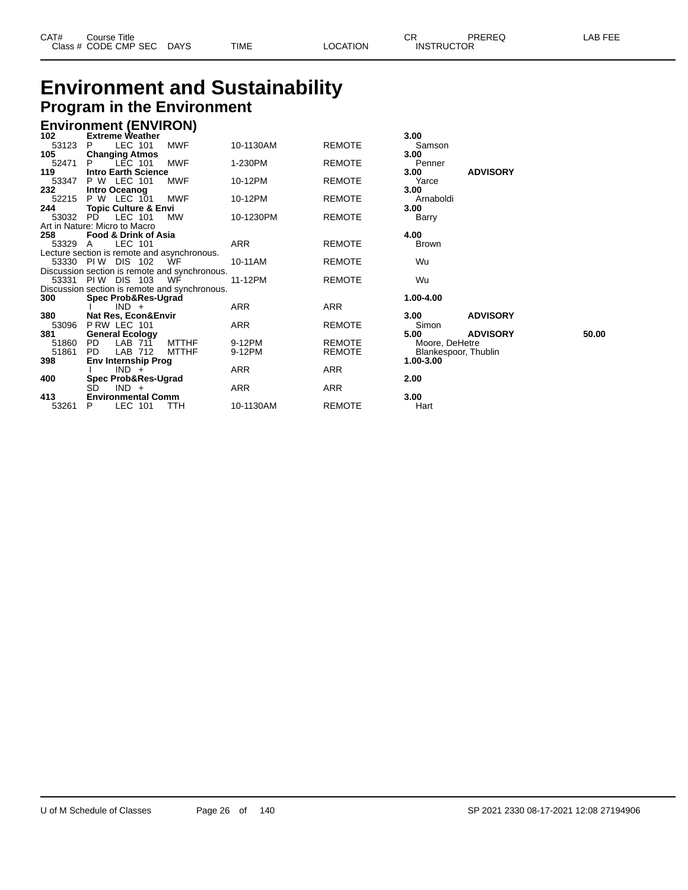| CAT# | Course Title | | | | | CR | PREREQ | LAB FEE |
|---|---|---|---|---|---|---|---|---|
| Class # | CODE CMP SEC | DAYS | TIME | LOCATION | INSTRUCTOR | | | |

# Environment and Sustainability

## Program in the Environment

### Environment (ENVIRON)

| CAT# / Class # | Course Title / CODE CMP SEC | DAYS | TIME | LOCATION | CR / INSTRUCTOR | PREREQ | LAB FEE |
|---|---|---|---|---|---|---|---|
| **102** | **Extreme Weather** | | | | **3.00** | | |
| 53123 | P LEC 101 | MWF | 10-1130AM | REMOTE | Samson | | |
| **105** | **Changing Atmos** | | | | **3.00** | | |
| 52471 | P LEC 101 | MWF | 1-230PM | REMOTE | Penner | | |
| **119** | **Intro Earth Science** | | | | **3.00** | **ADVISORY** | |
| 53347 | P W LEC 101 | MWF | 10-12PM | REMOTE | Yarce | | |
| **232** | **Intro Oceanog** | | | | **3.00** | | |
| 52215 | P W LEC 101 | MWF | 10-12PM | REMOTE | Arnaboldi | | |
| **244** | **Topic Culture & Envi** | | | | **3.00** | | |
| 53032 | PD LEC 101 | MW | 10-1230PM | REMOTE | Barry | | |
| Art in Nature: Micro to Macro | | | | | | | |
| **258** | **Food & Drink of Asia** | | | | **4.00** | | |
| 53329 | A LEC 101 | | ARR | REMOTE | Brown | | |
| Lecture section is remote and asynchronous. | | | | | | | |
| 53330 | PI W DIS 102 | WF | 10-11AM | REMOTE | Wu | | |
| Discussion section is remote and synchronous. | | | | | | | |
| 53331 | PI W DIS 103 | WF | 11-12PM | REMOTE | Wu | | |
| Discussion section is remote and synchronous. | | | | | | | |
| **300** | **Spec Prob&Res-Ugrad** | | | | **1.00-4.00** | | |
| | I IND + | | ARR | ARR | | | |
| **380** | **Nat Res, Econ&Envir** | | | | **3.00** | **ADVISORY** | |
| 53096 | P RW LEC 101 | | ARR | REMOTE | Simon | | |
| **381** | **General Ecology** | | | | **5.00** | **ADVISORY** | **50.00** |
| 51860 | PD LAB 711 | MTTHF | 9-12PM | REMOTE | Moore, DeHetre | | |
| 51861 | PD LAB 712 | MTTHF | 9-12PM | REMOTE | Blankespoor, Thublin | | |
| **398** | **Env Internship Prog** | | | | **1.00-3.00** | | |
| | I IND + | | ARR | ARR | | | |
| **400** | **Spec Prob&Res-Ugrad** | | | | **2.00** | | |
| | SD IND + | | ARR | ARR | | | |
| **413** | **Environmental Comm** | | | | **3.00** | | |
| 53261 | P LEC 101 | TTH | 10-1130AM | REMOTE | Hart | | |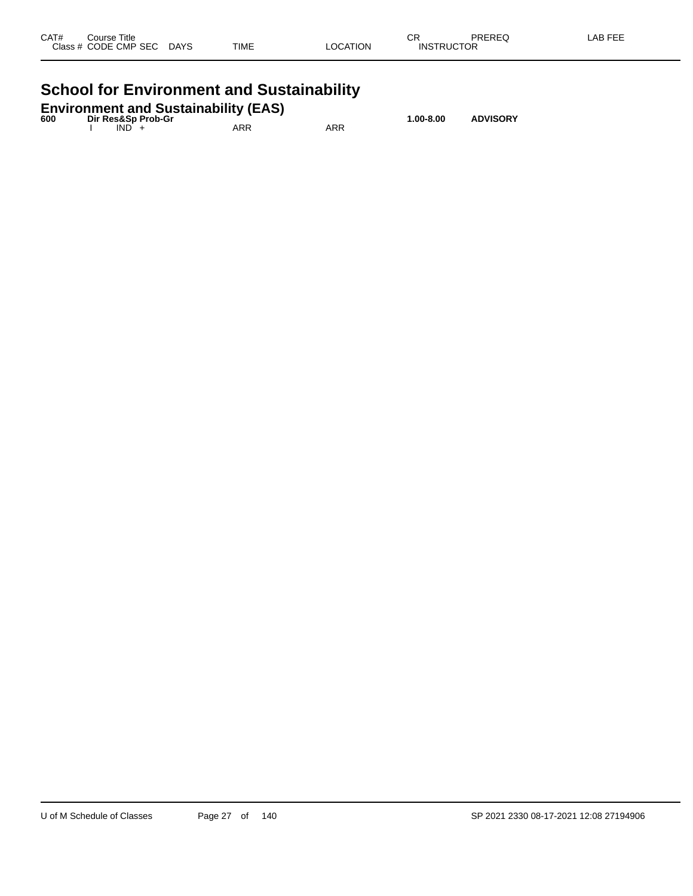| CAT# | Course Title | | | | | CR | PREREQ | LAB FEE |
|---|---|---|---|---|---|---|---|---|
| Class # | CODE CMP SEC | DAYS | TIME | LOCATION | INSTRUCTOR | | | |

# School for Environment and Sustainability

## Environment and Sustainability (EAS)

| CAT# | Course Title | | | | | CR | PREREQ | LAB FEE |
|---|---|---|---|---|---|---|---|---|
| **600** | **Dir Res&Sp Prob-Gr** | | | | | **1.00-8.00** | **ADVISORY** | |
| | I IND + | | ARR | ARR | | | | |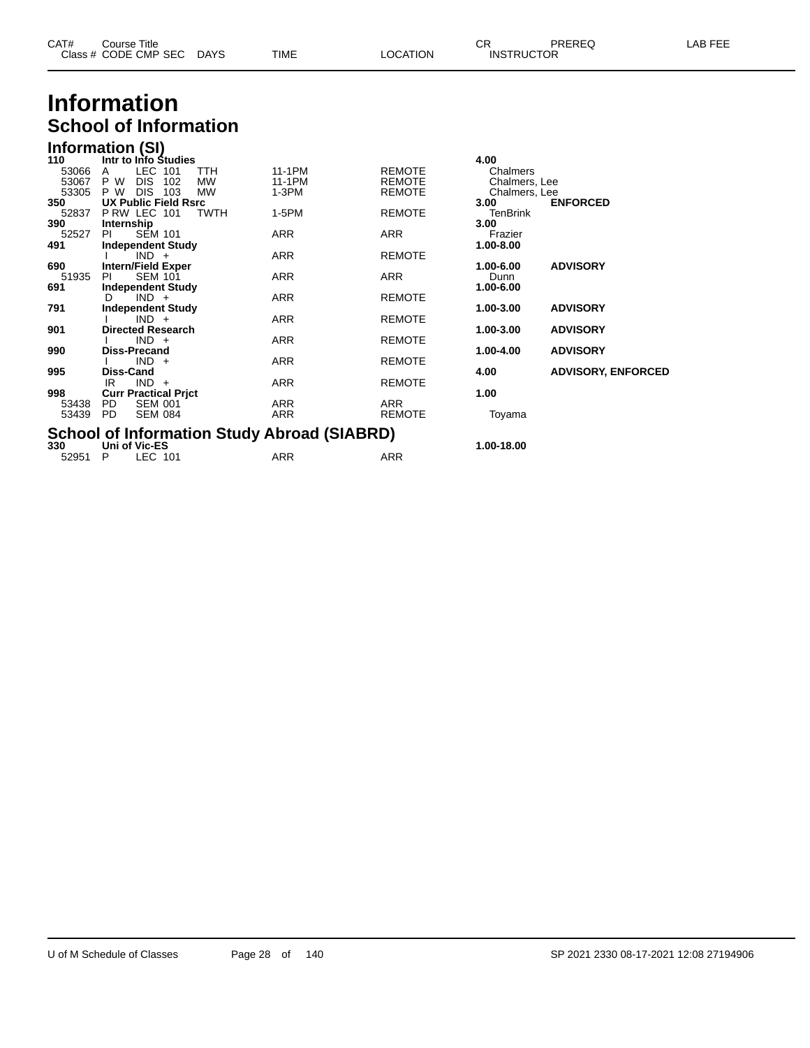# Information

## School of Information

### Information (SI)

| CAT# / Class # | Course Title / CODE CMP SEC | DAYS | TIME | LOCATION | CR / INSTRUCTOR | PREREQ | LAB FEE |
|---|---|---|---|---|---|---|---|
| **110** | **Intr to Info Studies** | | | | **4.00** | | |
| 53066 | A LEC 101 | TTH | 11-1PM | REMOTE | Chalmers | | |
| 53067 | P W DIS 102 | MW | 11-1PM | REMOTE | Chalmers, Lee | | |
| 53305 | P W DIS 103 | MW | 1-3PM | REMOTE | Chalmers, Lee | | |
| **350** | **UX Public Field Rsrc** | | | | **3.00** | **ENFORCED** | |
| 52837 | P RW LEC 101 | TWTH | 1-5PM | REMOTE | TenBrink | | |
| **390** | **Internship** | | | | **3.00** | | |
| 52527 | PI SEM 101 | | ARR | ARR | Frazier | | |
| **491** | **Independent Study** | | | | **1.00-8.00** | | |
| | I IND + | | ARR | REMOTE | | | |
| **690** | **Intern/Field Exper** | | | | **1.00-6.00** | **ADVISORY** | |
| 51935 | PI SEM 101 | | ARR | ARR | Dunn | | |
| **691** | **Independent Study** | | | | **1.00-6.00** | | |
| | D IND + | | ARR | REMOTE | | | |
| **791** | **Independent Study** | | | | **1.00-3.00** | **ADVISORY** | |
| | I IND + | | ARR | REMOTE | | | |
| **901** | **Directed Research** | | | | **1.00-3.00** | **ADVISORY** | |
| | I IND + | | ARR | REMOTE | | | |
| **990** | **Diss-Precand** | | | | **1.00-4.00** | **ADVISORY** | |
| | I IND + | | ARR | REMOTE | | | |
| **995** | **Diss-Cand** | | | | **4.00** | **ADVISORY, ENFORCED** | |
| | IR IND + | | ARR | REMOTE | | | |
| **998** | **Curr Practical Prjct** | | | | **1.00** | | |
| 53438 | PD SEM 001 | | ARR | ARR | | | |
| 53439 | PD SEM 084 | | ARR | REMOTE | Toyama | | |

### School of Information Study Abroad (SIABRD)

| CAT# / Class # | Course Title / CODE CMP SEC | DAYS | TIME | LOCATION | CR / INSTRUCTOR | PREREQ | LAB FEE |
|---|---|---|---|---|---|---|---|
| **330** | **Uni of Vic-ES** | | | | **1.00-18.00** | | |
| 52951 | P LEC 101 | | ARR | ARR | | | |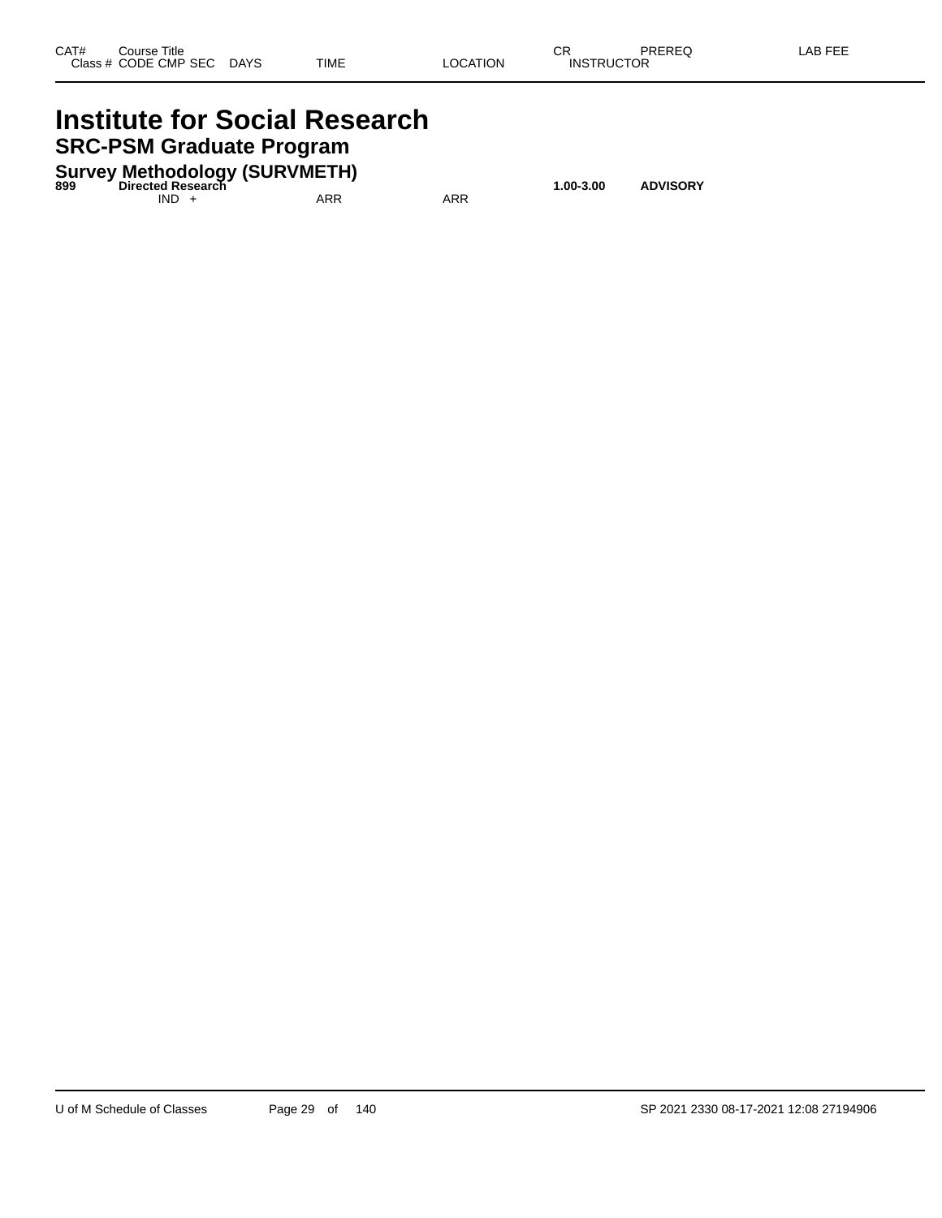| CAT# | Course Title | | | | | CR | PREREQ | LAB FEE |
|---|---|---|---|---|---|---|---|---|
| Class # | CODE CMP SEC | DAYS | TIME | LOCATION | | INSTRUCTOR | | |

# Institute for Social Research

## SRC-PSM Graduate Program

### Survey Methodology (SURVMETH)

| CAT# | Course Title | | | | CR | PREREQ | LAB FEE |
|---|---|---|---|---|---|---|---|
| **899** | **Directed Research** | | | | **1.00-3.00** | **ADVISORY** | |
| | IND + | | ARR | ARR | | | |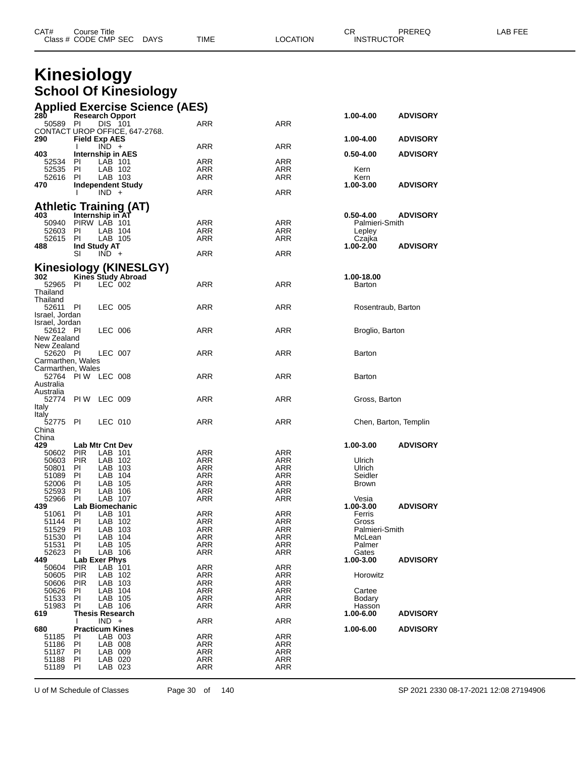# Kinesiology

## School Of Kinesiology

### Applied Exercise Science (AES)

| CAT# | Course Title | | | | | | | CR | PREREQ | LAB FEE |
|---|---|---|---|---|---|---|---|---|---|---|
| Class # | CODE | CMP | SEC | DAYS | TIME | LOCATION | INSTRUCTOR | | | |
| **280** | **Research Opport** | | | | | | | **1.00-4.00** | **ADVISORY** | |
| 50589 | PI | DIS | 101 | | ARR | ARR | | | | |
| CONTACT UROP OFFICE, 647-2768. | | | | | | | | | | |
| **290** | **Field Exp AES** | | | | | | | **1.00-4.00** | **ADVISORY** | |
| | I | IND | + | | ARR | ARR | | | | |
| **403** | **Internship in AES** | | | | | | | **0.50-4.00** | **ADVISORY** | |
| 52534 | PI | LAB | 101 | | ARR | ARR | | | | |
| 52535 | PI | LAB | 102 | | ARR | ARR | Kern | | | |
| 52616 | PI | LAB | 103 | | ARR | ARR | Kern | | | |
| **470** | **Independent Study** | | | | | | | **1.00-3.00** | **ADVISORY** | |
| | I | IND | + | | ARR | ARR | | | | |

### Athletic Training (AT)

| CAT# | Course Title | | | | | | | CR | PREREQ | LAB FEE |
|---|---|---|---|---|---|---|---|---|---|---|
| **403** | **Internship in AT** | | | | | | | **0.50-4.00** | **ADVISORY** | |
| 50940 | PIRW | LAB | 101 | | ARR | ARR | Palmieri-Smith | | | |
| 52603 | PI | LAB | 104 | | ARR | ARR | Lepley | | | |
| 52615 | PI | LAB | 105 | | ARR | ARR | Czajka | | | |
| **488** | **Ind Study AT** | | | | | | | **1.00-2.00** | **ADVISORY** | |
| | SI | IND | + | | ARR | ARR | | | | |

### Kinesiology (KINESLGY)

| CAT# | Course Title | | | | | | | CR | PREREQ | LAB FEE |
|---|---|---|---|---|---|---|---|---|---|---|
| **302** | **Kines Study Abroad** | | | | | | | **1.00-18.00** | | |
| 52965 | PI | LEC | 002 | | ARR | ARR | Barton | | | |
| Thailand | | | | | | | | | | |
| Thailand | | | | | | | | | | |
| 52611 | PI | LEC | 005 | | ARR | ARR | Rosentraub, Barton | | | |
| Israel, Jordan | | | | | | | | | | |
| Israel, Jordan | | | | | | | | | | |
| 52612 | PI | LEC | 006 | | ARR | ARR | Broglio, Barton | | | |
| New Zealand | | | | | | | | | | |
| New Zealand | | | | | | | | | | |
| 52620 | PI | LEC | 007 | | ARR | ARR | Barton | | | |
| Carmarthen, Wales | | | | | | | | | | |
| Carmarthen, Wales | | | | | | | | | | |
| 52764 | PI W | LEC | 008 | | ARR | ARR | Barton | | | |
| Australia | | | | | | | | | | |
| Australia | | | | | | | | | | |
| 52774 | PI W | LEC | 009 | | ARR | ARR | Gross, Barton | | | |
| Italy | | | | | | | | | | |
| Italy | | | | | | | | | | |
| 52775 | PI | LEC | 010 | | ARR | ARR | Chen, Barton, Templin | | | |
| China | | | | | | | | | | |
| China | | | | | | | | | | |
| **429** | **Lab Mtr Cnt Dev** | | | | | | | **1.00-3.00** | **ADVISORY** | |
| 50602 | PIR | LAB | 101 | | ARR | ARR | | | | |
| 50603 | PIR | LAB | 102 | | ARR | ARR | Ulrich | | | |
| 50801 | PI | LAB | 103 | | ARR | ARR | Ulrich | | | |
| 51089 | PI | LAB | 104 | | ARR | ARR | Seidler | | | |
| 52006 | PI | LAB | 105 | | ARR | ARR | Brown | | | |
| 52593 | PI | LAB | 106 | | ARR | ARR | | | | |
| 52966 | PI | LAB | 107 | | ARR | ARR | Vesia | | | |
| **439** | **Lab Biomechanic** | | | | | | | **1.00-3.00** | **ADVISORY** | |
| 51061 | PI | LAB | 101 | | ARR | ARR | Ferris | | | |
| 51144 | PI | LAB | 102 | | ARR | ARR | Gross | | | |
| 51529 | PI | LAB | 103 | | ARR | ARR | Palmieri-Smith | | | |
| 51530 | PI | LAB | 104 | | ARR | ARR | McLean | | | |
| 51531 | PI | LAB | 105 | | ARR | ARR | Palmer | | | |
| 52623 | PI | LAB | 106 | | ARR | ARR | Gates | | | |
| **449** | **Lab Exer Phys** | | | | | | | **1.00-3.00** | **ADVISORY** | |
| 50604 | PIR | LAB | 101 | | ARR | ARR | | | | |
| 50605 | PIR | LAB | 102 | | ARR | ARR | Horowitz | | | |
| 50606 | PIR | LAB | 103 | | ARR | ARR | | | | |
| 50626 | PI | LAB | 104 | | ARR | ARR | Cartee | | | |
| 51533 | PI | LAB | 105 | | ARR | ARR | Bodary | | | |
| 51983 | PI | LAB | 106 | | ARR | ARR | Hasson | | | |
| **619** | **Thesis Research** | | | | | | | **1.00-6.00** | **ADVISORY** | |
| | I | IND | + | | ARR | ARR | | | | |
| **680** | **Practicum Kines** | | | | | | | **1.00-6.00** | **ADVISORY** | |
| 51185 | PI | LAB | 003 | | ARR | ARR | | | | |
| 51186 | PI | LAB | 008 | | ARR | ARR | | | | |
| 51187 | PI | LAB | 009 | | ARR | ARR | | | | |
| 51188 | PI | LAB | 020 | | ARR | ARR | | | | |
| 51189 | PI | LAB | 023 | | ARR | ARR | | | | |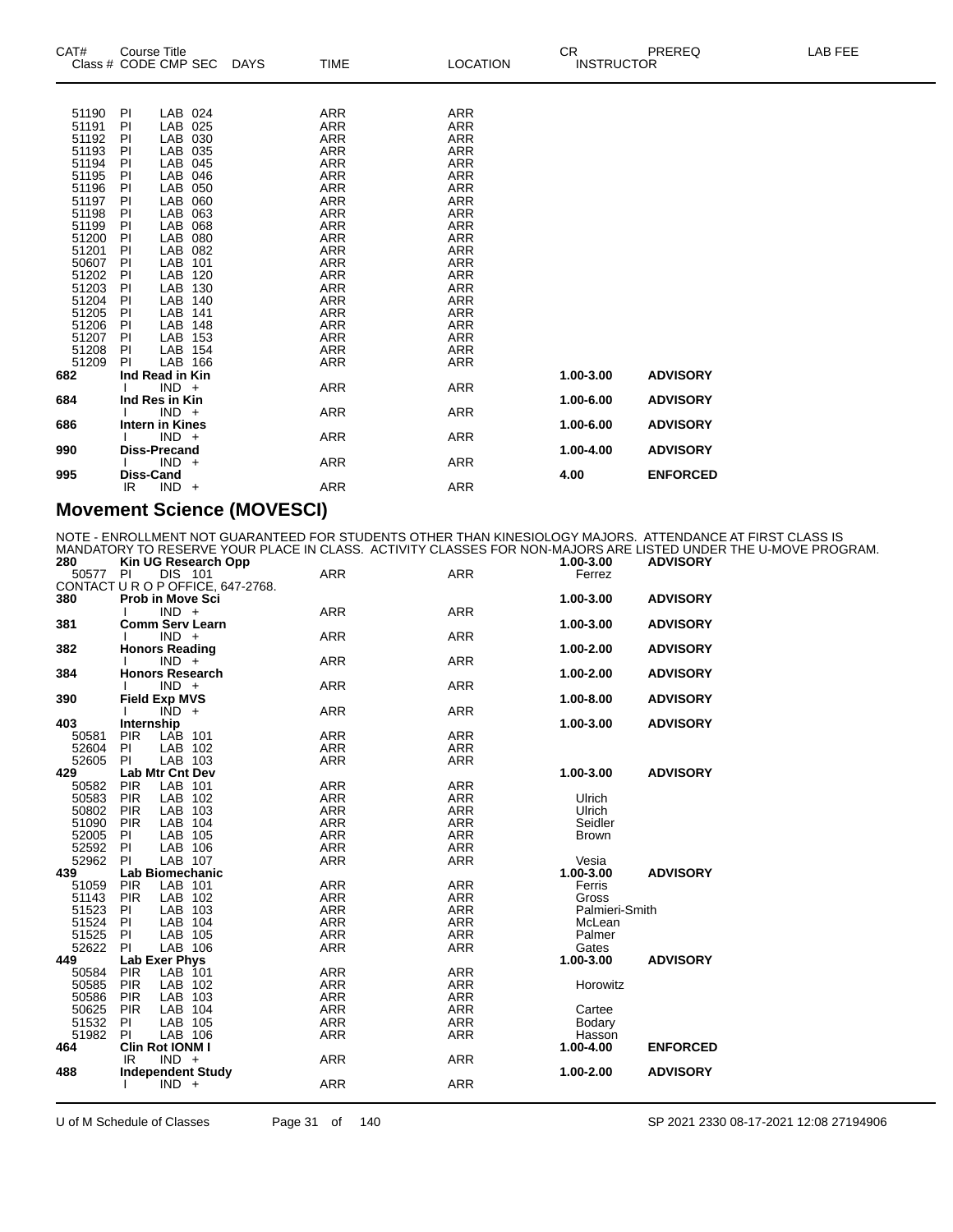| CAT# | Class # | CODE | CMP | SEC | DAYS | TIME | LOCATION | CR | INSTRUCTOR | PREREQ | LAB FEE |
|---|---|---|---|---|---|---|---|---|---|---|---|
| | 51190 | PI | LAB | 024 | | ARR | ARR | | | | |
| | 51191 | PI | LAB | 025 | | ARR | ARR | | | | |
| | 51192 | PI | LAB | 030 | | ARR | ARR | | | | |
| | 51193 | PI | LAB | 035 | | ARR | ARR | | | | |
| | 51194 | PI | LAB | 045 | | ARR | ARR | | | | |
| | 51195 | PI | LAB | 046 | | ARR | ARR | | | | |
| | 51196 | PI | LAB | 050 | | ARR | ARR | | | | |
| | 51197 | PI | LAB | 060 | | ARR | ARR | | | | |
| | 51198 | PI | LAB | 063 | | ARR | ARR | | | | |
| | 51199 | PI | LAB | 068 | | ARR | ARR | | | | |
| | 51200 | PI | LAB | 080 | | ARR | ARR | | | | |
| | 51201 | PI | LAB | 082 | | ARR | ARR | | | | |
| | 50607 | PI | LAB | 101 | | ARR | ARR | | | | |
| | 51202 | PI | LAB | 120 | | ARR | ARR | | | | |
| | 51203 | PI | LAB | 130 | | ARR | ARR | | | | |
| | 51204 | PI | LAB | 140 | | ARR | ARR | | | | |
| | 51205 | PI | LAB | 141 | | ARR | ARR | | | | |
| | 51206 | PI | LAB | 148 | | ARR | ARR | | | | |
| | 51207 | PI | LAB | 153 | | ARR | ARR | | | | |
| | 51208 | PI | LAB | 154 | | ARR | ARR | | | | |
| | 51209 | PI | LAB | 166 | | ARR | ARR | | | | |
| **682** | **Ind Read in Kin** | | | | | | | **1.00-3.00** | | **ADVISORY** | |
| | | I | IND | + | | ARR | ARR | | | | |
| **684** | **Ind Res in Kin** | | | | | | | **1.00-6.00** | | **ADVISORY** | |
| | | I | IND | + | | ARR | ARR | | | | |
| **686** | **Intern in Kines** | | | | | | | **1.00-6.00** | | **ADVISORY** | |
| | | I | IND | + | | ARR | ARR | | | | |
| **990** | **Diss-Precand** | | | | | | | **1.00-4.00** | | **ADVISORY** | |
| | | I | IND | + | | ARR | ARR | | | | |
| **995** | **Diss-Cand** | | | | | | | **4.00** | | **ENFORCED** | |
| | | IR | IND | + | | ARR | ARR | | | | |

## Movement Science (MOVESCI)

NOTE - ENROLLMENT NOT GUARANTEED FOR STUDENTS OTHER THAN KINESIOLOGY MAJORS. ATTENDANCE AT FIRST CLASS IS MANDATORY TO RESERVE YOUR PLACE IN CLASS. ACTIVITY CLASSES FOR NON-MAJORS ARE LISTED UNDER THE U-MOVE PROGRAM.

| CAT# | Class # | CODE | CMP | SEC | DAYS | TIME | LOCATION | CR | INSTRUCTOR | PREREQ | LAB FEE |
|---|---|---|---|---|---|---|---|---|---|---|---|
| **280** | **Kin UG Research Opp** | | | | | | | **1.00-3.00** | | **ADVISORY** | |
| | 50577 | PI | DIS | 101 | | ARR | ARR | | Ferrez | | |
| | CONTACT U R O P OFFICE, 647-2768. | | | | | | | | | | |
| **380** | **Prob in Move Sci** | | | | | | | **1.00-3.00** | | **ADVISORY** | |
| | | I | IND | + | | ARR | ARR | | | | |
| **381** | **Comm Serv Learn** | | | | | | | **1.00-3.00** | | **ADVISORY** | |
| | | I | IND | + | | ARR | ARR | | | | |
| **382** | **Honors Reading** | | | | | | | **1.00-2.00** | | **ADVISORY** | |
| | | I | IND | + | | ARR | ARR | | | | |
| **384** | **Honors Research** | | | | | | | **1.00-2.00** | | **ADVISORY** | |
| | | I | IND | + | | ARR | ARR | | | | |
| **390** | **Field Exp MVS** | | | | | | | **1.00-8.00** | | **ADVISORY** | |
| | | I | IND | + | | ARR | ARR | | | | |
| **403** | **Internship** | | | | | | | **1.00-3.00** | | **ADVISORY** | |
| | 50581 | PIR | LAB | 101 | | ARR | ARR | | | | |
| | 52604 | PI | LAB | 102 | | ARR | ARR | | | | |
| | 52605 | PI | LAB | 103 | | ARR | ARR | | | | |
| **429** | **Lab Mtr Cnt Dev** | | | | | | | **1.00-3.00** | | **ADVISORY** | |
| | 50582 | PIR | LAB | 101 | | ARR | ARR | | | | |
| | 50583 | PIR | LAB | 102 | | ARR | ARR | | Ulrich | | |
| | 50802 | PIR | LAB | 103 | | ARR | ARR | | Ulrich | | |
| | 51090 | PIR | LAB | 104 | | ARR | ARR | | Seidler | | |
| | 52005 | PI | LAB | 105 | | ARR | ARR | | Brown | | |
| | 52592 | PI | LAB | 106 | | ARR | ARR | | | | |
| | 52962 | PI | LAB | 107 | | ARR | ARR | | Vesia | | |
| **439** | **Lab Biomechanic** | | | | | | | **1.00-3.00** | | **ADVISORY** | |
| | 51059 | PIR | LAB | 101 | | ARR | ARR | | Ferris | | |
| | 51143 | PIR | LAB | 102 | | ARR | ARR | | Gross | | |
| | 51523 | PI | LAB | 103 | | ARR | ARR | | Palmieri-Smith | | |
| | 51524 | PI | LAB | 104 | | ARR | ARR | | McLean | | |
| | 51525 | PI | LAB | 105 | | ARR | ARR | | Palmer | | |
| | 52622 | PI | LAB | 106 | | ARR | ARR | | Gates | | |
| **449** | **Lab Exer Phys** | | | | | | | **1.00-3.00** | | **ADVISORY** | |
| | 50584 | PIR | LAB | 101 | | ARR | ARR | | | | |
| | 50585 | PIR | LAB | 102 | | ARR | ARR | | Horowitz | | |
| | 50586 | PIR | LAB | 103 | | ARR | ARR | | | | |
| | 50625 | PIR | LAB | 104 | | ARR | ARR | | Cartee | | |
| | 51532 | PI | LAB | 105 | | ARR | ARR | | Bodary | | |
| | 51982 | PI | LAB | 106 | | ARR | ARR | | Hasson | | |
| **464** | **Clin Rot IONM I** | | | | | | | **1.00-4.00** | | **ENFORCED** | |
| | | IR | IND | + | | ARR | ARR | | | | |
| **488** | **Independent Study** | | | | | | | **1.00-2.00** | | **ADVISORY** | |
| | | I | IND | + | | ARR | ARR | | | | |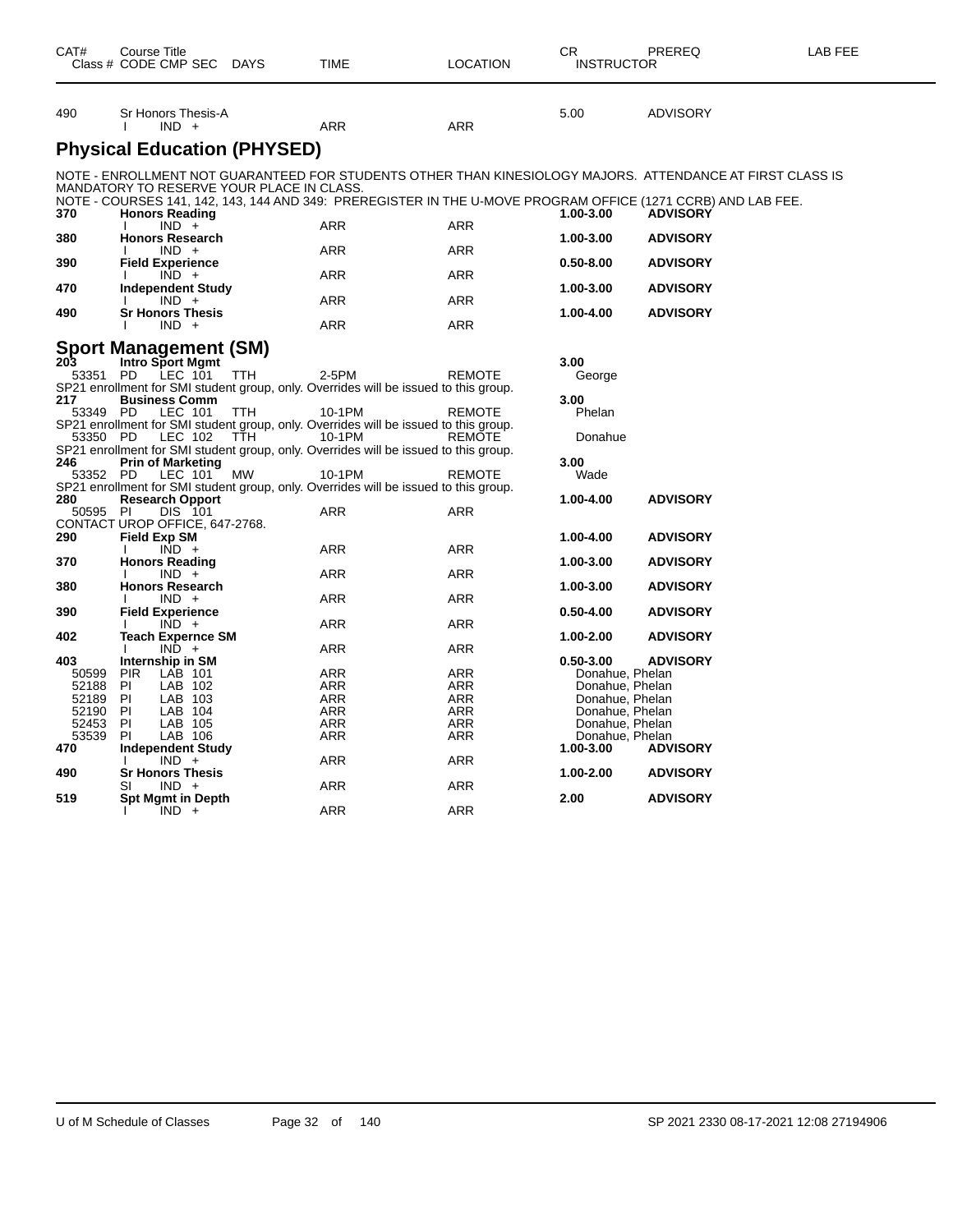| CAT# | Course Title<br>Class # CODE CMP SEC DAYS | TIME | LOCATION | CR<br>INSTRUCTOR | PREREQ | LAB FEE |
|---|---|---|---|---|---|---|
| 490 | Sr Honors Thesis-A | | | 5.00 | ADVISORY | |
| | I IND + | ARR | ARR | | | |

## Physical Education (PHYSED)

NOTE - ENROLLMENT NOT GUARANTEED FOR STUDENTS OTHER THAN KINESIOLOGY MAJORS. ATTENDANCE AT FIRST CLASS IS MANDATORY TO RESERVE YOUR PLACE IN CLASS.

NOTE - COURSES 141, 142, 143, 144 AND 349: PREREGISTER IN THE U-MOVE PROGRAM OFFICE (1271 CCRB) AND LAB FEE.

| CAT# | Course Title / Class # CODE CMP SEC DAYS | TIME | LOCATION | CR / INSTRUCTOR | PREREQ |
|---|---|---|---|---|---|
| **370** | **Honors Reading** | | | **1.00-3.00** | **ADVISORY** |
| | I IND + | ARR | ARR | | |
| **380** | **Honors Research** | | | **1.00-3.00** | **ADVISORY** |
| | I IND + | ARR | ARR | | |
| **390** | **Field Experience** | | | **0.50-8.00** | **ADVISORY** |
| | I IND + | ARR | ARR | | |
| **470** | **Independent Study** | | | **1.00-3.00** | **ADVISORY** |
| | I IND + | ARR | ARR | | |
| **490** | **Sr Honors Thesis** | | | **1.00-4.00** | **ADVISORY** |
| | I IND + | ARR | ARR | | |

## Sport Management (SM)

| CAT# | Course Title / Class # CODE CMP SEC DAYS | TIME | LOCATION | CR / INSTRUCTOR | PREREQ |
|---|---|---|---|---|---|
| **203** | **Intro Sport Mgmt** | | | **3.00** | |
| 53351 | PD LEC 101 TTH | 2-5PM | REMOTE | George | |
| | SP21 enrollment for SMI student group, only. Overrides will be issued to this group. | | | | |
| **217** | **Business Comm** | | | **3.00** | |
| 53349 | PD LEC 101 TTH | 10-1PM | REMOTE | Phelan | |
| | SP21 enrollment for SMI student group, only. Overrides will be issued to this group. | | | | |
| 53350 | PD LEC 102 TTH | 10-1PM | REMOTE | Donahue | |
| | SP21 enrollment for SMI student group, only. Overrides will be issued to this group. | | | | |
| **246** | **Prin of Marketing** | | | **3.00** | |
| 53352 | PD LEC 101 MW | 10-1PM | REMOTE | Wade | |
| | SP21 enrollment for SMI student group, only. Overrides will be issued to this group. | | | | |
| **280** | **Research Opport** | | | **1.00-4.00** | **ADVISORY** |
| 50595 | PI DIS 101 | ARR | ARR | | |
| | CONTACT UROP OFFICE, 647-2768. | | | | |
| **290** | **Field Exp SM** | | | **1.00-4.00** | **ADVISORY** |
| | I IND + | ARR | ARR | | |
| **370** | **Honors Reading** | | | **1.00-3.00** | **ADVISORY** |
| | I IND + | ARR | ARR | | |
| **380** | **Honors Research** | | | **1.00-3.00** | **ADVISORY** |
| | I IND + | ARR | ARR | | |
| **390** | **Field Experience** | | | **0.50-4.00** | **ADVISORY** |
| | I IND + | ARR | ARR | | |
| **402** | **Teach Expernce SM** | | | **1.00-2.00** | **ADVISORY** |
| | I IND + | ARR | ARR | | |
| **403** | **Internship in SM** | | | **0.50-3.00** | **ADVISORY** |
| 50599 | PIR LAB 101 | ARR | ARR | Donahue, Phelan | |
| 52188 | PI LAB 102 | ARR | ARR | Donahue, Phelan | |
| 52189 | PI LAB 103 | ARR | ARR | Donahue, Phelan | |
| 52190 | PI LAB 104 | ARR | ARR | Donahue, Phelan | |
| 52453 | PI LAB 105 | ARR | ARR | Donahue, Phelan | |
| 53539 | PI LAB 106 | ARR | ARR | Donahue, Phelan | |
| **470** | **Independent Study** | | | **1.00-3.00** | **ADVISORY** |
| | I IND + | ARR | ARR | | |
| **490** | **Sr Honors Thesis** | | | **1.00-2.00** | **ADVISORY** |
| | SI IND + | ARR | ARR | | |
| **519** | **Spt Mgmt in Depth** | | | **2.00** | **ADVISORY** |
| | I IND + | ARR | ARR | | |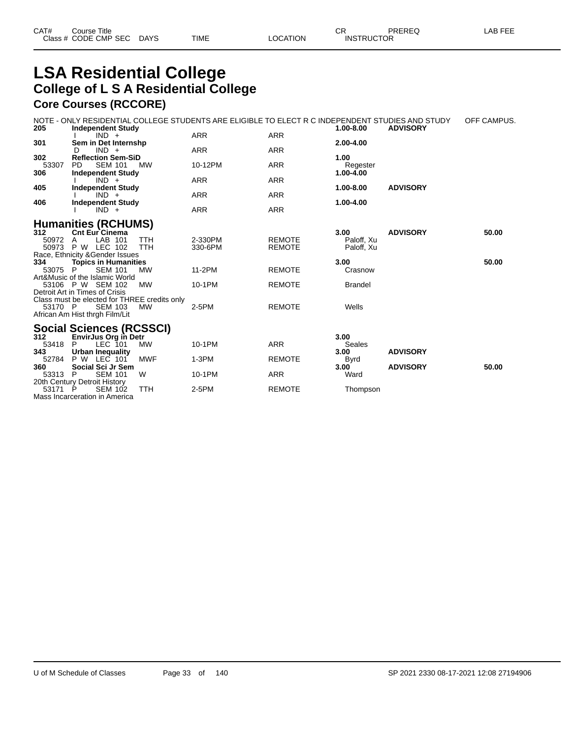| CAT# | Course Title | | | | CR | PREREQ | LAB FEE |
|---|---|---|---|---|---|---|---|
| Class # | CODE CMP SEC | DAYS | TIME | LOCATION | INSTRUCTOR | | |

# LSA Residential College

## College of L S A Residential College

### Core Courses (RCCORE)

NOTE - ONLY RESIDENTIAL COLLEGE STUDENTS ARE ELIGIBLE TO ELECT R C INDEPENDENT STUDIES AND STUDY OFF CAMPUS.

| CAT# / Class # | Course Title / CODE CMP SEC | DAYS | TIME | LOCATION | CR / INSTRUCTOR | PREREQ | LAB FEE |
|---|---|---|---|---|---|---|---|
| **205** | **Independent Study** | | | | **1.00-8.00** | **ADVISORY** | |
| | I IND + | | ARR | ARR | | | |
| **301** | **Sem in Det Internshp** | | | | **2.00-4.00** | | |
| | D IND + | | ARR | ARR | | | |
| **302** | **Reflection Sem-SiD** | | | | **1.00** | | |
| 53307 | PD SEM 101 | MW | 10-12PM | ARR | Regester | | |
| **306** | **Independent Study** | | | | **1.00-4.00** | | |
| | I IND + | | ARR | ARR | | | |
| **405** | **Independent Study** | | | | **1.00-8.00** | **ADVISORY** | |
| | I IND + | | ARR | ARR | | | |
| **406** | **Independent Study** | | | | **1.00-4.00** | | |
| | I IND + | | ARR | ARR | | | |

### Humanities (RCHUMS)

| CAT# / Class # | Course Title / CODE CMP SEC | DAYS | TIME | LOCATION | CR / INSTRUCTOR | PREREQ | LAB FEE |
|---|---|---|---|---|---|---|---|
| **312** | **Cnt Eur Cinema** | | | | **3.00** | **ADVISORY** | **50.00** |
| 50972 | A LAB 101 | TTH | 2-330PM | REMOTE | Paloff, Xu | | |
| 50973 | P W LEC 102 | TTH | 330-6PM | REMOTE | Paloff, Xu | | |
| Race, Ethnicity &Gender Issues | | | | | | | |
| **334** | **Topics in Humanities** | | | | **3.00** | | **50.00** |
| 53075 | P SEM 101 | MW | 11-2PM | REMOTE | Crasnow | | |
| Art&Music of the Islamic World | | | | | | | |
| 53106 | P W SEM 102 | MW | 10-1PM | REMOTE | Brandel | | |
| Detroit Art in Times of Crisis | | | | | | | |
| Class must be elected for THREE credits only | | | | | | | |
| 53170 | P SEM 103 | MW | 2-5PM | REMOTE | Wells | | |
| African Am Hist thrgh Film/Lit | | | | | | | |

### Social Sciences (RCSSCI)

| CAT# / Class # | Course Title / CODE CMP SEC | DAYS | TIME | LOCATION | CR / INSTRUCTOR | PREREQ | LAB FEE |
|---|---|---|---|---|---|---|---|
| **312** | **EnvirJus Org in Detr** | | | | **3.00** | | |
| 53418 | P LEC 101 | MW | 10-1PM | ARR | Seales | | |
| **343** | **Urban Inequality** | | | | **3.00** | **ADVISORY** | |
| 52784 | P W LEC 101 | MWF | 1-3PM | REMOTE | Byrd | | |
| **360** | **Social Sci Jr Sem** | | | | **3.00** | **ADVISORY** | **50.00** |
| 53313 | P SEM 101 | W | 10-1PM | ARR | Ward | | |
| 20th Century Detroit History | | | | | | | |
| 53171 | P SEM 102 | TTH | 2-5PM | REMOTE | Thompson | | |
| Mass Incarceration in America | | | | | | | |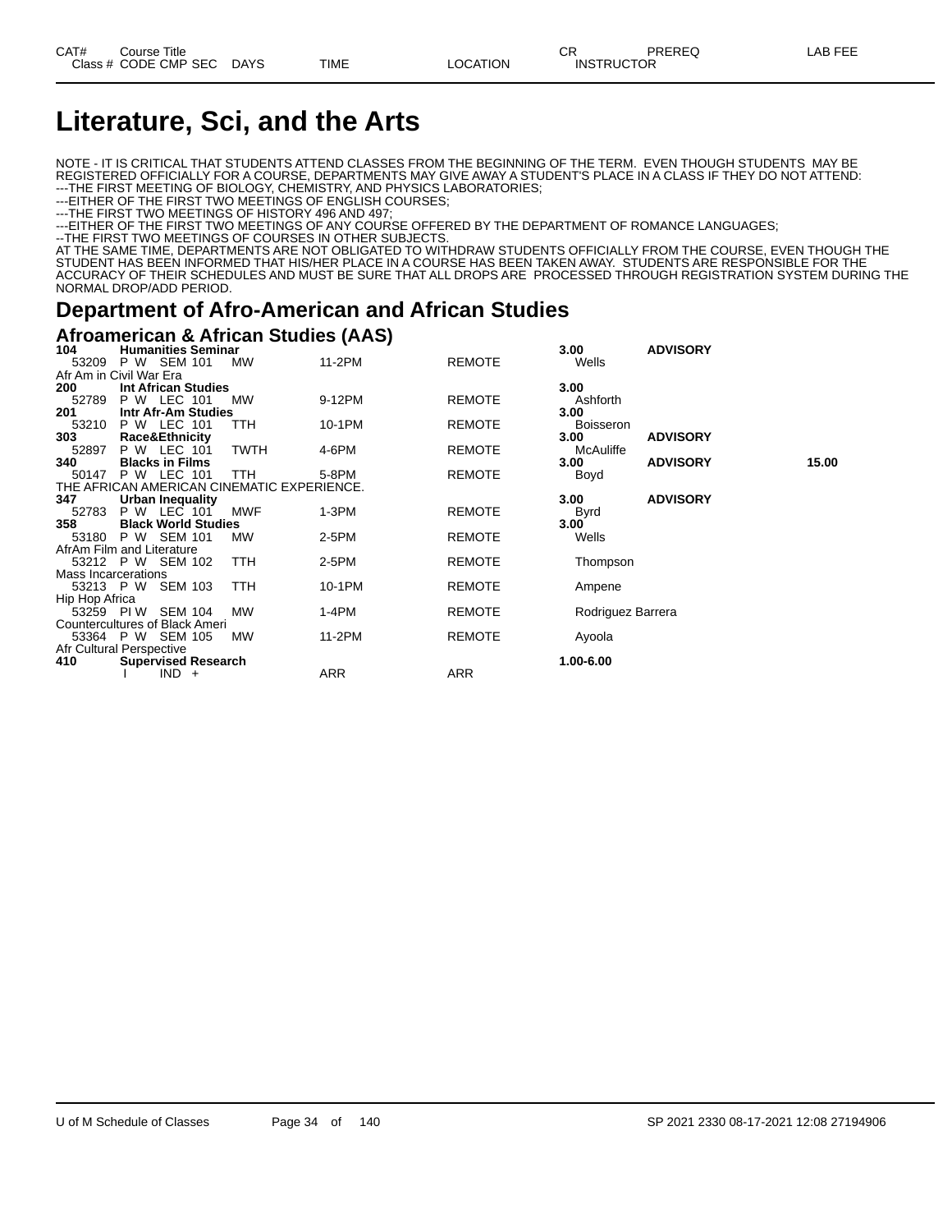# Literature, Sci, and the Arts

NOTE - IT IS CRITICAL THAT STUDENTS ATTEND CLASSES FROM THE BEGINNING OF THE TERM. EVEN THOUGH STUDENTS MAY BE REGISTERED OFFICIALLY FOR A COURSE, DEPARTMENTS MAY GIVE AWAY A STUDENT'S PLACE IN A CLASS IF THEY DO NOT ATTEND:
---THE FIRST MEETING OF BIOLOGY, CHEMISTRY, AND PHYSICS LABORATORIES;
---EITHER OF THE FIRST TWO MEETINGS OF ENGLISH COURSES;
---THE FIRST TWO MEETINGS OF HISTORY 496 AND 497;
---EITHER OF THE FIRST TWO MEETINGS OF ANY COURSE OFFERED BY THE DEPARTMENT OF ROMANCE LANGUAGES;
--THE FIRST TWO MEETINGS OF COURSES IN OTHER SUBJECTS.
AT THE SAME TIME, DEPARTMENTS ARE NOT OBLIGATED TO WITHDRAW STUDENTS OFFICIALLY FROM THE COURSE, EVEN THOUGH THE STUDENT HAS BEEN INFORMED THAT HIS/HER PLACE IN A COURSE HAS BEEN TAKEN AWAY. STUDENTS ARE RESPONSIBLE FOR THE ACCURACY OF THEIR SCHEDULES AND MUST BE SURE THAT ALL DROPS ARE PROCESSED THROUGH REGISTRATION SYSTEM DURING THE NORMAL DROP/ADD PERIOD.

## Department of Afro-American and African Studies

### Afroamerican & African Studies (AAS)

| CAT# / Class # | Course Title / CODE CMP SEC | DAYS | TIME | LOCATION | CR / INSTRUCTOR | PREREQ | LAB FEE |
|---|---|---|---|---|---|---|---|
| **104** | **Humanities Seminar** | | | | **3.00** | **ADVISORY** | |
| 53209 | P W SEM 101 | MW | 11-2PM | REMOTE | Wells | | |
| Afr Am in Civil War Era | | | | | | | |
| **200** | **Int African Studies** | | | | **3.00** | | |
| 52789 | P W LEC 101 | MW | 9-12PM | REMOTE | Ashforth | | |
| **201** | **Intr Afr-Am Studies** | | | | **3.00** | | |
| 53210 | P W LEC 101 | TTH | 10-1PM | REMOTE | Boisseron | | |
| **303** | **Race&Ethnicity** | | | | **3.00** | **ADVISORY** | |
| 52897 | P W LEC 101 | TWTH | 4-6PM | REMOTE | McAuliffe | | |
| **340** | **Blacks in Films** | | | | **3.00** | **ADVISORY** | **15.00** |
| 50147 | P W LEC 101 | TTH | 5-8PM | REMOTE | Boyd | | |
| THE AFRICAN AMERICAN CINEMATIC EXPERIENCE. | | | | | | | |
| **347** | **Urban Inequality** | | | | **3.00** | **ADVISORY** | |
| 52783 | P W LEC 101 | MWF | 1-3PM | REMOTE | Byrd | | |
| **358** | **Black World Studies** | | | | **3.00** | | |
| 53180 | P W SEM 101 | MW | 2-5PM | REMOTE | Wells | | |
| AfrAm Film and Literature | | | | | | | |
| 53212 | P W SEM 102 | TTH | 2-5PM | REMOTE | Thompson | | |
| Mass Incarcerations | | | | | | | |
| 53213 | P W SEM 103 | TTH | 10-1PM | REMOTE | Ampene | | |
| Hip Hop Africa | | | | | | | |
| 53259 | PI W SEM 104 | MW | 1-4PM | REMOTE | Rodriguez Barrera | | |
| Countercultures of Black Ameri | | | | | | | |
| 53364 | P W SEM 105 | MW | 11-2PM | REMOTE | Ayoola | | |
| Afr Cultural Perspective | | | | | | | |
| **410** | **Supervised Research** | | | | **1.00-6.00** | | |
| | I IND + | | ARR | ARR | | | |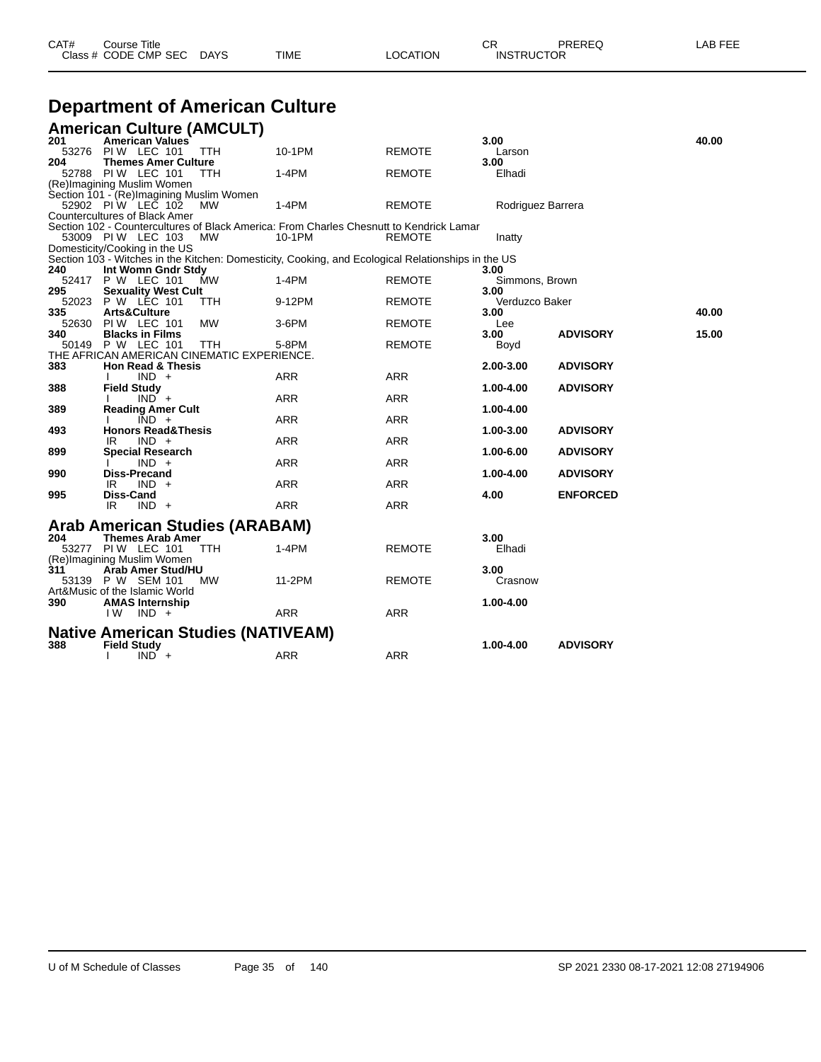| CAT# | Course Title | | | | CR | PREREQ | LAB FEE |
|---|---|---|---|---|---|---|---|
| Class # | CODE CMP SEC | DAYS | TIME | LOCATION | INSTRUCTOR | | |

# Department of American Culture

## American Culture (AMCULT)

| CAT# | Course Title / Class # CODE CMP SEC | DAYS | TIME | LOCATION | CR / INSTRUCTOR | PREREQ | LAB FEE |
|---|---|---|---|---|---|---|---|
| **201** | **American Values** | | | | **3.00** | | **40.00** |
| 53276 | PI W LEC 101 | TTH | 10-1PM | REMOTE | Larson | | |
| **204** | **Themes Amer Culture** | | | | **3.00** | | |
| 52788 | PI W LEC 101 | TTH | 1-4PM | REMOTE | Elhadi | | |
| | (Re)Imagining Muslim Women | | | | | | |
| | Section 101 - (Re)Imagining Muslim Women | | | | | | |
| 52902 | PI W LEC 102 | MW | 1-4PM | REMOTE | Rodriguez Barrera | | |
| | Countercultures of Black Amer | | | | | | |
| | Section 102 - Countercultures of Black America: From Charles Chesnutt to Kendrick Lamar | | | | | | |
| 53009 | PI W LEC 103 | MW | 10-1PM | REMOTE | Inatty | | |
| | Domesticity/Cooking in the US | | | | | | |
| | Section 103 - Witches in the Kitchen: Domesticity, Cooking, and Ecological Relationships in the US | | | | | | |
| **240** | **Int Womn Gndr Stdy** | | | | **3.00** | | |
| 52417 | P W LEC 101 | MW | 1-4PM | REMOTE | Simmons, Brown | | |
| **295** | **Sexuality West Cult** | | | | **3.00** | | |
| 52023 | P W LEC 101 | TTH | 9-12PM | REMOTE | Verduzco Baker | | |
| **335** | **Arts&Culture** | | | | **3.00** | | **40.00** |
| 52630 | PI W LEC 101 | MW | 3-6PM | REMOTE | Lee | | |
| **340** | **Blacks in Films** | | | | **3.00** | **ADVISORY** | **15.00** |
| 50149 | P W LEC 101 | TTH | 5-8PM | REMOTE | Boyd | | |
| | THE AFRICAN AMERICAN CINEMATIC EXPERIENCE. | | | | | | |
| **383** | **Hon Read & Thesis** | | | | **2.00-3.00** | **ADVISORY** | |
| | I IND + | | ARR | ARR | | | |
| **388** | **Field Study** | | | | **1.00-4.00** | **ADVISORY** | |
| | I IND + | | ARR | ARR | | | |
| **389** | **Reading Amer Cult** | | | | **1.00-4.00** | | |
| | I IND + | | ARR | ARR | | | |
| **493** | **Honors Read&Thesis** | | | | **1.00-3.00** | **ADVISORY** | |
| | IR IND + | | ARR | ARR | | | |
| **899** | **Special Research** | | | | **1.00-6.00** | **ADVISORY** | |
| | I IND + | | ARR | ARR | | | |
| **990** | **Diss-Precand** | | | | **1.00-4.00** | **ADVISORY** | |
| | IR IND + | | ARR | ARR | | | |
| **995** | **Diss-Cand** | | | | **4.00** | **ENFORCED** | |
| | IR IND + | | ARR | ARR | | | |

## Arab American Studies (ARABAM)

| CAT# | Course Title / Class # CODE CMP SEC | DAYS | TIME | LOCATION | CR / INSTRUCTOR | PREREQ | LAB FEE |
|---|---|---|---|---|---|---|---|
| **204** | **Themes Arab Amer** | | | | **3.00** | | |
| 53277 | PI W LEC 101 | TTH | 1-4PM | REMOTE | Elhadi | | |
| | (Re)Imagining Muslim Women | | | | | | |
| **311** | **Arab Amer Stud/HU** | | | | **3.00** | | |
| 53139 | P W SEM 101 | MW | 11-2PM | REMOTE | Crasnow | | |
| | Art&Music of the Islamic World | | | | | | |
| **390** | **AMAS Internship** | | | | **1.00-4.00** | | |
| | I W IND + | | ARR | ARR | | | |

## Native American Studies (NATIVEAM)

| CAT# | Course Title / Class # CODE CMP SEC | DAYS | TIME | LOCATION | CR / INSTRUCTOR | PREREQ | LAB FEE |
|---|---|---|---|---|---|---|---|
| **388** | **Field Study** | | | | **1.00-4.00** | **ADVISORY** | |
| | I IND + | | ARR | ARR | | | |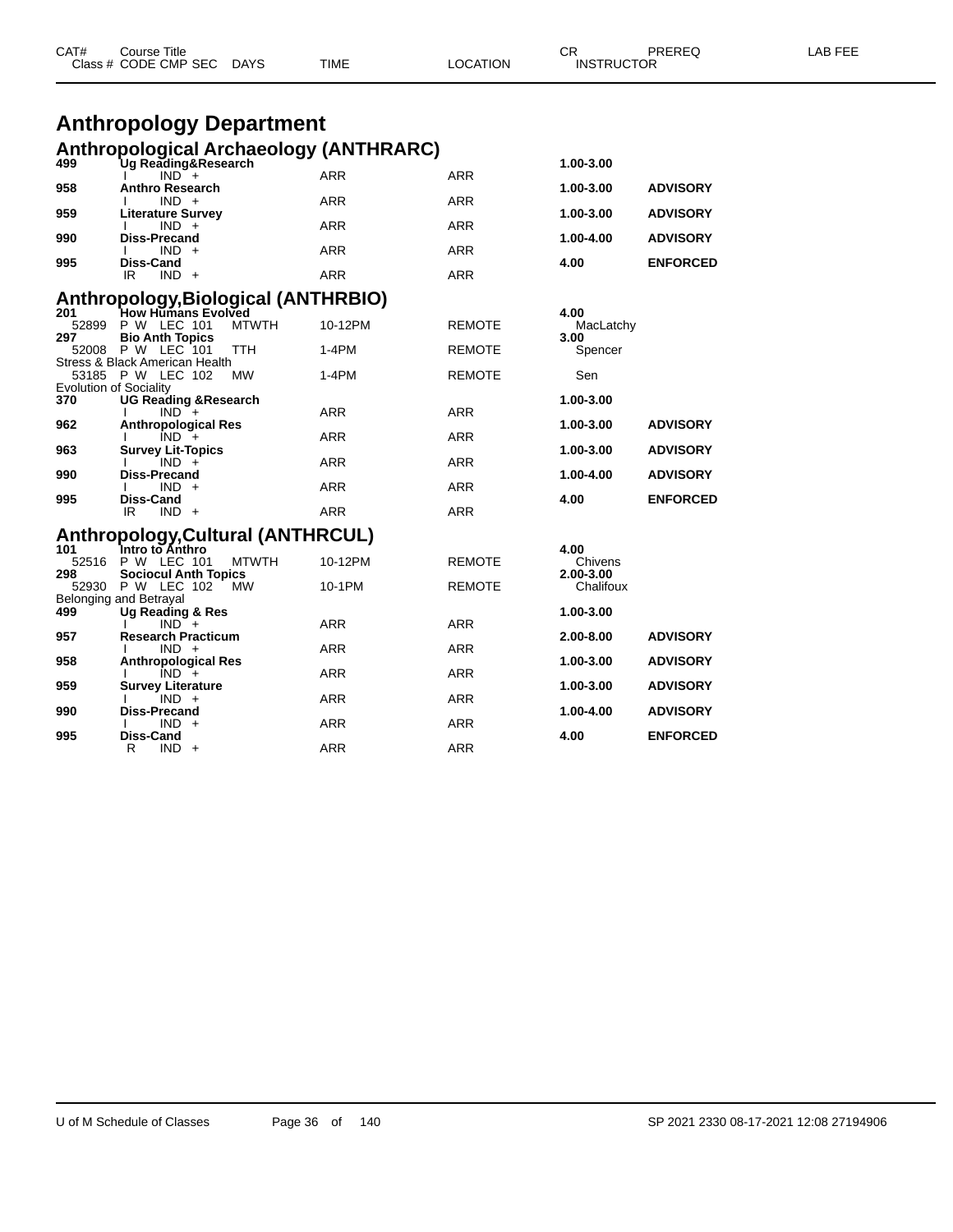| CAT# | Course Title | | | | CR | PREREQ | LAB FEE |
|---|---|---|---|---|---|---|---|
| Class # | CODE CMP SEC | DAYS | TIME | LOCATION | INSTRUCTOR | | |

# Anthropology Department

## Anthropological Archaeology (ANTHRARC)

| CAT# | Course Title | DAYS | TIME | LOCATION | CR / INSTRUCTOR | PREREQ |
|---|---|---|---|---|---|---|
| **499** | **Ug Reading&Research** | | | | **1.00-3.00** | |
| | I IND + | | ARR | ARR | | |
| **958** | **Anthro Research** | | | | **1.00-3.00** | **ADVISORY** |
| | I IND + | | ARR | ARR | | |
| **959** | **Literature Survey** | | | | **1.00-3.00** | **ADVISORY** |
| | I IND + | | ARR | ARR | | |
| **990** | **Diss-Precand** | | | | **1.00-4.00** | **ADVISORY** |
| | I IND + | | ARR | ARR | | |
| **995** | **Diss-Cand** | | | | **4.00** | **ENFORCED** |
| | IR IND + | | ARR | ARR | | |

## Anthropology,Biological (ANTHRBIO)

| CAT# | Course Title | DAYS | TIME | LOCATION | CR / INSTRUCTOR | PREREQ |
|---|---|---|---|---|---|---|
| **201** | **How Humans Evolved** | | | | **4.00** | |
| 52899 | P W LEC 101 | MTWTH | 10-12PM | REMOTE | MacLatchy | |
| **297** | **Bio Anth Topics** | | | | **3.00** | |
| 52008 | P W LEC 101 | TTH | 1-4PM | REMOTE | Spencer | |
| Stress & Black American Health | | | | | | |
| 53185 | P W LEC 102 | MW | 1-4PM | REMOTE | Sen | |
| Evolution of Sociality | | | | | | |
| **370** | **UG Reading &Research** | | | | **1.00-3.00** | |
| | I IND + | | ARR | ARR | | |
| **962** | **Anthropological Res** | | | | **1.00-3.00** | **ADVISORY** |
| | I IND + | | ARR | ARR | | |
| **963** | **Survey Lit-Topics** | | | | **1.00-3.00** | **ADVISORY** |
| | I IND + | | ARR | ARR | | |
| **990** | **Diss-Precand** | | | | **1.00-4.00** | **ADVISORY** |
| | I IND + | | ARR | ARR | | |
| **995** | **Diss-Cand** | | | | **4.00** | **ENFORCED** |
| | IR IND + | | ARR | ARR | | |

## Anthropology,Cultural (ANTHRCUL)

| CAT# | Course Title | DAYS | TIME | LOCATION | CR / INSTRUCTOR | PREREQ |
|---|---|---|---|---|---|---|
| **101** | **Intro to Anthro** | | | | **4.00** | |
| 52516 | P W LEC 101 | MTWTH | 10-12PM | REMOTE | Chivens | |
| **298** | **Sociocul Anth Topics** | | | | **2.00-3.00** | |
| 52930 | P W LEC 102 | MW | 10-1PM | REMOTE | Chalifoux | |
| Belonging and Betrayal | | | | | | |
| **499** | **Ug Reading & Res** | | | | **1.00-3.00** | |
| | I IND + | | ARR | ARR | | |
| **957** | **Research Practicum** | | | | **2.00-8.00** | **ADVISORY** |
| | I IND + | | ARR | ARR | | |
| **958** | **Anthropological Res** | | | | **1.00-3.00** | **ADVISORY** |
| | I IND + | | ARR | ARR | | |
| **959** | **Survey Literature** | | | | **1.00-3.00** | **ADVISORY** |
| | I IND + | | ARR | ARR | | |
| **990** | **Diss-Precand** | | | | **1.00-4.00** | **ADVISORY** |
| | I IND + | | ARR | ARR | | |
| **995** | **Diss-Cand** | | | | **4.00** | **ENFORCED** |
| | R IND + | | ARR | ARR | | |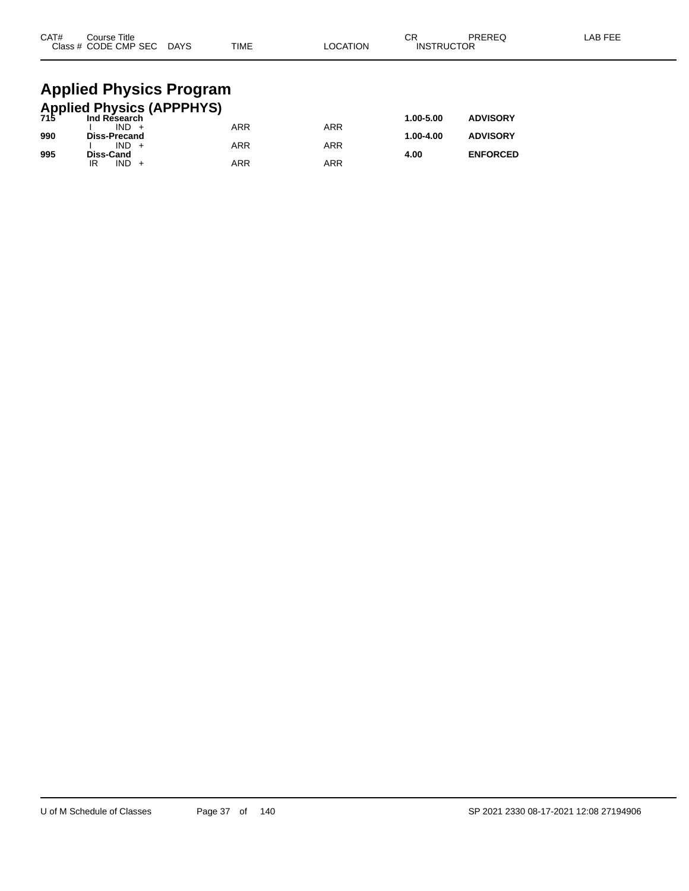| CAT# | Course Title<br>Class # CODE CMP SEC DAYS | TIME | LOCATION | CR<br>INSTRUCTOR | PREREQ | LAB FEE |
|---|---|---|---|---|---|---|

# Applied Physics Program

## Applied Physics (APPPHYS)

| CAT# | Course Title<br>Class # CODE CMP SEC DAYS | TIME | LOCATION | CR<br>INSTRUCTOR | PREREQ | LAB FEE |
|---|---|---|---|---|---|---|
| **715** | **Ind Research** | | | **1.00-5.00** | **ADVISORY** | |
| | I IND + | ARR | ARR | | | |
| **990** | **Diss-Precand** | | | **1.00-4.00** | **ADVISORY** | |
| | I IND + | ARR | ARR | | | |
| **995** | **Diss-Cand** | | | **4.00** | **ENFORCED** | |
| | IR IND + | ARR | ARR | | | |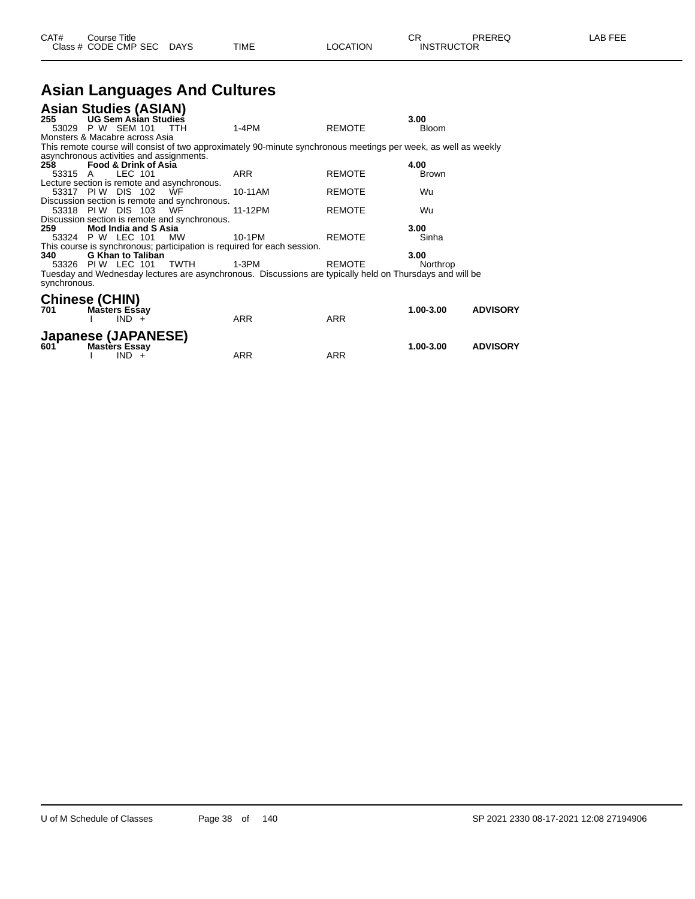| CAT# | Course Title | | | | | CR | PREREQ | LAB FEE |
|---|---|---|---|---|---|---|---|---|
| Class # | CODE CMP SEC | DAYS | TIME | LOCATION | | INSTRUCTOR | | |

# Asian Languages And Cultures

## Asian Studies (ASIAN)

**255 UG Sem Asian Studies** **3.00**

| Class # | CODE | CMP | SEC | DAYS | TIME | LOCATION | INSTRUCTOR |
|---|---|---|---|---|---|---|---|
| 53029 | P W | SEM | 101 | TTH | 1-4PM | REMOTE | Bloom |

Monsters & Macabre across Asia
This remote course will consist of two approximately 90-minute synchronous meetings per week, as well as weekly asynchronous activities and assignments.

**258 Food & Drink of Asia** **4.00**

| Class # | CODE | CMP | SEC | DAYS | TIME | LOCATION | INSTRUCTOR |
|---|---|---|---|---|---|---|---|
| 53315 | A | LEC | 101 | | ARR | REMOTE | Brown |

Lecture section is remote and asynchronous.

| Class # | CODE | CMP | SEC | DAYS | TIME | LOCATION | INSTRUCTOR |
|---|---|---|---|---|---|---|---|
| 53317 | PI W | DIS | 102 | WF | 10-11AM | REMOTE | Wu |

Discussion section is remote and synchronous.

| Class # | CODE | CMP | SEC | DAYS | TIME | LOCATION | INSTRUCTOR |
|---|---|---|---|---|---|---|---|
| 53318 | PI W | DIS | 103 | WF | 11-12PM | REMOTE | Wu |

Discussion section is remote and synchronous.

**259 Mod India and S Asia** **3.00**

| Class # | CODE | CMP | SEC | DAYS | TIME | LOCATION | INSTRUCTOR |
|---|---|---|---|---|---|---|---|
| 53324 | P W | LEC | 101 | MW | 10-1PM | REMOTE | Sinha |

This course is synchronous; participation is required for each session.

**340 G Khan to Taliban** **3.00**

| Class # | CODE | CMP | SEC | DAYS | TIME | LOCATION | INSTRUCTOR |
|---|---|---|---|---|---|---|---|
| 53326 | PI W | LEC | 101 | TWTH | 1-3PM | REMOTE | Northrop |

Tuesday and Wednesday lectures are asynchronous. Discussions are typically held on Thursdays and will be synchronous.

## Chinese (CHIN)

**701 Masters Essay** **1.00-3.00** **ADVISORY**

| Class # | CODE | CMP | SEC | DAYS | TIME | LOCATION | INSTRUCTOR |
|---|---|---|---|---|---|---|---|
| | I | IND | + | | ARR | ARR | |

## Japanese (JAPANESE)

**601 Masters Essay** **1.00-3.00** **ADVISORY**

| Class # | CODE | CMP | SEC | DAYS | TIME | LOCATION | INSTRUCTOR |
|---|---|---|---|---|---|---|---|
| | I | IND | + | | ARR | ARR | |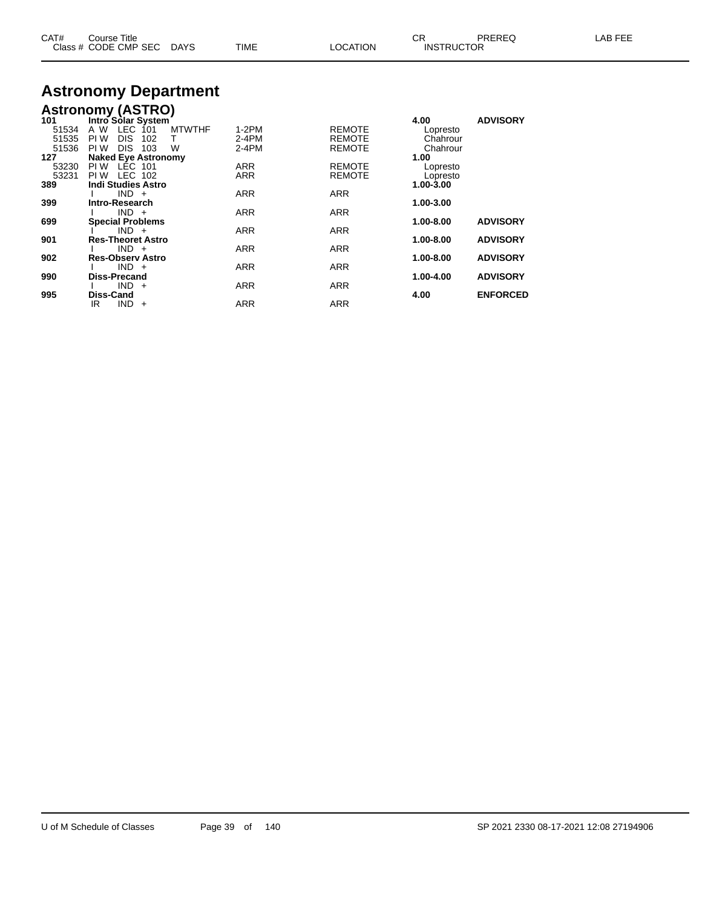# Astronomy Department

## Astronomy (ASTRO)

| CAT# / Class # | Course Title / CODE CMP SEC | DAYS | TIME | LOCATION | CR / INSTRUCTOR | PREREQ | LAB FEE |
|---|---|---|---|---|---|---|---|
| **101** | **Intro Solar System** | | | | **4.00** | **ADVISORY** | |
| 51534 | A W LEC 101 | MTWTHF | 1-2PM | REMOTE | Lopresto | | |
| 51535 | PI W DIS 102 | T | 2-4PM | REMOTE | Chahrour | | |
| 51536 | PI W DIS 103 | W | 2-4PM | REMOTE | Chahrour | | |
| **127** | **Naked Eye Astronomy** | | | | **1.00** | | |
| 53230 | PI W LEC 101 | | ARR | REMOTE | Lopresto | | |
| 53231 | PI W LEC 102 | | ARR | REMOTE | Lopresto | | |
| **389** | **Indi Studies Astro** | | | | **1.00-3.00** | | |
| | I IND + | | ARR | ARR | | | |
| **399** | **Intro-Research** | | | | **1.00-3.00** | | |
| | I IND + | | ARR | ARR | | | |
| **699** | **Special Problems** | | | | **1.00-8.00** | **ADVISORY** | |
| | I IND + | | ARR | ARR | | | |
| **901** | **Res-Theoret Astro** | | | | **1.00-8.00** | **ADVISORY** | |
| | I IND + | | ARR | ARR | | | |
| **902** | **Res-Observ Astro** | | | | **1.00-8.00** | **ADVISORY** | |
| | I IND + | | ARR | ARR | | | |
| **990** | **Diss-Precand** | | | | **1.00-4.00** | **ADVISORY** | |
| | I IND + | | ARR | ARR | | | |
| **995** | **Diss-Cand** | | | | **4.00** | **ENFORCED** | |
| | IR IND + | | ARR | ARR | | | |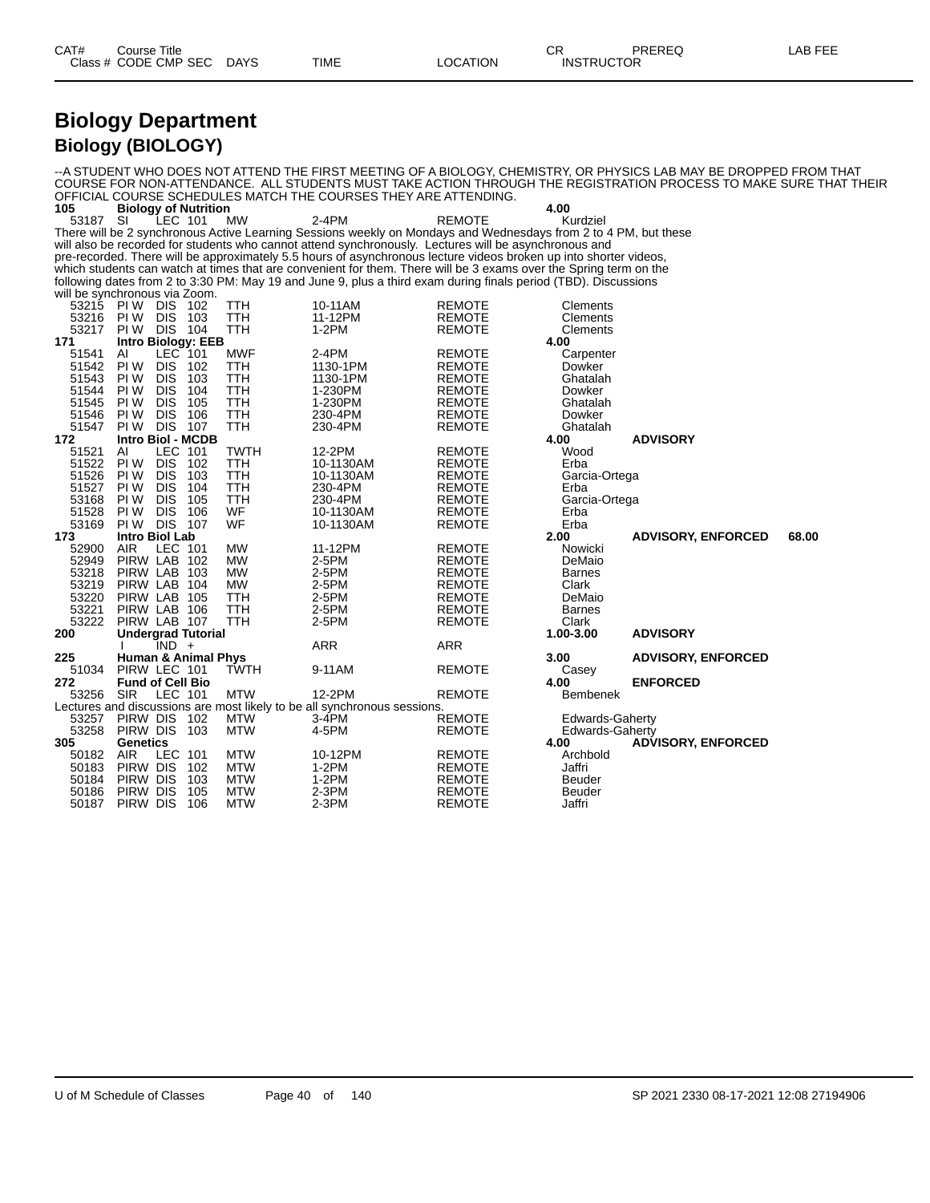# Biology Department

## Biology (BIOLOGY)

--A STUDENT WHO DOES NOT ATTEND THE FIRST MEETING OF A BIOLOGY, CHEMISTRY, OR PHYSICS LAB MAY BE DROPPED FROM THAT COURSE FOR NON-ATTENDANCE. ALL STUDENTS MUST TAKE ACTION THROUGH THE REGISTRATION PROCESS TO MAKE SURE THAT THEIR OFFICIAL COURSE SCHEDULES MATCH THE COURSES THEY ARE ATTENDING.

| CAT# / Class # | Course Title / CODE | CMP | SEC | DAYS | TIME | LOCATION | CR / INSTRUCTOR | PREREQ | LAB FEE |
|---|---|---|---|---|---|---|---|---|---|
| **105** | **Biology of Nutrition** | | | | | | **4.00** | | |
| 53187 | SI | LEC | 101 | MW | 2-4PM | REMOTE | Kurdziel | | |

There will be 2 synchronous Active Learning Sessions weekly on Mondays and Wednesdays from 2 to 4 PM, but these will also be recorded for students who cannot attend synchronously. Lectures will be asynchronous and pre-recorded. There will be approximately 5.5 hours of asynchronous lecture videos broken up into shorter videos, which students can watch at times that are convenient for them. There will be 3 exams over the Spring term on the following dates from 2 to 3:30 PM: May 19 and June 9, plus a third exam during finals period (TBD). Discussions will be synchronous via Zoom.

| CAT# / Class # | Course Title / CODE | CMP | SEC | DAYS | TIME | LOCATION | CR / INSTRUCTOR | PREREQ | LAB FEE |
|---|---|---|---|---|---|---|---|---|---|
| 53215 | PI W | DIS | 102 | TTH | 10-11AM | REMOTE | Clements | | |
| 53216 | PI W | DIS | 103 | TTH | 11-12PM | REMOTE | Clements | | |
| 53217 | PI W | DIS | 104 | TTH | 1-2PM | REMOTE | Clements | | |
| **171** | **Intro Biology: EEB** | | | | | | **4.00** | | |
| 51541 | AI | LEC | 101 | MWF | 2-4PM | REMOTE | Carpenter | | |
| 51542 | PI W | DIS | 102 | TTH | 1130-1PM | REMOTE | Dowker | | |
| 51543 | PI W | DIS | 103 | TTH | 1130-1PM | REMOTE | Ghatalah | | |
| 51544 | PI W | DIS | 104 | TTH | 1-230PM | REMOTE | Dowker | | |
| 51545 | PI W | DIS | 105 | TTH | 1-230PM | REMOTE | Ghatalah | | |
| 51546 | PI W | DIS | 106 | TTH | 230-4PM | REMOTE | Dowker | | |
| 51547 | PI W | DIS | 107 | TTH | 230-4PM | REMOTE | Ghatalah | | |
| **172** | **Intro Biol - MCDB** | | | | | | **4.00** | **ADVISORY** | |
| 51521 | AI | LEC | 101 | TWTH | 12-2PM | REMOTE | Wood | | |
| 51522 | PI W | DIS | 102 | TTH | 10-1130AM | REMOTE | Erba | | |
| 51526 | PI W | DIS | 103 | TTH | 10-1130AM | REMOTE | Garcia-Ortega | | |
| 51527 | PI W | DIS | 104 | TTH | 230-4PM | REMOTE | Erba | | |
| 53168 | PI W | DIS | 105 | TTH | 230-4PM | REMOTE | Garcia-Ortega | | |
| 51528 | PI W | DIS | 106 | WF | 10-1130AM | REMOTE | Erba | | |
| 53169 | PI W | DIS | 107 | WF | 10-1130AM | REMOTE | Erba | | |
| **173** | **Intro Biol Lab** | | | | | | **2.00** | **ADVISORY, ENFORCED** | **68.00** |
| 52900 | AIR | LEC | 101 | MW | 11-12PM | REMOTE | Nowicki | | |
| 52949 | PIRW | LAB | 102 | MW | 2-5PM | REMOTE | DeMaio | | |
| 53218 | PIRW | LAB | 103 | MW | 2-5PM | REMOTE | Barnes | | |
| 53219 | PIRW | LAB | 104 | MW | 2-5PM | REMOTE | Clark | | |
| 53220 | PIRW | LAB | 105 | TTH | 2-5PM | REMOTE | DeMaio | | |
| 53221 | PIRW | LAB | 106 | TTH | 2-5PM | REMOTE | Barnes | | |
| 53222 | PIRW | LAB | 107 | TTH | 2-5PM | REMOTE | Clark | | |
| **200** | **Undergrad Tutorial** | | | | | | **1.00-3.00** | **ADVISORY** | |
| | I | IND | + | | ARR | ARR | | | |
| **225** | **Human & Animal Phys** | | | | | | **3.00** | **ADVISORY, ENFORCED** | |
| 51034 | PIRW | LEC | 101 | TWTH | 9-11AM | REMOTE | Casey | | |
| **272** | **Fund of Cell Bio** | | | | | | **4.00** | **ENFORCED** | |
| 53256 | SIR | LEC | 101 | MTW | 12-2PM | REMOTE | Bembenek | | |

Lectures and discussions are most likely to be all synchronous sessions.

| CAT# / Class # | Course Title / CODE | CMP | SEC | DAYS | TIME | LOCATION | CR / INSTRUCTOR | PREREQ | LAB FEE |
|---|---|---|---|---|---|---|---|---|---|
| 53257 | PIRW | DIS | 102 | MTW | 3-4PM | REMOTE | Edwards-Gaherty | | |
| 53258 | PIRW | DIS | 103 | MTW | 4-5PM | REMOTE | Edwards-Gaherty | | |
| **305** | **Genetics** | | | | | | **4.00** | **ADVISORY, ENFORCED** | |
| 50182 | AIR | LEC | 101 | MTW | 10-12PM | REMOTE | Archbold | | |
| 50183 | PIRW | DIS | 102 | MTW | 1-2PM | REMOTE | Jaffri | | |
| 50184 | PIRW | DIS | 103 | MTW | 1-2PM | REMOTE | Beuder | | |
| 50186 | PIRW | DIS | 105 | MTW | 2-3PM | REMOTE | Beuder | | |
| 50187 | PIRW | DIS | 106 | MTW | 2-3PM | REMOTE | Jaffri | | |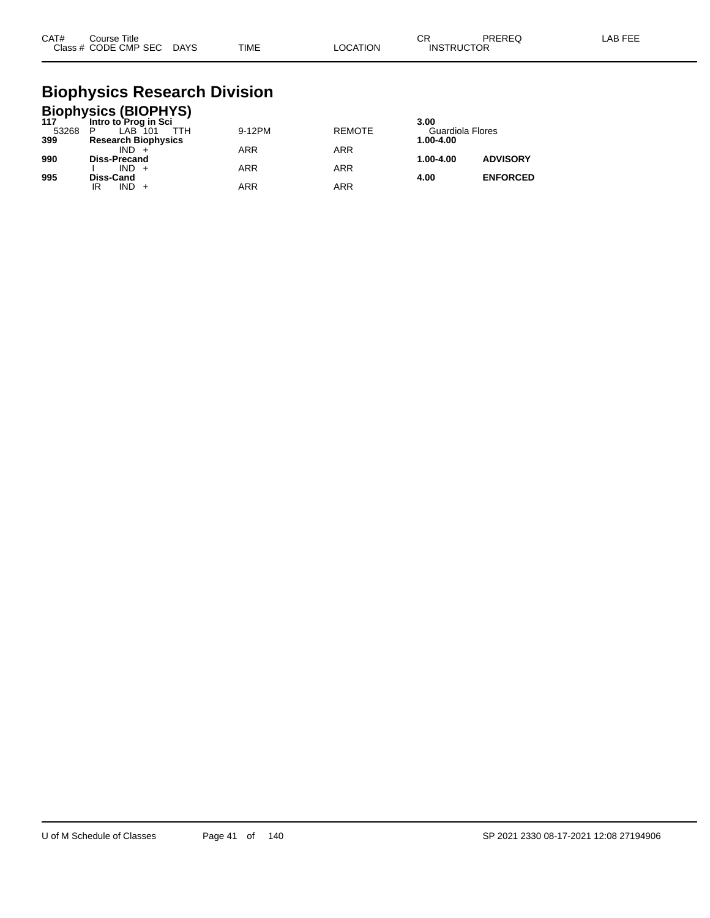| CAT# | Course Title / Class # CODE CMP SEC DAYS | TIME | LOCATION | CR / INSTRUCTOR | PREREQ | LAB FEE |
|---|---|---|---|---|---|---|

# Biophysics Research Division

## Biophysics (BIOPHYS)

| CAT# | Course Title / Class # CODE CMP SEC DAYS | TIME | LOCATION | CR / INSTRUCTOR | PREREQ | LAB FEE |
|---|---|---|---|---|---|---|
| **117** | **Intro to Prog in Sci** | | | **3.00** | | |
| 53268 | P LAB 101 TTH | 9-12PM | REMOTE | Guardiola Flores | | |
| **399** | **Research Biophysics** | | | **1.00-4.00** | | |
| | IND + | ARR | ARR | | | |
| **990** | **Diss-Precand** | | | **1.00-4.00** | **ADVISORY** | |
| | I IND + | ARR | ARR | | | |
| **995** | **Diss-Cand** | | | **4.00** | **ENFORCED** | |
| | IR IND + | ARR | ARR | | | |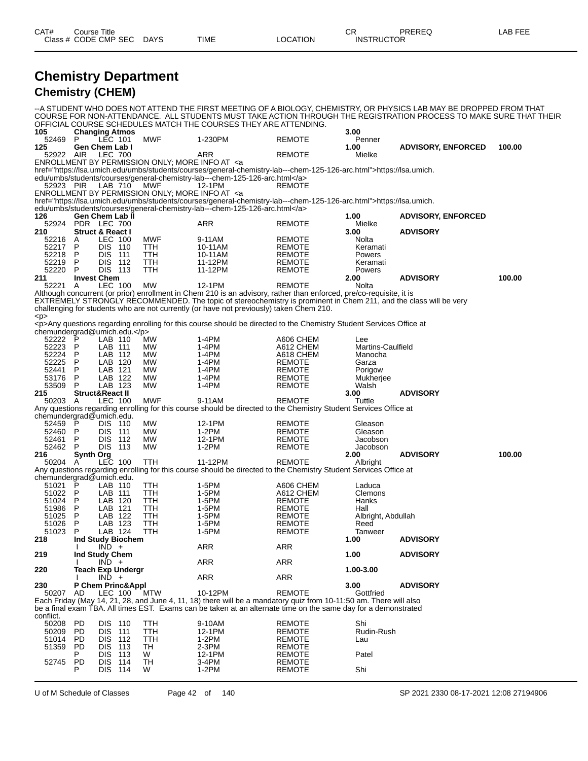# Chemistry Department

## Chemistry (CHEM)

--A STUDENT WHO DOES NOT ATTEND THE FIRST MEETING OF A BIOLOGY, CHEMISTRY, OR PHYSICS LAB MAY BE DROPPED FROM THAT COURSE FOR NON-ATTENDANCE. ALL STUDENTS MUST TAKE ACTION THROUGH THE REGISTRATION PROCESS TO MAKE SURE THAT THEIR OFFICIAL COURSE SCHEDULES MATCH THE COURSES THEY ARE ATTENDING.

| CAT# / Class # | Course Title / CODE | CMP | SEC | DAYS | TIME | LOCATION | CR / INSTRUCTOR | PREREQ | LAB FEE |
|---|---|---|---|---|---|---|---|---|---|
| **105** | **Changing Atmos** | | | | | | **3.00** | | |
| 52469 | P | LEC | 101 | MWF | 1-230PM | REMOTE | Penner | | |
| **125** | **Gen Chem Lab I** | | | | | | **1.00** | **ADVISORY, ENFORCED** | **100.00** |
| 52922 | AIR | LEC | 700 | | ARR | REMOTE | Mielke | | |

ENROLLMENT BY PERMISSION ONLY; MORE INFO AT <a href="https://lsa.umich.edu/umbs/students/courses/general-chemistry-lab---chem-125-126-arc.html">https://lsa.umich.edu/umbs/students/courses/general-chemistry-lab---chem-125-126-arc.html</a>

| CAT# / Class # | Course Title / CODE | CMP | SEC | DAYS | TIME | LOCATION | CR / INSTRUCTOR | PREREQ | LAB FEE |
|---|---|---|---|---|---|---|---|---|---|
| 52923 | PIR | LAB | 710 | MWF | 12-1PM | REMOTE | | | |

ENROLLMENT BY PERMISSION ONLY; MORE INFO AT <a href="https://lsa.umich.edu/umbs/students/courses/general-chemistry-lab---chem-125-126-arc.html">https://lsa.umich.edu/umbs/students/courses/general-chemistry-lab---chem-125-126-arc.html</a>

| CAT# / Class # | Course Title / CODE | CMP | SEC | DAYS | TIME | LOCATION | CR / INSTRUCTOR | PREREQ | LAB FEE |
|---|---|---|---|---|---|---|---|---|---|
| **126** | **Gen Chem Lab II** | | | | | | **1.00** | **ADVISORY, ENFORCED** | |
| 52924 | PDR | LEC | 700 | | ARR | REMOTE | Mielke | | |
| **210** | **Struct & React I** | | | | | | **3.00** | **ADVISORY** | |
| 52216 | A | LEC | 100 | MWF | 9-11AM | REMOTE | Nolta | | |
| 52217 | P | DIS | 110 | TTH | 10-11AM | REMOTE | Keramati | | |
| 52218 | P | DIS | 111 | TTH | 10-11AM | REMOTE | Powers | | |
| 52219 | P | DIS | 112 | TTH | 11-12PM | REMOTE | Keramati | | |
| 52220 | P | DIS | 113 | TTH | 11-12PM | REMOTE | Powers | | |
| **211** | **Invest Chem** | | | | | | **2.00** | **ADVISORY** | **100.00** |
| 52221 | A | LEC | 100 | MW | 12-1PM | REMOTE | Nolta | | |

Although concurrent (or prior) enrollment in Chem 210 is an advisory, rather than enforced, pre/co-requisite, it is EXTREMELY STRONGLY RECOMMENDED. The topic of stereochemistry is prominent in Chem 211, and the class will be very challenging for students who are not currently (or have not previously) taken Chem 210.
<p>
<p>Any questions regarding enrolling for this course should be directed to the Chemistry Student Services Office at chemundergrad@umich.edu.</p>

| CAT# / Class # | Course Title / CODE | CMP | SEC | DAYS | TIME | LOCATION | CR / INSTRUCTOR | PREREQ | LAB FEE |
|---|---|---|---|---|---|---|---|---|---|
| 52222 | P | LAB | 110 | MW | 1-4PM | A606 CHEM | Lee | | |
| 52223 | P | LAB | 111 | MW | 1-4PM | A612 CHEM | Martins-Caulfield | | |
| 52224 | P | LAB | 112 | MW | 1-4PM | A618 CHEM | Manocha | | |
| 52225 | P | LAB | 120 | MW | 1-4PM | REMOTE | Garza | | |
| 52441 | P | LAB | 121 | MW | 1-4PM | REMOTE | Porigow | | |
| 53176 | P | LAB | 122 | MW | 1-4PM | REMOTE | Mukherjee | | |
| 53509 | P | LAB | 123 | MW | 1-4PM | REMOTE | Walsh | | |
| **215** | **Struct&React II** | | | | | | **3.00** | **ADVISORY** | |
| 50203 | A | LEC | 100 | MWF | 9-11AM | REMOTE | Tuttle | | |

Any questions regarding enrolling for this course should be directed to the Chemistry Student Services Office at chemundergrad@umich.edu.

| CAT# / Class # | Course Title / CODE | CMP | SEC | DAYS | TIME | LOCATION | CR / INSTRUCTOR | PREREQ | LAB FEE |
|---|---|---|---|---|---|---|---|---|---|
| 52459 | P | DIS | 110 | MW | 12-1PM | REMOTE | Gleason | | |
| 52460 | P | DIS | 111 | MW | 1-2PM | REMOTE | Gleason | | |
| 52461 | P | DIS | 112 | MW | 12-1PM | REMOTE | Jacobson | | |
| 52462 | P | DIS | 113 | MW | 1-2PM | REMOTE | Jacobson | | |
| **216** | **Synth Org** | | | | | | **2.00** | **ADVISORY** | **100.00** |
| 50204 | A | LEC | 100 | TTH | 11-12PM | REMOTE | Albright | | |

Any questions regarding enrolling for this course should be directed to the Chemistry Student Services Office at chemundergrad@umich.edu.

| CAT# / Class # | Course Title / CODE | CMP | SEC | DAYS | TIME | LOCATION | CR / INSTRUCTOR | PREREQ | LAB FEE |
|---|---|---|---|---|---|---|---|---|---|
| 51021 | P | LAB | 110 | TTH | 1-5PM | A606 CHEM | Laduca | | |
| 51022 | P | LAB | 111 | TTH | 1-5PM | A612 CHEM | Clemons | | |
| 51024 | P | LAB | 120 | TTH | 1-5PM | REMOTE | Hanks | | |
| 51986 | P | LAB | 121 | TTH | 1-5PM | REMOTE | Hall | | |
| 51025 | P | LAB | 122 | TTH | 1-5PM | REMOTE | Albright, Abdullah | | |
| 51026 | P | LAB | 123 | TTH | 1-5PM | REMOTE | Reed | | |
| 51023 | P | LAB | 124 | TTH | 1-5PM | REMOTE | Tanweer | | |
| **218** | **Ind Study Biochem** | | | | | | **1.00** | **ADVISORY** | |
| | I | IND | + | | ARR | ARR | | | |
| **219** | **Ind Study Chem** | | | | | | **1.00** | **ADVISORY** | |
| | I | IND | + | | ARR | ARR | | | |
| **220** | **Teach Exp Undergr** | | | | | | **1.00-3.00** | | |
| | I | IND | + | | ARR | ARR | | | |
| **230** | **P Chem Princ&Appl** | | | | | | **3.00** | **ADVISORY** | |
| 50207 | AD | LEC | 100 | MTW | 10-12PM | REMOTE | Gottfried | | |

Each Friday (May 14, 21, 28, and June 4, 11, 18) there will be a mandatory quiz from 10-11:50 am. There will also be a final exam TBA. All times EST. Exams can be taken at an alternate time on the same day for a demonstrated conflict.

| CAT# / Class # | Course Title / CODE | CMP | SEC | DAYS | TIME | LOCATION | CR / INSTRUCTOR | PREREQ | LAB FEE |
|---|---|---|---|---|---|---|---|---|---|
| 50208 | PD | DIS | 110 | TTH | 9-10AM | REMOTE | Shi | | |
| 50209 | PD | DIS | 111 | TTH | 12-1PM | REMOTE | Rudin-Rush | | |
| 51014 | PD | DIS | 112 | TTH | 1-2PM | REMOTE | Lau | | |
| 51359 | PD | DIS | 113 | TH | 2-3PM | REMOTE | | | |
| | P | DIS | 113 | W | 12-1PM | REMOTE | Patel | | |
| 52745 | PD | DIS | 114 | TH | 3-4PM | REMOTE | | | |
| | P | DIS | 114 | W | 1-2PM | REMOTE | Shi | | |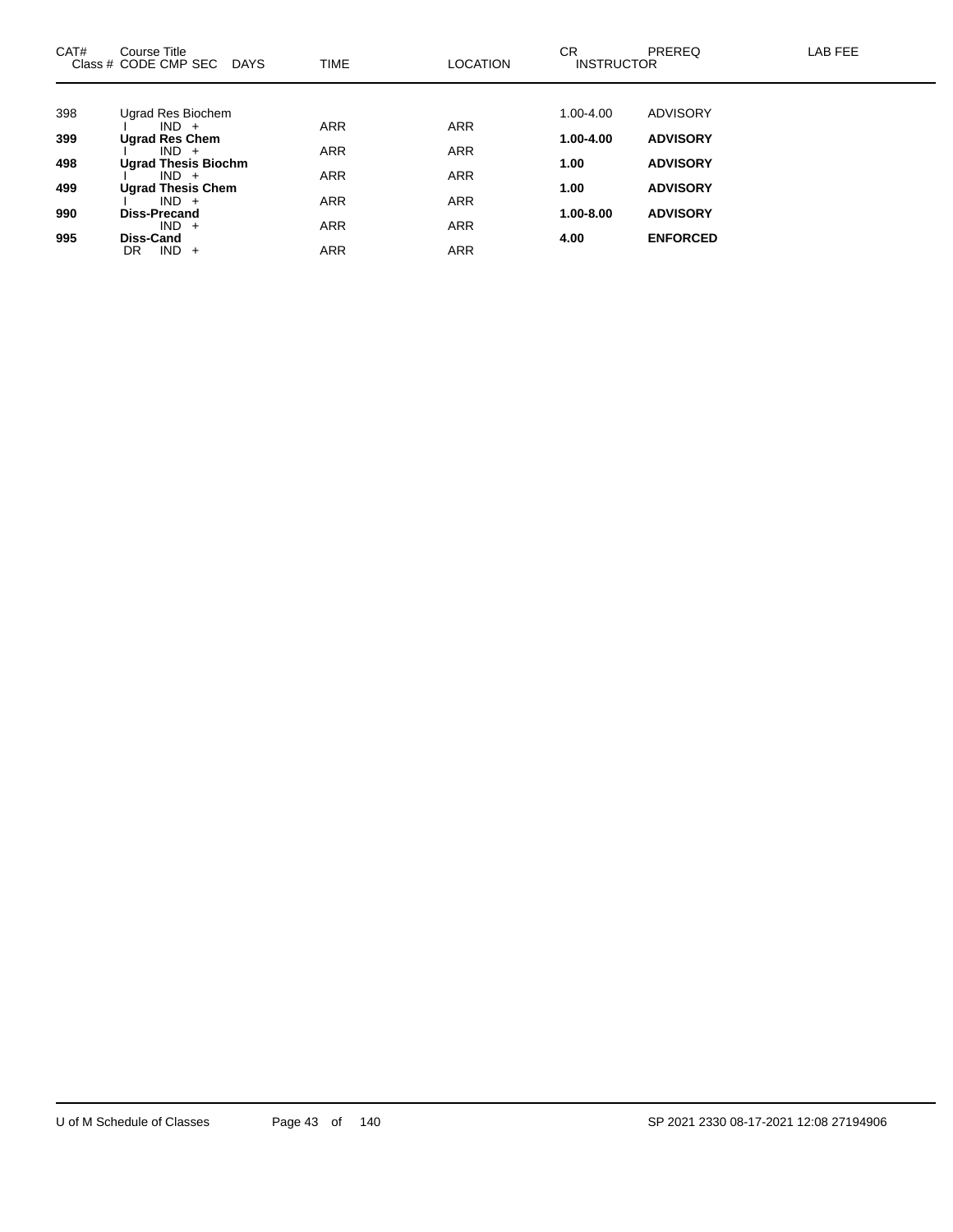| CAT# | Course Title<br>Class # CODE CMP SEC DAYS | TIME | LOCATION | CR<br>INSTRUCTOR | PREREQ | LAB FEE |
|---|---|---|---|---|---|---|
| 398 | Ugrad Res Biochem | | | 1.00-4.00 | ADVISORY | |
| | I IND + | ARR | ARR | | | |
| **399** | **Ugrad Res Chem** | | | **1.00-4.00** | **ADVISORY** | |
| | I IND + | ARR | ARR | | | |
| **498** | **Ugrad Thesis Biochm** | | | **1.00** | **ADVISORY** | |
| | I IND + | ARR | ARR | | | |
| **499** | **Ugrad Thesis Chem** | | | **1.00** | **ADVISORY** | |
| | I IND + | ARR | ARR | | | |
| **990** | **Diss-Precand** | | | **1.00-8.00** | **ADVISORY** | |
| | IND + | ARR | ARR | | | |
| **995** | **Diss-Cand** | | | **4.00** | **ENFORCED** | |
| | DR IND + | ARR | ARR | | | |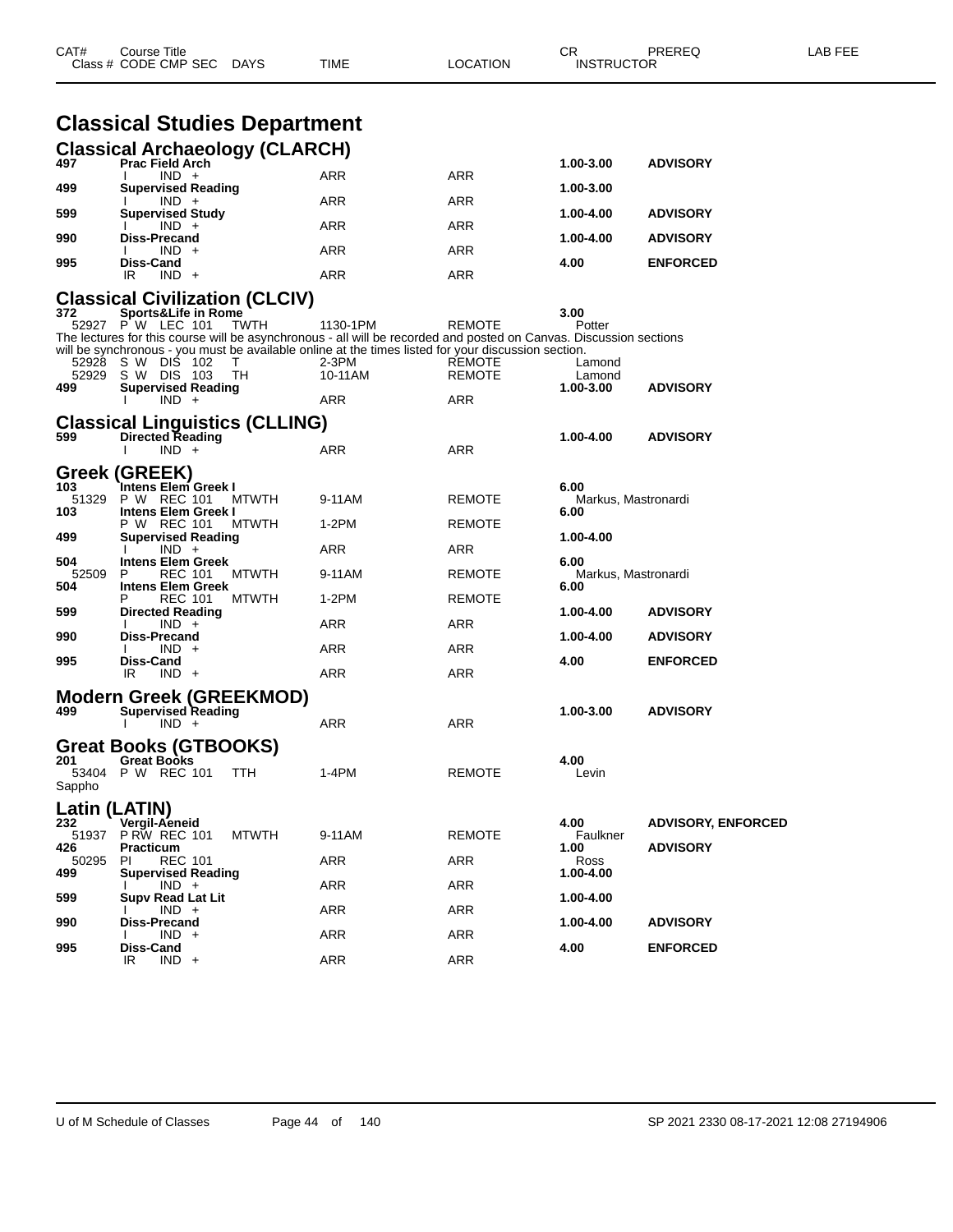# Classical Studies Department

| CAT# | Course Title / Class # CODE CMP SEC | DAYS | TIME | LOCATION | CR / INSTRUCTOR | PREREQ | LAB FEE |
|---|---|---|---|---|---|---|---|

## Classical Archaeology (CLARCH)

| CAT# | Course Title / Class # CODE CMP SEC | DAYS | TIME | LOCATION | CR / INSTRUCTOR | PREREQ |
|---|---|---|---|---|---|---|
| 497 | **Prac Field Arch** | | | | 1.00-3.00 | ADVISORY |
| | I IND + | | ARR | ARR | | |
| 499 | **Supervised Reading** | | | | 1.00-3.00 | |
| | I IND + | | ARR | ARR | | |
| 599 | **Supervised Study** | | | | 1.00-4.00 | ADVISORY |
| | I IND + | | ARR | ARR | | |
| 990 | **Diss-Precand** | | | | 1.00-4.00 | ADVISORY |
| | I IND + | | ARR | ARR | | |
| 995 | **Diss-Cand** | | | | 4.00 | ENFORCED |
| | IR IND + | | ARR | ARR | | |

## Classical Civilization (CLCIV)

| CAT# | Course Title / Class # CODE CMP SEC | DAYS | TIME | LOCATION | CR / INSTRUCTOR | PREREQ |
|---|---|---|---|---|---|---|
| 372 | **Sports&Life in Rome** | | | | 3.00 | |
| 52927 | P W LEC 101 | TWTH | 1130-1PM | REMOTE | Potter | |

The lectures for this course will be asynchronous - all will be recorded and posted on Canvas. Discussion sections will be synchronous - you must be available online at the times listed for your discussion section.

| CAT# | Course Title / Class # CODE CMP SEC | DAYS | TIME | LOCATION | CR / INSTRUCTOR | PREREQ |
|---|---|---|---|---|---|---|
| 52928 | S W DIS 102 | T | 2-3PM | REMOTE | Lamond | |
| 52929 | S W DIS 103 | TH | 10-11AM | REMOTE | Lamond | |
| 499 | **Supervised Reading** | | | | 1.00-3.00 | ADVISORY |
| | I IND + | | ARR | ARR | | |

## Classical Linguistics (CLLING)

| CAT# | Course Title / Class # CODE CMP SEC | DAYS | TIME | LOCATION | CR / INSTRUCTOR | PREREQ |
|---|---|---|---|---|---|---|
| 599 | **Directed Reading** | | | | 1.00-4.00 | ADVISORY |
| | I IND + | | ARR | ARR | | |

## Greek (GREEK)

| CAT# | Course Title / Class # CODE CMP SEC | DAYS | TIME | LOCATION | CR / INSTRUCTOR | PREREQ |
|---|---|---|---|---|---|---|
| 103 | **Intens Elem Greek I** | | | | 6.00 | |
| 51329 | P W REC 101 | MTWTH | 9-11AM | REMOTE | Markus, Mastronardi | |
| 103 | **Intens Elem Greek I** | | | | 6.00 | |
| | P W REC 101 | MTWTH | 1-2PM | REMOTE | | |
| 499 | **Supervised Reading** | | | | 1.00-4.00 | |
| | I IND + | | ARR | ARR | | |
| 504 | **Intens Elem Greek** | | | | 6.00 | |
| 52509 | P REC 101 | MTWTH | 9-11AM | REMOTE | Markus, Mastronardi | |
| 504 | **Intens Elem Greek** | | | | 6.00 | |
| | P REC 101 | MTWTH | 1-2PM | REMOTE | | |
| 599 | **Directed Reading** | | | | 1.00-4.00 | ADVISORY |
| | I IND + | | ARR | ARR | | |
| 990 | **Diss-Precand** | | | | 1.00-4.00 | ADVISORY |
| | I IND + | | ARR | ARR | | |
| 995 | **Diss-Cand** | | | | 4.00 | ENFORCED |
| | IR IND + | | ARR | ARR | | |

## Modern Greek (GREEKMOD)

| CAT# | Course Title / Class # CODE CMP SEC | DAYS | TIME | LOCATION | CR / INSTRUCTOR | PREREQ |
|---|---|---|---|---|---|---|
| 499 | **Supervised Reading** | | | | 1.00-3.00 | ADVISORY |
| | I IND + | | ARR | ARR | | |

## Great Books (GTBOOKS)

| CAT# | Course Title / Class # CODE CMP SEC | DAYS | TIME | LOCATION | CR / INSTRUCTOR | PREREQ |
|---|---|---|---|---|---|---|
| 201 | **Great Books** | | | | 4.00 | |
| 53404 | P W REC 101 | TTH | 1-4PM | REMOTE | Levin | |

Sappho

## Latin (LATIN)

| CAT# | Course Title / Class # CODE CMP SEC | DAYS | TIME | LOCATION | CR / INSTRUCTOR | PREREQ |
|---|---|---|---|---|---|---|
| 232 | **Vergil-Aeneid** | | | | 4.00 | ADVISORY, ENFORCED |
| 51937 | P RW REC 101 | MTWTH | 9-11AM | REMOTE | Faulkner | |
| 426 | **Practicum** | | | | 1.00 | ADVISORY |
| 50295 | PI REC 101 | | ARR | ARR | Ross | |
| 499 | **Supervised Reading** | | | | 1.00-4.00 | |
| | I IND + | | ARR | ARR | | |
| 599 | **Supv Read Lat Lit** | | | | 1.00-4.00 | |
| | I IND + | | ARR | ARR | | |
| 990 | **Diss-Precand** | | | | 1.00-4.00 | ADVISORY |
| | I IND + | | ARR | ARR | | |
| 995 | **Diss-Cand** | | | | 4.00 | ENFORCED |
| | IR IND + | | ARR | ARR | | |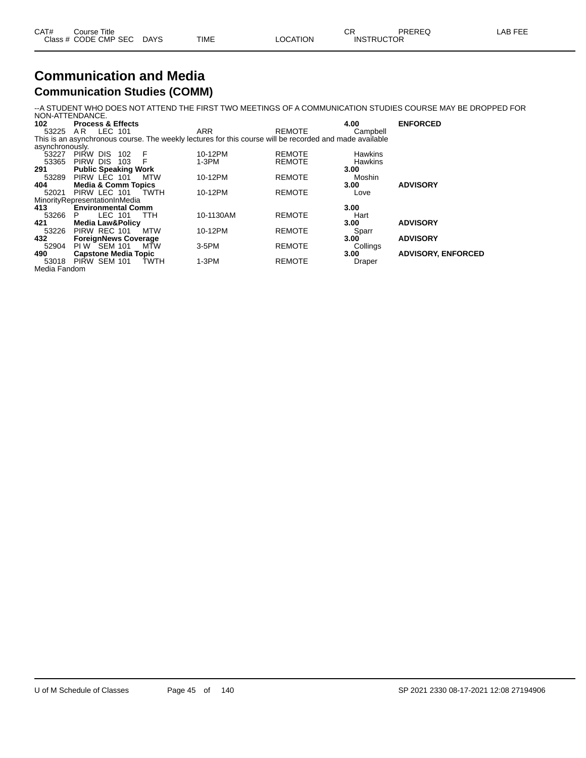## Communication and Media

### Communication Studies (COMM)

--A STUDENT WHO DOES NOT ATTEND THE FIRST TWO MEETINGS OF A COMMUNICATION STUDIES COURSE MAY BE DROPPED FOR NON-ATTENDANCE.

| CAT# / Class # | Course Title / CODE | CMP | SEC | DAYS | TIME | LOCATION | CR / INSTRUCTOR | PREREQ | LAB FEE |
|---|---|---|---|---|---|---|---|---|---|
| **102** | **Process & Effects** | | | | | | **4.00** | **ENFORCED** | |
| 53225 | A R | LEC | 101 | | ARR | REMOTE | Campbell | | |
| This is an asynchronous course. The weekly lectures for this course will be recorded and made available asynchronously. | | | | | | | | | |
| 53227 | PIRW | DIS | 102 | F | 10-12PM | REMOTE | Hawkins | | |
| 53365 | PIRW | DIS | 103 | F | 1-3PM | REMOTE | Hawkins | | |
| **291** | **Public Speaking Work** | | | | | | **3.00** | | |
| 53289 | PIRW | LEC | 101 | MTW | 10-12PM | REMOTE | Moshin | | |
| **404** | **Media & Comm Topics** | | | | | | **3.00** | **ADVISORY** | |
| 52021 | PIRW | LEC | 101 | TWTH | 10-12PM | REMOTE | Love | | |
| MinorityRepresentationInMedia | | | | | | | | | |
| **413** | **Environmental Comm** | | | | | | **3.00** | | |
| 53266 | P | LEC | 101 | TTH | 10-1130AM | REMOTE | Hart | | |
| **421** | **Media Law&Policy** | | | | | | **3.00** | **ADVISORY** | |
| 53226 | PIRW | REC | 101 | MTW | 10-12PM | REMOTE | Sparr | | |
| **432** | **ForeignNews Coverage** | | | | | | **3.00** | **ADVISORY** | |
| 52904 | PI W | SEM | 101 | MTW | 3-5PM | REMOTE | Collings | | |
| **490** | **Capstone Media Topic** | | | | | | **3.00** | **ADVISORY, ENFORCED** | |
| 53018 | PIRW | SEM | 101 | TWTH | 1-3PM | REMOTE | Draper | | |
| Media Fandom | | | | | | | | | |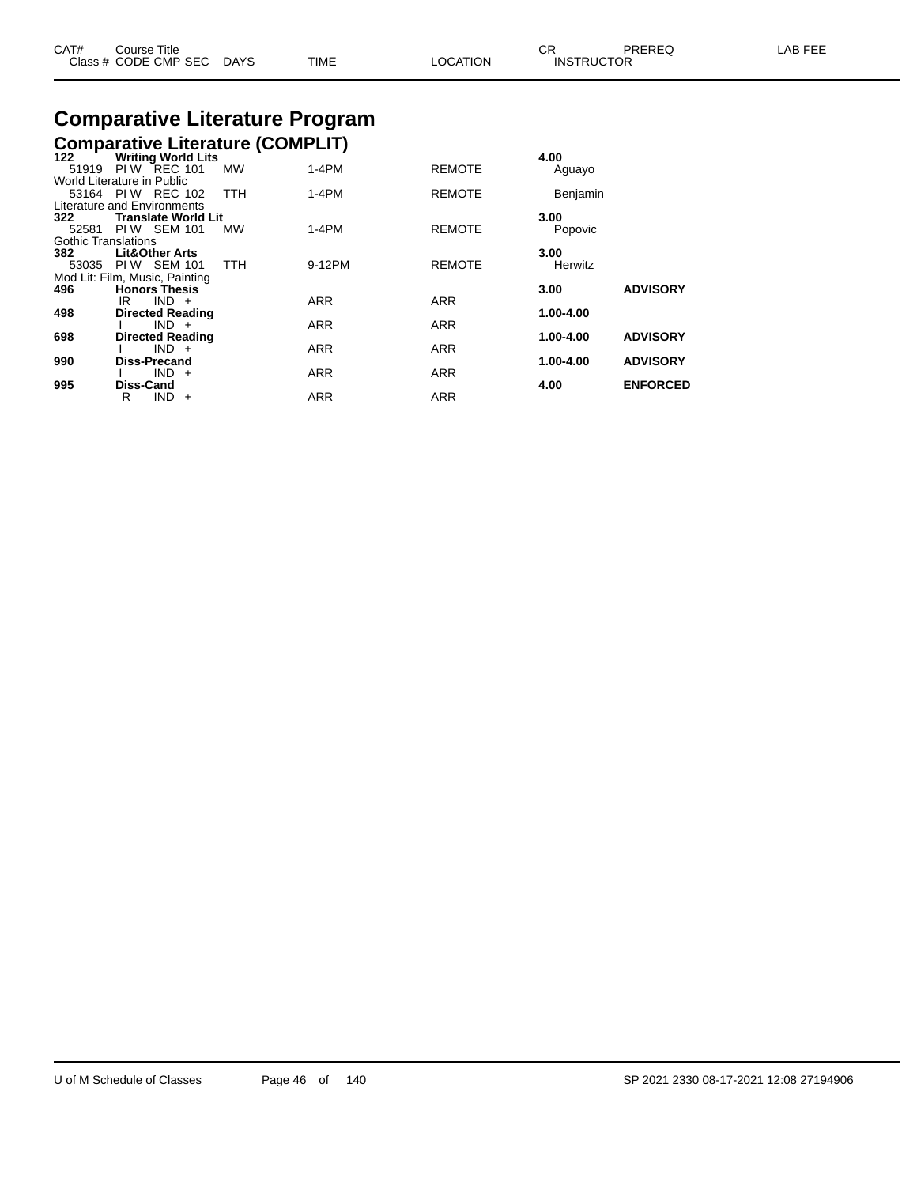| CAT# | Course Title<br>Class # CODE CMP SEC | DAYS | TIME | LOCATION | CR<br>INSTRUCTOR | PREREQ | LAB FEE |
|---|---|---|---|---|---|---|---|

# Comparative Literature Program

## Comparative Literature (COMPLIT)

| CAT# | Course Title / Class # CODE CMP SEC | DAYS | TIME | LOCATION | CR / INSTRUCTOR | PREREQ | LAB FEE |
|---|---|---|---|---|---|---|---|
| **122** | **Writing World Lits** | | | | **4.00** | | |
| 51919 | PI W REC 101 | MW | 1-4PM | REMOTE | Aguayo | | |
| World Literature in Public | | | | | | | |
| 53164 | PI W REC 102 | TTH | 1-4PM | REMOTE | Benjamin | | |
| Literature and Environments | | | | | | | |
| **322** | **Translate World Lit** | | | | **3.00** | | |
| 52581 | PI W SEM 101 | MW | 1-4PM | REMOTE | Popovic | | |
| Gothic Translations | | | | | | | |
| **382** | **Lit&Other Arts** | | | | **3.00** | | |
| 53035 | PI W SEM 101 | TTH | 9-12PM | REMOTE | Herwitz | | |
| Mod Lit: Film, Music, Painting | | | | | | | |
| **496** | **Honors Thesis** | | | | **3.00** | **ADVISORY** | |
| | IR IND + | | ARR | ARR | | | |
| **498** | **Directed Reading** | | | | **1.00-4.00** | | |
| | I IND + | | ARR | ARR | | | |
| **698** | **Directed Reading** | | | | **1.00-4.00** | **ADVISORY** | |
| | I IND + | | ARR | ARR | | | |
| **990** | **Diss-Precand** | | | | **1.00-4.00** | **ADVISORY** | |
| | I IND + | | ARR | ARR | | | |
| **995** | **Diss-Cand** | | | | **4.00** | **ENFORCED** | |
| | R IND + | | ARR | ARR | | | |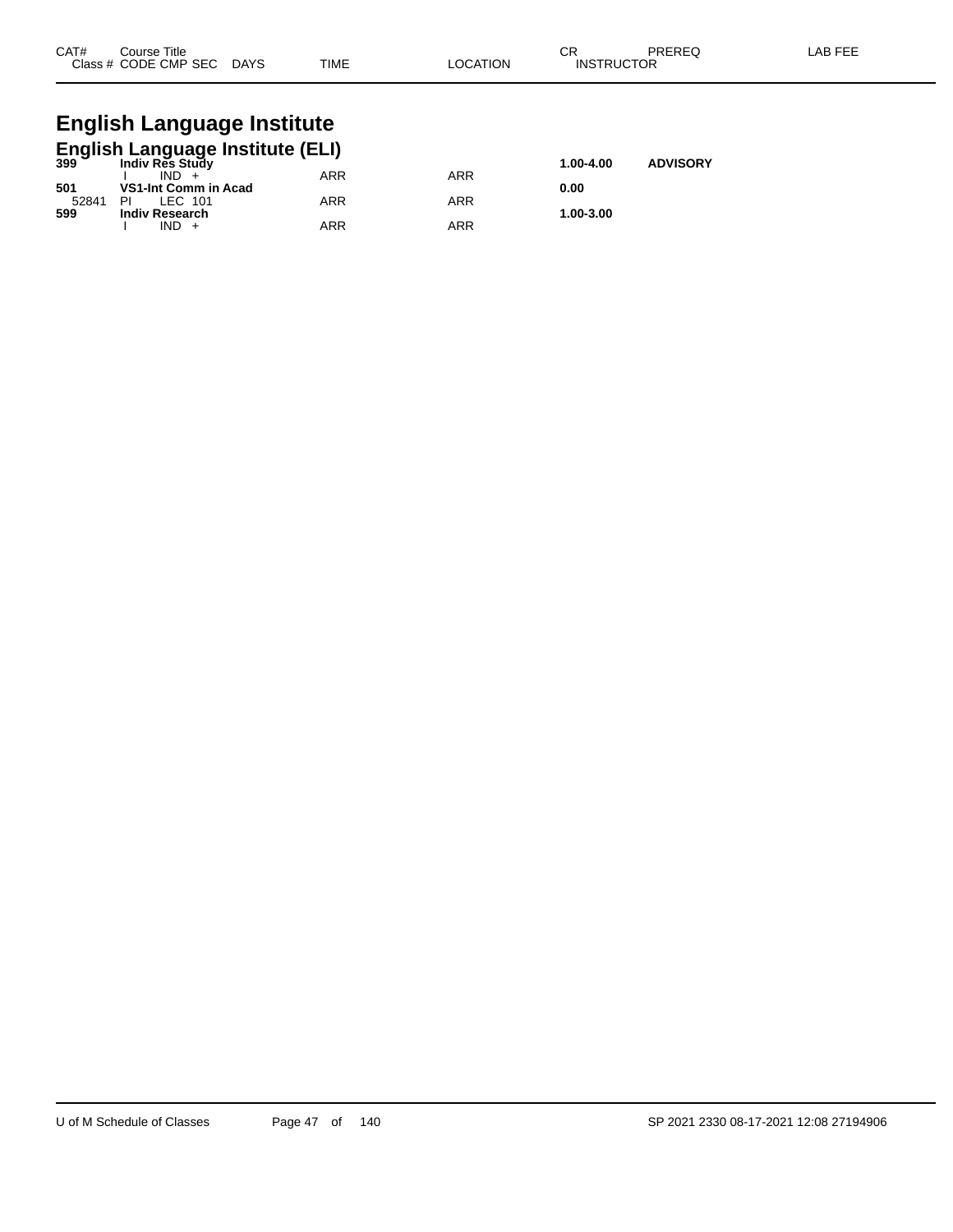# English Language Institute

## English Language Institute (ELI)

| CAT# | Course Title | | | | | | CR | PREREQ | LAB FEE |
|---|---|---|---|---|---|---|---|---|---|
| Class # | CODE CMP SEC | DAYS | TIME | LOCATION | INSTRUCTOR | | | | |
| **399** | **Indiv Res Study** | | | | | | **1.00-4.00** | **ADVISORY** | |
| | I IND + | | ARR | ARR | | | | | |
| **501** | **VS1-Int Comm in Acad** | | | | | | **0.00** | | |
| 52841 | PI LEC 101 | | ARR | ARR | | | | | |
| **599** | **Indiv Research** | | | | | | **1.00-3.00** | | |
| | I IND + | | ARR | ARR | | | | | |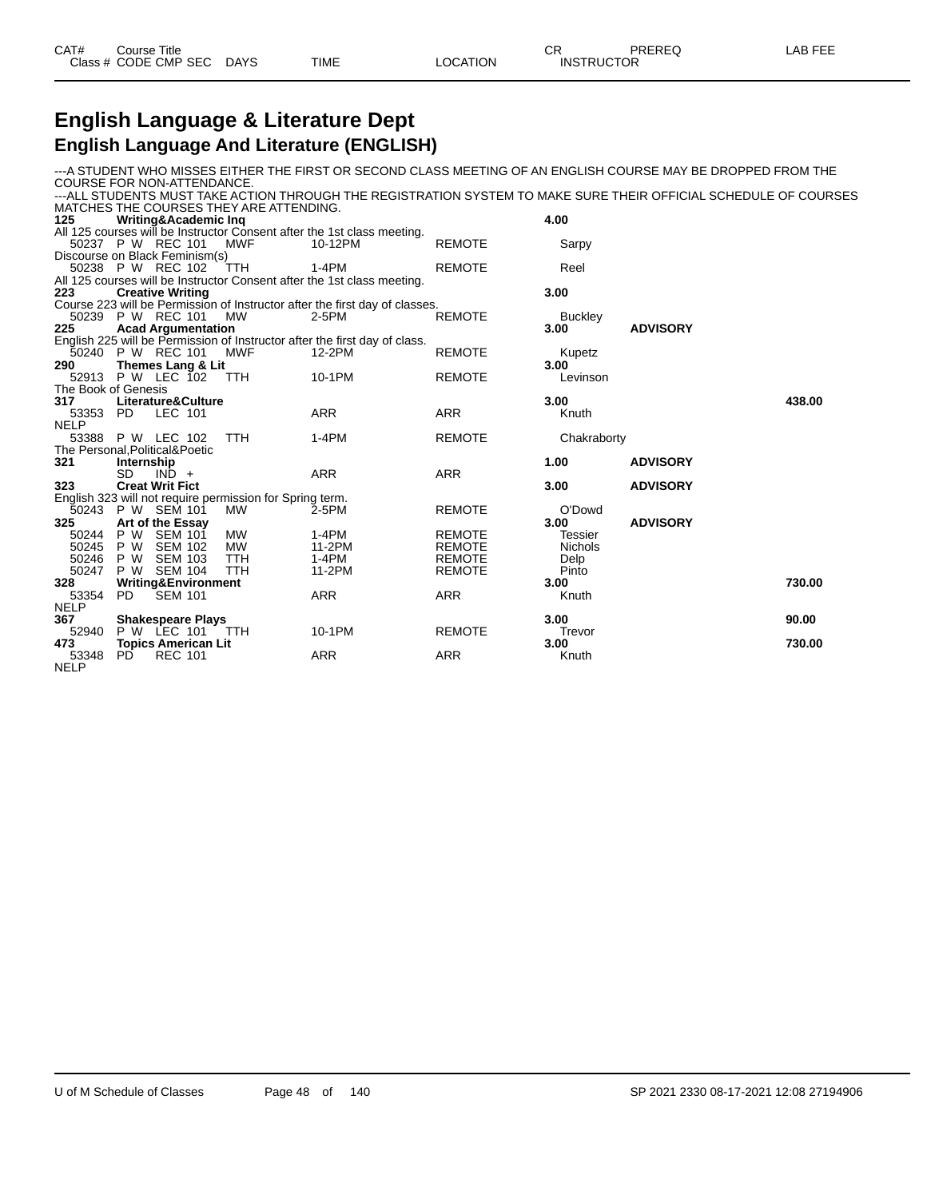# English Language & Literature Dept

## English Language And Literature (ENGLISH)

| CAT# / Class # | Course Title / CODE CMP SEC | DAYS | TIME | LOCATION | CR / INSTRUCTOR | PREREQ | LAB FEE |
|---|---|---|---|---|---|---|---|

---A STUDENT WHO MISSES EITHER THE FIRST OR SECOND CLASS MEETING OF AN ENGLISH COURSE MAY BE DROPPED FROM THE COURSE FOR NON-ATTENDANCE.
---ALL STUDENTS MUST TAKE ACTION THROUGH THE REGISTRATION SYSTEM TO MAKE SURE THEIR OFFICIAL SCHEDULE OF COURSES MATCHES THE COURSES THEY ARE ATTENDING.

| CAT# / Class # | Course Title / CODE CMP SEC | DAYS | TIME | LOCATION | CR / INSTRUCTOR | PREREQ | LAB FEE |
|---|---|---|---|---|---|---|---|
| **125** | **Writing&Academic Inq** | | | | **4.00** | | |
| All 125 courses will be Instructor Consent after the 1st class meeting. | | | | | | | |
| 50237 | P W REC 101 | MWF | 10-12PM | REMOTE | Sarpy | | |
| Discourse on Black Feminism(s) | | | | | | | |
| 50238 | P W REC 102 | TTH | 1-4PM | REMOTE | Reel | | |
| All 125 courses will be Instructor Consent after the 1st class meeting. | | | | | | | |
| **223** | **Creative Writing** | | | | **3.00** | | |
| Course 223 will be Permission of Instructor after the first day of classes. | | | | | | | |
| 50239 | P W REC 101 | MW | 2-5PM | REMOTE | Buckley | | |
| **225** | **Acad Argumentation** | | | | **3.00** | **ADVISORY** | |
| English 225 will be Permission of Instructor after the first day of class. | | | | | | | |
| 50240 | P W REC 101 | MWF | 12-2PM | REMOTE | Kupetz | | |
| **290** | **Themes Lang & Lit** | | | | **3.00** | | |
| 52913 | P W LEC 102 | TTH | 10-1PM | REMOTE | Levinson | | |
| The Book of Genesis | | | | | | | |
| **317** | **Literature&Culture** | | | | **3.00** | | **438.00** |
| 53353 | PD LEC 101 | | ARR | ARR | Knuth | | |
| NELP | | | | | | | |
| 53388 | P W LEC 102 | TTH | 1-4PM | REMOTE | Chakraborty | | |
| The Personal,Political&Poetic | | | | | | | |
| **321** | **Internship** | | | | **1.00** | **ADVISORY** | |
| | SD IND + | | ARR | ARR | | | |
| **323** | **Creat Writ Fict** | | | | **3.00** | **ADVISORY** | |
| English 323 will not require permission for Spring term. | | | | | | | |
| 50243 | P W SEM 101 | MW | 2-5PM | REMOTE | O'Dowd | | |
| **325** | **Art of the Essay** | | | | **3.00** | **ADVISORY** | |
| 50244 | P W SEM 101 | MW | 1-4PM | REMOTE | Tessier | | |
| 50245 | P W SEM 102 | MW | 11-2PM | REMOTE | Nichols | | |
| 50246 | P W SEM 103 | TTH | 1-4PM | REMOTE | Delp | | |
| 50247 | P W SEM 104 | TTH | 11-2PM | REMOTE | Pinto | | |
| **328** | **Writing&Environment** | | | | **3.00** | | **730.00** |
| 53354 | PD SEM 101 | | ARR | ARR | Knuth | | |
| NELP | | | | | | | |
| **367** | **Shakespeare Plays** | | | | **3.00** | | **90.00** |
| 52940 | P W LEC 101 | TTH | 10-1PM | REMOTE | Trevor | | |
| **473** | **Topics American Lit** | | | | **3.00** | | **730.00** |
| 53348 | PD REC 101 | | ARR | ARR | Knuth | | |
| NELP | | | | | | | |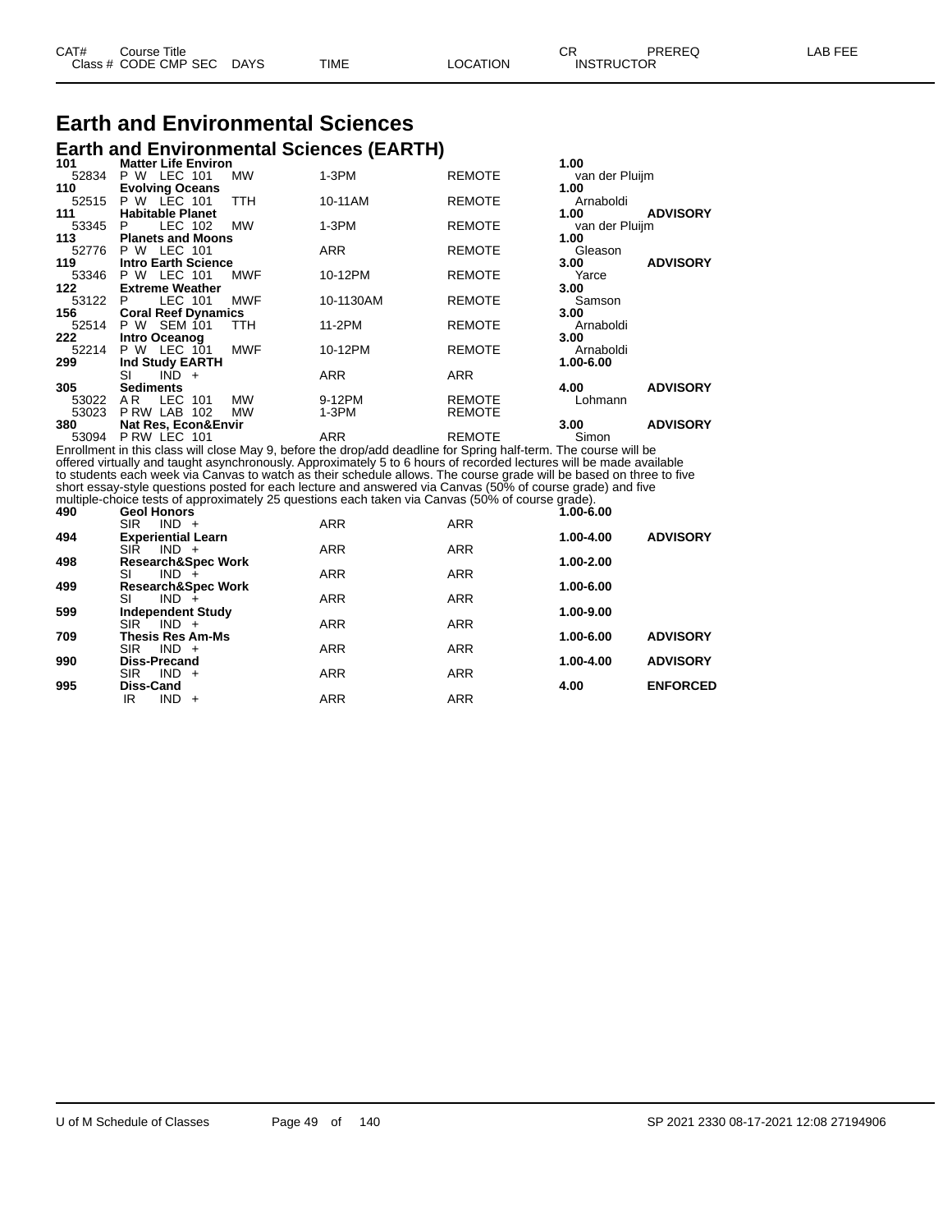# Earth and Environmental Sciences

## Earth and Environmental Sciences (EARTH)

| CAT# / Class # | Course Title / CODE CMP SEC | DAYS | TIME | LOCATION | CR / INSTRUCTOR | PREREQ | LAB FEE |
|---|---|---|---|---|---|---|---|
| **101** | **Matter Life Environ** | | | | **1.00** | | |
| 52834 | P W LEC 101 | MW | 1-3PM | REMOTE | van der Pluijm | | |
| **110** | **Evolving Oceans** | | | | **1.00** | | |
| 52515 | P W LEC 101 | TTH | 10-11AM | REMOTE | Arnaboldi | | |
| **111** | **Habitable Planet** | | | | **1.00** | **ADVISORY** | |
| 53345 | P LEC 102 | MW | 1-3PM | REMOTE | van der Pluijm | | |
| **113** | **Planets and Moons** | | | | **1.00** | | |
| 52776 | P W LEC 101 | | ARR | REMOTE | Gleason | | |
| **119** | **Intro Earth Science** | | | | **3.00** | **ADVISORY** | |
| 53346 | P W LEC 101 | MWF | 10-12PM | REMOTE | Yarce | | |
| **122** | **Extreme Weather** | | | | **3.00** | | |
| 53122 | P LEC 101 | MWF | 10-1130AM | REMOTE | Samson | | |
| **156** | **Coral Reef Dynamics** | | | | **3.00** | | |
| 52514 | P W SEM 101 | TTH | 11-2PM | REMOTE | Arnaboldi | | |
| **222** | **Intro Oceanog** | | | | **3.00** | | |
| 52214 | P W LEC 101 | MWF | 10-12PM | REMOTE | Arnaboldi | | |
| **299** | **Ind Study EARTH** | | | | **1.00-6.00** | | |
| | SI IND + | | ARR | ARR | | | |
| **305** | **Sediments** | | | | **4.00** | **ADVISORY** | |
| 53022 | A R LEC 101 | MW | 9-12PM | REMOTE | Lohmann | | |
| 53023 | P RW LAB 102 | MW | 1-3PM | REMOTE | | | |
| **380** | **Nat Res, Econ&Envir** | | | | **3.00** | **ADVISORY** | |
| 53094 | P RW LEC 101 | | ARR | REMOTE | Simon | | |

Enrollment in this class will close May 9, before the drop/add deadline for Spring half-term. The course will be offered virtually and taught asynchronously. Approximately 5 to 6 hours of recorded lectures will be made available to students each week via Canvas to watch as their schedule allows. The course grade will be based on three to five short essay-style questions posted for each lecture and answered via Canvas (50% of course grade) and five multiple-choice tests of approximately 25 questions each taken via Canvas (50% of course grade).

| CAT# / Class # | Course Title / CODE CMP SEC | DAYS | TIME | LOCATION | CR / INSTRUCTOR | PREREQ | LAB FEE |
|---|---|---|---|---|---|---|---|
| **490** | **Geol Honors** | | | | **1.00-6.00** | | |
| | SIR IND + | | ARR | ARR | | | |
| **494** | **Experiential Learn** | | | | **1.00-4.00** | **ADVISORY** | |
| | SIR IND + | | ARR | ARR | | | |
| **498** | **Research&Spec Work** | | | | **1.00-2.00** | | |
| | SI IND + | | ARR | ARR | | | |
| **499** | **Research&Spec Work** | | | | **1.00-6.00** | | |
| | SI IND + | | ARR | ARR | | | |
| **599** | **Independent Study** | | | | **1.00-9.00** | | |
| | SIR IND + | | ARR | ARR | | | |
| **709** | **Thesis Res Am-Ms** | | | | **1.00-6.00** | **ADVISORY** | |
| | SIR IND + | | ARR | ARR | | | |
| **990** | **Diss-Precand** | | | | **1.00-4.00** | **ADVISORY** | |
| | SIR IND + | | ARR | ARR | | | |
| **995** | **Diss-Cand** | | | | **4.00** | **ENFORCED** | |
| | IR IND + | | ARR | ARR | | | |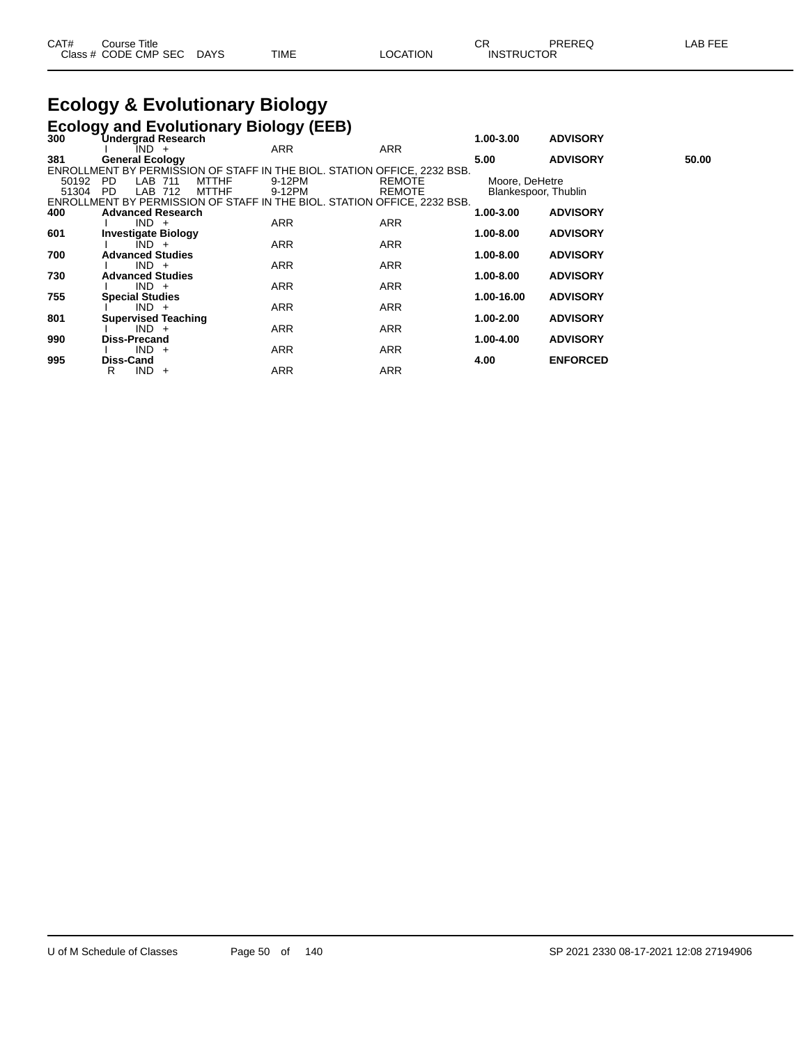# Ecology & Evolutionary Biology

## Ecology and Evolutionary Biology (EEB)

| CAT# / Class # | Course Title / CODE CMP SEC | DAYS | TIME | LOCATION | CR / INSTRUCTOR | PREREQ | LAB FEE |
|---|---|---|---|---|---|---|---|
| **300** | **Undergrad Research** | | | | **1.00-3.00** | **ADVISORY** | |
| | I IND + | | ARR | ARR | | | |
| **381** | **General Ecology** | | | | **5.00** | **ADVISORY** | **50.00** |
| ENROLLMENT BY PERMISSION OF STAFF IN THE BIOL. STATION OFFICE, 2232 BSB. | | | | | | | |
| 50192 | PD LAB 711 | MTTHF | 9-12PM | REMOTE | Moore, DeHetre | | |
| 51304 | PD LAB 712 | MTTHF | 9-12PM | REMOTE | Blankespoor, Thublin | | |
| ENROLLMENT BY PERMISSION OF STAFF IN THE BIOL. STATION OFFICE, 2232 BSB. | | | | | | | |
| **400** | **Advanced Research** | | | | **1.00-3.00** | **ADVISORY** | |
| | I IND + | | ARR | ARR | | | |
| **601** | **Investigate Biology** | | | | **1.00-8.00** | **ADVISORY** | |
| | I IND + | | ARR | ARR | | | |
| **700** | **Advanced Studies** | | | | **1.00-8.00** | **ADVISORY** | |
| | I IND + | | ARR | ARR | | | |
| **730** | **Advanced Studies** | | | | **1.00-8.00** | **ADVISORY** | |
| | I IND + | | ARR | ARR | | | |
| **755** | **Special Studies** | | | | **1.00-16.00** | **ADVISORY** | |
| | I IND + | | ARR | ARR | | | |
| **801** | **Supervised Teaching** | | | | **1.00-2.00** | **ADVISORY** | |
| | I IND + | | ARR | ARR | | | |
| **990** | **Diss-Precand** | | | | **1.00-4.00** | **ADVISORY** | |
| | I IND + | | ARR | ARR | | | |
| **995** | **Diss-Cand** | | | | **4.00** | **ENFORCED** | |
| | R IND + | | ARR | ARR | | | |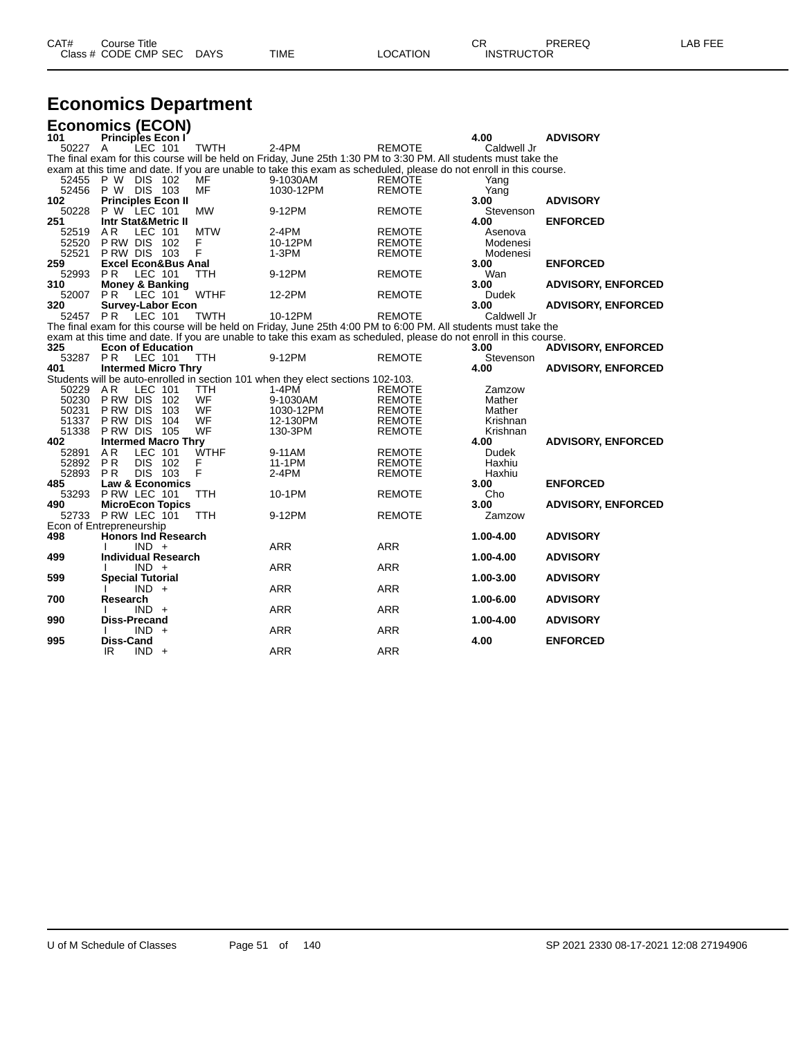# Economics Department

## Economics (ECON)

| CAT# / Class # | Course Title / CODE CMP SEC | DAYS | TIME | LOCATION | CR / INSTRUCTOR | PREREQ | LAB FEE |
|---|---|---|---|---|---|---|---|
| **101** | **Principles Econ I** | | | | **4.00** | **ADVISORY** | |
| 50227 | A LEC 101 | TWTH | 2-4PM | REMOTE | Caldwell Jr | | |

The final exam for this course will be held on Friday, June 25th 1:30 PM to 3:30 PM. All students must take the exam at this time and date. If you are unable to take this exam as scheduled, please do not enroll in this course.

| CAT# / Class # | Course Title / CODE CMP SEC | DAYS | TIME | LOCATION | CR / INSTRUCTOR | PREREQ | LAB FEE |
|---|---|---|---|---|---|---|---|
| 52455 | P W DIS 102 | MF | 9-1030AM | REMOTE | Yang | | |
| 52456 | P W DIS 103 | MF | 1030-12PM | REMOTE | Yang | | |
| **102** | **Principles Econ II** | | | | **3.00** | **ADVISORY** | |
| 50228 | P W LEC 101 | MW | 9-12PM | REMOTE | Stevenson | | |
| **251** | **Intr Stat&Metric II** | | | | **4.00** | **ENFORCED** | |
| 52519 | A R LEC 101 | MTW | 2-4PM | REMOTE | Asenova | | |
| 52520 | P RW DIS 102 | F | 10-12PM | REMOTE | Modenesi | | |
| 52521 | P RW DIS 103 | F | 1-3PM | REMOTE | Modenesi | | |
| **259** | **Excel Econ&Bus Anal** | | | | **3.00** | **ENFORCED** | |
| 52993 | P R LEC 101 | TTH | 9-12PM | REMOTE | Wan | | |
| **310** | **Money & Banking** | | | | **3.00** | **ADVISORY, ENFORCED** | |
| 52007 | P R LEC 101 | WTHF | 12-2PM | REMOTE | Dudek | | |
| **320** | **Survey-Labor Econ** | | | | **3.00** | **ADVISORY, ENFORCED** | |
| 52457 | P R LEC 101 | TWTH | 10-12PM | REMOTE | Caldwell Jr | | |

The final exam for this course will be held on Friday, June 25th 4:00 PM to 6:00 PM. All students must take the exam at this time and date. If you are unable to take this exam as scheduled, please do not enroll in this course.

| CAT# / Class # | Course Title / CODE CMP SEC | DAYS | TIME | LOCATION | CR / INSTRUCTOR | PREREQ | LAB FEE |
|---|---|---|---|---|---|---|---|
| **325** | **Econ of Education** | | | | **3.00** | **ADVISORY, ENFORCED** | |
| 53287 | P R LEC 101 | TTH | 9-12PM | REMOTE | Stevenson | | |
| **401** | **Intermed Micro Thry** | | | | **4.00** | **ADVISORY, ENFORCED** | |

Students will be auto-enrolled in section 101 when they elect sections 102-103.

| CAT# / Class # | Course Title / CODE CMP SEC | DAYS | TIME | LOCATION | CR / INSTRUCTOR | PREREQ | LAB FEE |
|---|---|---|---|---|---|---|---|
| 50229 | A R LEC 101 | TTH | 1-4PM | REMOTE | Zamzow | | |
| 50230 | P RW DIS 102 | WF | 9-1030AM | REMOTE | Mather | | |
| 50231 | P RW DIS 103 | WF | 1030-12PM | REMOTE | Mather | | |
| 51337 | P RW DIS 104 | WF | 12-130PM | REMOTE | Krishnan | | |
| 51338 | P RW DIS 105 | WF | 130-3PM | REMOTE | Krishnan | | |
| **402** | **Intermed Macro Thry** | | | | **4.00** | **ADVISORY, ENFORCED** | |
| 52891 | A R LEC 101 | WTHF | 9-11AM | REMOTE | Dudek | | |
| 52892 | P R DIS 102 | F | 11-1PM | REMOTE | Haxhiu | | |
| 52893 | P R DIS 103 | F | 2-4PM | REMOTE | Haxhiu | | |
| **485** | **Law & Economics** | | | | **3.00** | **ENFORCED** | |
| 53293 | P RW LEC 101 | TTH | 10-1PM | REMOTE | Cho | | |
| **490** | **MicroEcon Topics** | | | | **3.00** | **ADVISORY, ENFORCED** | |
| 52733 | P RW LEC 101 | TTH | 9-12PM | REMOTE | Zamzow | | |

Econ of Entrepreneurship

| CAT# / Class # | Course Title / CODE CMP SEC | DAYS | TIME | LOCATION | CR / INSTRUCTOR | PREREQ | LAB FEE |
|---|---|---|---|---|---|---|---|
| **498** | **Honors Ind Research** | | | | **1.00-4.00** | **ADVISORY** | |
| | I IND + | | ARR | ARR | | | |
| **499** | **Individual Research** | | | | **1.00-4.00** | **ADVISORY** | |
| | I IND + | | ARR | ARR | | | |
| **599** | **Special Tutorial** | | | | **1.00-3.00** | **ADVISORY** | |
| | I IND + | | ARR | ARR | | | |
| **700** | **Research** | | | | **1.00-6.00** | **ADVISORY** | |
| | I IND + | | ARR | ARR | | | |
| **990** | **Diss-Precand** | | | | **1.00-4.00** | **ADVISORY** | |
| | I IND + | | ARR | ARR | | | |
| **995** | **Diss-Cand** | | | | **4.00** | **ENFORCED** | |
| | IR IND + | | ARR | ARR | | | |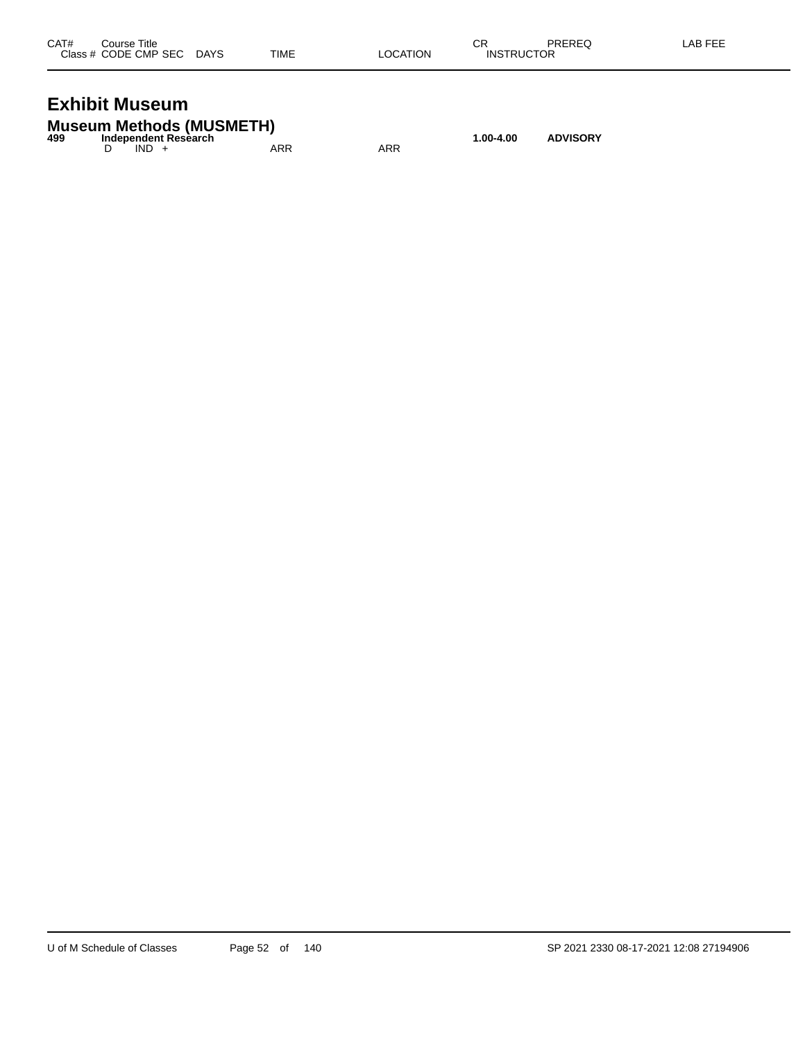| CAT# | Course Title<br>Class # CODE CMP SEC DAYS | TIME | LOCATION | CR<br>INSTRUCTOR | PREREQ | LAB FEE |
|---|---|---|---|---|---|---|

# Exhibit Museum

## Museum Methods (MUSMETH)

| CAT# | Course Title / Class # CODE CMP SEC DAYS | TIME | LOCATION | CR / INSTRUCTOR | PREREQ | LAB FEE |
|---|---|---|---|---|---|---|
| **499** | **Independent Research** | | | **1.00-4.00** | **ADVISORY** | |
| | D IND + | ARR | ARR | | | |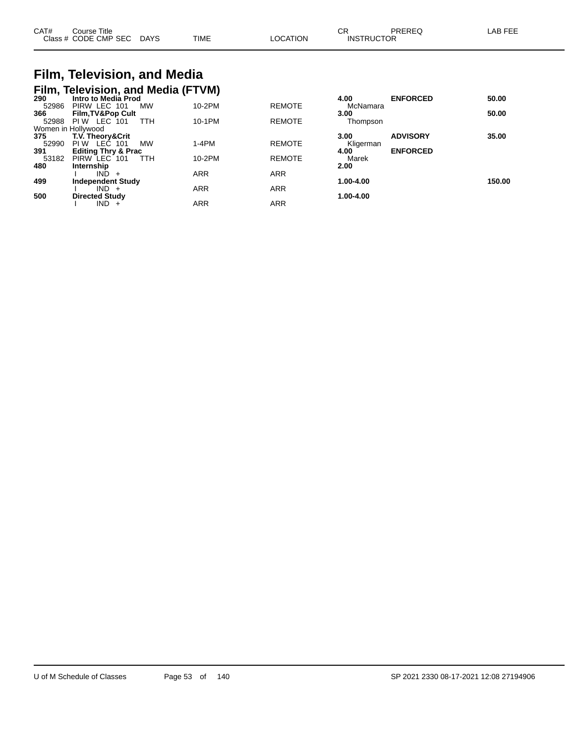| CAT# Class # | Course Title CODE CMP SEC | DAYS | TIME | LOCATION | CR INSTRUCTOR | PREREQ | LAB FEE |
|---|---|---|---|---|---|---|---|

# Film, Television, and Media

## Film, Television, and Media (FTVM)

| CAT# Class # | Course Title CODE CMP SEC | DAYS | TIME | LOCATION | CR INSTRUCTOR | PREREQ | LAB FEE |
|---|---|---|---|---|---|---|---|
| **290** | **Intro to Media Prod** | | | | **4.00** | **ENFORCED** | **50.00** |
| 52986 | PIRW LEC 101 | MW | 10-2PM | REMOTE | McNamara | | |
| **366** | **Film,TV&Pop Cult** | | | | **3.00** | | **50.00** |
| 52988 | PI W LEC 101 | TTH | 10-1PM | REMOTE | Thompson | | |
| Women in Hollywood | | | | | | | |
| **375** | **T.V. Theory&Crit** | | | | **3.00** | **ADVISORY** | **35.00** |
| 52990 | PI W LEC 101 | MW | 1-4PM | REMOTE | Kligerman | | |
| **391** | **Editing Thry & Prac** | | | | **4.00** | **ENFORCED** | |
| 53182 | PIRW LEC 101 | TTH | 10-2PM | REMOTE | Marek | | |
| **480** | **Internship** | | | | **2.00** | | |
| | I IND + | | ARR | ARR | | | |
| **499** | **Independent Study** | | | | **1.00-4.00** | | **150.00** |
| | I IND + | | ARR | ARR | | | |
| **500** | **Directed Study** | | | | **1.00-4.00** | | |
| | I IND + | | ARR | ARR | | | |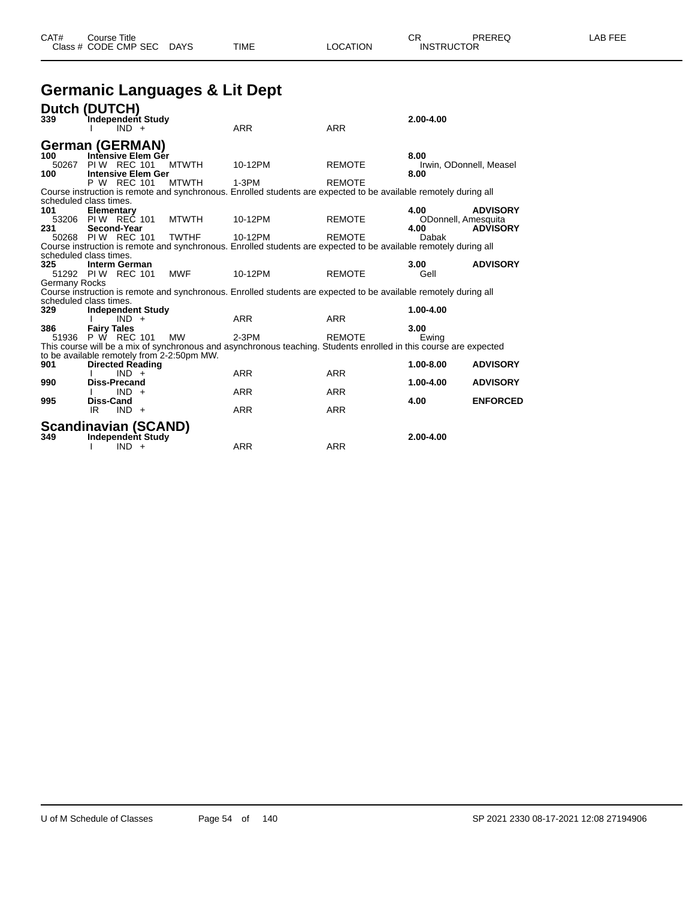# Germanic Languages & Lit Dept

## Dutch (DUTCH)

| CAT# | Course Title / Class # CODE CMP SEC | DAYS | TIME | LOCATION | CR / INSTRUCTOR | PREREQ | LAB FEE |
|---|---|---|---|---|---|---|---|
| **339** | **Independent Study** | | | | **2.00-4.00** | | |
| | I IND + | | ARR | ARR | | | |

## German (GERMAN)

| CAT# | Course Title / Class # CODE CMP SEC | DAYS | TIME | LOCATION | CR / INSTRUCTOR | PREREQ | LAB FEE |
|---|---|---|---|---|---|---|---|
| **100** | **Intensive Elem Ger** | | | | **8.00** | | |
| 50267 | PI W REC 101 | MTWTH | 10-12PM | REMOTE | Irwin, ODonnell, Measel | | |
| **100** | **Intensive Elem Ger** | | | | **8.00** | | |
| | P W REC 101 | MTWTH | 1-3PM | REMOTE | | | |

Course instruction is remote and synchronous. Enrolled students are expected to be available remotely during all scheduled class times.

| CAT# | Course Title / Class # CODE CMP SEC | DAYS | TIME | LOCATION | CR / INSTRUCTOR | PREREQ | LAB FEE |
|---|---|---|---|---|---|---|---|
| **101** | **Elementary** | | | | **4.00** | **ADVISORY** | |
| 53206 | PI W REC 101 | MTWTH | 10-12PM | REMOTE | ODonnell, Amesquita | | |
| **231** | **Second-Year** | | | | **4.00** | **ADVISORY** | |
| 50268 | PI W REC 101 | TWTHF | 10-12PM | REMOTE | Dabak | | |

Course instruction is remote and synchronous. Enrolled students are expected to be available remotely during all scheduled class times.

| CAT# | Course Title / Class # CODE CMP SEC | DAYS | TIME | LOCATION | CR / INSTRUCTOR | PREREQ | LAB FEE |
|---|---|---|---|---|---|---|---|
| **325** | **Interm German** | | | | **3.00** | **ADVISORY** | |
| 51292 | PI W REC 101 | MWF | 10-12PM | REMOTE | Gell | | |

Germany Rocks

Course instruction is remote and synchronous. Enrolled students are expected to be available remotely during all scheduled class times.

| CAT# | Course Title / Class # CODE CMP SEC | DAYS | TIME | LOCATION | CR / INSTRUCTOR | PREREQ | LAB FEE |
|---|---|---|---|---|---|---|---|
| **329** | **Independent Study** | | | | **1.00-4.00** | | |
| | I IND + | | ARR | ARR | | | |
| **386** | **Fairy Tales** | | | | **3.00** | | |
| 51936 | P W REC 101 | MW | 2-3PM | REMOTE | Ewing | | |

This course will be a mix of synchronous and asynchronous teaching. Students enrolled in this course are expected to be available remotely from 2-2:50pm MW.

| CAT# | Course Title / Class # CODE CMP SEC | DAYS | TIME | LOCATION | CR / INSTRUCTOR | PREREQ | LAB FEE |
|---|---|---|---|---|---|---|---|
| **901** | **Directed Reading** | | | | **1.00-8.00** | **ADVISORY** | |
| | I IND + | | ARR | ARR | | | |
| **990** | **Diss-Precand** | | | | **1.00-4.00** | **ADVISORY** | |
| | I IND + | | ARR | ARR | | | |
| **995** | **Diss-Cand** | | | | **4.00** | **ENFORCED** | |
| | IR IND + | | ARR | ARR | | | |

## Scandinavian (SCAND)

| CAT# | Course Title / Class # CODE CMP SEC | DAYS | TIME | LOCATION | CR / INSTRUCTOR | PREREQ | LAB FEE |
|---|---|---|---|---|---|---|---|
| **349** | **Independent Study** | | | | **2.00-4.00** | | |
| | I IND + | | ARR | ARR | | | |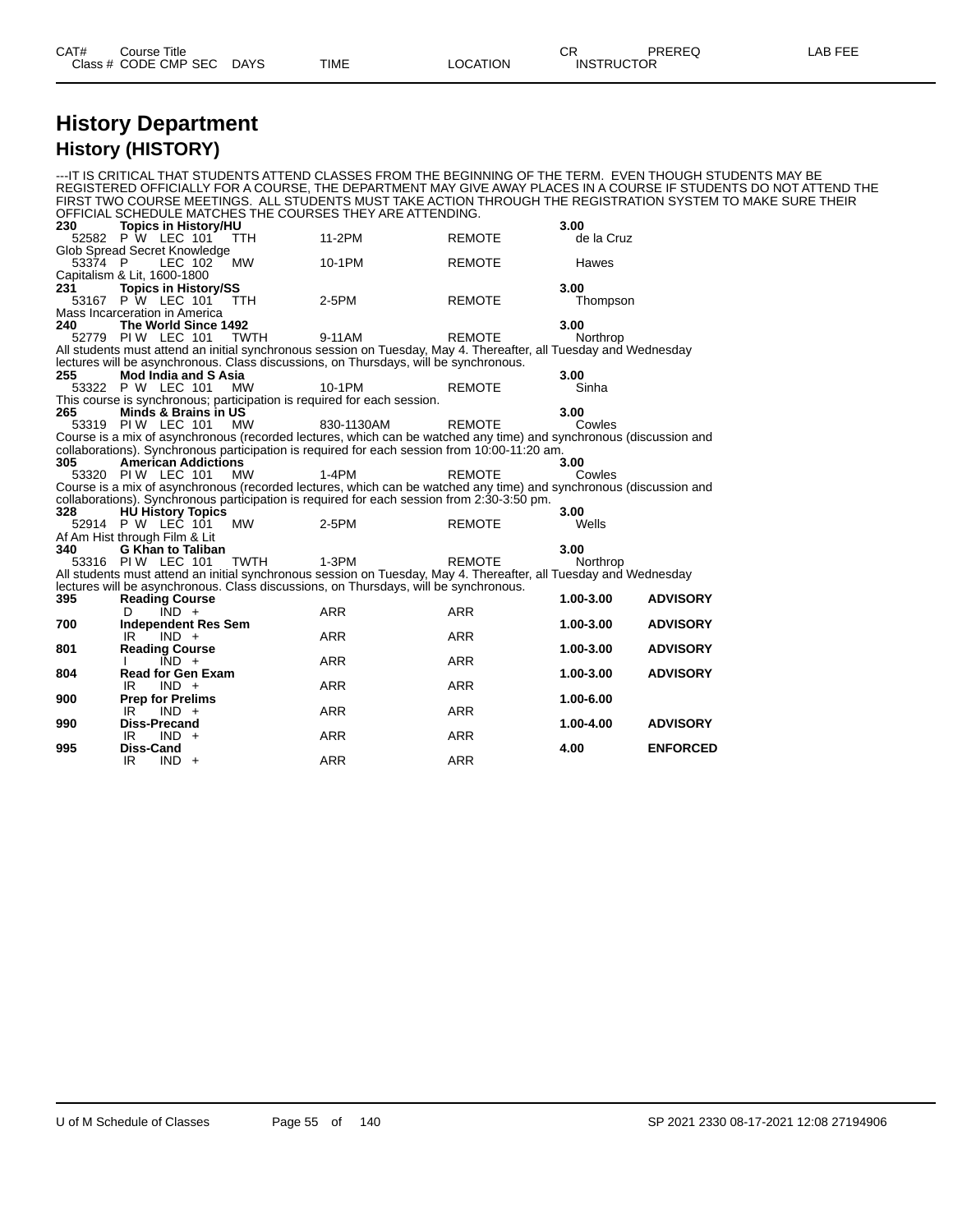# History Department

## History (HISTORY)

---IT IS CRITICAL THAT STUDENTS ATTEND CLASSES FROM THE BEGINNING OF THE TERM. EVEN THOUGH STUDENTS MAY BE REGISTERED OFFICIALLY FOR A COURSE, THE DEPARTMENT MAY GIVE AWAY PLACES IN A COURSE IF STUDENTS DO NOT ATTEND THE FIRST TWO COURSE MEETINGS. ALL STUDENTS MUST TAKE ACTION THROUGH THE REGISTRATION SYSTEM TO MAKE SURE THEIR OFFICIAL SCHEDULE MATCHES THE COURSES THEY ARE ATTENDING.

| CAT# / Class # | Course Title / CODE CMP SEC | DAYS | TIME | LOCATION | CR / INSTRUCTOR | PREREQ | LAB FEE |
|---|---|---|---|---|---|---|---|
| **230** | **Topics in History/HU** | | | | **3.00** | | |
| 52582 | P W LEC 101 | TTH | 11-2PM | REMOTE | de la Cruz | | |
| Glob Spread Secret Knowledge | | | | | | | |
| 53374 | P LEC 102 | MW | 10-1PM | REMOTE | Hawes | | |
| Capitalism & Lit, 1600-1800 | | | | | | | |
| **231** | **Topics in History/SS** | | | | **3.00** | | |
| 53167 | P W LEC 101 | TTH | 2-5PM | REMOTE | Thompson | | |
| Mass Incarceration in America | | | | | | | |
| **240** | **The World Since 1492** | | | | **3.00** | | |
| 52779 | PI W LEC 101 | TWTH | 9-11AM | REMOTE | Northrop | | |
| All students must attend an initial synchronous session on Tuesday, May 4. Thereafter, all Tuesday and Wednesday lectures will be asynchronous. Class discussions, on Thursdays, will be synchronous. | | | | | | | |
| **255** | **Mod India and S Asia** | | | | **3.00** | | |
| 53322 | P W LEC 101 | MW | 10-1PM | REMOTE | Sinha | | |
| This course is synchronous; participation is required for each session. | | | | | | | |
| **265** | **Minds & Brains in US** | | | | **3.00** | | |
| 53319 | PI W LEC 101 | MW | 830-1130AM | REMOTE | Cowles | | |
| Course is a mix of asynchronous (recorded lectures, which can be watched any time) and synchronous (discussion and collaborations). Synchronous participation is required for each session from 10:00-11:20 am. | | | | | | | |
| **305** | **American Addictions** | | | | **3.00** | | |
| 53320 | PI W LEC 101 | MW | 1-4PM | REMOTE | Cowles | | |
| Course is a mix of asynchronous (recorded lectures, which can be watched any time) and synchronous (discussion and collaborations). Synchronous participation is required for each session from 2:30-3:50 pm. | | | | | | | |
| **328** | **HU History Topics** | | | | **3.00** | | |
| 52914 | P W LEC 101 | MW | 2-5PM | REMOTE | Wells | | |
| Af Am Hist through Film & Lit | | | | | | | |
| **340** | **G Khan to Taliban** | | | | **3.00** | | |
| 53316 | PI W LEC 101 | TWTH | 1-3PM | REMOTE | Northrop | | |
| All students must attend an initial synchronous session on Tuesday, May 4. Thereafter, all Tuesday and Wednesday lectures will be asynchronous. Class discussions, on Thursdays, will be synchronous. | | | | | | | |
| **395** | **Reading Course** | | | | **1.00-3.00** | **ADVISORY** | |
| | D IND + | | ARR | ARR | | | |
| **700** | **Independent Res Sem** | | | | **1.00-3.00** | **ADVISORY** | |
| | IR IND + | | ARR | ARR | | | |
| **801** | **Reading Course** | | | | **1.00-3.00** | **ADVISORY** | |
| | I IND + | | ARR | ARR | | | |
| **804** | **Read for Gen Exam** | | | | **1.00-3.00** | **ADVISORY** | |
| | IR IND + | | ARR | ARR | | | |
| **900** | **Prep for Prelims** | | | | **1.00-6.00** | | |
| | IR IND + | | ARR | ARR | | | |
| **990** | **Diss-Precand** | | | | **1.00-4.00** | **ADVISORY** | |
| | IR IND + | | ARR | ARR | | | |
| **995** | **Diss-Cand** | | | | **4.00** | **ENFORCED** | |
| | IR IND + | | ARR | ARR | | | |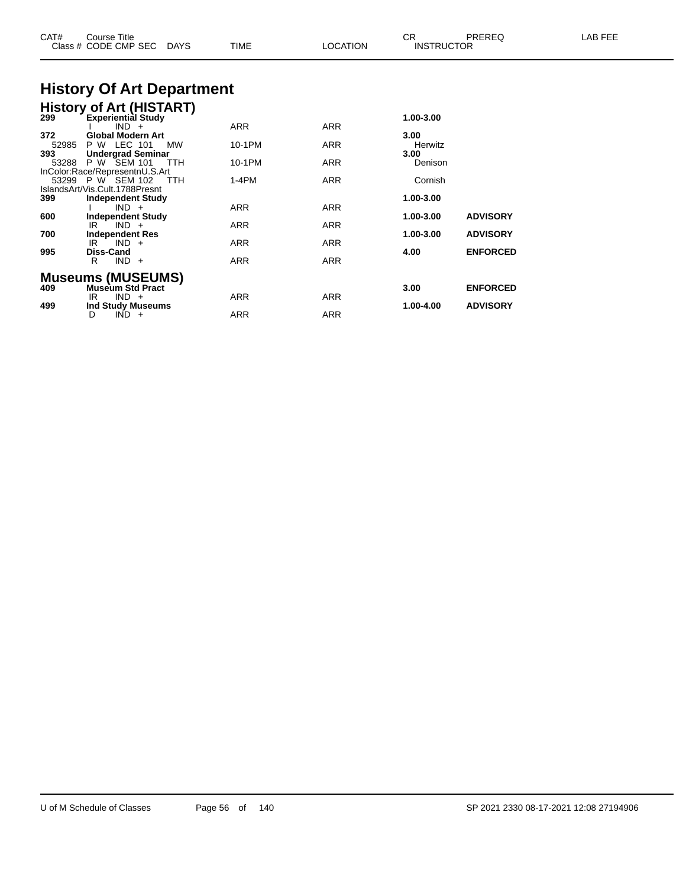| CAT# | Course Title | | | CR | PREREQ | LAB FEE |
|---|---|---|---|---|---|---|
| Class # | CODE CMP SEC DAYS | TIME | LOCATION | INSTRUCTOR | | |

# History Of Art Department

## History of Art (HISTART)

| CAT# / Class # | Course Title / CODE CMP SEC DAYS | TIME | LOCATION | CR / INSTRUCTOR | PREREQ | LAB FEE |
|---|---|---|---|---|---|---|
| **299** | **Experiential Study** | | | **1.00-3.00** | | |
| | I IND + | ARR | ARR | | | |
| **372** | **Global Modern Art** | | | **3.00** | | |
| 52985 | P W LEC 101 MW | 10-1PM | ARR | Herwitz | | |
| **393** | **Undergrad Seminar** | | | **3.00** | | |
| 53288 | P W SEM 101 TTH | 10-1PM | ARR | Denison | | |
| InColor:Race/RepresentnU.S.Art | | | | | | |
| 53299 | P W SEM 102 TTH | 1-4PM | ARR | Cornish | | |
| IslandsArt/Vis.Cult.1788Presnt | | | | | | |
| **399** | **Independent Study** | | | **1.00-3.00** | | |
| | I IND + | ARR | ARR | | | |
| **600** | **Independent Study** | | | **1.00-3.00** | **ADVISORY** | |
| | IR IND + | ARR | ARR | | | |
| **700** | **Independent Res** | | | **1.00-3.00** | **ADVISORY** | |
| | IR IND + | ARR | ARR | | | |
| **995** | **Diss-Cand** | | | **4.00** | **ENFORCED** | |
| | R IND + | ARR | ARR | | | |

## Museums (MUSEUMS)

| CAT# / Class # | Course Title / CODE CMP SEC DAYS | TIME | LOCATION | CR / INSTRUCTOR | PREREQ | LAB FEE |
|---|---|---|---|---|---|---|
| **409** | **Museum Std Pract** | | | **3.00** | **ENFORCED** | |
| | IR IND + | ARR | ARR | | | |
| **499** | **Ind Study Museums** | | | **1.00-4.00** | **ADVISORY** | |
| | D IND + | ARR | ARR | | | |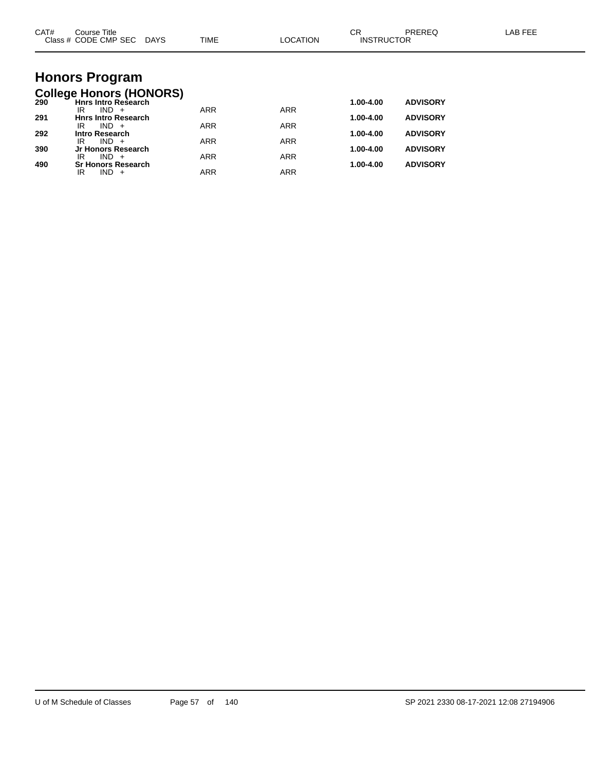| CAT# | Course Title<br>Class # CODE CMP SEC DAYS | TIME | LOCATION | CR<br>INSTRUCTOR | PREREQ | LAB FEE |
|---|---|---|---|---|---|---|

# Honors Program

## College Honors (HONORS)

| CAT# | Course Title / Class # CODE CMP SEC DAYS | TIME | LOCATION | CR / INSTRUCTOR | PREREQ | LAB FEE |
|---|---|---|---|---|---|---|
| **290** | **Hnrs Intro Research** | | | **1.00-4.00** | **ADVISORY** | |
| | IR IND + | ARR | ARR | | | |
| **291** | **Hnrs Intro Research** | | | **1.00-4.00** | **ADVISORY** | |
| | IR IND + | ARR | ARR | | | |
| **292** | **Intro Research** | | | **1.00-4.00** | **ADVISORY** | |
| | IR IND + | ARR | ARR | | | |
| **390** | **Jr Honors Research** | | | **1.00-4.00** | **ADVISORY** | |
| | IR IND + | ARR | ARR | | | |
| **490** | **Sr Honors Research** | | | **1.00-4.00** | **ADVISORY** | |
| | IR IND + | ARR | ARR | | | |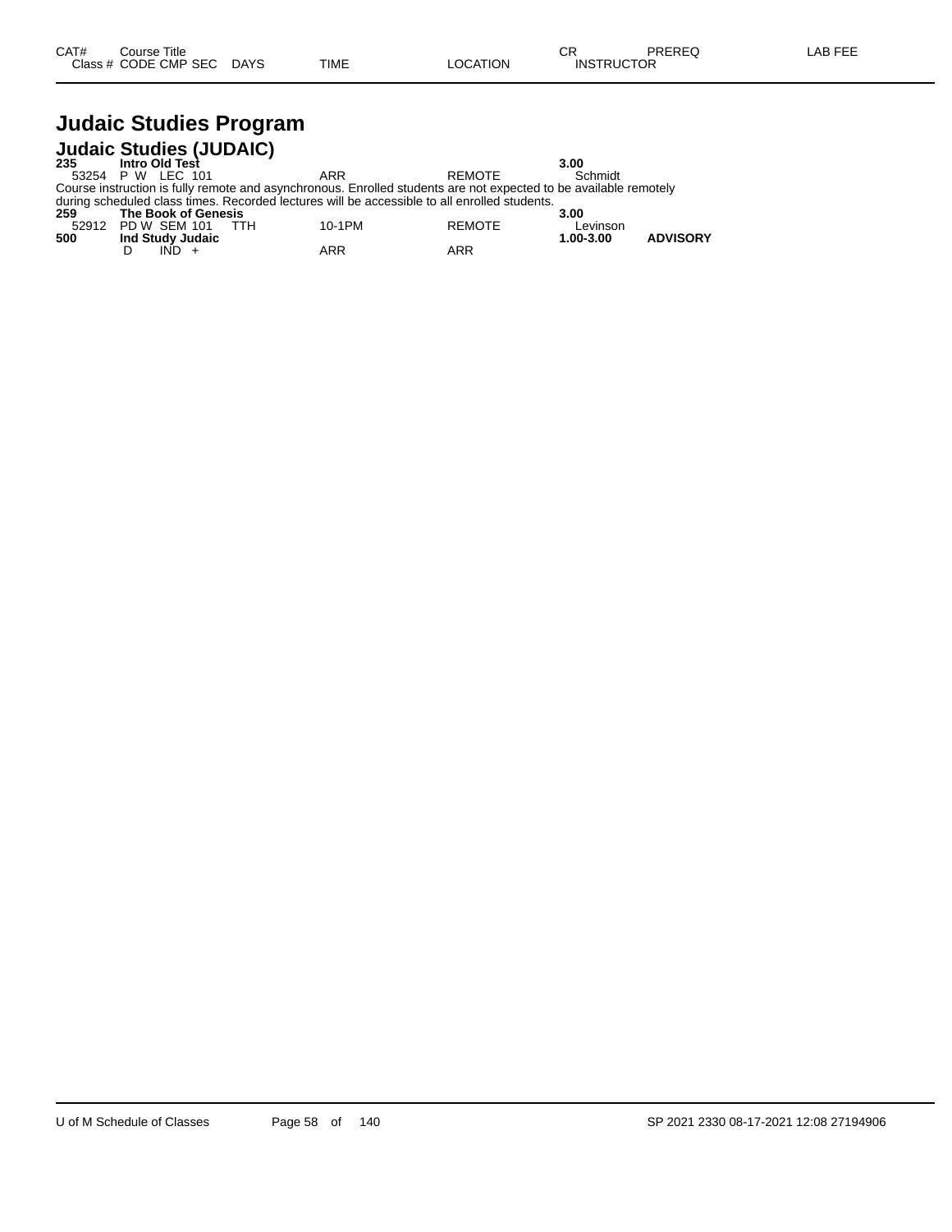| CAT# | Course Title | | | | | CR | PREREQ | LAB FEE |
|---|---|---|---|---|---|---|---|---|
| Class # | CODE CMP SEC | DAYS | TIME | LOCATION | | INSTRUCTOR | | |

# Judaic Studies Program

## Judaic Studies (JUDAIC)

| CAT# | Course Title | DAYS | TIME | LOCATION | CR / INSTRUCTOR | PREREQ | LAB FEE |
|---|---|---|---|---|---|---|---|
| **235** | **Intro Old Test** | | | | **3.00** | | |
| 53254 | P W LEC 101 | | ARR | REMOTE | Schmidt | | |

Course instruction is fully remote and asynchronous. Enrolled students are not expected to be available remotely during scheduled class times. Recorded lectures will be accessible to all enrolled students.

| CAT# | Course Title | DAYS | TIME | LOCATION | CR / INSTRUCTOR | PREREQ | LAB FEE |
|---|---|---|---|---|---|---|---|
| **259** | **The Book of Genesis** | | | | **3.00** | | |
| 52912 | PD W SEM 101 | TTH | 10-1PM | REMOTE | Levinson | | |
| **500** | **Ind Study Judaic** | | | | **1.00-3.00** | **ADVISORY** | |
| | D IND + | | ARR | ARR | | | |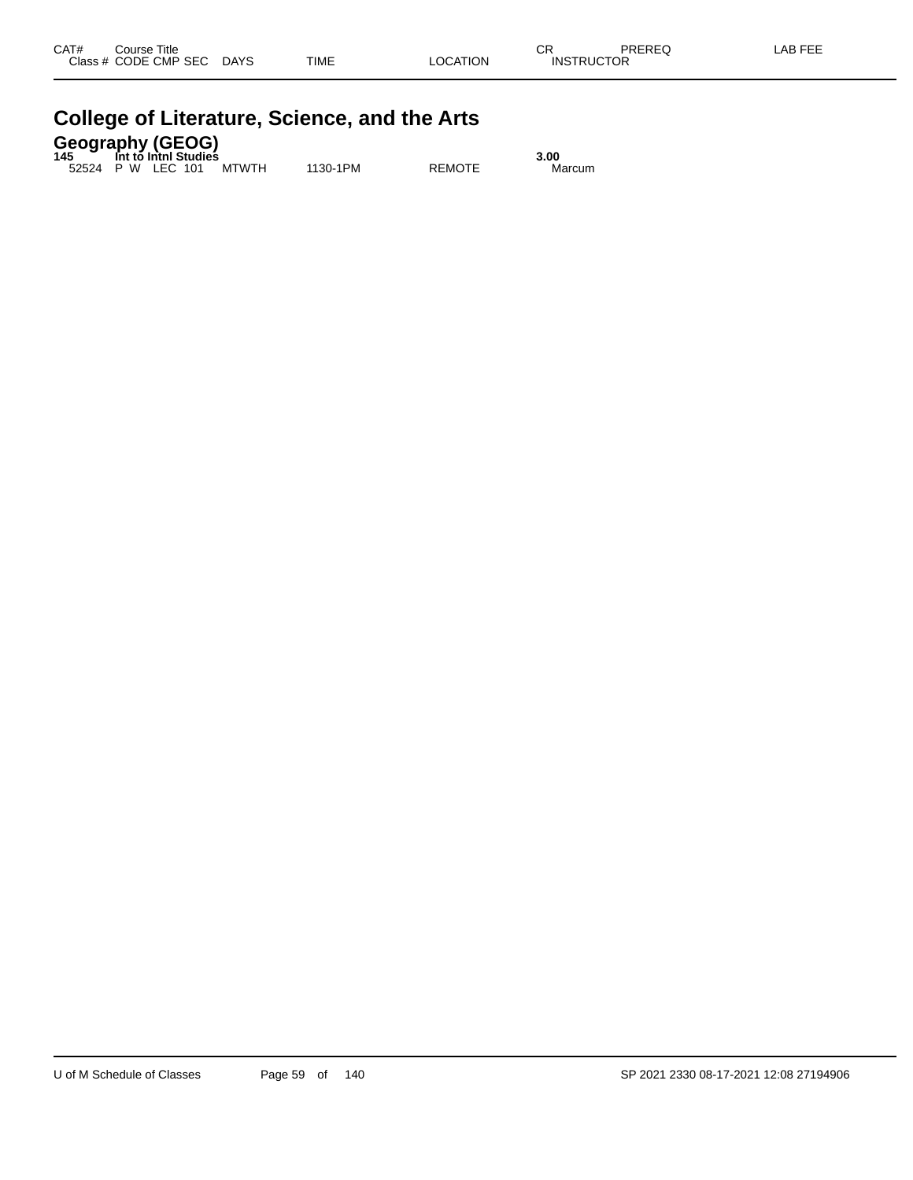| CAT# | Course Title | | | | | | CR | PREREQ | LAB FEE |
|---|---|---|---|---|---|---|---|---|---|
| Class # | CODE | CMP | SEC | DAYS | TIME | LOCATION | INSTRUCTOR | | |

# College of Literature, Science, and the Arts

## Geography (GEOG)

| CAT# | Course Title | | | | | | CR | PREREQ | LAB FEE |
|---|---|---|---|---|---|---|---|---|---|
| **145** | **Int to Intnl Studies** | | | | | | **3.00** | | |
| 52524 | P W | LEC | 101 | MTWTH | 1130-1PM | REMOTE | Marcum | | |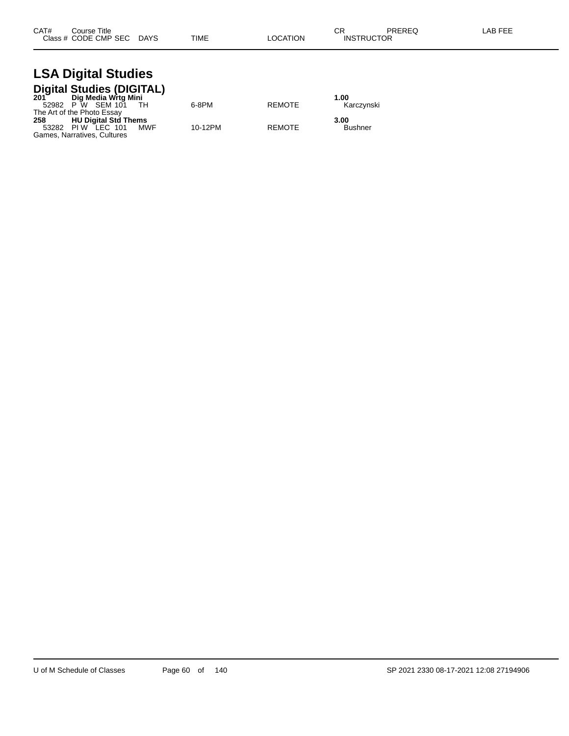| CAT# Class # | Course Title CODE CMP SEC | DAYS | TIME | LOCATION | CR INSTRUCTOR | PREREQ | LAB FEE |
|---|---|---|---|---|---|---|---|

# LSA Digital Studies

## Digital Studies (DIGITAL)

| CAT# Class # | Course Title CODE CMP SEC | DAYS | TIME | LOCATION | CR INSTRUCTOR | PREREQ | LAB FEE |
|---|---|---|---|---|---|---|---|
| **201** | **Dig Media Wrtg Mini** | | | | **1.00** | | |
| 52982 | P W SEM 101 | TH | 6-8PM | REMOTE | Karczynski | | |
| The Art of the Photo Essay | | | | | | | |
| **258** | **HU Digital Std Thems** | | | | **3.00** | | |
| 53282 | PI W LEC 101 | MWF | 10-12PM | REMOTE | Bushner | | |
| Games, Narratives, Cultures | | | | | | | |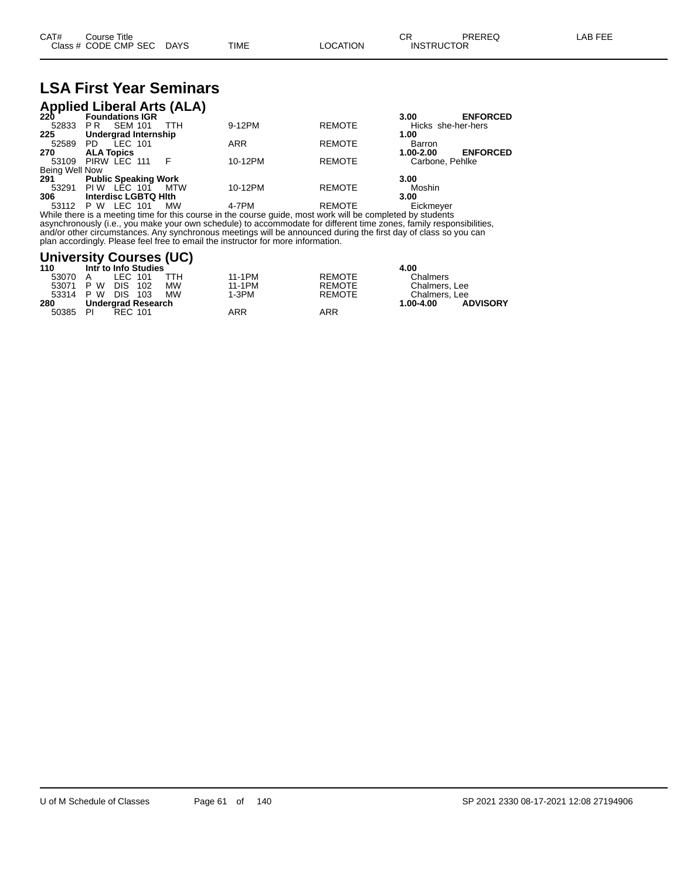# LSA First Year Seminars

## Applied Liberal Arts (ALA)

| CAT# / Class # | Course Title / CODE CMP SEC | DAYS | TIME | LOCATION | CR / INSTRUCTOR | PREREQ |
|---|---|---|---|---|---|---|
| **220** | **Foundations IGR** | | | | **3.00** | **ENFORCED** |
| 52833 | P R SEM 101 | TTH | 9-12PM | REMOTE | Hicks she-her-hers | |
| **225** | **Undergrad Internship** | | | | **1.00** | |
| 52589 | PD LEC 101 | | ARR | REMOTE | Barron | |
| **270** | **ALA Topics** | | | | **1.00-2.00** | **ENFORCED** |
| 53109 | PIRW LEC 111 | F | 10-12PM | REMOTE | Carbone, Pehlke | |

Being Well Now

| CAT# / Class # | Course Title / CODE CMP SEC | DAYS | TIME | LOCATION | CR / INSTRUCTOR | PREREQ |
|---|---|---|---|---|---|---|
| **291** | **Public Speaking Work** | | | | **3.00** | |
| 53291 | PI W LEC 101 | MTW | 10-12PM | REMOTE | Moshin | |
| **306** | **Interdisc LGBTQ Hlth** | | | | **3.00** | |
| 53112 | P W LEC 101 | MW | 4-7PM | REMOTE | Eickmeyer | |

While there is a meeting time for this course in the course guide, most work will be completed by students asynchronously (i.e., you make your own schedule) to accommodate for different time zones, family responsibilities, and/or other circumstances. Any synchronous meetings will be announced during the first day of class so you can plan accordingly. Please feel free to email the instructor for more information.

## University Courses (UC)

| CAT# / Class # | Course Title / CODE CMP SEC | DAYS | TIME | LOCATION | CR / INSTRUCTOR | PREREQ |
|---|---|---|---|---|---|---|
| **110** | **Intr to Info Studies** | | | | **4.00** | |
| 53070 | A LEC 101 | TTH | 11-1PM | REMOTE | Chalmers | |
| 53071 | P W DIS 102 | MW | 11-1PM | REMOTE | Chalmers, Lee | |
| 53314 | P W DIS 103 | MW | 1-3PM | REMOTE | Chalmers, Lee | |
| **280** | **Undergrad Research** | | | | **1.00-4.00** | **ADVISORY** |
| 50385 | PI REC 101 | | ARR | ARR | | |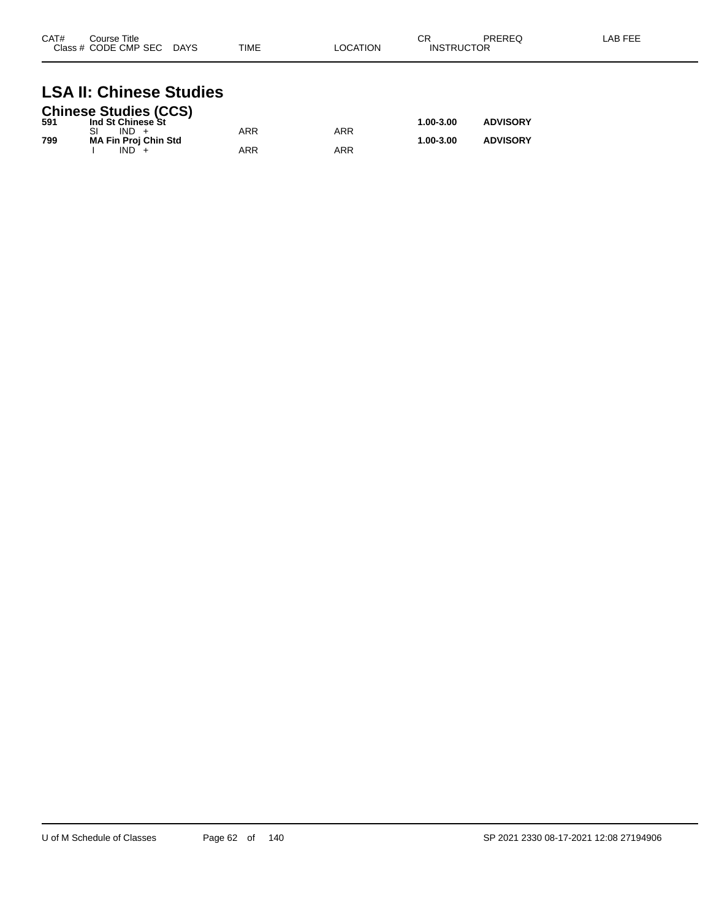| CAT# | Course Title Class # CODE CMP SEC DAYS | TIME | LOCATION | CR INSTRUCTOR | PREREQ | LAB FEE |
|---|---|---|---|---|---|---|

# LSA II: Chinese Studies

## Chinese Studies (CCS)

| CAT# | Course Title Class # CODE CMP SEC DAYS | TIME | LOCATION | CR INSTRUCTOR | PREREQ | LAB FEE |
|---|---|---|---|---|---|---|
| **591** | **Ind St Chinese St** | | | **1.00-3.00** | **ADVISORY** | |
| | SI IND + | ARR | ARR | | | |
| **799** | **MA Fin Proj Chin Std** | | | **1.00-3.00** | **ADVISORY** | |
| | I IND + | ARR | ARR | | | |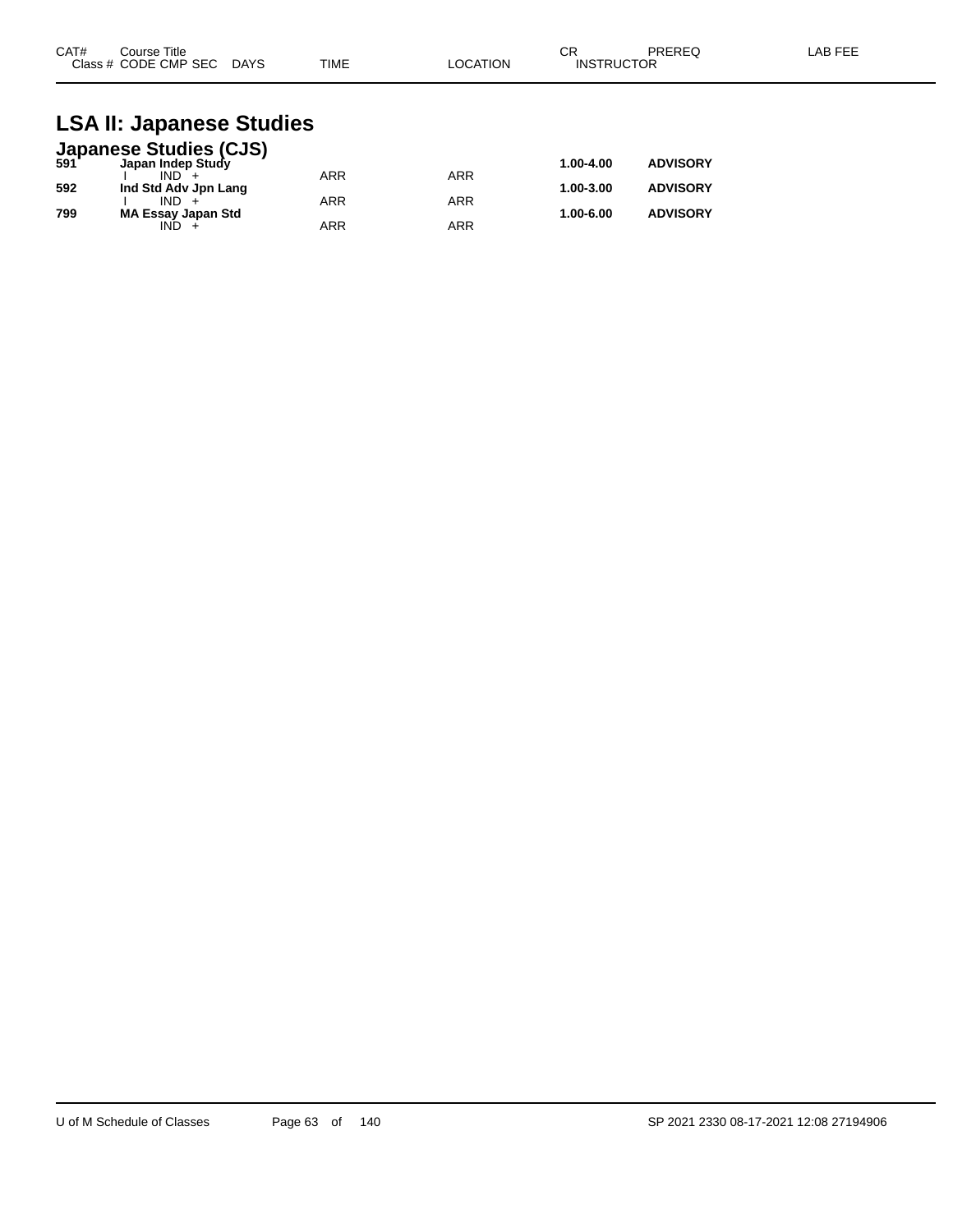| CAT# | Course Title<br>Class # CODE CMP SEC DAYS | TIME | LOCATION | CR<br>INSTRUCTOR | PREREQ | LAB FEE |
|---|---|---|---|---|---|---|

# LSA II: Japanese Studies

## Japanese Studies (CJS)

| CAT# | Course Title / Class # CODE CMP SEC DAYS | TIME | LOCATION | CR / INSTRUCTOR | PREREQ | LAB FEE |
|---|---|---|---|---|---|---|
| **591** | **Japan Indep Study** | | | **1.00-4.00** | **ADVISORY** | |
| | I IND + | ARR | ARR | | | |
| **592** | **Ind Std Adv Jpn Lang** | | | **1.00-3.00** | **ADVISORY** | |
| | I IND + | ARR | ARR | | | |
| **799** | **MA Essay Japan Std** | | | **1.00-6.00** | **ADVISORY** | |
| | IND + | ARR | ARR | | | |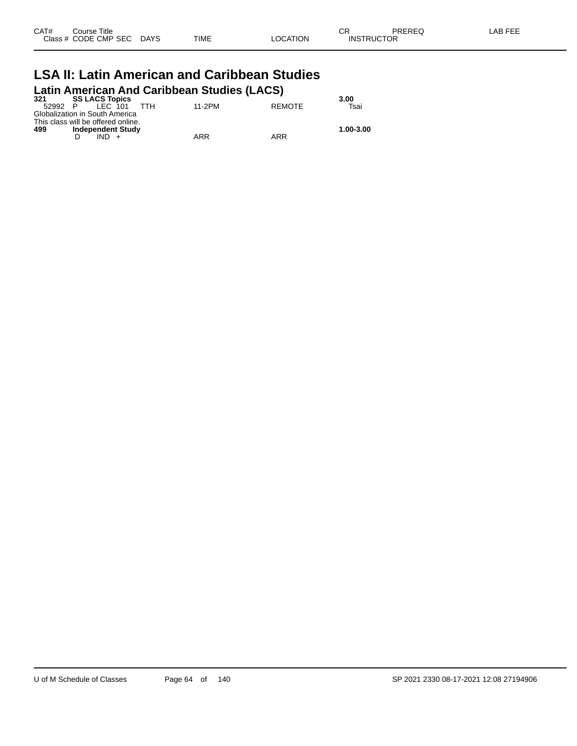| CAT# | Course Title | | | | | | CR | PREREQ | LAB FEE |
|---|---|---|---|---|---|---|---|---|---|
| Class # | CODE | CMP | SEC | DAYS | TIME | LOCATION | INSTRUCTOR | | |

# LSA II: Latin American and Caribbean Studies

## Latin American And Caribbean Studies (LACS)

**321 SS LACS Topics** **3.00**

| Class # | CODE | CMP | SEC | DAYS | TIME | LOCATION | INSTRUCTOR |
|---|---|---|---|---|---|---|---|
| 52992 | P | LEC | 101 | TTH | 11-2PM | REMOTE | Tsai |

Globalization in South America
This class will be offered online.

**499 Independent Study** **1.00-3.00**

| Class # | CODE | CMP | SEC | DAYS | TIME | LOCATION | INSTRUCTOR |
|---|---|---|---|---|---|---|---|
| | D | IND | + | | ARR | ARR | |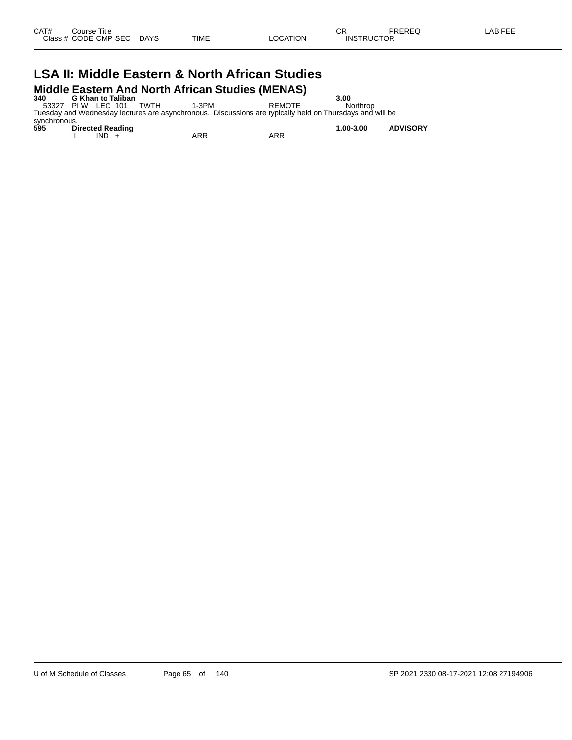| CAT# | Course Title | | | | | CR | PREREQ | LAB FEE |
|---|---|---|---|---|---|---|---|---|
| Class # | CODE | CMP | SEC | DAYS | TIME | LOCATION | INSTRUCTOR | |

# LSA II: Middle Eastern & North African Studies

## Middle Eastern And North African Studies (MENAS)

**340 G Khan to Taliban** **3.00**

| Class # | CODE | CMP | SEC | DAYS | TIME | LOCATION | INSTRUCTOR |
|---|---|---|---|---|---|---|---|
| 53327 | PI W | LEC | 101 | TWTH | 1-3PM | REMOTE | Northrop |

Tuesday and Wednesday lectures are asynchronous. Discussions are typically held on Thursdays and will be synchronous.

**595 Directed Reading** **1.00-3.00** **ADVISORY**

| Class # | CODE | CMP | SEC | DAYS | TIME | LOCATION | INSTRUCTOR |
|---|---|---|---|---|---|---|---|
| | I | IND | + | | ARR | ARR | |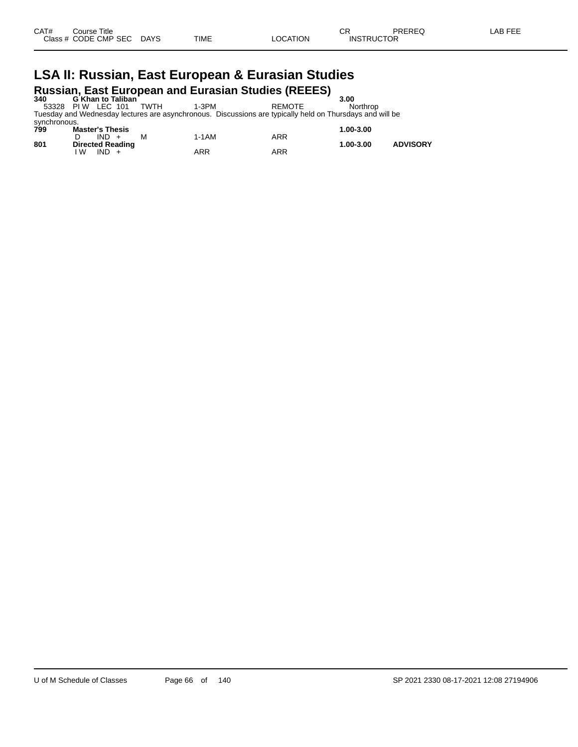| CAT# | Course Title | | | | | CR | PREREQ | LAB FEE |
|---|---|---|---|---|---|---|---|---|
| Class # | CODE CMP SEC | DAYS | TIME | LOCATION | | INSTRUCTOR | | |

# LSA II: Russian, East European & Eurasian Studies

## Russian, East European and Eurasian Studies (REEES)

| CAT# | Course Title / Class # CODE CMP SEC | DAYS | TIME | LOCATION | CR / INSTRUCTOR | PREREQ |
|---|---|---|---|---|---|---|
| **340** | **G Khan to Taliban** | | | | **3.00** | |
| 53328 | PI W LEC 101 | TWTH | 1-3PM | REMOTE | Northrop | |

Tuesday and Wednesday lectures are asynchronous. Discussions are typically held on Thursdays and will be synchronous.

| CAT# | Course Title / Class # CODE CMP SEC | DAYS | TIME | LOCATION | CR / INSTRUCTOR | PREREQ |
|---|---|---|---|---|---|---|
| **799** | **Master's Thesis** | | | | **1.00-3.00** | |
| | D IND + | M | 1-1AM | ARR | | |
| **801** | **Directed Reading** | | | | **1.00-3.00** | **ADVISORY** |
| | I W IND + | | ARR | ARR | | |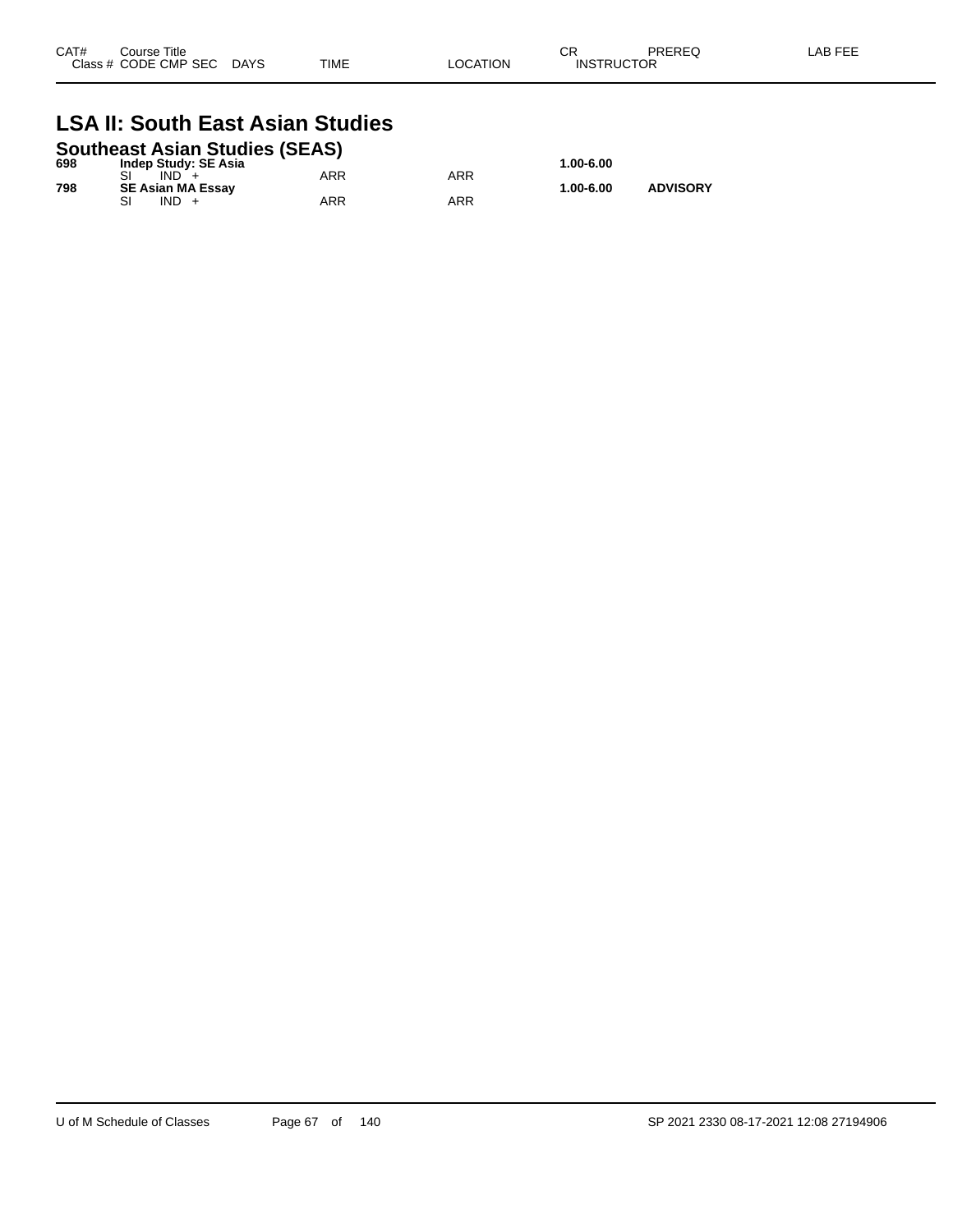| CAT# | Course Title | | | | | CR | PREREQ | LAB FEE |
|---|---|---|---|---|---|---|---|---|
| Class # | CODE CMP SEC | DAYS | TIME | LOCATION | INSTRUCTOR | | | |

# LSA II: South East Asian Studies

## Southeast Asian Studies (SEAS)

| CAT# | Course Title | | TIME | LOCATION | CR | PREREQ | LAB FEE |
|---|---|---|---|---|---|---|---|
| **698** | **Indep Study: SE Asia** | | | | **1.00-6.00** | | |
| | SI IND + | | ARR | ARR | | | |
| **798** | **SE Asian MA Essay** | | | | **1.00-6.00** | **ADVISORY** | |
| | SI IND + | | ARR | ARR | | | |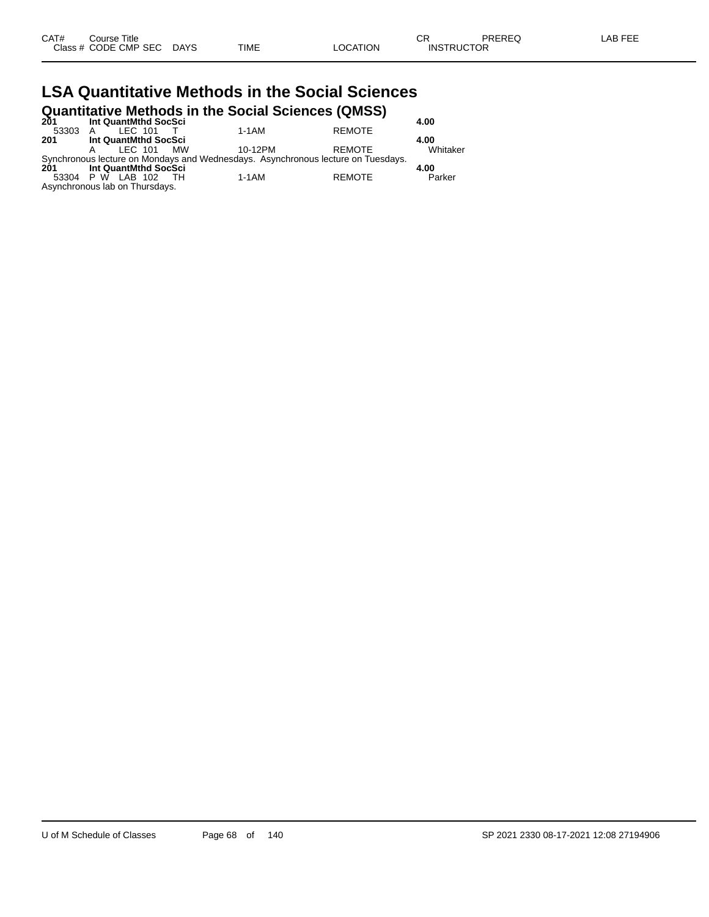| CAT# | Course Title | | | | | | CR | PREREQ | LAB FEE |
|---|---|---|---|---|---|---|---|---|---|
| Class # | CODE | CMP | SEC | DAYS | TIME | LOCATION | INSTRUCTOR | | |

# LSA Quantitative Methods in the Social Sciences

## Quantitative Methods in the Social Sciences (QMSS)

| CAT# / Class # | CODE | CMP | SEC | DAYS | TIME | LOCATION | CR / INSTRUCTOR |
|---|---|---|---|---|---|---|---|
| **201** | **Int QuantMthd SocSci** | | | | | | **4.00** |
| 53303 | A | LEC | 101 | T | 1-1AM | REMOTE | |
| **201** | **Int QuantMthd SocSci** | | | | | | **4.00** |
| | A | LEC | 101 | MW | 10-12PM | REMOTE | Whitaker |

Synchronous lecture on Mondays and Wednesdays. Asynchronous lecture on Tuesdays.

| CAT# / Class # | CODE | CMP | SEC | DAYS | TIME | LOCATION | CR / INSTRUCTOR |
|---|---|---|---|---|---|---|---|
| **201** | **Int QuantMthd SocSci** | | | | | | **4.00** |
| 53304 | P W | LAB | 102 | TH | 1-1AM | REMOTE | Parker |

Asynchronous lab on Thursdays.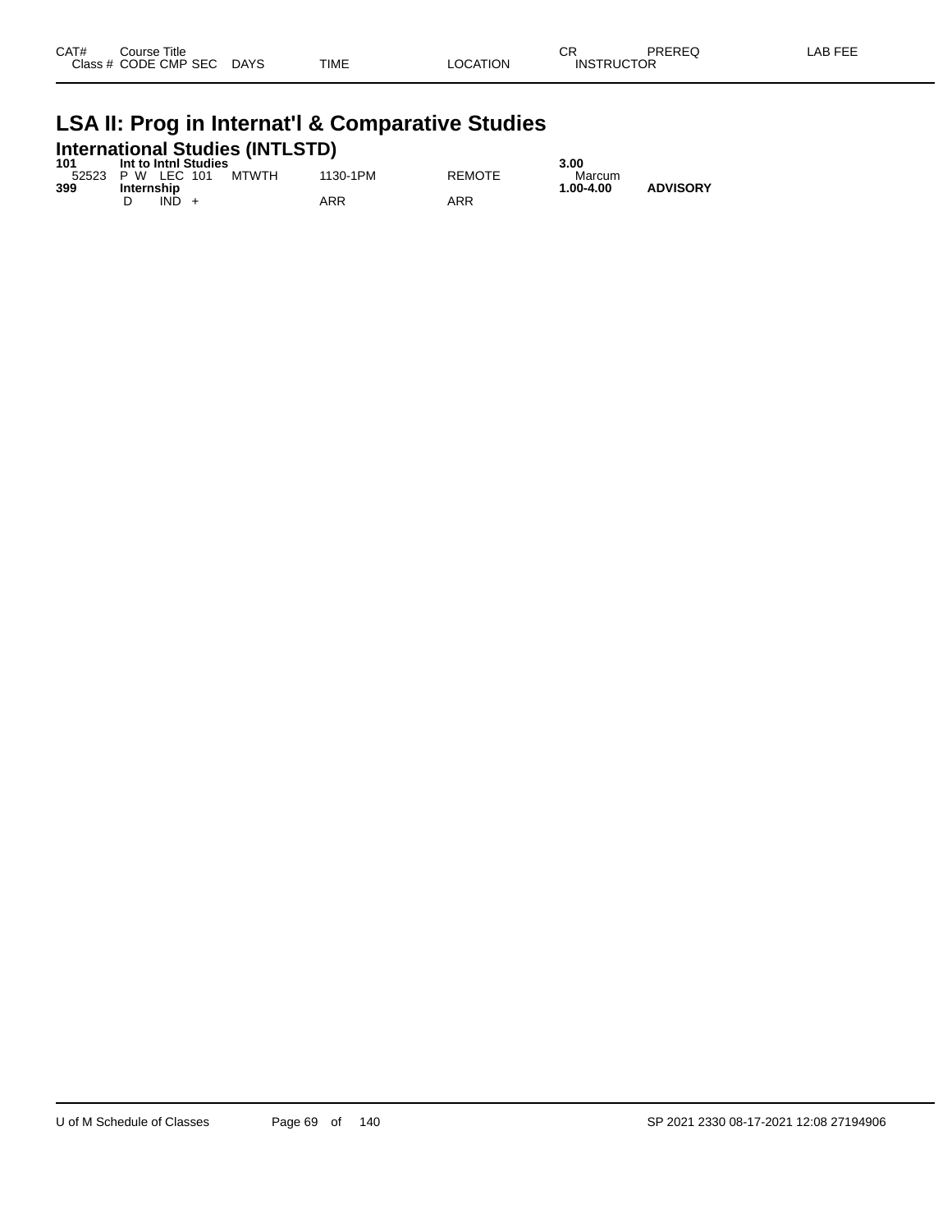| CAT# | Course Title<br>Class # CODE CMP SEC | DAYS | TIME | LOCATION | CR<br>INSTRUCTOR | PREREQ | LAB FEE |
|---|---|---|---|---|---|---|---|

# LSA II: Prog in Internat'l & Comparative Studies

## International Studies (INTLSTD)

| CAT# | Course Title<br>Class # CODE CMP SEC | DAYS | TIME | LOCATION | CR<br>INSTRUCTOR | PREREQ | LAB FEE |
|---|---|---|---|---|---|---|---|
| **101** | **Int to Intnl Studies** | | | | **3.00** | | |
| 52523 | P W LEC 101 | MTWTH | 1130-1PM | REMOTE | Marcum | | |
| **399** | **Internship** | | | | **1.00-4.00** | **ADVISORY** | |
| | D IND + | | ARR | ARR | | | |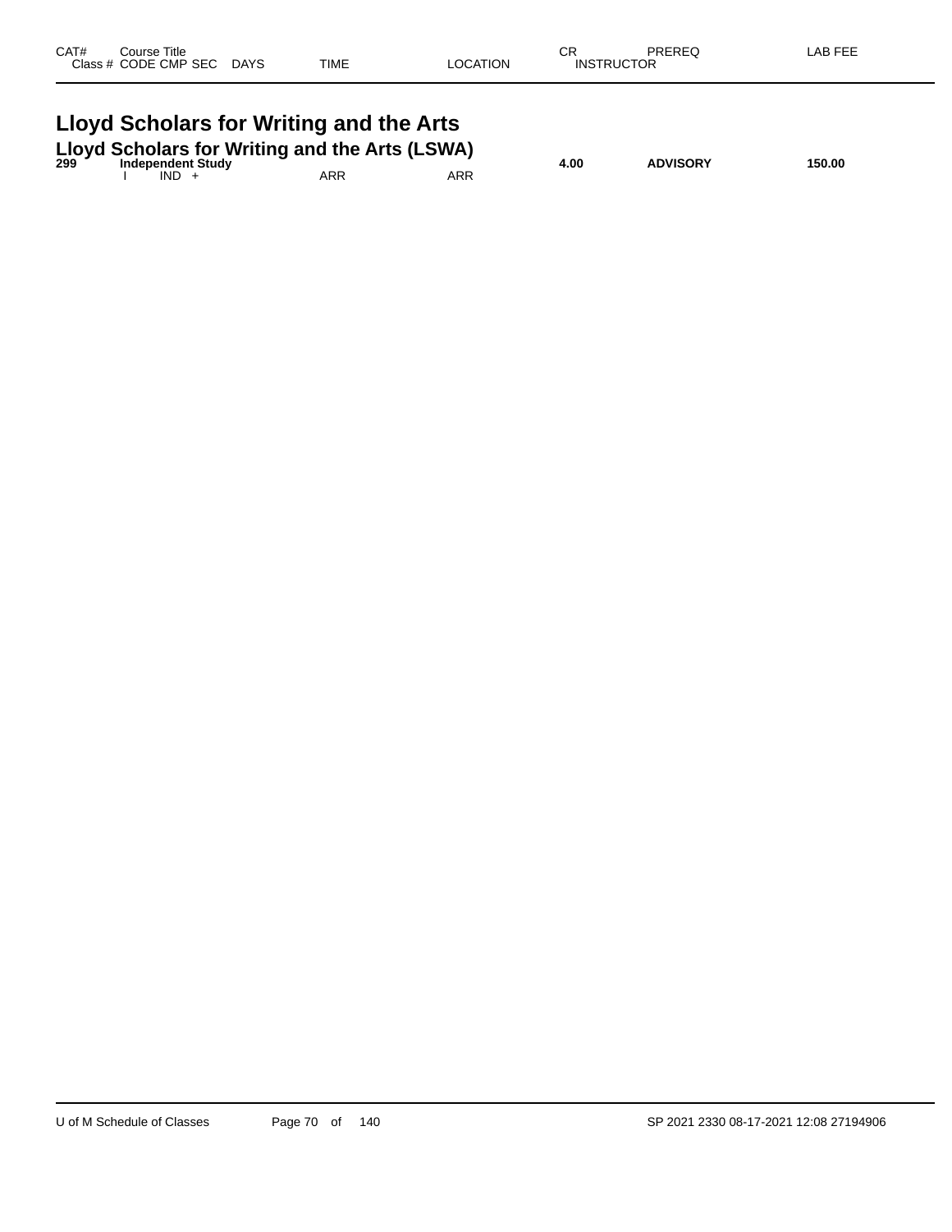| CAT# | Course Title<br>Class # CODE CMP SEC DAYS | TIME | LOCATION | CR<br>INSTRUCTOR | PREREQ | LAB FEE |
|---|---|---|---|---|---|---|

# Lloyd Scholars for Writing and the Arts

## Lloyd Scholars for Writing and the Arts (LSWA)

| CAT# | Course Title<br>Class # CODE CMP SEC DAYS | TIME | LOCATION | CR<br>INSTRUCTOR | PREREQ | LAB FEE |
|---|---|---|---|---|---|---|
| **299** | **Independent Study** | | | **4.00** | **ADVISORY** | **150.00** |
| | I IND + | ARR | ARR | | | |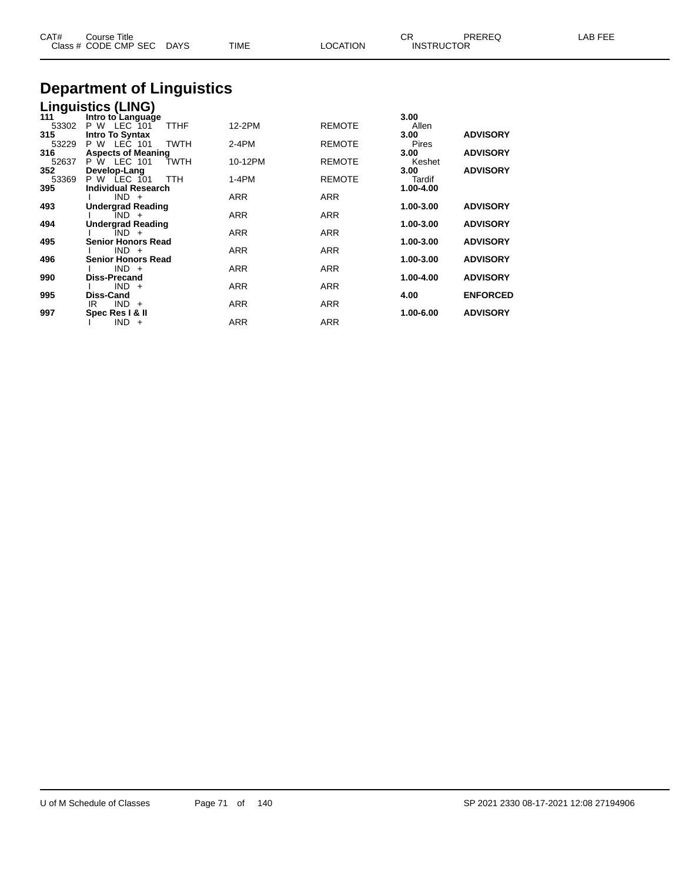# Department of Linguistics

## Linguistics (LING)

| CAT# / Class # | Course Title / CODE CMP SEC | DAYS | TIME | LOCATION | CR / INSTRUCTOR | PREREQ | LAB FEE |
|---|---|---|---|---|---|---|---|
| **111** | **Intro to Language** | | | | **3.00** | | |
| 53302 | P W LEC 101 | TTHF | 12-2PM | REMOTE | Allen | | |
| **315** | **Intro To Syntax** | | | | **3.00** | **ADVISORY** | |
| 53229 | P W LEC 101 | TWTH | 2-4PM | REMOTE | Pires | | |
| **316** | **Aspects of Meaning** | | | | **3.00** | **ADVISORY** | |
| 52637 | P W LEC 101 | TWTH | 10-12PM | REMOTE | Keshet | | |
| **352** | **Develop-Lang** | | | | **3.00** | **ADVISORY** | |
| 53369 | P W LEC 101 | TTH | 1-4PM | REMOTE | Tardif | | |
| **395** | **Individual Research** | | | | **1.00-4.00** | | |
| | I IND + | | ARR | ARR | | | |
| **493** | **Undergrad Reading** | | | | **1.00-3.00** | **ADVISORY** | |
| | I IND + | | ARR | ARR | | | |
| **494** | **Undergrad Reading** | | | | **1.00-3.00** | **ADVISORY** | |
| | I IND + | | ARR | ARR | | | |
| **495** | **Senior Honors Read** | | | | **1.00-3.00** | **ADVISORY** | |
| | I IND + | | ARR | ARR | | | |
| **496** | **Senior Honors Read** | | | | **1.00-3.00** | **ADVISORY** | |
| | I IND + | | ARR | ARR | | | |
| **990** | **Diss-Precand** | | | | **1.00-4.00** | **ADVISORY** | |
| | I IND + | | ARR | ARR | | | |
| **995** | **Diss-Cand** | | | | **4.00** | **ENFORCED** | |
| | IR IND + | | ARR | ARR | | | |
| **997** | **Spec Res I & II** | | | | **1.00-6.00** | **ADVISORY** | |
| | I IND + | | ARR | ARR | | | |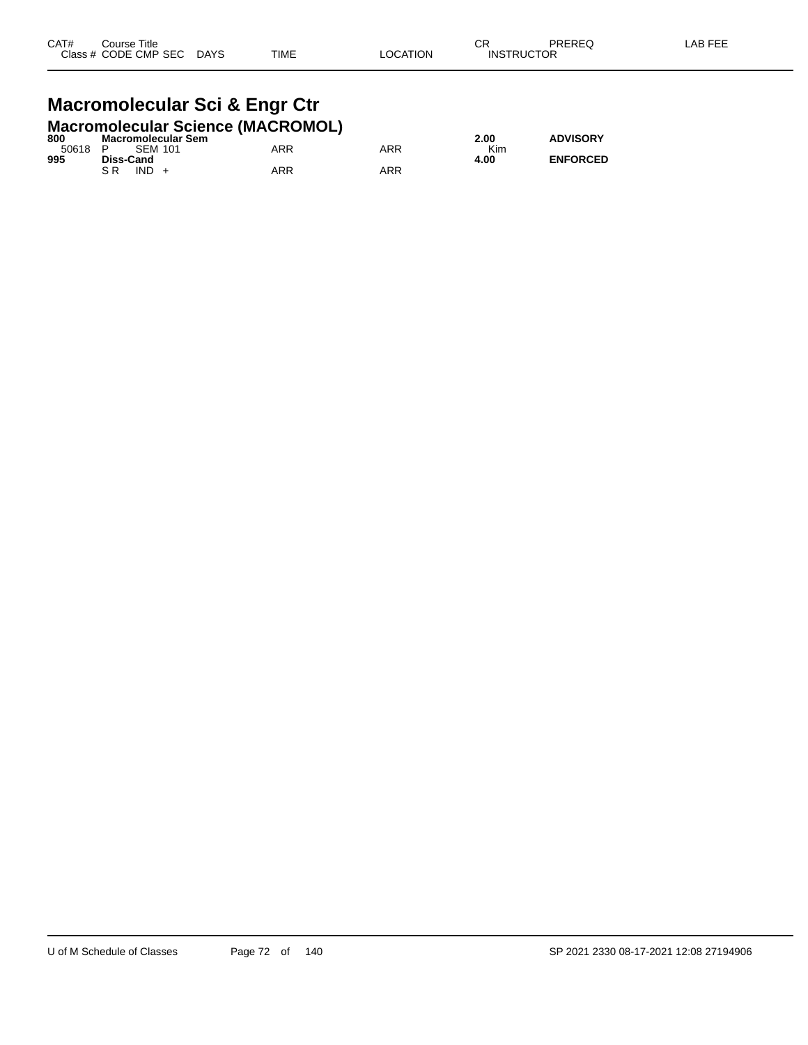| CAT# Class # | Course Title CODE CMP SEC | DAYS | TIME | LOCATION | CR INSTRUCTOR | PREREQ | LAB FEE |
|---|---|---|---|---|---|---|---|

## Macromolecular Sci & Engr Ctr

### Macromolecular Science (MACROMOL)

| CAT# Class # | Course Title CODE CMP SEC | DAYS | TIME | LOCATION | CR INSTRUCTOR | PREREQ | LAB FEE |
|---|---|---|---|---|---|---|---|
| **800** | **Macromolecular Sem** | | | | **2.00** | **ADVISORY** | |
| 50618 | P SEM 101 | | ARR | ARR | Kim | | |
| **995** | **Diss-Cand** | | | | **4.00** | **ENFORCED** | |
| | S R IND + | | ARR | ARR | | | |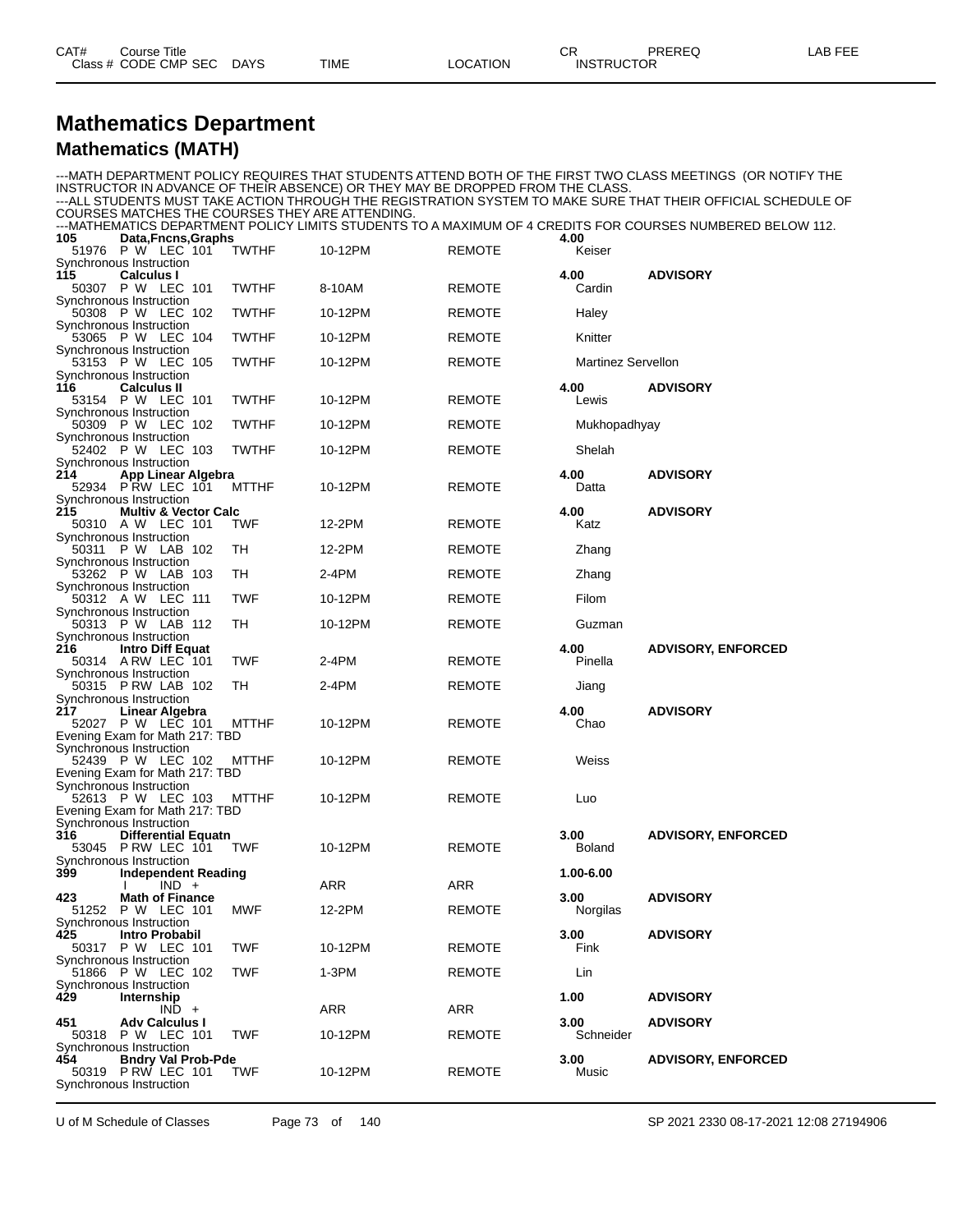# Mathematics Department

## Mathematics (MATH)

| CAT# Class # | Course Title CODE CMP SEC | DAYS | TIME | LOCATION | CR INSTRUCTOR | PREREQ | LAB FEE |
|---|---|---|---|---|---|---|---|

---MATH DEPARTMENT POLICY REQUIRES THAT STUDENTS ATTEND BOTH OF THE FIRST TWO CLASS MEETINGS (OR NOTIFY THE INSTRUCTOR IN ADVANCE OF THEIR ABSENCE) OR THEY MAY BE DROPPED FROM THE CLASS.
---ALL STUDENTS MUST TAKE ACTION THROUGH THE REGISTRATION SYSTEM TO MAKE SURE THAT THEIR OFFICIAL SCHEDULE OF COURSES MATCHES THE COURSES THEY ARE ATTENDING.
---MATHEMATICS DEPARTMENT POLICY LIMITS STUDENTS TO A MAXIMUM OF 4 CREDITS FOR COURSES NUMBERED BELOW 112.

| CAT# / Class # | Course Title / CODE CMP SEC | DAYS | TIME | LOCATION | CR / INSTRUCTOR | PREREQ |
|---|---|---|---|---|---|---|
| **105** | **Data,Fncns,Graphs** | | | | **4.00** | |
| 51976 | P W LEC 101 | TWTHF | 10-12PM | REMOTE | Keiser | |
| Synchronous Instruction | | | | | | |
| **115** | **Calculus I** | | | | **4.00** | **ADVISORY** |
| 50307 | P W LEC 101 | TWTHF | 8-10AM | REMOTE | Cardin | |
| Synchronous Instruction | | | | | | |
| 50308 | P W LEC 102 | TWTHF | 10-12PM | REMOTE | Haley | |
| Synchronous Instruction | | | | | | |
| 53065 | P W LEC 104 | TWTHF | 10-12PM | REMOTE | Knitter | |
| Synchronous Instruction | | | | | | |
| 53153 | P W LEC 105 | TWTHF | 10-12PM | REMOTE | Martinez Servellon | |
| Synchronous Instruction | | | | | | |
| **116** | **Calculus II** | | | | **4.00** | **ADVISORY** |
| 53154 | P W LEC 101 | TWTHF | 10-12PM | REMOTE | Lewis | |
| Synchronous Instruction | | | | | | |
| 50309 | P W LEC 102 | TWTHF | 10-12PM | REMOTE | Mukhopadhyay | |
| Synchronous Instruction | | | | | | |
| 52402 | P W LEC 103 | TWTHF | 10-12PM | REMOTE | Shelah | |
| Synchronous Instruction | | | | | | |
| **214** | **App Linear Algebra** | | | | **4.00** | **ADVISORY** |
| 52934 | P RW LEC 101 | MTTHF | 10-12PM | REMOTE | Datta | |
| Synchronous Instruction | | | | | | |
| **215** | **Multiv & Vector Calc** | | | | **4.00** | **ADVISORY** |
| 50310 | A W LEC 101 | TWF | 12-2PM | REMOTE | Katz | |
| Synchronous Instruction | | | | | | |
| 50311 | P W LAB 102 | TH | 12-2PM | REMOTE | Zhang | |
| Synchronous Instruction | | | | | | |
| 53262 | P W LAB 103 | TH | 2-4PM | REMOTE | Zhang | |
| Synchronous Instruction | | | | | | |
| 50312 | A W LEC 111 | TWF | 10-12PM | REMOTE | Filom | |
| Synchronous Instruction | | | | | | |
| 50313 | P W LAB 112 | TH | 10-12PM | REMOTE | Guzman | |
| Synchronous Instruction | | | | | | |
| **216** | **Intro Diff Equat** | | | | **4.00** | **ADVISORY, ENFORCED** |
| 50314 | A RW LEC 101 | TWF | 2-4PM | REMOTE | Pinella | |
| Synchronous Instruction | | | | | | |
| 50315 | P RW LAB 102 | TH | 2-4PM | REMOTE | Jiang | |
| Synchronous Instruction | | | | | | |
| **217** | **Linear Algebra** | | | | **4.00** | **ADVISORY** |
| 52027 | P W LEC 101 | MTTHF | 10-12PM | REMOTE | Chao | |
| Evening Exam for Math 217: TBD | | | | | | |
| Synchronous Instruction | | | | | | |
| 52439 | P W LEC 102 | MTTHF | 10-12PM | REMOTE | Weiss | |
| Evening Exam for Math 217: TBD | | | | | | |
| Synchronous Instruction | | | | | | |
| 52613 | P W LEC 103 | MTTHF | 10-12PM | REMOTE | Luo | |
| Evening Exam for Math 217: TBD | | | | | | |
| Synchronous Instruction | | | | | | |
| **316** | **Differential Equatn** | | | | **3.00** | **ADVISORY, ENFORCED** |
| 53045 | P RW LEC 101 | TWF | 10-12PM | REMOTE | Boland | |
| Synchronous Instruction | | | | | | |
| **399** | **Independent Reading** | | | | **1.00-6.00** | |
| | I IND + | | ARR | ARR | | |
| **423** | **Math of Finance** | | | | **3.00** | **ADVISORY** |
| 51252 | P W LEC 101 | MWF | 12-2PM | REMOTE | Norgilas | |
| Synchronous Instruction | | | | | | |
| **425** | **Intro Probabil** | | | | **3.00** | **ADVISORY** |
| 50317 | P W LEC 101 | TWF | 10-12PM | REMOTE | Fink | |
| Synchronous Instruction | | | | | | |
| 51866 | P W LEC 102 | TWF | 1-3PM | REMOTE | Lin | |
| Synchronous Instruction | | | | | | |
| **429** | **Internship** | | | | **1.00** | **ADVISORY** |
| | IND + | | ARR | ARR | | |
| **451** | **Adv Calculus I** | | | | **3.00** | **ADVISORY** |
| 50318 | P W LEC 101 | TWF | 10-12PM | REMOTE | Schneider | |
| Synchronous Instruction | | | | | | |
| **454** | **Bndry Val Prob-Pde** | | | | **3.00** | **ADVISORY, ENFORCED** |
| 50319 | P RW LEC 101 | TWF | 10-12PM | REMOTE | Music | |
| Synchronous Instruction | | | | | | |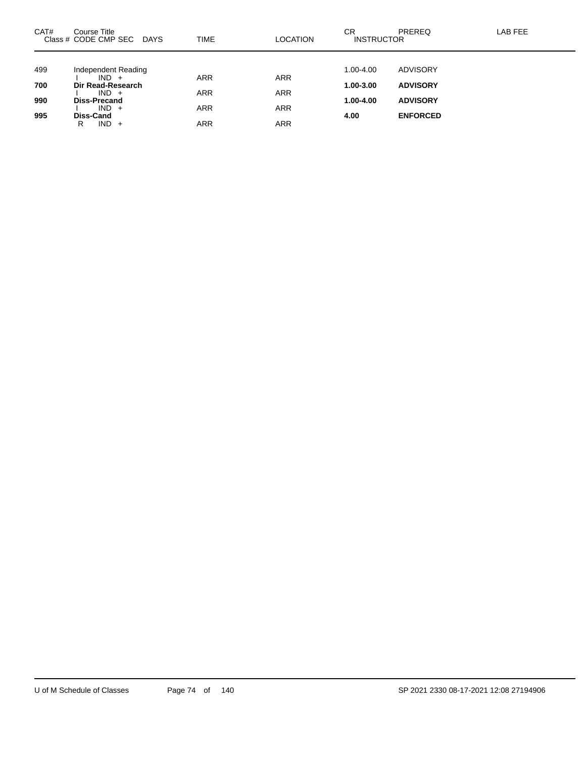| CAT# | Course Title<br>Class # CODE CMP SEC DAYS | TIME | LOCATION | CR<br>INSTRUCTOR | PREREQ | LAB FEE |
|---|---|---|---|---|---|---|
| 499 | Independent Reading | | | 1.00-4.00 | ADVISORY | |
| | I IND + | ARR | ARR | | | |
| **700** | **Dir Read-Research** | | | **1.00-3.00** | **ADVISORY** | |
| | I IND + | ARR | ARR | | | |
| **990** | **Diss-Precand** | | | **1.00-4.00** | **ADVISORY** | |
| | I IND + | ARR | ARR | | | |
| **995** | **Diss-Cand** | | | **4.00** | **ENFORCED** | |
| | R IND + | ARR | ARR | | | |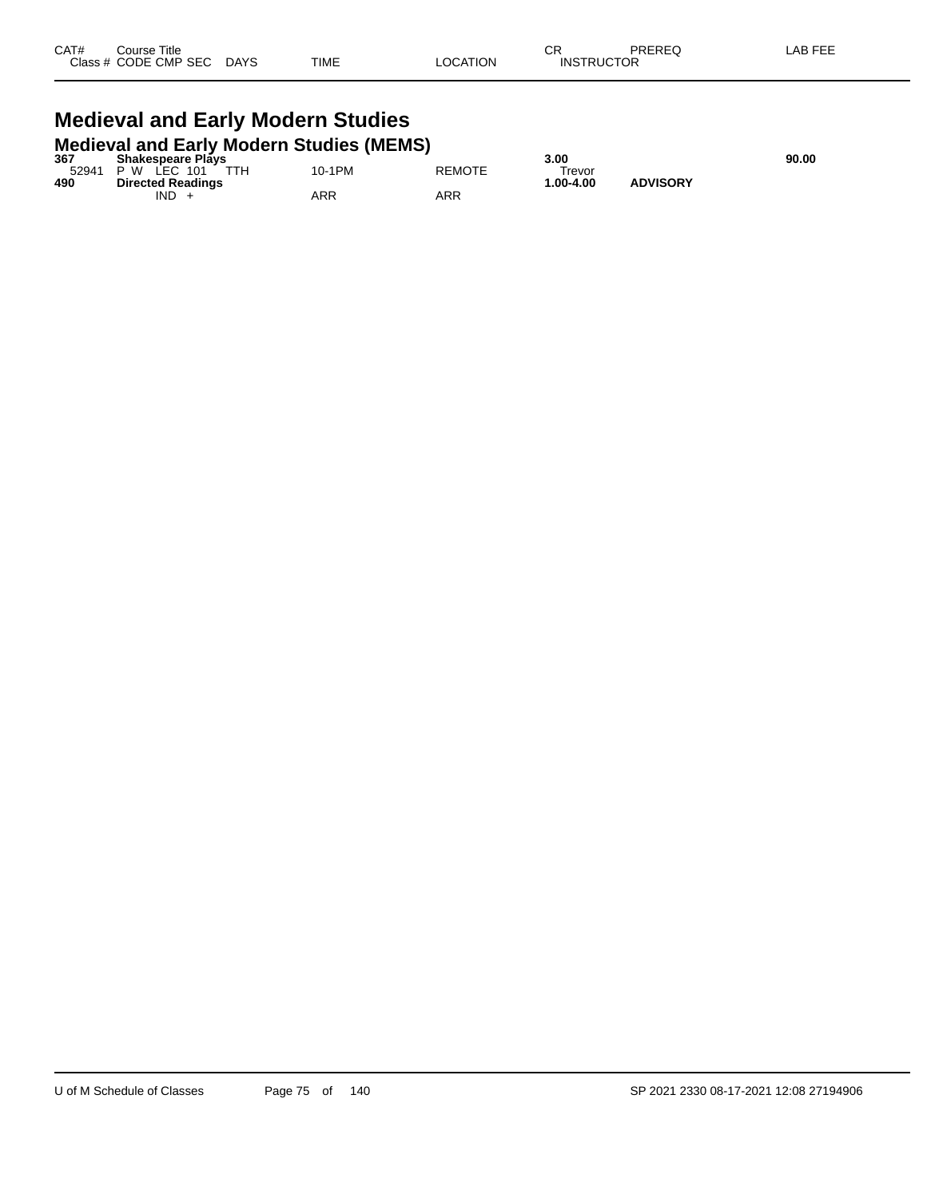| CAT# | Course Title | | | | | | CR | PREREQ | LAB FEE |
|---|---|---|---|---|---|---|---|---|---|
| Class # | CODE | CMP | SEC | DAYS | TIME | LOCATION | INSTRUCTOR | | |

# Medieval and Early Modern Studies

## Medieval and Early Modern Studies (MEMS)

| CAT# | Course Title | | | | | | CR | PREREQ | LAB FEE |
|---|---|---|---|---|---|---|---|---|---|
| **367** | **Shakespeare Plays** | | | | | | **3.00** | | **90.00** |
| 52941 | P W | LEC | 101 | TTH | 10-1PM | REMOTE | Trevor | | |
| **490** | **Directed Readings** | | | | | | **1.00-4.00** | **ADVISORY** | |
| | | IND | + | | ARR | ARR | | | |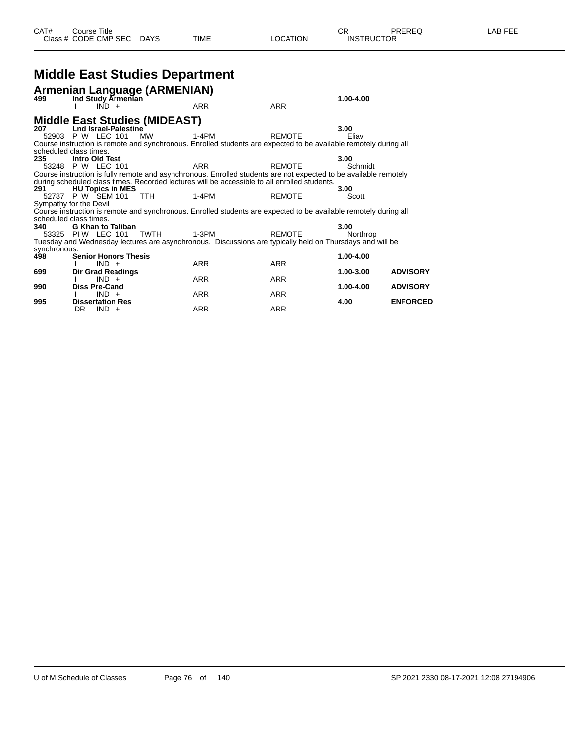| CAT# | Course Title | | | | | | CR | PREREQ | LAB FEE |
|---|---|---|---|---|---|---|---|---|---|
| Class # | CODE CMP SEC | DAYS | TIME | LOCATION | | | INSTRUCTOR | | |

# Middle East Studies Department

## Armenian Language (ARMENIAN)

**499 Ind Study Armenian** — **1.00-4.00**
I IND + ARR ARR

## Middle East Studies (MIDEAST)

**207 Lnd Israel-Palestine** — **3.00**
52903 P W LEC 101 MW 1-4PM REMOTE Eliav
Course instruction is remote and synchronous. Enrolled students are expected to be available remotely during all scheduled class times.

**235 Intro Old Test** — **3.00**
53248 P W LEC 101 ARR REMOTE Schmidt
Course instruction is fully remote and asynchronous. Enrolled students are not expected to be available remotely during scheduled class times. Recorded lectures will be accessible to all enrolled students.

**291 HU Topics in MES** — **3.00**
52787 P W SEM 101 TTH 1-4PM REMOTE Scott
Sympathy for the Devil
Course instruction is remote and synchronous. Enrolled students are expected to be available remotely during all scheduled class times.

**340 G Khan to Taliban** — **3.00**
53325 PI W LEC 101 TWTH 1-3PM REMOTE Northrop
Tuesday and Wednesday lectures are asynchronous. Discussions are typically held on Thursdays and will be synchronous.

**498 Senior Honors Thesis** — **1.00-4.00**
I IND + ARR ARR

**699 Dir Grad Readings** — **1.00-3.00** **ADVISORY**
I IND + ARR ARR

**990 Diss Pre-Cand** — **1.00-4.00** **ADVISORY**
I IND + ARR ARR

**995 Dissertation Res** — **4.00** **ENFORCED**
DR IND + ARR ARR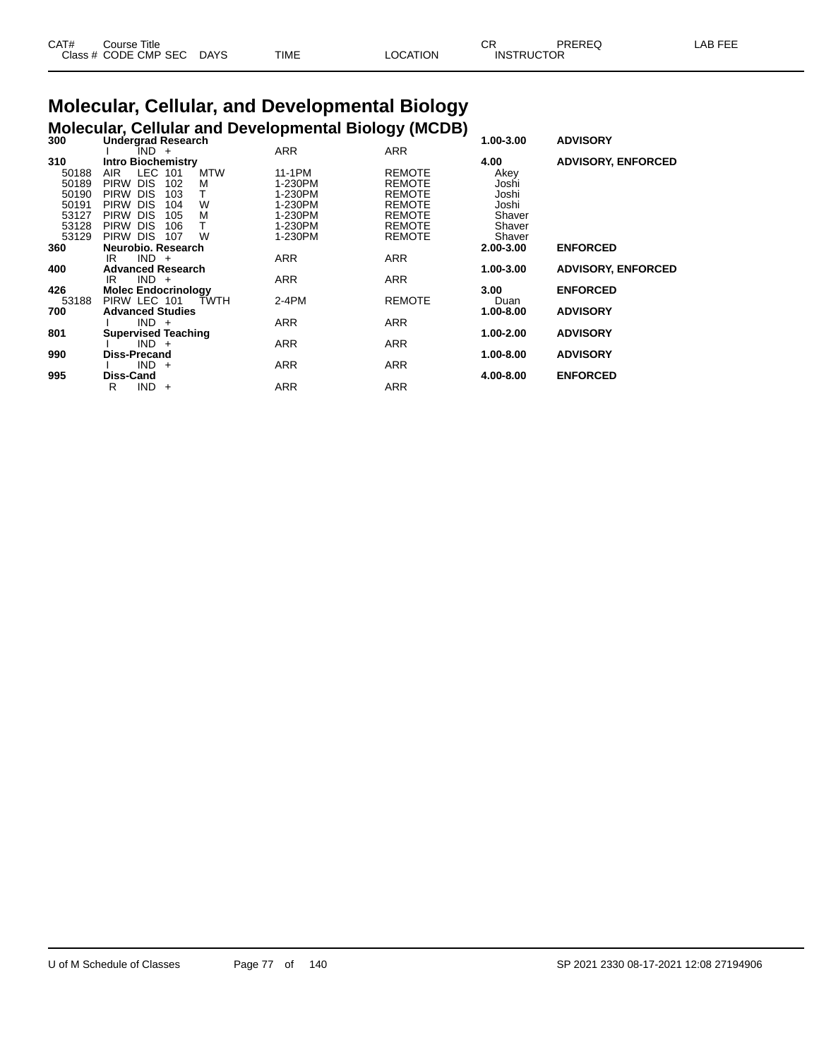# Molecular, Cellular, and Developmental Biology

## Molecular, Cellular and Developmental Biology (MCDB)

| CAT# / Class # | Course Title / CODE | CMP | SEC | DAYS | TIME | LOCATION | CR / INSTRUCTOR | PREREQ | LAB FEE |
|---|---|---|---|---|---|---|---|---|---|
| **300** | **Undergrad Research** | | | | | | **1.00-3.00** | **ADVISORY** | |
| | I | IND | + | | ARR | ARR | | | |
| **310** | **Intro Biochemistry** | | | | | | **4.00** | **ADVISORY, ENFORCED** | |
| 50188 | AIR | LEC | 101 | MTW | 11-1PM | REMOTE | Akey | | |
| 50189 | PIRW | DIS | 102 | M | 1-230PM | REMOTE | Joshi | | |
| 50190 | PIRW | DIS | 103 | T | 1-230PM | REMOTE | Joshi | | |
| 50191 | PIRW | DIS | 104 | W | 1-230PM | REMOTE | Joshi | | |
| 53127 | PIRW | DIS | 105 | M | 1-230PM | REMOTE | Shaver | | |
| 53128 | PIRW | DIS | 106 | T | 1-230PM | REMOTE | Shaver | | |
| 53129 | PIRW | DIS | 107 | W | 1-230PM | REMOTE | Shaver | | |
| **360** | **Neurobio. Research** | | | | | | **2.00-3.00** | **ENFORCED** | |
| | IR | IND | + | | ARR | ARR | | | |
| **400** | **Advanced Research** | | | | | | **1.00-3.00** | **ADVISORY, ENFORCED** | |
| | IR | IND | + | | ARR | ARR | | | |
| **426** | **Molec Endocrinology** | | | | | | **3.00** | **ENFORCED** | |
| 53188 | PIRW | LEC | 101 | TWTH | 2-4PM | REMOTE | Duan | | |
| **700** | **Advanced Studies** | | | | | | **1.00-8.00** | **ADVISORY** | |
| | I | IND | + | | ARR | ARR | | | |
| **801** | **Supervised Teaching** | | | | | | **1.00-2.00** | **ADVISORY** | |
| | I | IND | + | | ARR | ARR | | | |
| **990** | **Diss-Precand** | | | | | | **1.00-8.00** | **ADVISORY** | |
| | I | IND | + | | ARR | ARR | | | |
| **995** | **Diss-Cand** | | | | | | **4.00-8.00** | **ENFORCED** | |
| | R | IND | + | | ARR | ARR | | | |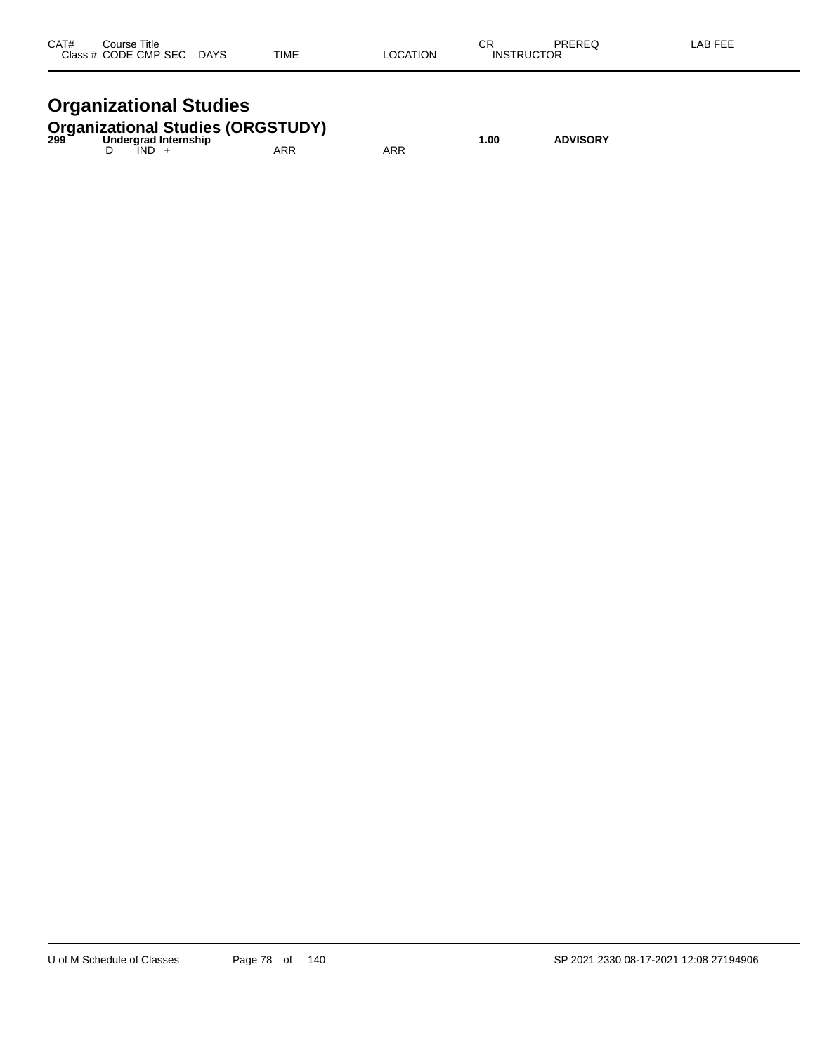| CAT# Class # | Course Title CODE | CMP | SEC | DAYS | TIME | LOCATION | CR INSTRUCTOR | PREREQ | LAB FEE |
|---|---|---|---|---|---|---|---|---|---|

# Organizational Studies

## Organizational Studies (ORGSTUDY)

| CAT# Class # | Course Title CODE | CMP | SEC | DAYS | TIME | LOCATION | CR INSTRUCTOR | PREREQ | LAB FEE |
|---|---|---|---|---|---|---|---|---|---|
| **299** | **Undergrad Internship** | | | | | | **1.00** | **ADVISORY** | |
| | D | IND | + | | ARR | ARR | | | |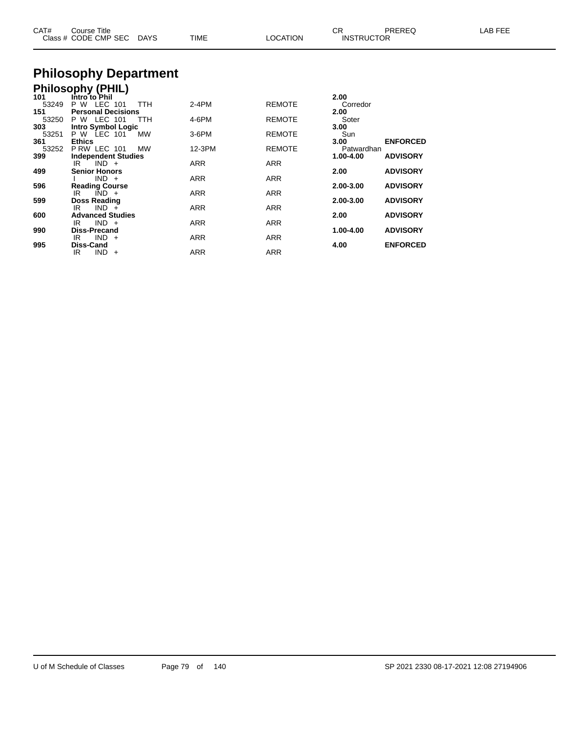# Philosophy Department

## Philosophy (PHIL)

| CAT# / Class # | Course Title / CODE CMP SEC | DAYS | TIME | LOCATION | CR / INSTRUCTOR | PREREQ | LAB FEE |
|---|---|---|---|---|---|---|---|
| 101 | **Intro to Phil** | | | | 2.00 | | |
| 53249 | P W LEC 101 | TTH | 2-4PM | REMOTE | Corredor | | |
| 151 | **Personal Decisions** | | | | 2.00 | | |
| 53250 | P W LEC 101 | TTH | 4-6PM | REMOTE | Soter | | |
| 303 | **Intro Symbol Logic** | | | | 3.00 | | |
| 53251 | P W LEC 101 | MW | 3-6PM | REMOTE | Sun | | |
| 361 | **Ethics** | | | | 3.00 | ENFORCED | |
| 53252 | P RW LEC 101 | MW | 12-3PM | REMOTE | Patwardhan | | |
| 399 | **Independent Studies** | | | | 1.00-4.00 | ADVISORY | |
| | IR IND + | | ARR | ARR | | | |
| 499 | **Senior Honors** | | | | 2.00 | ADVISORY | |
| | I IND + | | ARR | ARR | | | |
| 596 | **Reading Course** | | | | 2.00-3.00 | ADVISORY | |
| | IR IND + | | ARR | ARR | | | |
| 599 | **Doss Reading** | | | | 2.00-3.00 | ADVISORY | |
| | IR IND + | | ARR | ARR | | | |
| 600 | **Advanced Studies** | | | | 2.00 | ADVISORY | |
| | IR IND + | | ARR | ARR | | | |
| 990 | **Diss-Precand** | | | | 1.00-4.00 | ADVISORY | |
| | IR IND + | | ARR | ARR | | | |
| 995 | **Diss-Cand** | | | | 4.00 | ENFORCED | |
| | IR IND + | | ARR | ARR | | | |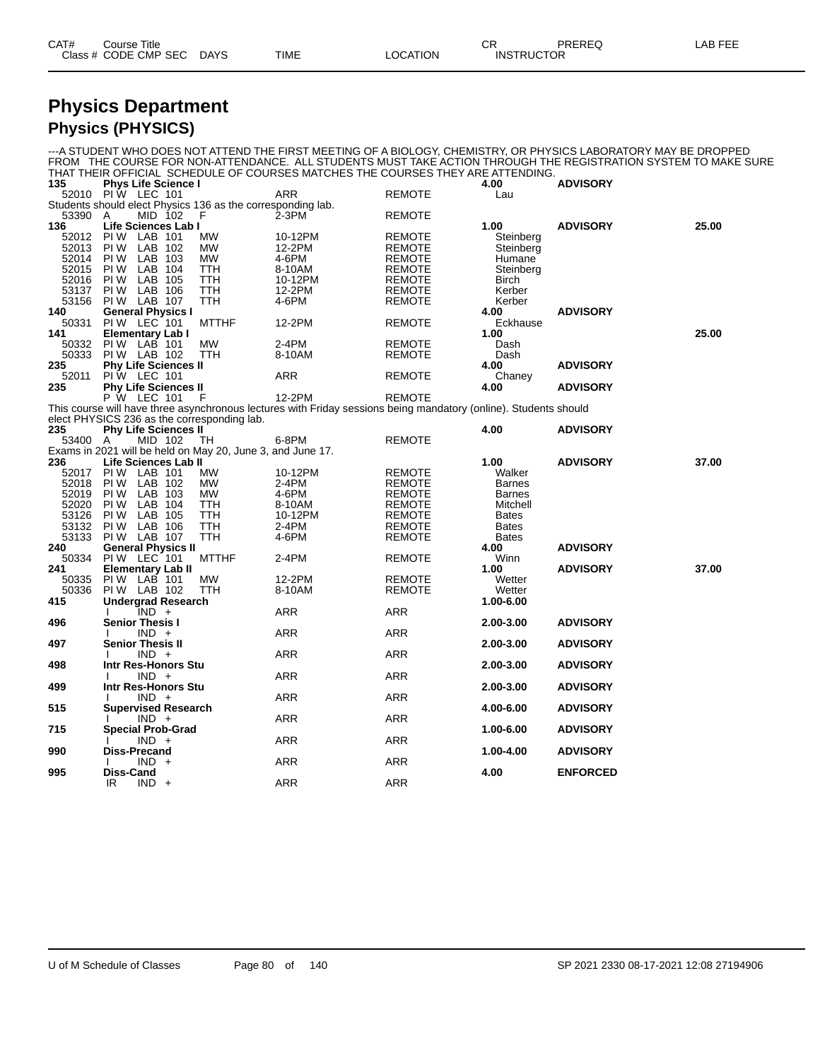# Physics Department

## Physics (PHYSICS)

---A STUDENT WHO DOES NOT ATTEND THE FIRST MEETING OF A BIOLOGY, CHEMISTRY, OR PHYSICS LABORATORY MAY BE DROPPED FROM THE COURSE FOR NON-ATTENDANCE. ALL STUDENTS MUST TAKE ACTION THROUGH THE REGISTRATION SYSTEM TO MAKE SURE THAT THEIR OFFICIAL SCHEDULE OF COURSES MATCHES THE COURSES THEY ARE ATTENDING.

| CAT# / Class # | Course Title / CODE CMP SEC | DAYS | TIME | LOCATION | CR / INSTRUCTOR | PREREQ | LAB FEE |
|---|---|---|---|---|---|---|---|
| **135** | **Phys Life Science I** | | | | **4.00** | **ADVISORY** | |
| 52010 | PI W LEC 101 | | ARR | REMOTE | Lau | | |
| Students should elect Physics 136 as the corresponding lab. | | | | | | | |
| 53390 | A MID 102 | F | 2-3PM | REMOTE | | | |
| **136** | **Life Sciences Lab I** | | | | **1.00** | **ADVISORY** | **25.00** |
| 52012 | PI W LAB 101 | MW | 10-12PM | REMOTE | Steinberg | | |
| 52013 | PI W LAB 102 | MW | 12-2PM | REMOTE | Steinberg | | |
| 52014 | PI W LAB 103 | MW | 4-6PM | REMOTE | Humane | | |
| 52015 | PI W LAB 104 | TTH | 8-10AM | REMOTE | Steinberg | | |
| 52016 | PI W LAB 105 | TTH | 10-12PM | REMOTE | Birch | | |
| 53137 | PI W LAB 106 | TTH | 12-2PM | REMOTE | Kerber | | |
| 53156 | PI W LAB 107 | TTH | 4-6PM | REMOTE | Kerber | | |
| **140** | **General Physics I** | | | | **4.00** | **ADVISORY** | |
| 50331 | PI W LEC 101 | MTTHF | 12-2PM | REMOTE | Eckhause | | |
| **141** | **Elementary Lab I** | | | | **1.00** | | **25.00** |
| 50332 | PI W LAB 101 | MW | 2-4PM | REMOTE | Dash | | |
| 50333 | PI W LAB 102 | TTH | 8-10AM | REMOTE | Dash | | |
| **235** | **Phy Life Sciences II** | | | | **4.00** | **ADVISORY** | |
| 52011 | PI W LEC 101 | | ARR | REMOTE | Chaney | | |
| **235** | **Phy Life Sciences II** | | | | **4.00** | **ADVISORY** | |
| | P W LEC 101 | F | 12-2PM | REMOTE | | | |
| This course will have three asynchronous lectures with Friday sessions being mandatory (online). Students should elect PHYSICS 236 as the corresponding lab. | | | | | | | |
| **235** | **Phy Life Sciences II** | | | | **4.00** | **ADVISORY** | |
| 53400 | A MID 102 | TH | 6-8PM | REMOTE | | | |
| Exams in 2021 will be held on May 20, June 3, and June 17. | | | | | | | |
| **236** | **Life Sciences Lab II** | | | | **1.00** | **ADVISORY** | **37.00** |
| 52017 | PI W LAB 101 | MW | 10-12PM | REMOTE | Walker | | |
| 52018 | PI W LAB 102 | MW | 2-4PM | REMOTE | Barnes | | |
| 52019 | PI W LAB 103 | MW | 4-6PM | REMOTE | Barnes | | |
| 52020 | PI W LAB 104 | TTH | 8-10AM | REMOTE | Mitchell | | |
| 53126 | PI W LAB 105 | TTH | 10-12PM | REMOTE | Bates | | |
| 53132 | PI W LAB 106 | TTH | 2-4PM | REMOTE | Bates | | |
| 53133 | PI W LAB 107 | TTH | 4-6PM | REMOTE | Bates | | |
| **240** | **General Physics II** | | | | **4.00** | **ADVISORY** | |
| 50334 | PI W LEC 101 | MTTHF | 2-4PM | REMOTE | Winn | | |
| **241** | **Elementary Lab II** | | | | **1.00** | **ADVISORY** | **37.00** |
| 50335 | PI W LAB 101 | MW | 12-2PM | REMOTE | Wetter | | |
| 50336 | PI W LAB 102 | TTH | 8-10AM | REMOTE | Wetter | | |
| **415** | **Undergrad Research** | | | | **1.00-6.00** | | |
| | I IND + | | ARR | ARR | | | |
| **496** | **Senior Thesis I** | | | | **2.00-3.00** | **ADVISORY** | |
| | I IND + | | ARR | ARR | | | |
| **497** | **Senior Thesis II** | | | | **2.00-3.00** | **ADVISORY** | |
| | I IND + | | ARR | ARR | | | |
| **498** | **Intr Res-Honors Stu** | | | | **2.00-3.00** | **ADVISORY** | |
| | I IND + | | ARR | ARR | | | |
| **499** | **Intr Res-Honors Stu** | | | | **2.00-3.00** | **ADVISORY** | |
| | I IND + | | ARR | ARR | | | |
| **515** | **Supervised Research** | | | | **4.00-6.00** | **ADVISORY** | |
| | I IND + | | ARR | ARR | | | |
| **715** | **Special Prob-Grad** | | | | **1.00-6.00** | **ADVISORY** | |
| | I IND + | | ARR | ARR | | | |
| **990** | **Diss-Precand** | | | | **1.00-4.00** | **ADVISORY** | |
| | I IND + | | ARR | ARR | | | |
| **995** | **Diss-Cand** | | | | **4.00** | **ENFORCED** | |
| | IR IND + | | ARR | ARR | | | |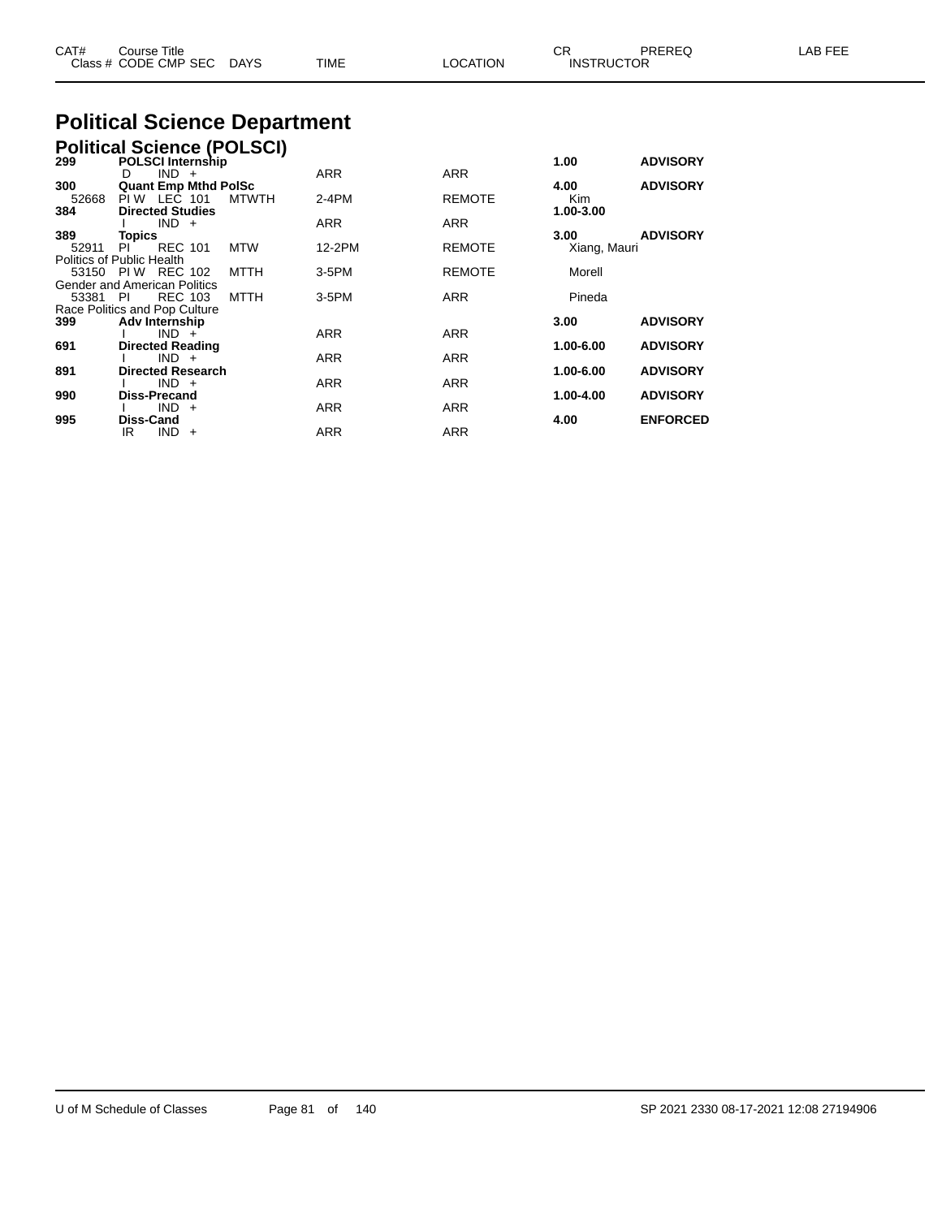| CAT# Class # | Course Title CODE CMP SEC | DAYS | TIME | LOCATION | CR INSTRUCTOR | PREREQ | LAB FEE |
|---|---|---|---|---|---|---|---|

# Political Science Department

## Political Science (POLSCI)

| CAT# Class # | Course Title CODE CMP SEC | DAYS | TIME | LOCATION | CR INSTRUCTOR | PREREQ | LAB FEE |
|---|---|---|---|---|---|---|---|
| **299** | **POLSCI Internship** | | | | **1.00** | **ADVISORY** | |
| | D IND + | | ARR | ARR | | | |
| **300** | **Quant Emp Mthd PolSc** | | | | **4.00** | **ADVISORY** | |
| 52668 | PI W LEC 101 | MTWTH | 2-4PM | REMOTE | Kim | | |
| **384** | **Directed Studies** | | | | **1.00-3.00** | | |
| | I IND + | | ARR | ARR | | | |
| **389** | **Topics** | | | | **3.00** | **ADVISORY** | |
| 52911 | PI REC 101 | MTW | 12-2PM | REMOTE | Xiang, Mauri | | |
| Politics of Public Health | | | | | | | |
| 53150 | PI W REC 102 | MTTH | 3-5PM | REMOTE | Morell | | |
| Gender and American Politics | | | | | | | |
| 53381 | PI REC 103 | MTTH | 3-5PM | ARR | Pineda | | |
| Race Politics and Pop Culture | | | | | | | |
| **399** | **Adv Internship** | | | | **3.00** | **ADVISORY** | |
| | I IND + | | ARR | ARR | | | |
| **691** | **Directed Reading** | | | | **1.00-6.00** | **ADVISORY** | |
| | I IND + | | ARR | ARR | | | |
| **891** | **Directed Research** | | | | **1.00-6.00** | **ADVISORY** | |
| | I IND + | | ARR | ARR | | | |
| **990** | **Diss-Precand** | | | | **1.00-4.00** | **ADVISORY** | |
| | I IND + | | ARR | ARR | | | |
| **995** | **Diss-Cand** | | | | **4.00** | **ENFORCED** | |
| | IR IND + | | ARR | ARR | | | |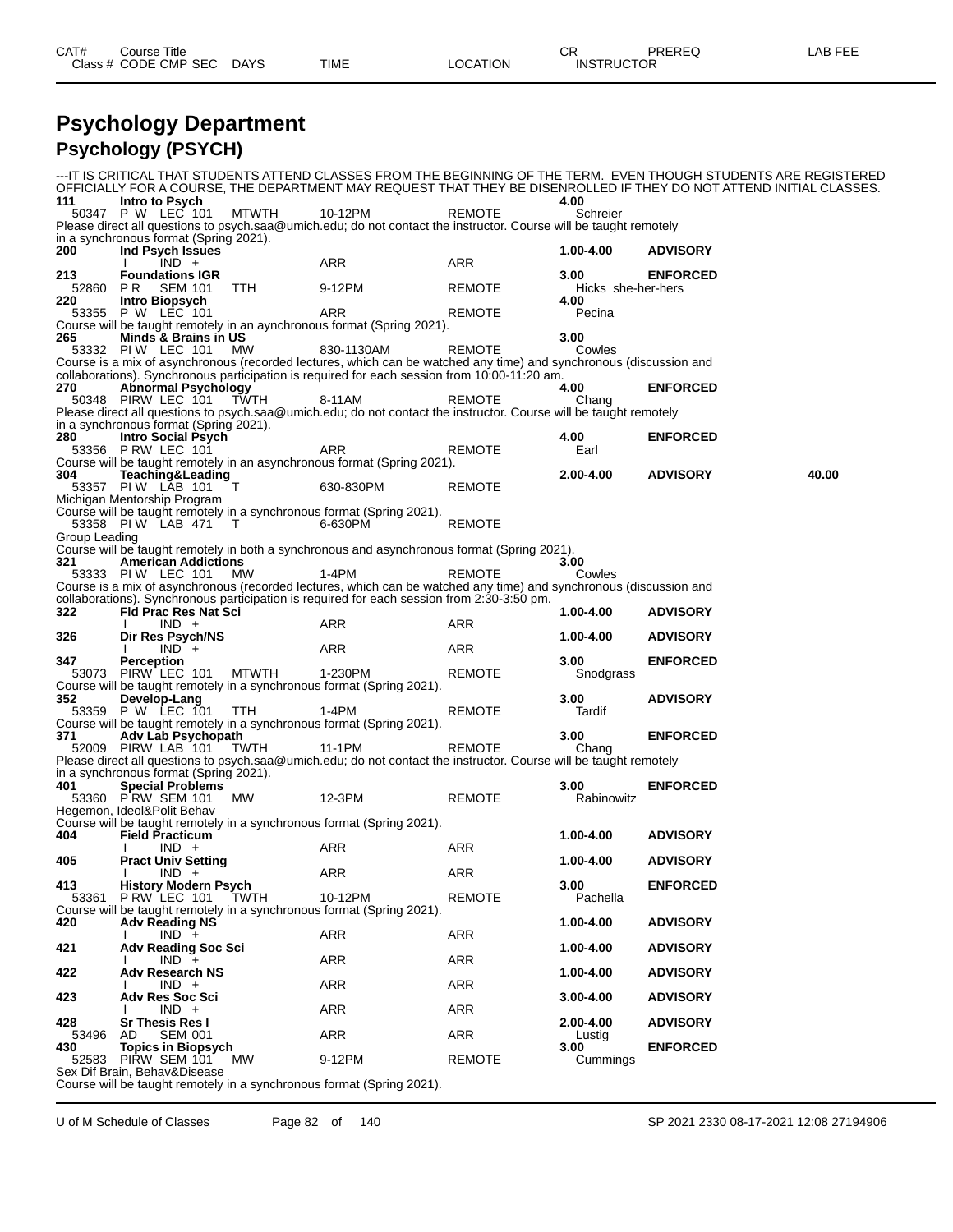| CAT# | Course Title | | | | CR | PREREQ | LAB FEE |
|---|---|---|---|---|---|---|---|
| Class # | CODE CMP SEC | DAYS | TIME | LOCATION | INSTRUCTOR | | |

# Psychology Department

## Psychology (PSYCH)

---IT IS CRITICAL THAT STUDENTS ATTEND CLASSES FROM THE BEGINNING OF THE TERM. EVEN THOUGH STUDENTS ARE REGISTERED OFFICIALLY FOR A COURSE, THE DEPARTMENT MAY REQUEST THAT THEY BE DISENROLLED IF THEY DO NOT ATTEND INITIAL CLASSES.

| CAT# / Class # | Course Title / CODE CMP SEC | DAYS | TIME | LOCATION | CR / INSTRUCTOR | PREREQ | LAB FEE |
|---|---|---|---|---|---|---|---|
| **111** | **Intro to Psych** | | | | **4.00** | | |
| 50347 | P W LEC 101 | MTWTH | 10-12PM | REMOTE | Schreier | | |
| Please direct all questions to psych.saa@umich.edu; do not contact the instructor. Course will be taught remotely in a synchronous format (Spring 2021). | | | | | | | |
| **200** | **Ind Psych Issues** | | | | **1.00-4.00** | **ADVISORY** | |
| | I IND + | | ARR | ARR | | | |
| **213** | **Foundations IGR** | | | | **3.00** | **ENFORCED** | |
| 52860 | P R SEM 101 | TTH | 9-12PM | REMOTE | Hicks she-her-hers | | |
| **220** | **Intro Biopsych** | | | | **4.00** | | |
| 53355 | P W LEC 101 | | ARR | REMOTE | Pecina | | |
| Course will be taught remotely in an asynchronous format (Spring 2021). | | | | | | | |
| **265** | **Minds & Brains in US** | | | | **3.00** | | |
| 53332 | PI W LEC 101 | MW | 830-1130AM | REMOTE | Cowles | | |
| Course is a mix of asynchronous (recorded lectures, which can be watched any time) and synchronous (discussion and collaborations). Synchronous participation is required for each session from 10:00-11:20 am. | | | | | | | |
| **270** | **Abnormal Psychology** | | | | **4.00** | **ENFORCED** | |
| 50348 | PIRW LEC 101 | TWTH | 8-11AM | REMOTE | Chang | | |
| Please direct all questions to psych.saa@umich.edu; do not contact the instructor. Course will be taught remotely in a synchronous format (Spring 2021). | | | | | | | |
| **280** | **Intro Social Psych** | | | | **4.00** | **ENFORCED** | |
| 53356 | P RW LEC 101 | | ARR | REMOTE | Earl | | |
| Course will be taught remotely in an asynchronous format (Spring 2021). | | | | | | | |
| **304** | **Teaching&Leading** | | | | **2.00-4.00** | **ADVISORY** | **40.00** |
| 53357 | PI W LAB 101 | T | 630-830PM | REMOTE | | | |
| Michigan Mentorship Program | | | | | | | |
| Course will be taught remotely in a synchronous format (Spring 2021). | | | | | | | |
| 53358 | PI W LAB 471 | T | 6-630PM | REMOTE | | | |
| Group Leading | | | | | | | |
| Course will be taught remotely in both a synchronous and asynchronous format (Spring 2021). | | | | | | | |
| **321** | **American Addictions** | | | | **3.00** | | |
| 53333 | PI W LEC 101 | MW | 1-4PM | REMOTE | Cowles | | |
| Course is a mix of asynchronous (recorded lectures, which can be watched any time) and synchronous (discussion and collaborations). Synchronous participation is required for each session from 2:30-3:50 pm. | | | | | | | |
| **322** | **Fld Prac Res Nat Sci** | | | | **1.00-4.00** | **ADVISORY** | |
| | I IND + | | ARR | ARR | | | |
| **326** | **Dir Res Psych/NS** | | | | **1.00-4.00** | **ADVISORY** | |
| | I IND + | | ARR | ARR | | | |
| **347** | **Perception** | | | | **3.00** | **ENFORCED** | |
| 53073 | PIRW LEC 101 | MTWTH | 1-230PM | REMOTE | Snodgrass | | |
| Course will be taught remotely in a synchronous format (Spring 2021). | | | | | | | |
| **352** | **Develop-Lang** | | | | **3.00** | **ADVISORY** | |
| 53359 | P W LEC 101 | TTH | 1-4PM | REMOTE | Tardif | | |
| Course will be taught remotely in a synchronous format (Spring 2021). | | | | | | | |
| **371** | **Adv Lab Psychopath** | | | | **3.00** | **ENFORCED** | |
| 52009 | PIRW LAB 101 | TWTH | 11-1PM | REMOTE | Chang | | |
| Please direct all questions to psych.saa@umich.edu; do not contact the instructor. Course will be taught remotely in a synchronous format (Spring 2021). | | | | | | | |
| **401** | **Special Problems** | | | | **3.00** | **ENFORCED** | |
| 53360 | P RW SEM 101 | MW | 12-3PM | REMOTE | Rabinowitz | | |
| Hegemon, Ideol&Polit Behav | | | | | | | |
| Course will be taught remotely in a synchronous format (Spring 2021). | | | | | | | |
| **404** | **Field Practicum** | | | | **1.00-4.00** | **ADVISORY** | |
| | I IND + | | ARR | ARR | | | |
| **405** | **Pract Univ Setting** | | | | **1.00-4.00** | **ADVISORY** | |
| | I IND + | | ARR | ARR | | | |
| **413** | **History Modern Psych** | | | | **3.00** | **ENFORCED** | |
| 53361 | P RW LEC 101 | TWTH | 10-12PM | REMOTE | Pachella | | |
| Course will be taught remotely in a synchronous format (Spring 2021). | | | | | | | |
| **420** | **Adv Reading NS** | | | | **1.00-4.00** | **ADVISORY** | |
| | I IND + | | ARR | ARR | | | |
| **421** | **Adv Reading Soc Sci** | | | | **1.00-4.00** | **ADVISORY** | |
| | I IND + | | ARR | ARR | | | |
| **422** | **Adv Research NS** | | | | **1.00-4.00** | **ADVISORY** | |
| | I IND + | | ARR | ARR | | | |
| **423** | **Adv Res Soc Sci** | | | | **3.00-4.00** | **ADVISORY** | |
| | I IND + | | ARR | ARR | | | |
| **428** | **Sr Thesis Res I** | | | | **2.00-4.00** | **ADVISORY** | |
| 53496 | AD SEM 001 | | ARR | ARR | Lustig | | |
| **430** | **Topics in Biopsych** | | | | **3.00** | **ENFORCED** | |
| 52583 | PIRW SEM 101 | MW | 9-12PM | REMOTE | Cummings | | |
| Sex Dif Brain, Behav&Disease | | | | | | | |
| Course will be taught remotely in a synchronous format (Spring 2021). | | | | | | | |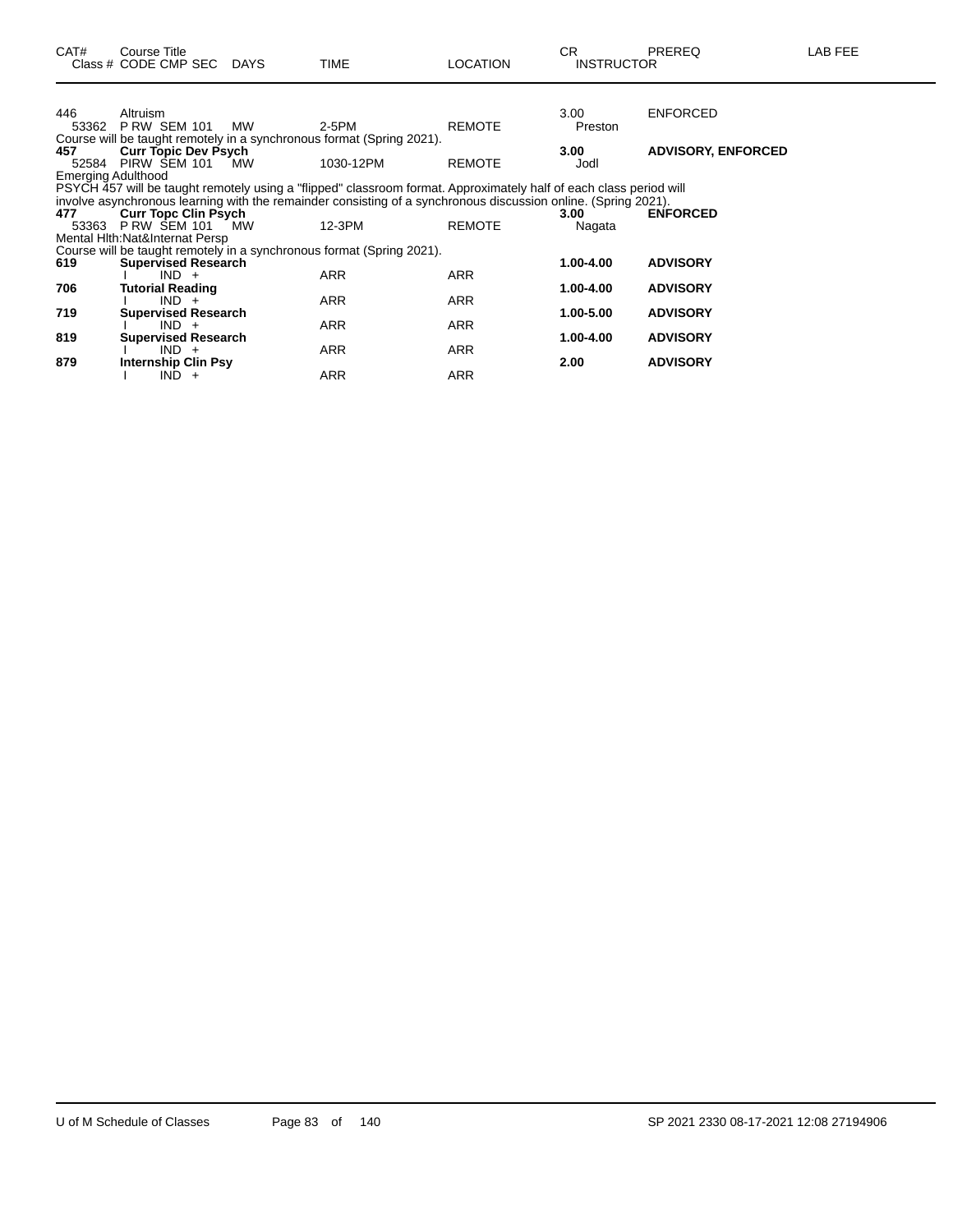| CAT# | Course Title<br>Class # CODE CMP SEC | DAYS | TIME | LOCATION | CR<br>INSTRUCTOR | PREREQ | LAB FEE |
|---|---|---|---|---|---|---|---|
| 446 | Altruism | | | | 3.00 | ENFORCED | |
| 53362 | P RW SEM 101 | MW | 2-5PM | REMOTE | Preston | | |

Course will be taught remotely in a synchronous format (Spring 2021).

| CAT# | Course Title<br>Class # CODE CMP SEC | DAYS | TIME | LOCATION | CR<br>INSTRUCTOR | PREREQ | LAB FEE |
|---|---|---|---|---|---|---|---|
| **457** | **Curr Topic Dev Psych** | | | | **3.00** | **ADVISORY, ENFORCED** | |
| 52584 | PIRW SEM 101 | MW | 1030-12PM | REMOTE | Jodl | | |

Emerging Adulthood

PSYCH 457 will be taught remotely using a "flipped" classroom format. Approximately half of each class period will involve asynchronous learning with the remainder consisting of a synchronous discussion online. (Spring 2021).

| CAT# | Course Title<br>Class # CODE CMP SEC | DAYS | TIME | LOCATION | CR<br>INSTRUCTOR | PREREQ | LAB FEE |
|---|---|---|---|---|---|---|---|
| **477** | **Curr Topc Clin Psych** | | | | **3.00** | **ENFORCED** | |
| 53363 | P RW SEM 101 | MW | 12-3PM | REMOTE | Nagata | | |

Mental Hlth:Nat&Internat Persp

Course will be taught remotely in a synchronous format (Spring 2021).

| CAT# | Course Title<br>Class # CODE CMP SEC | DAYS | TIME | LOCATION | CR<br>INSTRUCTOR | PREREQ | LAB FEE |
|---|---|---|---|---|---|---|---|
| **619** | **Supervised Research** | | | | **1.00-4.00** | **ADVISORY** | |
| | I IND + | | ARR | ARR | | | |
| **706** | **Tutorial Reading** | | | | **1.00-4.00** | **ADVISORY** | |
| | I IND + | | ARR | ARR | | | |
| **719** | **Supervised Research** | | | | **1.00-5.00** | **ADVISORY** | |
| | I IND + | | ARR | ARR | | | |
| **819** | **Supervised Research** | | | | **1.00-4.00** | **ADVISORY** | |
| | I IND + | | ARR | ARR | | | |
| **879** | **Internship Clin Psy** | | | | **2.00** | **ADVISORY** | |
| | I IND + | | ARR | ARR | | | |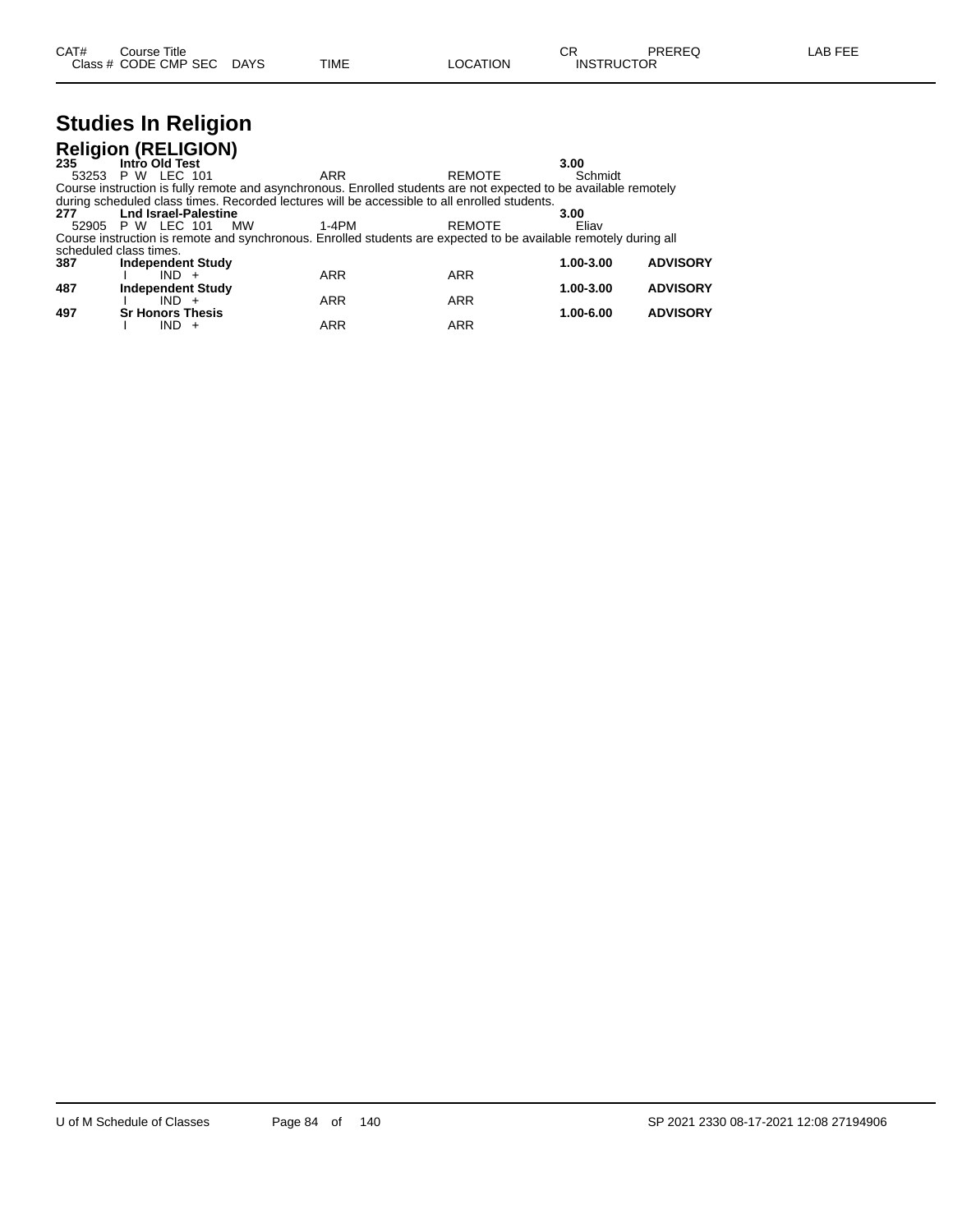| CAT# | Course Title | | | | | CR | PREREQ | LAB FEE |
|---|---|---|---|---|---|---|---|---|
| Class # | CODE CMP SEC | DAYS | TIME | LOCATION | | INSTRUCTOR | | |

# Studies In Religion

## Religion (RELIGION)

| CAT# | Course Title / Class # CODE CMP SEC | DAYS | TIME | LOCATION | CR / INSTRUCTOR | PREREQ |
|---|---|---|---|---|---|---|
| **235** | **Intro Old Test** | | | | **3.00** | |
| 53253 | P W LEC 101 | | ARR | REMOTE | Schmidt | |

Course instruction is fully remote and asynchronous. Enrolled students are not expected to be available remotely during scheduled class times. Recorded lectures will be accessible to all enrolled students.

| CAT# | Course Title / Class # CODE CMP SEC | DAYS | TIME | LOCATION | CR / INSTRUCTOR | PREREQ |
|---|---|---|---|---|---|---|
| **277** | **Lnd Israel-Palestine** | | | | **3.00** | |
| 52905 | P W LEC 101 | MW | 1-4PM | REMOTE | Eliav | |

Course instruction is remote and synchronous. Enrolled students are expected to be available remotely during all scheduled class times.

| CAT# | Course Title / Class # CODE CMP SEC | DAYS | TIME | LOCATION | CR / INSTRUCTOR | PREREQ |
|---|---|---|---|---|---|---|
| **387** | **Independent Study** | | | | **1.00-3.00** | **ADVISORY** |
| | I IND + | | ARR | ARR | | |
| **487** | **Independent Study** | | | | **1.00-3.00** | **ADVISORY** |
| | I IND + | | ARR | ARR | | |
| **497** | **Sr Honors Thesis** | | | | **1.00-6.00** | **ADVISORY** |
| | I IND + | | ARR | ARR | | |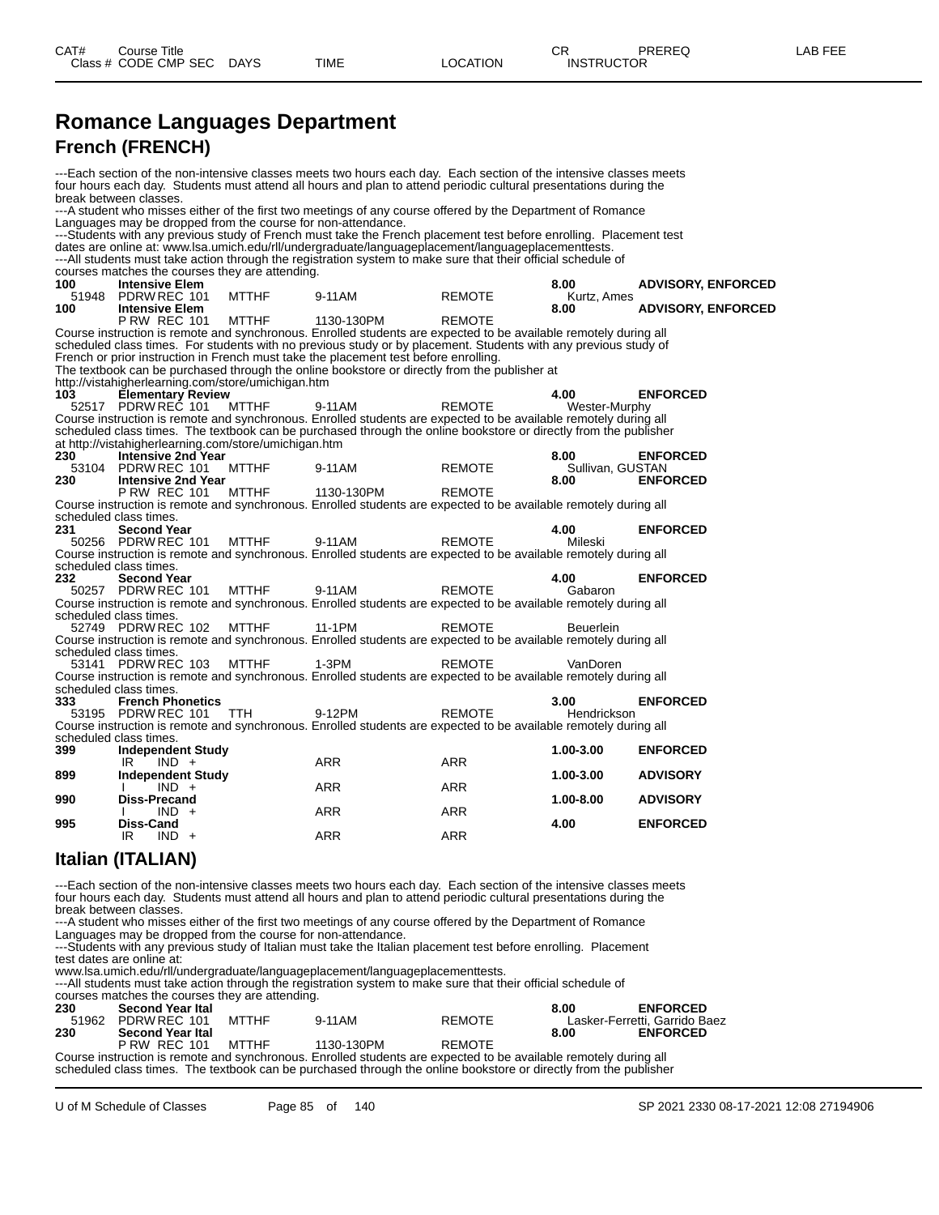# Romance Languages Department

## French (FRENCH)

---Each section of the non-intensive classes meets two hours each day. Each section of the intensive classes meets four hours each day. Students must attend all hours and plan to attend periodic cultural presentations during the break between classes.
---A student who misses either of the first two meetings of any course offered by the Department of Romance Languages may be dropped from the course for non-attendance.
---Students with any previous study of French must take the French placement test before enrolling. Placement test dates are online at: www.lsa.umich.edu/rll/undergraduate/languageplacement/languageplacementtests.
---All students must take action through the registration system to make sure that their official schedule of courses matches the courses they are attending.

| CAT# / Class # | Course Title / CODE CMP SEC | DAYS | TIME | LOCATION | CR / INSTRUCTOR | PREREQ |
|---|---|---|---|---|---|---|
| **100** | **Intensive Elem** | | | | **8.00** | **ADVISORY, ENFORCED** |
| 51948 | PDRW REC 101 | MTTHF | 9-11AM | REMOTE | Kurtz, Ames | |
| **100** | **Intensive Elem** | | | | **8.00** | **ADVISORY, ENFORCED** |
| | P RW REC 101 | MTTHF | 1130-130PM | REMOTE | | |

Course instruction is remote and synchronous. Enrolled students are expected to be available remotely during all scheduled class times. For students with no previous study or by placement. Students with any previous study of French or prior instruction in French must take the placement test before enrolling.
The textbook can be purchased through the online bookstore or directly from the publisher at http://vistahigherlearning.com/store/umichigan.htm

| CAT# / Class # | Course Title / CODE CMP SEC | DAYS | TIME | LOCATION | CR / INSTRUCTOR | PREREQ |
|---|---|---|---|---|---|---|
| **103** | **Elementary Review** | | | | **4.00** | **ENFORCED** |
| 52517 | PDRW REC 101 | MTTHF | 9-11AM | REMOTE | Wester-Murphy | |

Course instruction is remote and synchronous. Enrolled students are expected to be available remotely during all scheduled class times. The textbook can be purchased through the online bookstore or directly from the publisher at http://vistahigherlearning.com/store/umichigan.htm

| CAT# / Class # | Course Title / CODE CMP SEC | DAYS | TIME | LOCATION | CR / INSTRUCTOR | PREREQ |
|---|---|---|---|---|---|---|
| **230** | **Intensive 2nd Year** | | | | **8.00** | **ENFORCED** |
| 53104 | PDRW REC 101 | MTTHF | 9-11AM | REMOTE | Sullivan, GUSTAN | |
| **230** | **Intensive 2nd Year** | | | | **8.00** | **ENFORCED** |
| | P RW REC 101 | MTTHF | 1130-130PM | REMOTE | | |

Course instruction is remote and synchronous. Enrolled students are expected to be available remotely during all scheduled class times.

| CAT# / Class # | Course Title / CODE CMP SEC | DAYS | TIME | LOCATION | CR / INSTRUCTOR | PREREQ |
|---|---|---|---|---|---|---|
| **231** | **Second Year** | | | | **4.00** | **ENFORCED** |
| 50256 | PDRW REC 101 | MTTHF | 9-11AM | REMOTE | Mileski | |

Course instruction is remote and synchronous. Enrolled students are expected to be available remotely during all scheduled class times.

| CAT# / Class # | Course Title / CODE CMP SEC | DAYS | TIME | LOCATION | CR / INSTRUCTOR | PREREQ |
|---|---|---|---|---|---|---|
| **232** | **Second Year** | | | | **4.00** | **ENFORCED** |
| 50257 | PDRW REC 101 | MTTHF | 9-11AM | REMOTE | Gabaron | |

Course instruction is remote and synchronous. Enrolled students are expected to be available remotely during all scheduled class times.

| Class # | CODE CMP SEC | DAYS | TIME | LOCATION | INSTRUCTOR |
|---|---|---|---|---|---|
| 52749 | PDRW REC 102 | MTTHF | 11-1PM | REMOTE | Beuerlein |

Course instruction is remote and synchronous. Enrolled students are expected to be available remotely during all scheduled class times.

| Class # | CODE CMP SEC | DAYS | TIME | LOCATION | INSTRUCTOR |
|---|---|---|---|---|---|
| 53141 | PDRW REC 103 | MTTHF | 1-3PM | REMOTE | VanDoren |

Course instruction is remote and synchronous. Enrolled students are expected to be available remotely during all scheduled class times.

| CAT# / Class # | Course Title / CODE CMP SEC | DAYS | TIME | LOCATION | CR / INSTRUCTOR | PREREQ |
|---|---|---|---|---|---|---|
| **333** | **French Phonetics** | | | | **3.00** | **ENFORCED** |
| 53195 | PDRW REC 101 | TTH | 9-12PM | REMOTE | Hendrickson | |

Course instruction is remote and synchronous. Enrolled students are expected to be available remotely during all scheduled class times.

| CAT# / Class # | Course Title / CODE CMP SEC | DAYS | TIME | LOCATION | CR / INSTRUCTOR | PREREQ |
|---|---|---|---|---|---|---|
| **399** | **Independent Study** | | | | **1.00-3.00** | **ENFORCED** |
| | IR IND + | | ARR | ARR | | |
| **899** | **Independent Study** | | | | **1.00-3.00** | **ADVISORY** |
| | I IND + | | ARR | ARR | | |
| **990** | **Diss-Precand** | | | | **1.00-8.00** | **ADVISORY** |
| | I IND + | | ARR | ARR | | |
| **995** | **Diss-Cand** | | | | **4.00** | **ENFORCED** |
| | IR IND + | | ARR | ARR | | |

## Italian (ITALIAN)

---Each section of the non-intensive classes meets two hours each day. Each section of the intensive classes meets four hours each day. Students must attend all hours and plan to attend periodic cultural presentations during the break between classes.
---A student who misses either of the first two meetings of any course offered by the Department of Romance Languages may be dropped from the course for non-attendance.
---Students with any previous study of Italian must take the Italian placement test before enrolling. Placement test dates are online at:
www.lsa.umich.edu/rll/undergraduate/languageplacement/languageplacementtests.
---All students must take action through the registration system to make sure that their official schedule of courses matches the courses they are attending.

| CAT# / Class # | Course Title / CODE CMP SEC | DAYS | TIME | LOCATION | CR / INSTRUCTOR | PREREQ |
|---|---|---|---|---|---|---|
| **230** | **Second Year Ital** | | | | **8.00** | **ENFORCED** |
| 51962 | PDRW REC 101 | MTTHF | 9-11AM | REMOTE | Lasker-Ferretti, Garrido Baez | |
| **230** | **Second Year Ital** | | | | **8.00** | **ENFORCED** |
| | P RW REC 101 | MTTHF | 1130-130PM | REMOTE | | |

Course instruction is remote and synchronous. Enrolled students are expected to be available remotely during all scheduled class times. The textbook can be purchased through the online bookstore or directly from the publisher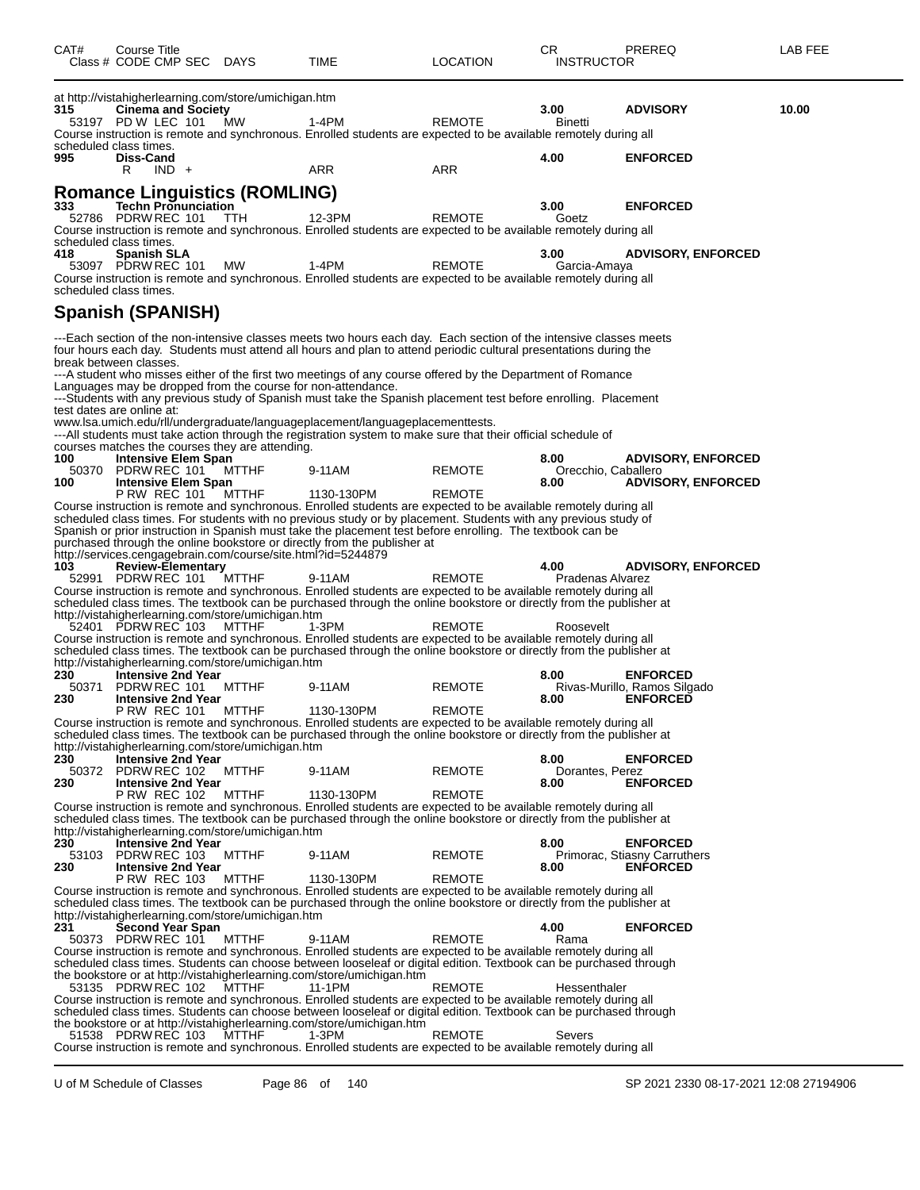| CAT# | Course Title / Class # CODE CMP SEC | DAYS | TIME | LOCATION | CR / INSTRUCTOR | PREREQ | LAB FEE |
|---|---|---|---|---|---|---|---|

at http://vistahigherlearning.com/store/umichigan.htm

**315 Cinema and Society** 3.00 **ADVISORY** 10.00
53197 PD W LEC 101 MW 1-4PM REMOTE Binetti
Course instruction is remote and synchronous. Enrolled students are expected to be available remotely during all scheduled class times.

**995 Diss-Cand** 4.00 **ENFORCED**
R IND + ARR ARR

## Romance Linguistics (ROMLING)

**333 Techn Pronunciation** 3.00 **ENFORCED**
52786 PDRW REC 101 TTH 12-3PM REMOTE Goetz
Course instruction is remote and synchronous. Enrolled students are expected to be available remotely during all scheduled class times.

**418 Spanish SLA** 3.00 **ADVISORY, ENFORCED**
53097 PDRW REC 101 MW 1-4PM REMOTE Garcia-Amaya
Course instruction is remote and synchronous. Enrolled students are expected to be available remotely during all scheduled class times.

## Spanish (SPANISH)

---Each section of the non-intensive classes meets two hours each day. Each section of the intensive classes meets four hours each day. Students must attend all hours and plan to attend periodic cultural presentations during the break between classes.
---A student who misses either of the first two meetings of any course offered by the Department of Romance Languages may be dropped from the course for non-attendance.
---Students with any previous study of Spanish must take the Spanish placement test before enrolling. Placement test dates are online at:
www.lsa.umich.edu/rll/undergraduate/languageplacement/languageplacementtests.
---All students must take action through the registration system to make sure that their official schedule of courses matches the courses they are attending.

**100 Intensive Elem Span** 8.00 **ADVISORY, ENFORCED**
50370 PDRW REC 101 MTTHF 9-11AM REMOTE Orecchio, Caballero
**100 Intensive Elem Span** 8.00 **ADVISORY, ENFORCED**
P RW REC 101 MTTHF 1130-130PM REMOTE
Course instruction is remote and synchronous. Enrolled students are expected to be available remotely during all scheduled class times. For students with no previous study or by placement. Students with any previous study of Spanish or prior instruction in Spanish must take the placement test before enrolling. The textbook can be purchased through the online bookstore or directly from the publisher at
http://services.cengagebrain.com/course/site.html?id=5244879

**103 Review-Elementary** 4.00 **ADVISORY, ENFORCED**
52991 PDRW REC 101 MTTHF 9-11AM REMOTE Pradenas Alvarez
Course instruction is remote and synchronous. Enrolled students are expected to be available remotely during all scheduled class times. The textbook can be purchased through the online bookstore or directly from the publisher at http://vistahigherlearning.com/store/umichigan.htm
52401 PDRW REC 103 MTTHF 1-3PM REMOTE Roosevelt
Course instruction is remote and synchronous. Enrolled students are expected to be available remotely during all scheduled class times. The textbook can be purchased through the online bookstore or directly from the publisher at http://vistahigherlearning.com/store/umichigan.htm

**230 Intensive 2nd Year** 8.00 **ENFORCED**
50371 PDRW REC 101 MTTHF 9-11AM REMOTE Rivas-Murillo, Ramos Silgado
**230 Intensive 2nd Year** 8.00 **ENFORCED**
P RW REC 101 MTTHF 1130-130PM REMOTE
Course instruction is remote and synchronous. Enrolled students are expected to be available remotely during all scheduled class times. The textbook can be purchased through the online bookstore or directly from the publisher at http://vistahigherlearning.com/store/umichigan.htm

**230 Intensive 2nd Year** 8.00 **ENFORCED**
50372 PDRW REC 102 MTTHF 9-11AM REMOTE Dorantes, Perez
**230 Intensive 2nd Year** 8.00 **ENFORCED**
P RW REC 102 MTTHF 1130-130PM REMOTE
Course instruction is remote and synchronous. Enrolled students are expected to be available remotely during all scheduled class times. The textbook can be purchased through the online bookstore or directly from the publisher at http://vistahigherlearning.com/store/umichigan.htm

**230 Intensive 2nd Year** 8.00 **ENFORCED**
53103 PDRW REC 103 MTTHF 9-11AM REMOTE Primorac, Stiasny Carruthers
**230 Intensive 2nd Year** 8.00 **ENFORCED**
P RW REC 103 MTTHF 1130-130PM REMOTE
Course instruction is remote and synchronous. Enrolled students are expected to be available remotely during all scheduled class times. The textbook can be purchased through the online bookstore or directly from the publisher at http://vistahigherlearning.com/store/umichigan.htm

**231 Second Year Span** 4.00 **ENFORCED**
50373 PDRW REC 101 MTTHF 9-11AM REMOTE Rama
Course instruction is remote and synchronous. Enrolled students are expected to be available remotely during all scheduled class times. Students can choose between looseleaf or digital edition. Textbook can be purchased through the bookstore or at http://vistahigherlearning.com/store/umichigan.htm
53135 PDRW REC 102 MTTHF 11-1PM REMOTE Hessenthaler
Course instruction is remote and synchronous. Enrolled students are expected to be available remotely during all scheduled class times. Students can choose between looseleaf or digital edition. Textbook can be purchased through the bookstore or at http://vistahigherlearning.com/store/umichigan.htm
51538 PDRW REC 103 MTTHF 1-3PM REMOTE Severs
Course instruction is remote and synchronous. Enrolled students are expected to be available remotely during all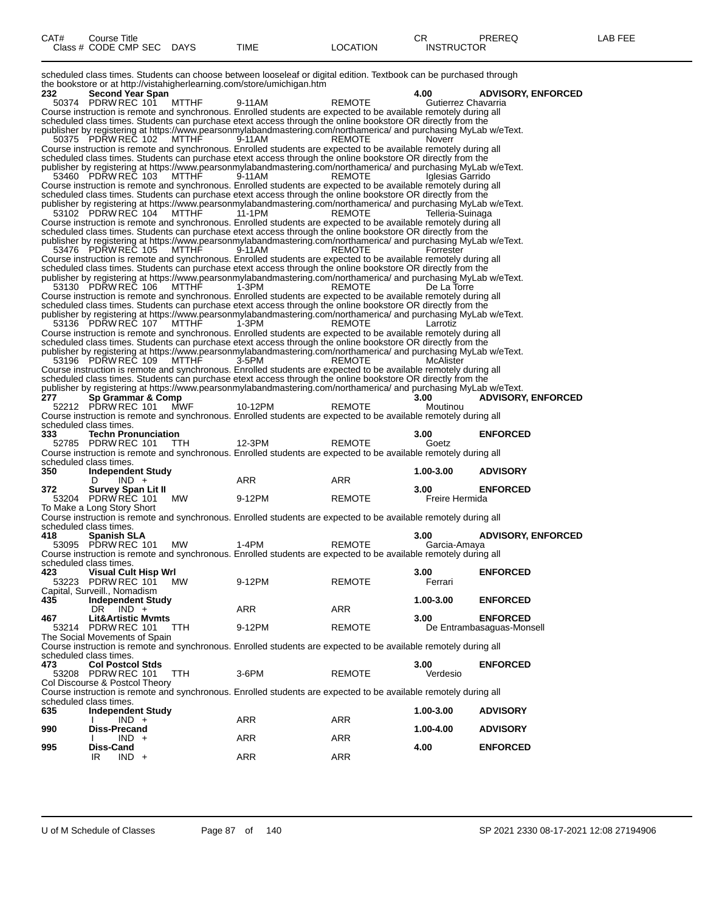| CAT# | Course Title<br>Class # CODE CMP SEC | DAYS | TIME | LOCATION | CR<br>INSTRUCTOR | PREREQ | LAB FEE |
|---|---|---|---|---|---|---|---|

scheduled class times. Students can choose between looseleaf or digital edition. Textbook can be purchased through the bookstore or at http://vistahigherlearning.com/store/umichigan.htm

**232 Second Year Span** 4.00 **ADVISORY, ENFORCED**

50374 PDRW REC 101 MTTHF 9-11AM REMOTE Gutierrez Chavarria
Course instruction is remote and synchronous. Enrolled students are expected to be available remotely during all scheduled class times. Students can purchase etext access through the online bookstore OR directly from the publisher by registering at https://www.pearsonmylabandmastering.com/northamerica/ and purchasing MyLab w/eText.

50375 PDRW REC 102 MTTHF 9-11AM REMOTE Noverr
Course instruction is remote and synchronous. Enrolled students are expected to be available remotely during all scheduled class times. Students can purchase etext access through the online bookstore OR directly from the publisher by registering at https://www.pearsonmylabandmastering.com/northamerica/ and purchasing MyLab w/eText.

53460 PDRW REC 103 MTTHF 9-11AM REMOTE Iglesias Garrido
Course instruction is remote and synchronous. Enrolled students are expected to be available remotely during all scheduled class times. Students can purchase etext access through the online bookstore OR directly from the publisher by registering at https://www.pearsonmylabandmastering.com/northamerica/ and purchasing MyLab w/eText.

53102 PDRW REC 104 MTTHF 11-1PM REMOTE Telleria-Suinaga
Course instruction is remote and synchronous. Enrolled students are expected to be available remotely during all scheduled class times. Students can purchase etext access through the online bookstore OR directly from the publisher by registering at https://www.pearsonmylabandmastering.com/northamerica/ and purchasing MyLab w/eText.

53476 PDRW REC 105 MTTHF 9-11AM REMOTE Forrester
Course instruction is remote and synchronous. Enrolled students are expected to be available remotely during all scheduled class times. Students can purchase etext access through the online bookstore OR directly from the publisher by registering at https://www.pearsonmylabandmastering.com/northamerica/ and purchasing MyLab w/eText.

53130 PDRW REC 106 MTTHF 1-3PM REMOTE De La Torre
Course instruction is remote and synchronous. Enrolled students are expected to be available remotely during all scheduled class times. Students can purchase etext access through the online bookstore OR directly from the publisher by registering at https://www.pearsonmylabandmastering.com/northamerica/ and purchasing MyLab w/eText.

53136 PDRW REC 107 MTTHF 1-3PM REMOTE Larrotiz
Course instruction is remote and synchronous. Enrolled students are expected to be available remotely during all scheduled class times. Students can purchase etext access through the online bookstore OR directly from the publisher by registering at https://www.pearsonmylabandmastering.com/northamerica/ and purchasing MyLab w/eText.

53196 PDRW REC 109 MTTHF 3-5PM REMOTE McAlister
Course instruction is remote and synchronous. Enrolled students are expected to be available remotely during all scheduled class times. Students can purchase etext access through the online bookstore OR directly from the publisher by registering at https://www.pearsonmylabandmastering.com/northamerica/ and purchasing MyLab w/eText.

**277 Sp Grammar & Comp** 3.00 **ADVISORY, ENFORCED**

52212 PDRW REC 101 MWF 10-12PM REMOTE Moutinou
Course instruction is remote and synchronous. Enrolled students are expected to be available remotely during all scheduled class times.

**333 Techn Pronunciation** 3.00 **ENFORCED**

52785 PDRW REC 101 TTH 12-3PM REMOTE Goetz
Course instruction is remote and synchronous. Enrolled students are expected to be available remotely during all scheduled class times.

**350 Independent Study** 1.00-3.00 **ADVISORY**

D IND + ARR ARR

**372 Survey Span Lit II** 3.00 **ENFORCED**

53204 PDRW REC 101 MW 9-12PM REMOTE Freire Hermida
To Make a Long Story Short
Course instruction is remote and synchronous. Enrolled students are expected to be available remotely during all scheduled class times.

**418 Spanish SLA** 3.00 **ADVISORY, ENFORCED**

53095 PDRW REC 101 MW 1-4PM REMOTE Garcia-Amaya
Course instruction is remote and synchronous. Enrolled students are expected to be available remotely during all scheduled class times.

**423 Visual Cult Hisp Wrl** 3.00 **ENFORCED**

53223 PDRW REC 101 MW 9-12PM REMOTE Ferrari
Capital, Surveill., Nomadism

**435 Independent Study** 1.00-3.00 **ENFORCED**

DR IND + ARR ARR

**467 Lit&Artistic Mvmts** 3.00 **ENFORCED**

53214 PDRW REC 101 TTH 9-12PM REMOTE De Entrambasaguas-Monsell
The Social Movements of Spain
Course instruction is remote and synchronous. Enrolled students are expected to be available remotely during all scheduled class times.

**473 Col Postcol Stds** 3.00 **ENFORCED**

53208 PDRW REC 101 TTH 3-6PM REMOTE Verdesio
Col Discourse & Postcol Theory
Course instruction is remote and synchronous. Enrolled students are expected to be available remotely during all scheduled class times.

**635 Independent Study** 1.00-3.00 **ADVISORY**

I IND + ARR ARR

**990 Diss-Precand** 1.00-4.00 **ADVISORY**

I IND + ARR ARR

**995 Diss-Cand** 4.00 **ENFORCED**

IR IND + ARR ARR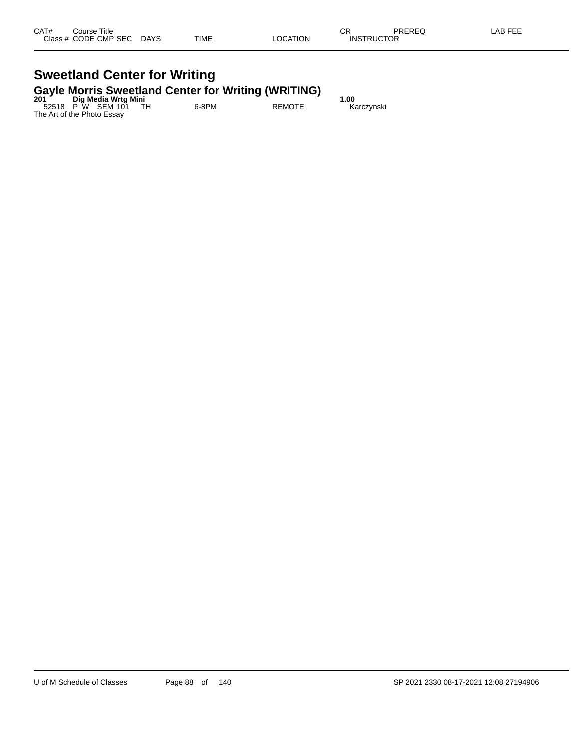| CAT# | Course Title | | | | | | | CR | PREREQ | LAB FEE |
|---|---|---|---|---|---|---|---|---|---|---|
| Class # | CODE | CMP | SEC | DAYS | TIME | LOCATION | | INSTRUCTOR | | |

# Sweetland Center for Writing

## Gayle Morris Sweetland Center for Writing (WRITING)

| CAT# | Course Title | | | | | | CR | INSTRUCTOR |
|---|---|---|---|---|---|---|---|---|
| **201** | **Dig Media Wrtg Mini** | | | | | | **1.00** | |
| 52518 | P | W | SEM 101 | TH | 6-8PM | REMOTE | | Karczynski |

The Art of the Photo Essay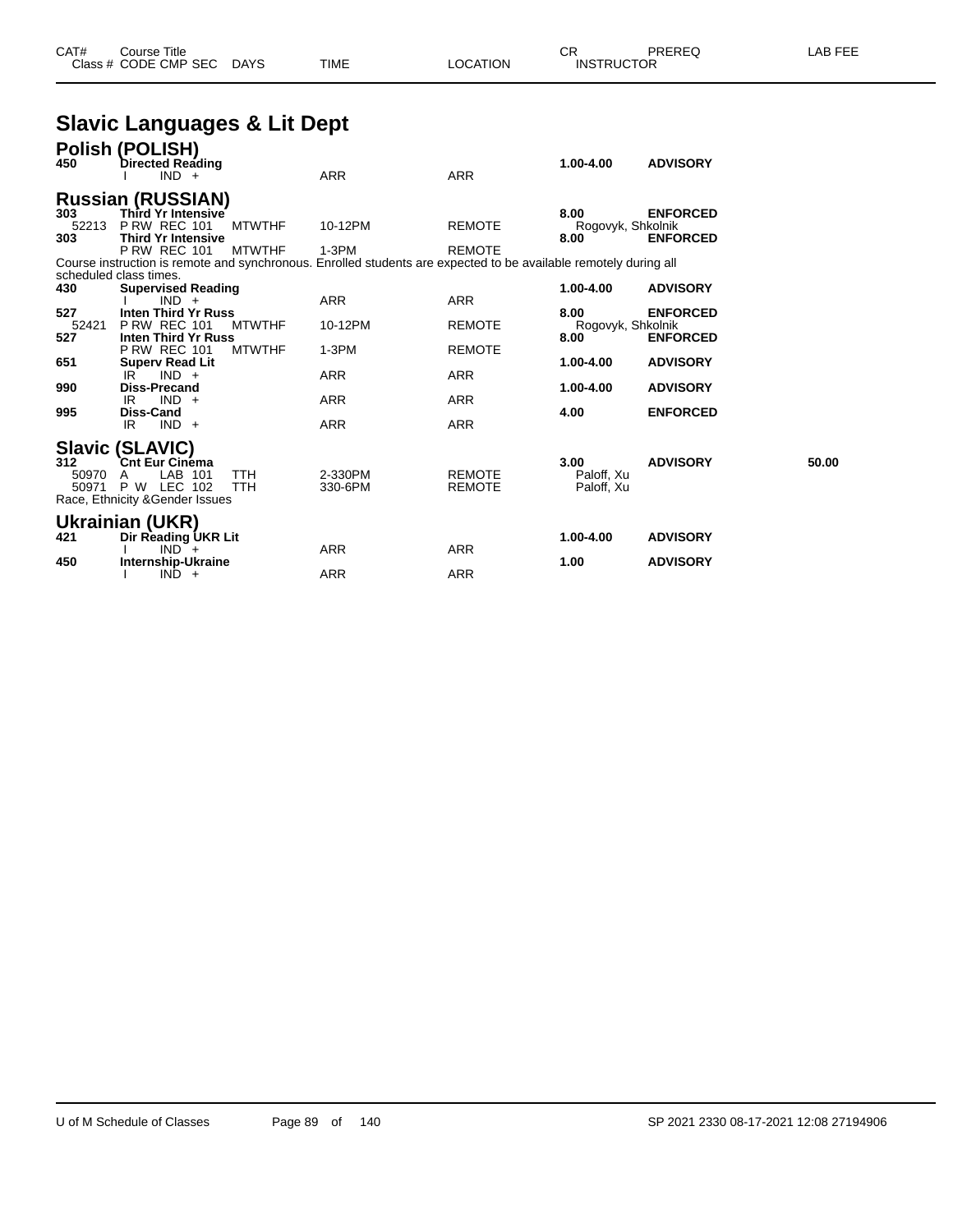| CAT# | Course Title | | | | CR | PREREQ | LAB FEE |
|---|---|---|---|---|---|---|---|
| Class # | CODE CMP SEC | DAYS | TIME | LOCATION | INSTRUCTOR | | |

# Slavic Languages & Lit Dept

## Polish (POLISH)

| CAT# | Course Title / Class Info | DAYS | TIME | LOCATION | CR / INSTRUCTOR | PREREQ | LAB FEE |
|---|---|---|---|---|---|---|---|
| **450** | **Directed Reading** | | | | **1.00-4.00** | **ADVISORY** | |
| | I IND + | | ARR | ARR | | | |

## Russian (RUSSIAN)

| CAT# | Course Title / Class Info | DAYS | TIME | LOCATION | CR / INSTRUCTOR | PREREQ | LAB FEE |
|---|---|---|---|---|---|---|---|
| **303** | **Third Yr Intensive** | | | | **8.00** | **ENFORCED** | |
| 52213 | P RW REC 101 | MTWTHF | 10-12PM | REMOTE | Rogovyk, Shkolnik | | |
| **303** | **Third Yr Intensive** | | | | **8.00** | **ENFORCED** | |
| | P RW REC 101 | MTWTHF | 1-3PM | REMOTE | | | |

Course instruction is remote and synchronous. Enrolled students are expected to be available remotely during all scheduled class times.

| CAT# | Course Title / Class Info | DAYS | TIME | LOCATION | CR / INSTRUCTOR | PREREQ | LAB FEE |
|---|---|---|---|---|---|---|---|
| **430** | **Supervised Reading** | | | | **1.00-4.00** | **ADVISORY** | |
| | I IND + | | ARR | ARR | | | |
| **527** | **Inten Third Yr Russ** | | | | **8.00** | **ENFORCED** | |
| 52421 | P RW REC 101 | MTWTHF | 10-12PM | REMOTE | Rogovyk, Shkolnik | | |
| **527** | **Inten Third Yr Russ** | | | | **8.00** | **ENFORCED** | |
| | P RW REC 101 | MTWTHF | 1-3PM | REMOTE | | | |
| **651** | **Superv Read Lit** | | | | **1.00-4.00** | **ADVISORY** | |
| | IR IND + | | ARR | ARR | | | |
| **990** | **Diss-Precand** | | | | **1.00-4.00** | **ADVISORY** | |
| | IR IND + | | ARR | ARR | | | |
| **995** | **Diss-Cand** | | | | **4.00** | **ENFORCED** | |
| | IR IND + | | ARR | ARR | | | |

## Slavic (SLAVIC)

| CAT# | Course Title / Class Info | DAYS | TIME | LOCATION | CR / INSTRUCTOR | PREREQ | LAB FEE |
|---|---|---|---|---|---|---|---|
| **312** | **Cnt Eur Cinema** | | | | **3.00** | **ADVISORY** | **50.00** |
| 50970 | A LAB 101 | TTH | 2-330PM | REMOTE | Paloff, Xu | | |
| 50971 | P W LEC 102 | TTH | 330-6PM | REMOTE | Paloff, Xu | | |

Race, Ethnicity &Gender Issues

## Ukrainian (UKR)

| CAT# | Course Title / Class Info | DAYS | TIME | LOCATION | CR / INSTRUCTOR | PREREQ | LAB FEE |
|---|---|---|---|---|---|---|---|
| **421** | **Dir Reading UKR Lit** | | | | **1.00-4.00** | **ADVISORY** | |
| | I IND + | | ARR | ARR | | | |
| **450** | **Internship-Ukraine** | | | | **1.00** | **ADVISORY** | |
| | I IND + | | ARR | ARR | | | |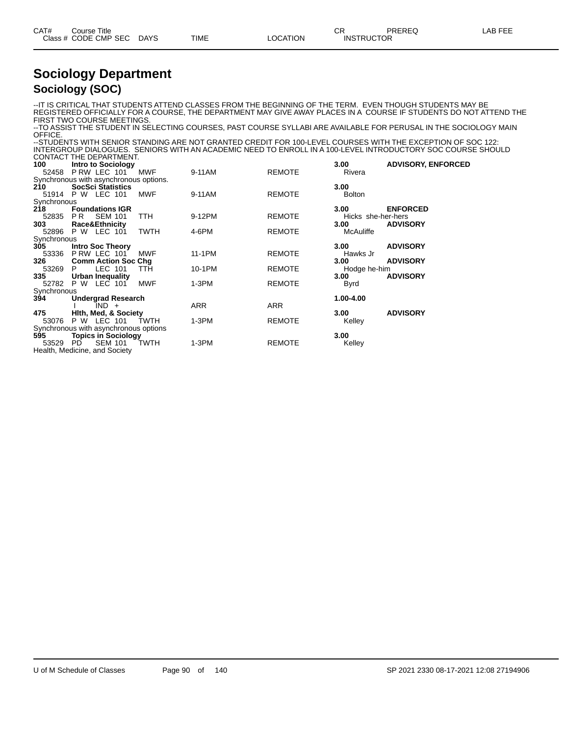# Sociology Department

## Sociology (SOC)

--IT IS CRITICAL THAT STUDENTS ATTEND CLASSES FROM THE BEGINNING OF THE TERM. EVEN THOUGH STUDENTS MAY BE REGISTERED OFFICIALLY FOR A COURSE, THE DEPARTMENT MAY GIVE AWAY PLACES IN A COURSE IF STUDENTS DO NOT ATTEND THE FIRST TWO COURSE MEETINGS.
--TO ASSIST THE STUDENT IN SELECTING COURSES, PAST COURSE SYLLABI ARE AVAILABLE FOR PERUSAL IN THE SOCIOLOGY MAIN OFFICE.
--STUDENTS WITH SENIOR STANDING ARE NOT GRANTED CREDIT FOR 100-LEVEL COURSES WITH THE EXCEPTION OF SOC 122: INTERGROUP DIALOGUES. SENIORS WITH AN ACADEMIC NEED TO ENROLL IN A 100-LEVEL INTRODUCTORY SOC COURSE SHOULD CONTACT THE DEPARTMENT.

| CAT# / Class # | Course Title / CODE CMP SEC | DAYS | TIME | LOCATION | CR / INSTRUCTOR | PREREQ | LAB FEE |
|---|---|---|---|---|---|---|---|
| **100** | **Intro to Sociology** | | | | **3.00** | **ADVISORY, ENFORCED** | |
| 52458 | P RW LEC 101 | MWF | 9-11AM | REMOTE | Rivera | | |
| Synchronous with asynchronous options. | | | | | | | |
| **210** | **SocSci Statistics** | | | | **3.00** | | |
| 51914 | P W LEC 101 | MWF | 9-11AM | REMOTE | Bolton | | |
| Synchronous | | | | | | | |
| **218** | **Foundations IGR** | | | | **3.00** | **ENFORCED** | |
| 52835 | P R SEM 101 | TTH | 9-12PM | REMOTE | Hicks she-her-hers | | |
| **303** | **Race&Ethnicity** | | | | **3.00** | **ADVISORY** | |
| 52896 | P W LEC 101 | TWTH | 4-6PM | REMOTE | McAuliffe | | |
| Synchronous | | | | | | | |
| **305** | **Intro Soc Theory** | | | | **3.00** | **ADVISORY** | |
| 53336 | P RW LEC 101 | MWF | 11-1PM | REMOTE | Hawks Jr | | |
| **326** | **Comm Action Soc Chg** | | | | **3.00** | **ADVISORY** | |
| 53269 | P LEC 101 | TTH | 10-1PM | REMOTE | Hodge he-him | | |
| **335** | **Urban Inequality** | | | | **3.00** | **ADVISORY** | |
| 52782 | P W LEC 101 | MWF | 1-3PM | REMOTE | Byrd | | |
| Synchronous | | | | | | | |
| **394** | **Undergrad Research** | | | | **1.00-4.00** | | |
| | I IND + | | ARR | ARR | | | |
| **475** | **Hlth, Med, & Society** | | | | **3.00** | **ADVISORY** | |
| 53076 | P W LEC 101 | TWTH | 1-3PM | REMOTE | Kelley | | |
| Synchronous with asynchronous options | | | | | | | |
| **595** | **Topics in Sociology** | | | | **3.00** | | |
| 53529 | PD SEM 101 | TWTH | 1-3PM | REMOTE | Kelley | | |
| Health, Medicine, and Society | | | | | | | |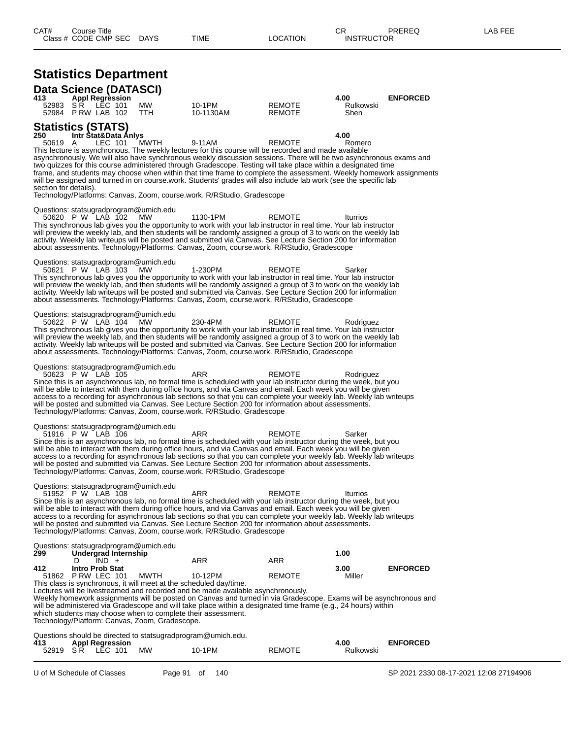| CAT# | Course Title | | | | | | CR | PREREQ | LAB FEE |
|---|---|---|---|---|---|---|---|---|---|
| Class # | CODE CMP SEC | DAYS | TIME | LOCATION | INSTRUCTOR | | | | |

# Statistics Department

## Data Science (DATASCI)

**413 Appl Regression** — **4.00** — **ENFORCED**

| Class # | CODE | CMP | SEC | DAYS | TIME | LOCATION | INSTRUCTOR |
|---|---|---|---|---|---|---|---|
| 52983 | S R | LEC | 101 | MW | 10-1PM | REMOTE | Rulkowski |
| 52984 | P RW | LAB | 102 | TTH | 10-1130AM | REMOTE | Shen |

## Statistics (STATS)

**250 Intr Stat&Data Anlys** — **4.00**

50619 A LEC 101 MWTH 9-11AM REMOTE Romero

This lecture is asynchronous. The weekly lectures for this course will be recorded and made available asynchronously. We will also have synchronous weekly discussion sessions. There will be two asynchronous exams and two quizzes for this course administered through Gradescope. Testing will take place within a designated time frame, and students may choose when within that time frame to complete the assessment. Weekly homework assignments will be assigned and turned in on course.work. Students' grades will also include lab work (see the specific lab section for details).
Technology/Platforms: Canvas, Zoom, course.work. R/RStudio, Gradescope

Questions: statsugradprogram@umich.edu

50620 P W LAB 102 MW 1130-1PM REMOTE Iturrios

This synchronous lab gives you the opportunity to work with your lab instructor in real time. Your lab instructor will preview the weekly lab, and then students will be randomly assigned a group of 3 to work on the weekly lab activity. Weekly lab writeups will be posted and submitted via Canvas. See Lecture Section 200 for information about assessments. Technology/Platforms: Canvas, Zoom, course.work. R/RStudio, Gradescope

Questions: statsugradprogram@umich.edu

50621 P W LAB 103 MW 1-230PM REMOTE Sarker

This synchronous lab gives you the opportunity to work with your lab instructor in real time. Your lab instructor will preview the weekly lab, and then students will be randomly assigned a group of 3 to work on the weekly lab activity. Weekly lab writeups will be posted and submitted via Canvas. See Lecture Section 200 for information about assessments. Technology/Platforms: Canvas, Zoom, course.work. R/RStudio, Gradescope

Questions: statsugradprogram@umich.edu

50622 P W LAB 104 MW 230-4PM REMOTE Rodriguez

This synchronous lab gives you the opportunity to work with your lab instructor in real time. Your lab instructor will preview the weekly lab, and then students will be randomly assigned a group of 3 to work on the weekly lab activity. Weekly lab writeups will be posted and submitted via Canvas. See Lecture Section 200 for information about assessments. Technology/Platforms: Canvas, Zoom, course.work. R/RStudio, Gradescope

Questions: statsugradprogram@umich.edu

50623 P W LAB 105 ARR REMOTE Rodriguez

Since this is an asynchronous lab, no formal time is scheduled with your lab instructor during the week, but you will be able to interact with them during office hours, and via Canvas and email. Each week you will be given access to a recording for asynchronous lab sections so that you can complete your weekly lab. Weekly lab writeups will be posted and submitted via Canvas. See Lecture Section 200 for information about assessments.
Technology/Platforms: Canvas, Zoom, course.work. R/RStudio, Gradescope

Questions: statsugradprogram@umich.edu

51916 P W LAB 106 ARR REMOTE Sarker

Since this is an asynchronous lab, no formal time is scheduled with your lab instructor during the week, but you will be able to interact with them during office hours, and via Canvas and email. Each week you will be given access to a recording for asynchronous lab sections so that you can complete your weekly lab. Weekly lab writeups will be posted and submitted via Canvas. See Lecture Section 200 for information about assessments.
Technology/Platforms: Canvas, Zoom, course.work. R/RStudio, Gradescope

Questions: statsugradprogram@umich.edu

51952 P W LAB 108 ARR REMOTE Iturrios

Since this is an asynchronous lab, no formal time is scheduled with your lab instructor during the week, but you will be able to interact with them during office hours, and via Canvas and email. Each week you will be given access to a recording for asynchronous lab sections so that you can complete your weekly lab. Weekly lab writeups will be posted and submitted via Canvas. See Lecture Section 200 for information about assessments.
Technology/Platforms: Canvas, Zoom, course.work. R/RStudio, Gradescope

Questions: statsugradprogram@umich.edu

**299 Undergrad Internship** — **1.00**

D IND + ARR ARR

**412 Intro Prob Stat** — **3.00** — **ENFORCED**

51862 P RW LEC 101 MWTH 10-12PM REMOTE Miller

This class is synchronous, it will meet at the scheduled day/time.
Lectures will be livestreamed and recorded and be made available asynchronously.
Weekly homework assignments will be posted on Canvas and turned in via Gradescope. Exams will be asynchronous and will be administered via Gradescope and will take place within a designated time frame (e.g., 24 hours) within which students may choose when to complete their assessment.
Technology/Platform: Canvas, Zoom, Gradescope.

Questions should be directed to statsugradprogram@umich.edu.

**413 Appl Regression** — **4.00** — **ENFORCED**

52919 S R LEC 101 MW 10-1PM REMOTE Rulkowski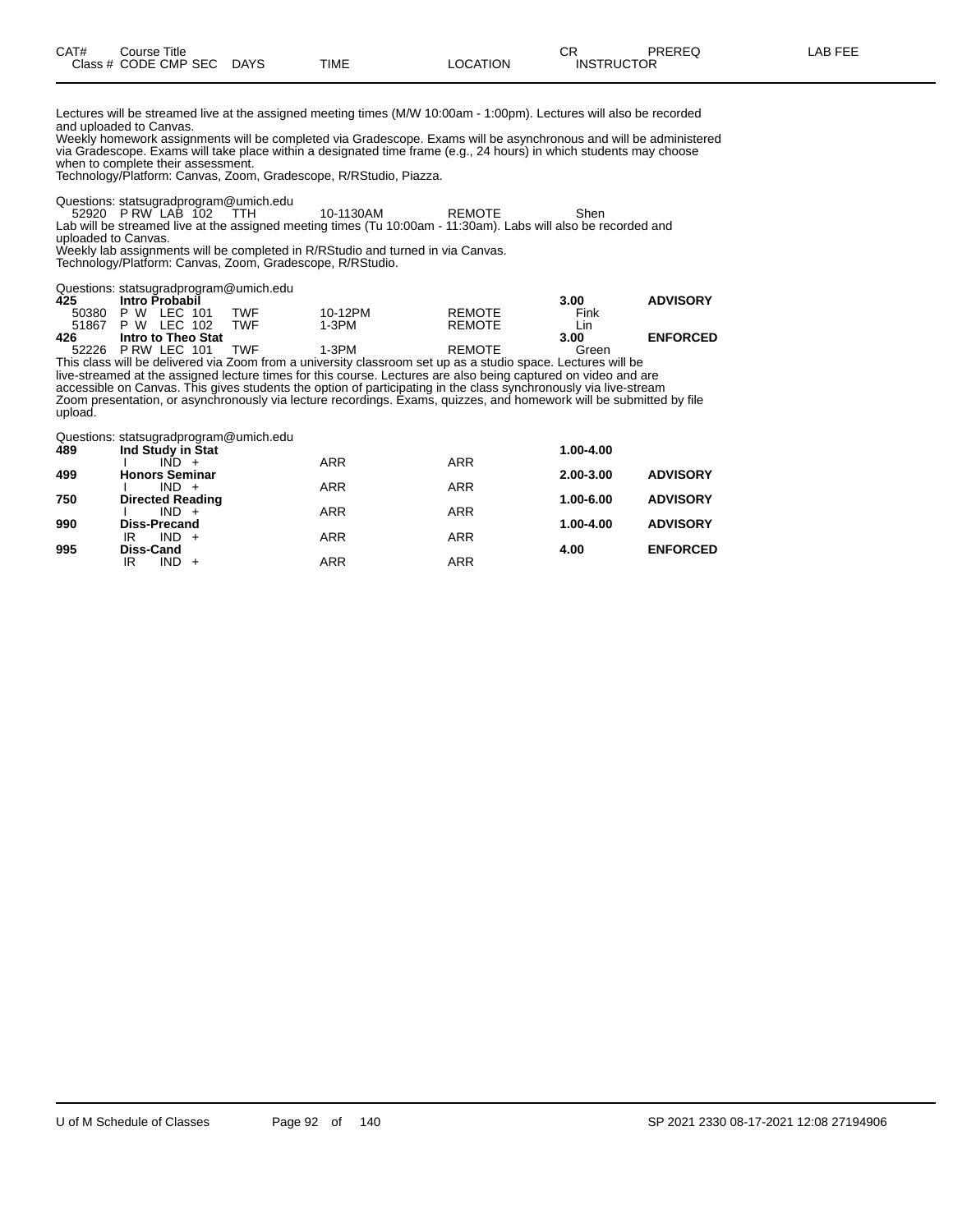| CAT# | Course Title | | | | | CR | PREREQ | LAB FEE |
|---|---|---|---|---|---|---|---|---|
| Class # | CODE CMP SEC | DAYS | TIME | LOCATION | INSTRUCTOR | | | |

Lectures will be streamed live at the assigned meeting times (M/W 10:00am - 1:00pm). Lectures will also be recorded and uploaded to Canvas.
Weekly homework assignments will be completed via Gradescope. Exams will be asynchronous and will be administered via Gradescope. Exams will take place within a designated time frame (e.g., 24 hours) in which students may choose when to complete their assessment.
Technology/Platform: Canvas, Zoom, Gradescope, R/RStudio, Piazza.

Questions: statsugradprogram@umich.edu

| Class # | CODE CMP SEC | DAYS | TIME | LOCATION | INSTRUCTOR |
|---|---|---|---|---|---|
| 52920 | P RW LAB 102 | TTH | 10-1130AM | REMOTE | Shen |

Lab will be streamed live at the assigned meeting times (Tu 10:00am - 11:30am). Labs will also be recorded and uploaded to Canvas.
Weekly lab assignments will be completed in R/RStudio and turned in via Canvas.
Technology/Platform: Canvas, Zoom, Gradescope, R/RStudio.

Questions: statsugradprogram@umich.edu

| CAT# / Class # | Course Title / CODE CMP SEC | DAYS | TIME | LOCATION | INSTRUCTOR / CR | PREREQ |
|---|---|---|---|---|---|---|
| **425** | **Intro Probabil** | | | | **3.00** | **ADVISORY** |
| 50380 | P W LEC 101 | TWF | 10-12PM | REMOTE | Fink | |
| 51867 | P W LEC 102 | TWF | 1-3PM | REMOTE | Lin | |
| **426** | **Intro to Theo Stat** | | | | **3.00** | **ENFORCED** |
| 52226 | P RW LEC 101 | TWF | 1-3PM | REMOTE | Green | |

This class will be delivered via Zoom from a university classroom set up as a studio space. Lectures will be live-streamed at the assigned lecture times for this course. Lectures are also being captured on video and are accessible on Canvas. This gives students the option of participating in the class synchronously via live-stream Zoom presentation, or asynchronously via lecture recordings. Exams, quizzes, and homework will be submitted by file upload.

Questions: statsugradprogram@umich.edu

| CAT# / Class # | Course Title / CODE CMP SEC | DAYS | TIME | LOCATION | CR | PREREQ |
|---|---|---|---|---|---|---|
| **489** | **Ind Study in Stat** | | | | **1.00-4.00** | |
| | I IND + | | ARR | ARR | | |
| **499** | **Honors Seminar** | | | | **2.00-3.00** | **ADVISORY** |
| | I IND + | | ARR | ARR | | |
| **750** | **Directed Reading** | | | | **1.00-6.00** | **ADVISORY** |
| | I IND + | | ARR | ARR | | |
| **990** | **Diss-Precand** | | | | **1.00-4.00** | **ADVISORY** |
| | IR IND + | | ARR | ARR | | |
| **995** | **Diss-Cand** | | | | **4.00** | **ENFORCED** |
| | IR IND + | | ARR | ARR | | |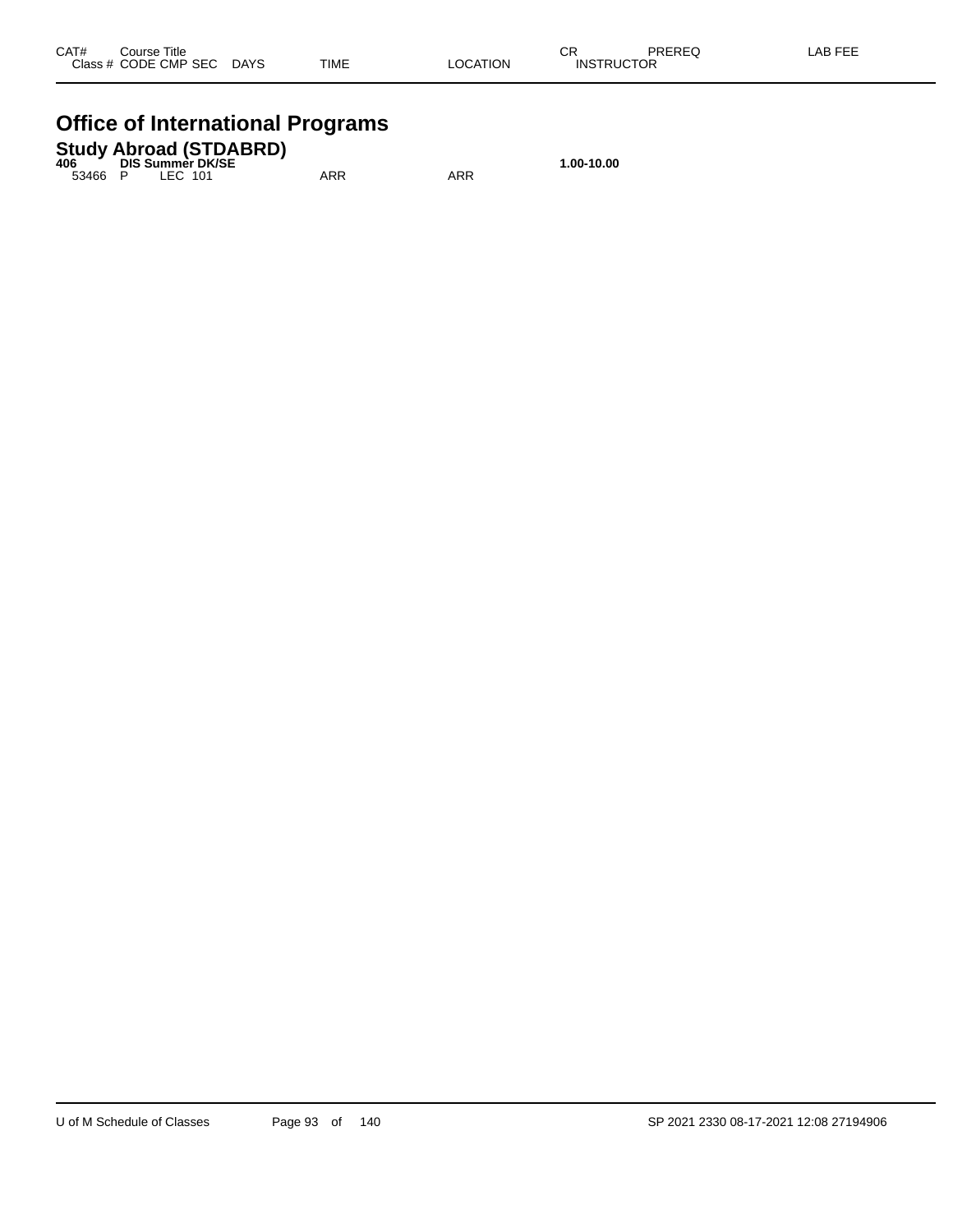| CAT# | Course Title | | | | | | CR | PREREQ | LAB FEE |
|---|---|---|---|---|---|---|---|---|---|
| Class # | CODE | CMP | SEC | DAYS | TIME | LOCATION | INSTRUCTOR | | |

# Office of International Programs

## Study Abroad (STDABRD)

| CAT# | Course Title | | | | | | CR | PREREQ | LAB FEE |
|---|---|---|---|---|---|---|---|---|---|
| **406** | **DIS Summer DK/SE** | | | | | | **1.00-10.00** | | |
| 53466 | P | LEC | 101 | | ARR | ARR | | | |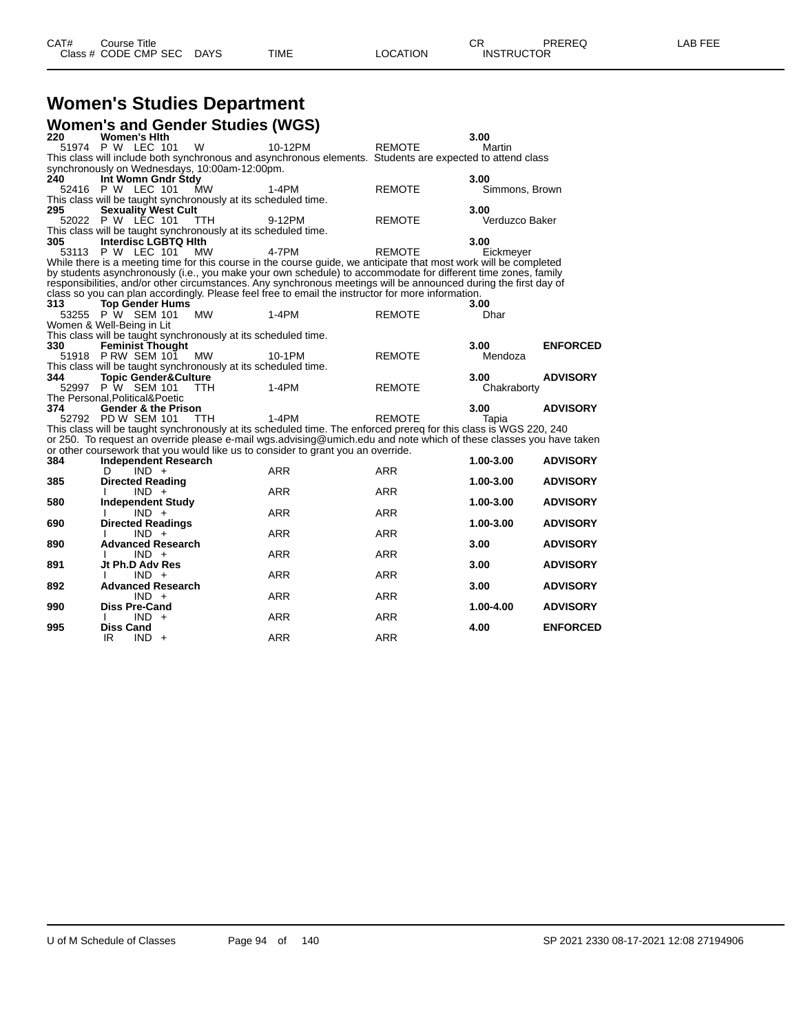| CAT# | Course Title | | | CR | PREREQ | LAB FEE |
|---|---|---|---|---|---|---|
| Class # CODE CMP SEC | DAYS | TIME | LOCATION | INSTRUCTOR | | |

# Women's Studies Department

## Women's and Gender Studies (WGS)

**220 Women's Hlth** — **3.00**
51974 P W LEC 101 W 10-12PM REMOTE Martin
This class will include both synchronous and asynchronous elements. Students are expected to attend class synchronously on Wednesdays, 10:00am-12:00pm.

**240 Int Womn Gndr Stdy** — **3.00**
52416 P W LEC 101 MW 1-4PM REMOTE Simmons, Brown
This class will be taught synchronously at its scheduled time.

**295 Sexuality West Cult** — **3.00**
52022 P W LEC 101 TTH 9-12PM REMOTE Verduzco Baker
This class will be taught synchronously at its scheduled time.

**305 Interdisc LGBTQ Hlth** — **3.00**
53113 P W LEC 101 MW 4-7PM REMOTE Eickmeyer
While there is a meeting time for this course in the course guide, we anticipate that most work will be completed by students asynchronously (i.e., you make your own schedule) to accommodate for different time zones, family responsibilities, and/or other circumstances. Any synchronous meetings will be announced during the first day of class so you can plan accordingly. Please feel free to email the instructor for more information.

**313 Top Gender Hums** — **3.00**
53255 P W SEM 101 MW 1-4PM REMOTE Dhar
Women & Well-Being in Lit
This class will be taught synchronously at its scheduled time.

**330 Feminist Thought** — **3.00** — **ENFORCED**
51918 P RW SEM 101 MW 10-1PM REMOTE Mendoza
This class will be taught synchronously at its scheduled time.

**344 Topic Gender&Culture** — **3.00** — **ADVISORY**
52997 P W SEM 101 TTH 1-4PM REMOTE Chakraborty
The Personal,Political&Poetic

**374 Gender & the Prison** — **3.00** — **ADVISORY**
52792 PD W SEM 101 TTH 1-4PM REMOTE Tapia
This class will be taught synchronously at its scheduled time. The enforced prereq for this class is WGS 220, 240 or 250. To request an override please e-mail wgs.advising@umich.edu and note which of these classes you have taken or other coursework that you would like us to consider to grant you an override.

| CAT# | Course Title | Class info | TIME | LOCATION | CR | PREREQ |
|---|---|---|---|---|---|---|
| 384 | **Independent Research** | D IND + | ARR | ARR | **1.00-3.00** | **ADVISORY** |
| 385 | **Directed Reading** | I IND + | ARR | ARR | **1.00-3.00** | **ADVISORY** |
| 580 | **Independent Study** | I IND + | ARR | ARR | **1.00-3.00** | **ADVISORY** |
| 690 | **Directed Readings** | I IND + | ARR | ARR | **1.00-3.00** | **ADVISORY** |
| 890 | **Advanced Research** | I IND + | ARR | ARR | **3.00** | **ADVISORY** |
| 891 | **Jt Ph.D Adv Res** | I IND + | ARR | ARR | **3.00** | **ADVISORY** |
| 892 | **Advanced Research** | IND + | ARR | ARR | **3.00** | **ADVISORY** |
| 990 | **Diss Pre-Cand** | I IND + | ARR | ARR | **1.00-4.00** | **ADVISORY** |
| 995 | **Diss Cand** | IR IND + | ARR | ARR | **4.00** | **ENFORCED** |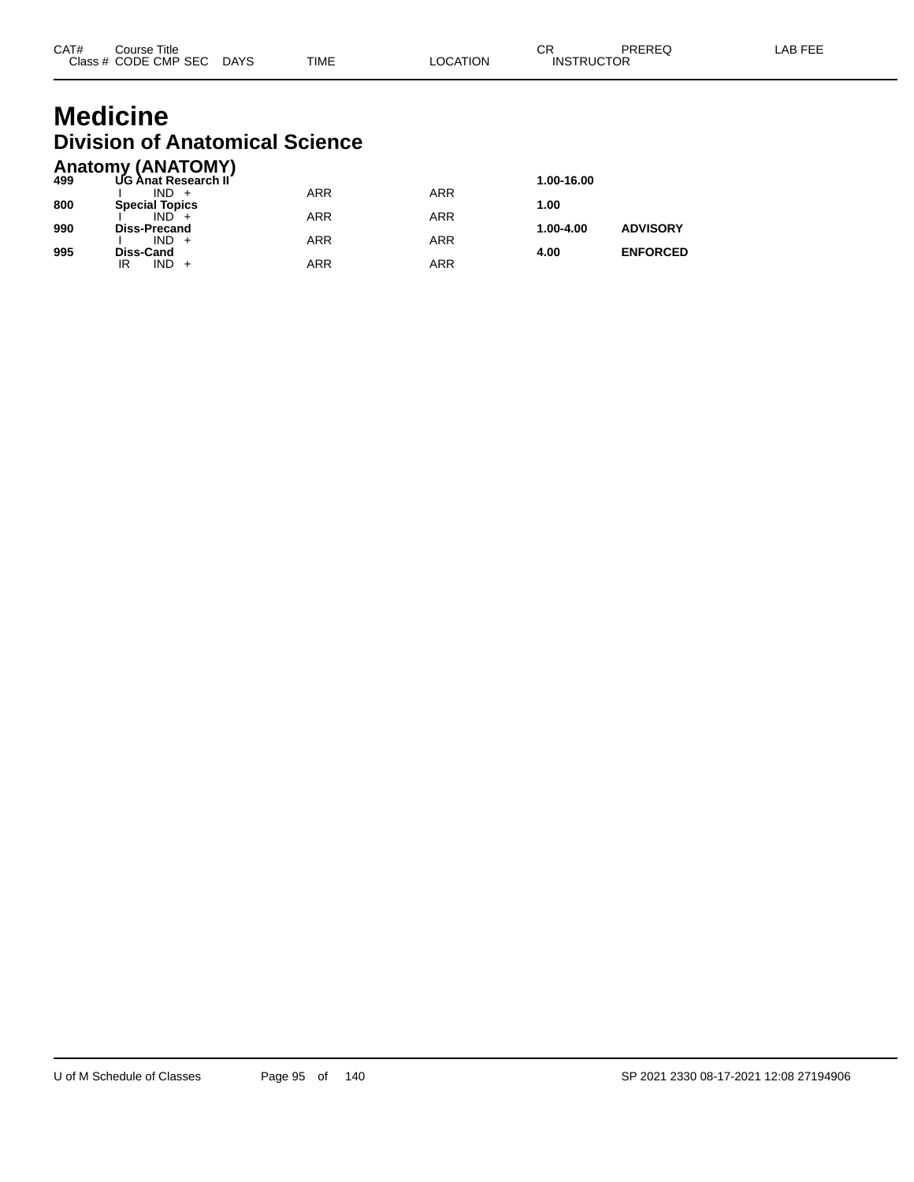| CAT# | Course Title<br>Class # CODE CMP SEC DAYS | TIME | LOCATION | CR<br>INSTRUCTOR | PREREQ | LAB FEE |
|---|---|---|---|---|---|---|

# Medicine

## Division of Anatomical Science

### Anatomy (ANATOMY)

| CAT# | Course Title / Class # CODE CMP SEC DAYS | TIME | LOCATION | CR / INSTRUCTOR | PREREQ | LAB FEE |
|---|---|---|---|---|---|---|
| **499** | **UG Anat Research II** | | | **1.00-16.00** | | |
| | I IND + | ARR | ARR | | | |
| **800** | **Special Topics** | | | **1.00** | | |
| | I IND + | ARR | ARR | | | |
| **990** | **Diss-Precand** | | | **1.00-4.00** | **ADVISORY** | |
| | I IND + | ARR | ARR | | | |
| **995** | **Diss-Cand** | | | **4.00** | **ENFORCED** | |
| | IR IND + | ARR | ARR | | | |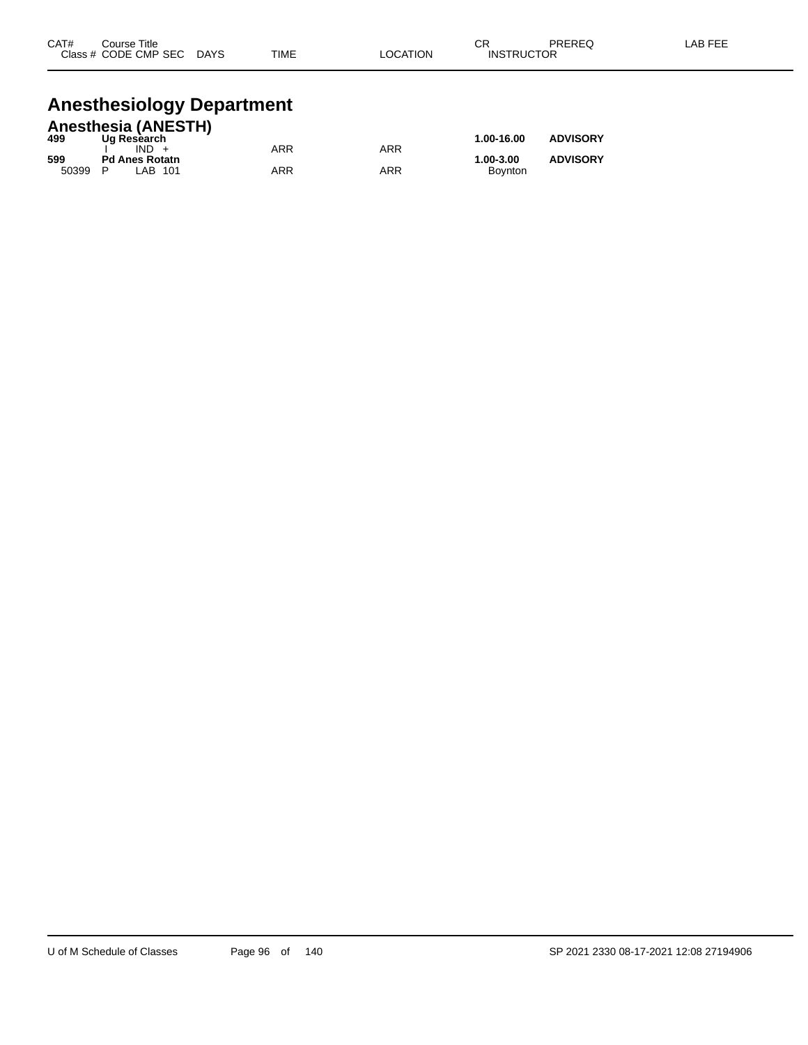| CAT# | Course Title | | | | | | CR | PREREQ | LAB FEE |
|---|---|---|---|---|---|---|---|---|---|
| Class # | CODE | CMP | SEC | DAYS | TIME | LOCATION | INSTRUCTOR | | |

# Anesthesiology Department

## Anesthesia (ANESTH)

| CAT# | Course Title | | | | | | CR | PREREQ | LAB FEE |
|---|---|---|---|---|---|---|---|---|---|
| **499** | **Ug Research** | | | | | | **1.00-16.00** | **ADVISORY** | |
| | I | IND | + | | ARR | ARR | | | |
| **599** | **Pd Anes Rotatn** | | | | | | **1.00-3.00** | **ADVISORY** | |
| 50399 | P | LAB | 101 | | ARR | ARR | Boynton | | |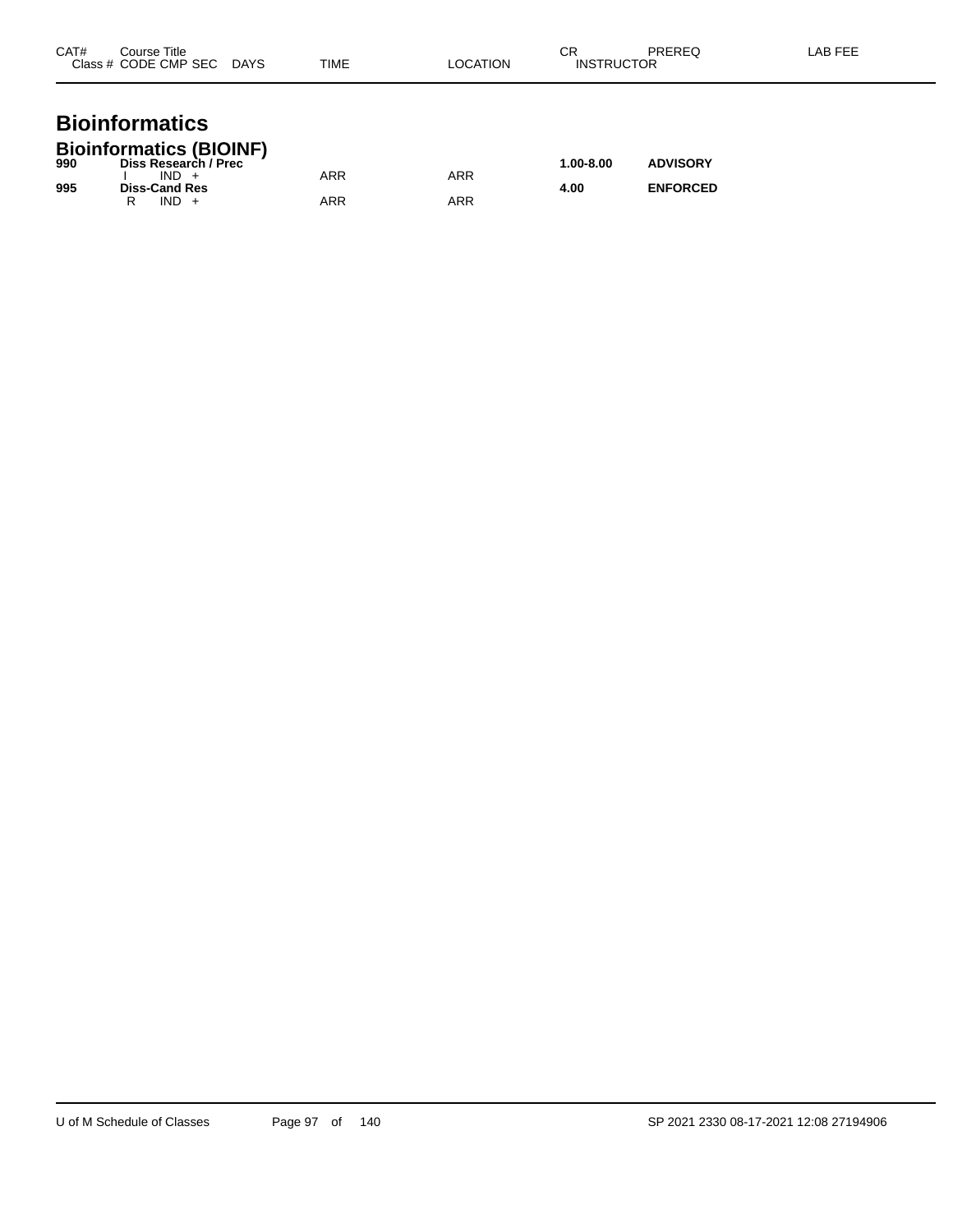| CAT# | Course Title<br>Class # CODE CMP SEC DAYS | TIME | LOCATION | CR<br>INSTRUCTOR | PREREQ | LAB FEE |
|---|---|---|---|---|---|---|

# Bioinformatics

## Bioinformatics (BIOINF)

| CAT# | Course Title<br>Class # CODE CMP SEC DAYS | TIME | LOCATION | CR<br>INSTRUCTOR | PREREQ | LAB FEE |
|---|---|---|---|---|---|---|
| **990** | **Diss Research / Prec** | | | **1.00-8.00** | **ADVISORY** | |
| | I IND + | ARR | ARR | | | |
| **995** | **Diss-Cand Res** | | | **4.00** | **ENFORCED** | |
| | R IND + | ARR | ARR | | | |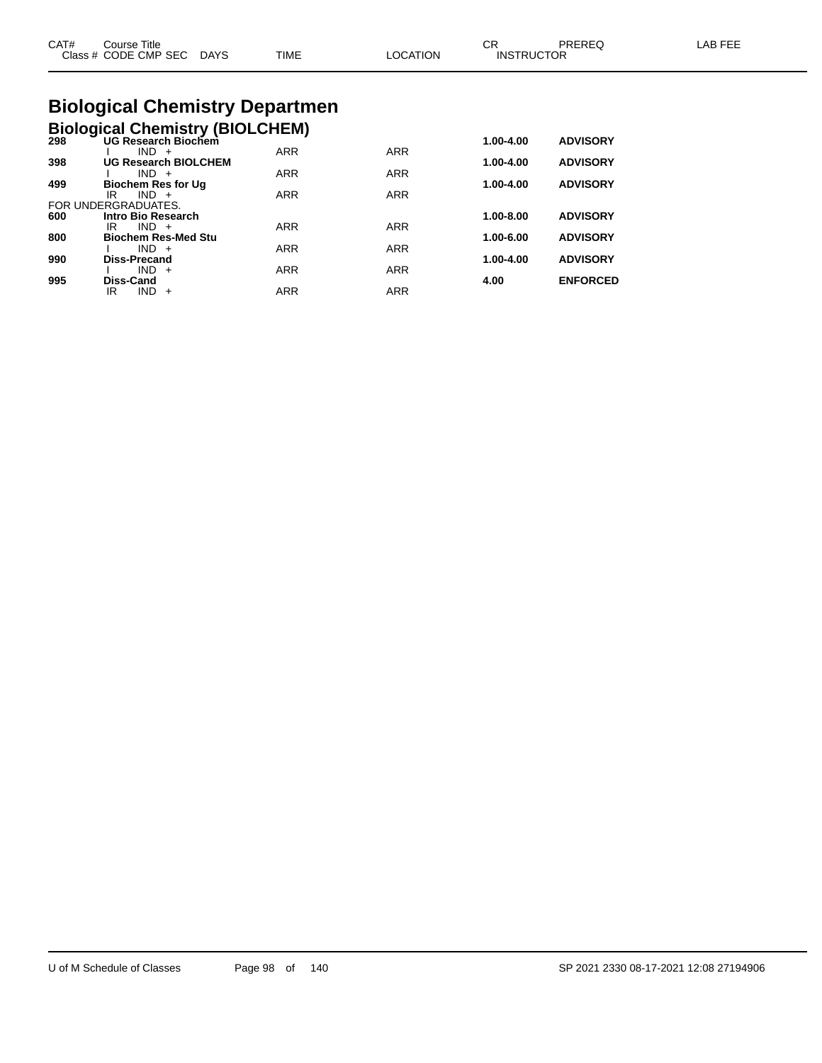| CAT# | Course Title<br>Class # CODE CMP SEC DAYS | TIME | LOCATION | CR<br>INSTRUCTOR | PREREQ | LAB FEE |
|---|---|---|---|---|---|---|

# Biological Chemistry Departmen

## Biological Chemistry (BIOLCHEM)

| CAT# | Course Title / Class # CODE CMP SEC DAYS | TIME | LOCATION | CR / INSTRUCTOR | PREREQ | LAB FEE |
|---|---|---|---|---|---|---|
| **298** | **UG Research Biochem** | | | **1.00-4.00** | **ADVISORY** | |
| | I IND + | ARR | ARR | | | |
| **398** | **UG Research BIOLCHEM** | | | **1.00-4.00** | **ADVISORY** | |
| | I IND + | ARR | ARR | | | |
| **499** | **Biochem Res for Ug** | | | **1.00-4.00** | **ADVISORY** | |
| | IR IND + | ARR | ARR | | | |
| FOR UNDERGRADUATES. | | | | | | |
| **600** | **Intro Bio Research** | | | **1.00-8.00** | **ADVISORY** | |
| | IR IND + | ARR | ARR | | | |
| **800** | **Biochem Res-Med Stu** | | | **1.00-6.00** | **ADVISORY** | |
| | I IND + | ARR | ARR | | | |
| **990** | **Diss-Precand** | | | **1.00-4.00** | **ADVISORY** | |
| | I IND + | ARR | ARR | | | |
| **995** | **Diss-Cand** | | | **4.00** | **ENFORCED** | |
| | IR IND + | ARR | ARR | | | |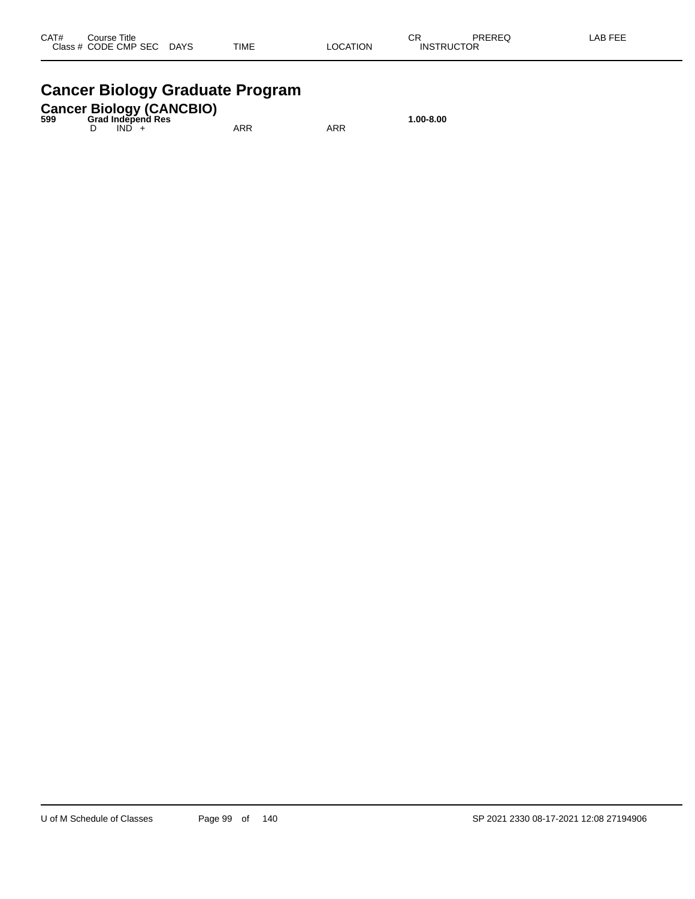| CAT# | Course Title | | | | | | CR | PREREQ | LAB FEE |
|---|---|---|---|---|---|---|---|---|---|
| Class # | CODE | CMP | SEC | DAYS | TIME | LOCATION | INSTRUCTOR | | |

# Cancer Biology Graduate Program

## Cancer Biology (CANCBIO)

| CAT# | Course Title | | | | | | CR | PREREQ | LAB FEE |
|---|---|---|---|---|---|---|---|---|---|
| **599** | **Grad Independ Res** | | | | | | **1.00-8.00** | | |
| | D | IND | + | | ARR | ARR | | | |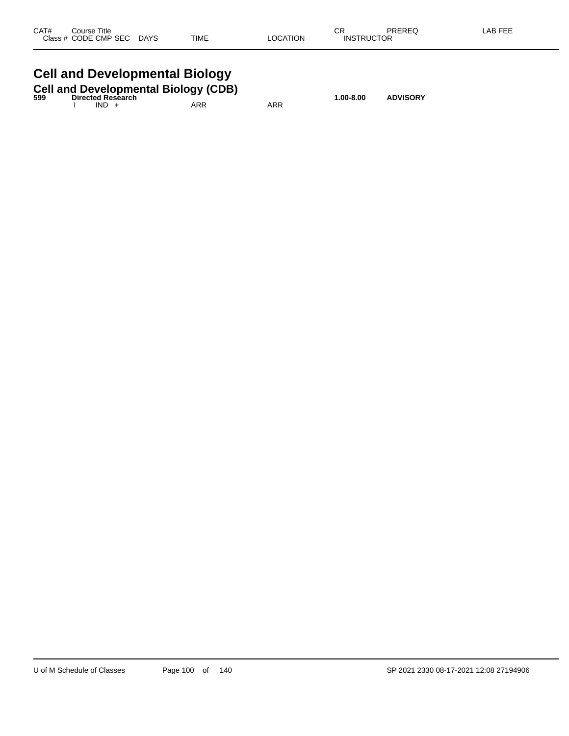| CAT# | Course Title | | | | | CR | PREREQ | LAB FEE |
|---|---|---|---|---|---|---|---|---|
| Class # | CODE CMP SEC | DAYS | TIME | LOCATION | INSTRUCTOR | | | |

# Cell and Developmental Biology

## Cell and Developmental Biology (CDB)

| CAT# | Course Title | | | | | CR | PREREQ | LAB FEE |
|---|---|---|---|---|---|---|---|---|
| **599** | **Directed Research** | | | | | **1.00-8.00** | **ADVISORY** | |
| | I IND + | | ARR | ARR | | | | |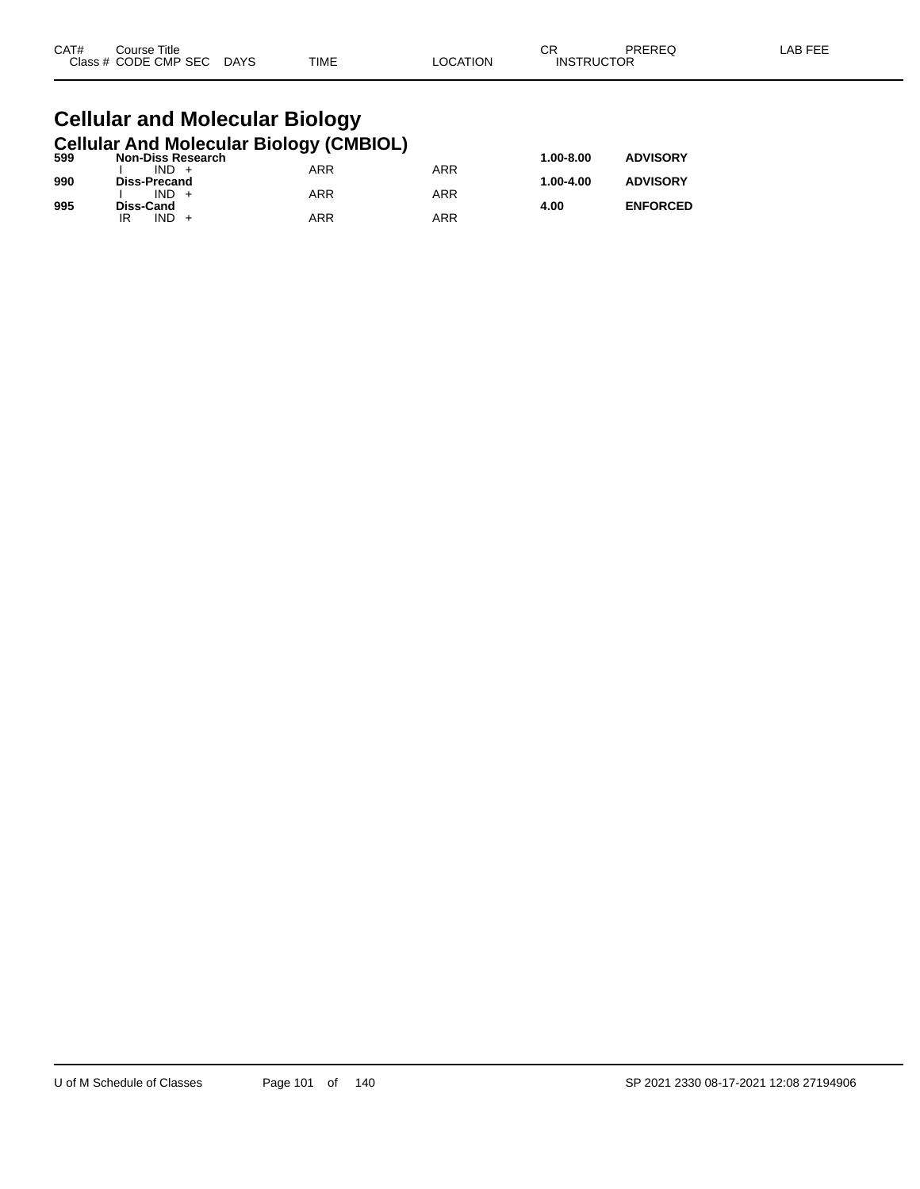| CAT# | Course Title | | | | | | CR | PREREQ | LAB FEE |
|---|---|---|---|---|---|---|---|---|---|
| Class # | CODE | CMP | SEC | DAYS | TIME | LOCATION | INSTRUCTOR | | |

# Cellular and Molecular Biology

## Cellular And Molecular Biology (CMBIOL)

| CAT# | Course Title | | | | | | CR | PREREQ | LAB FEE |
|---|---|---|---|---|---|---|---|---|---|
| **599** | **Non-Diss Research** | | | | | | **1.00-8.00** | **ADVISORY** | |
| | I | IND | + | | ARR | ARR | | | |
| **990** | **Diss-Precand** | | | | | | **1.00-4.00** | **ADVISORY** | |
| | I | IND | + | | ARR | ARR | | | |
| **995** | **Diss-Cand** | | | | | | **4.00** | **ENFORCED** | |
| | IR | IND | + | | ARR | ARR | | | |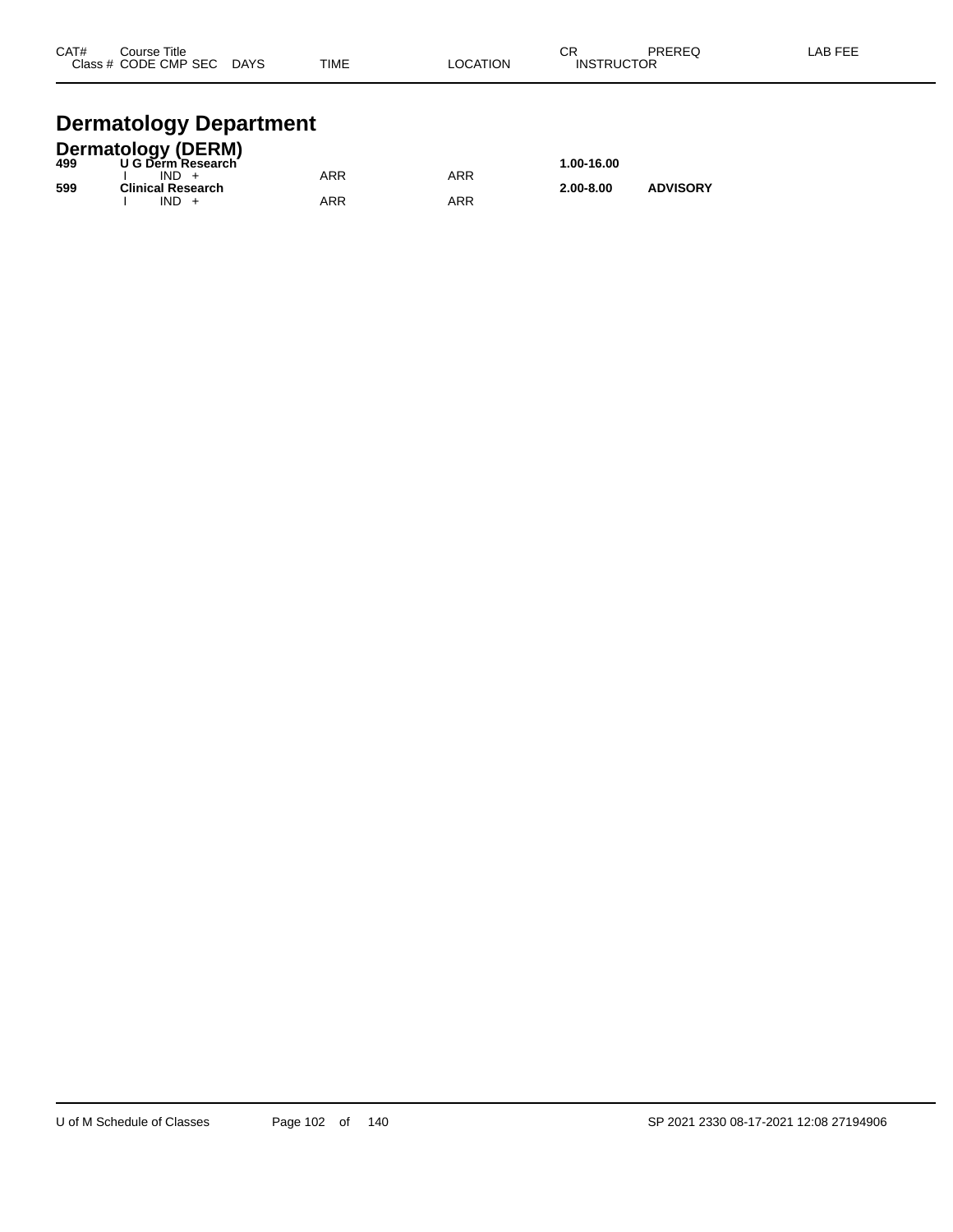| CAT# | Course Title<br>Class # CODE CMP SEC DAYS | TIME | LOCATION | CR<br>INSTRUCTOR | PREREQ | LAB FEE |
|---|---|---|---|---|---|---|

# Dermatology Department

## Dermatology (DERM)

| CAT# | Course Title<br>Class # CODE CMP SEC DAYS | TIME | LOCATION | CR<br>INSTRUCTOR | PREREQ | LAB FEE |
|---|---|---|---|---|---|---|
| **499** | **U G Derm Research** | | | **1.00-16.00** | | |
| | I IND + | ARR | ARR | | | |
| **599** | **Clinical Research** | | | **2.00-8.00** | **ADVISORY** | |
| | I IND + | ARR | ARR | | | |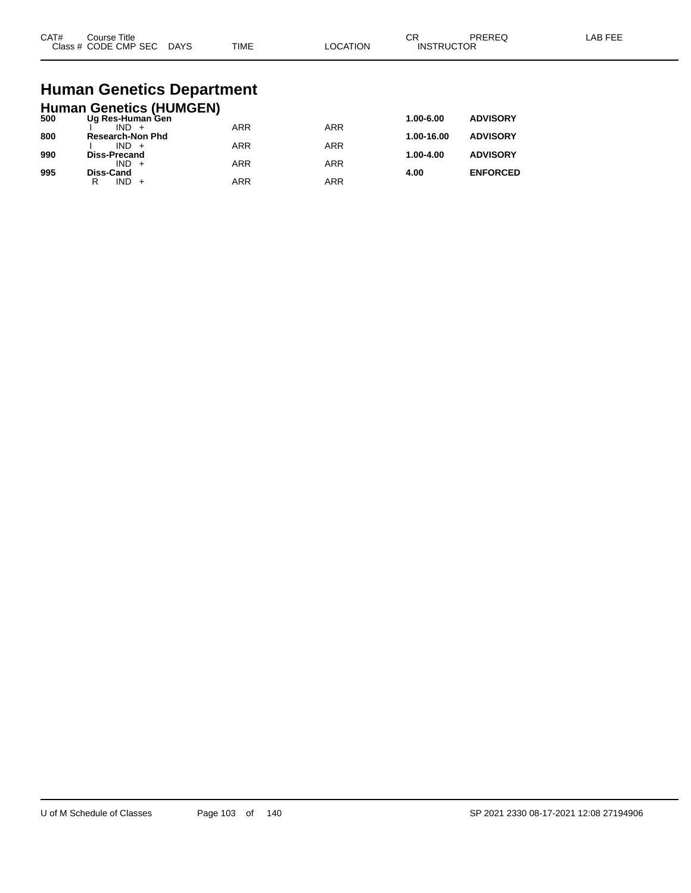| CAT# | Course Title<br>Class # CODE CMP SEC DAYS | TIME | LOCATION | CR<br>INSTRUCTOR | PREREQ | LAB FEE |
|---|---|---|---|---|---|---|

# Human Genetics Department

## Human Genetics (HUMGEN)

| CAT# | Course Title / Class # CODE CMP SEC DAYS | TIME | LOCATION | CR / INSTRUCTOR | PREREQ | LAB FEE |
|---|---|---|---|---|---|---|
| **500** | **Ug Res-Human Gen** | | | **1.00-6.00** | **ADVISORY** | |
| | I IND + | ARR | ARR | | | |
| **800** | **Research-Non Phd** | | | **1.00-16.00** | **ADVISORY** | |
| | I IND + | ARR | ARR | | | |
| **990** | **Diss-Precand** | | | **1.00-4.00** | **ADVISORY** | |
| | IND + | ARR | ARR | | | |
| **995** | **Diss-Cand** | | | **4.00** | **ENFORCED** | |
| | R IND + | ARR | ARR | | | |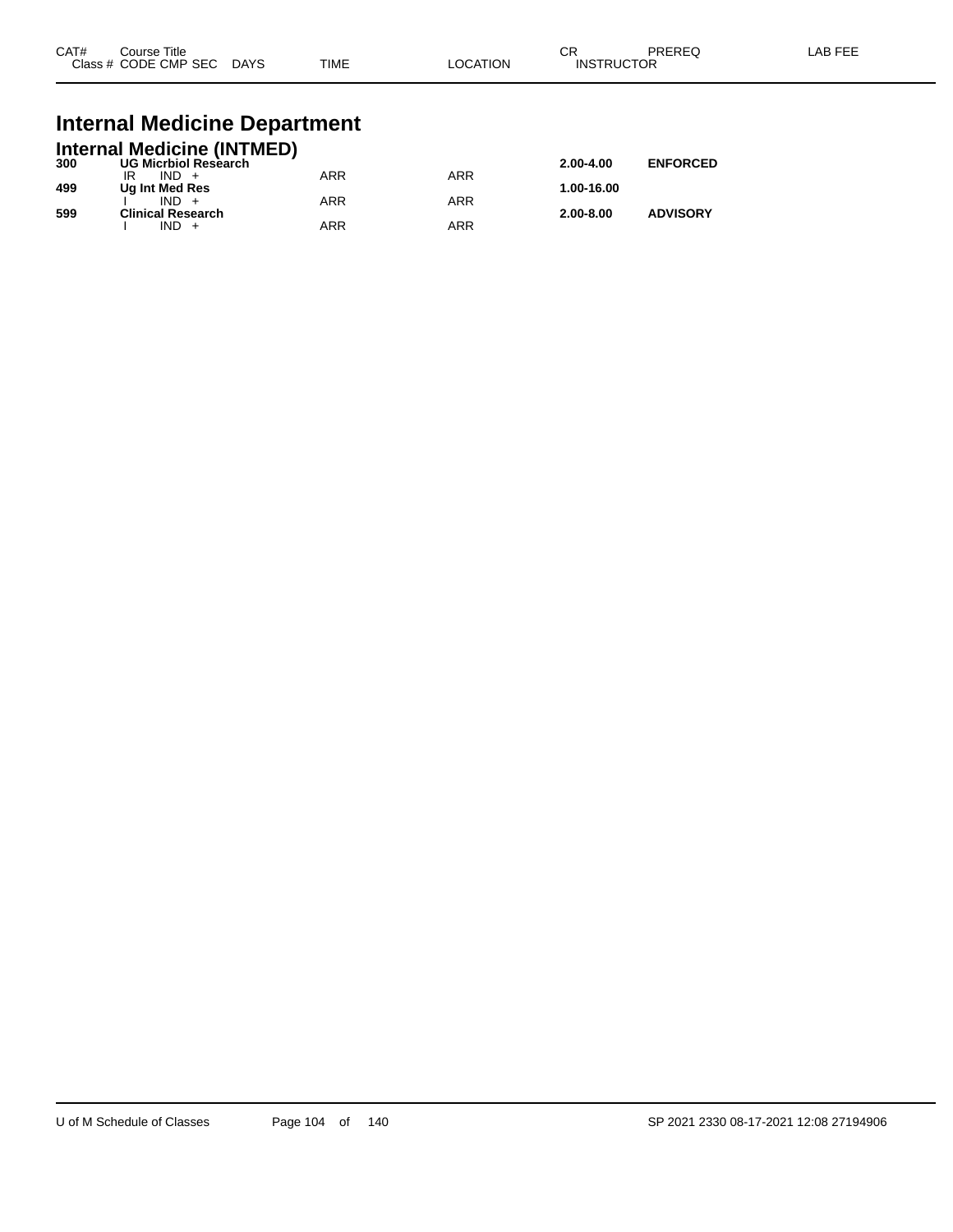| CAT# | Course Title<br>Class # CODE CMP SEC DAYS | TIME | LOCATION | CR<br>INSTRUCTOR | PREREQ | LAB FEE |
|---|---|---|---|---|---|---|

# Internal Medicine Department

## Internal Medicine (INTMED)

| CAT# | Course Title / Class # CODE CMP SEC DAYS | TIME | LOCATION | CR / INSTRUCTOR | PREREQ | LAB FEE |
|---|---|---|---|---|---|---|
| **300** | **UG Micrbiol Research** | | | **2.00-4.00** | **ENFORCED** | |
| | IR IND + | ARR | ARR | | | |
| **499** | **Ug Int Med Res** | | | **1.00-16.00** | | |
| | I IND + | ARR | ARR | | | |
| **599** | **Clinical Research** | | | **2.00-8.00** | **ADVISORY** | |
| | I IND + | ARR | ARR | | | |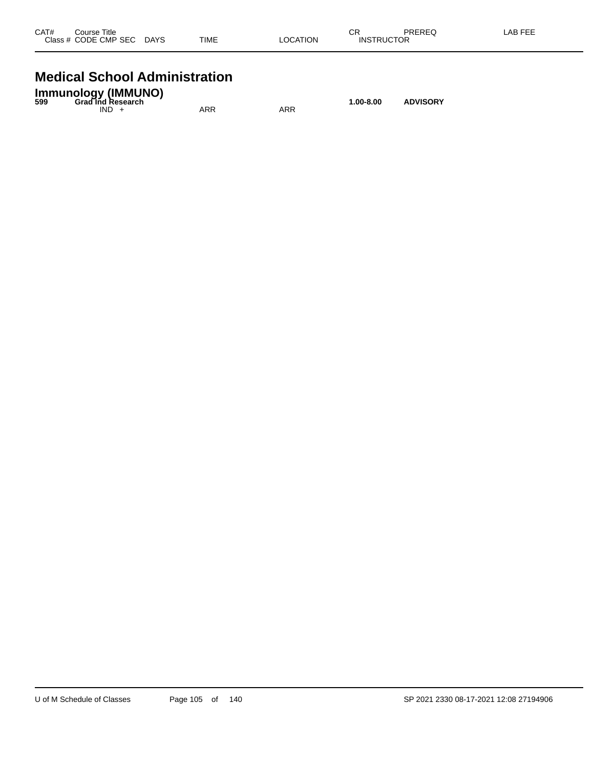| CAT# | Course Title<br>Class # CODE CMP SEC DAYS | TIME | LOCATION | CR<br>INSTRUCTOR | PREREQ | LAB FEE |
|---|---|---|---|---|---|---|

# Medical School Administration

## Immunology (IMMUNO)

| CAT# | Course Title<br>Class # CODE CMP SEC DAYS | TIME | LOCATION | CR<br>INSTRUCTOR | PREREQ | LAB FEE |
|---|---|---|---|---|---|---|
| **599** | **Grad Ind Research** | | | **1.00-8.00** | **ADVISORY** | |
| | IND + | ARR | ARR | | | |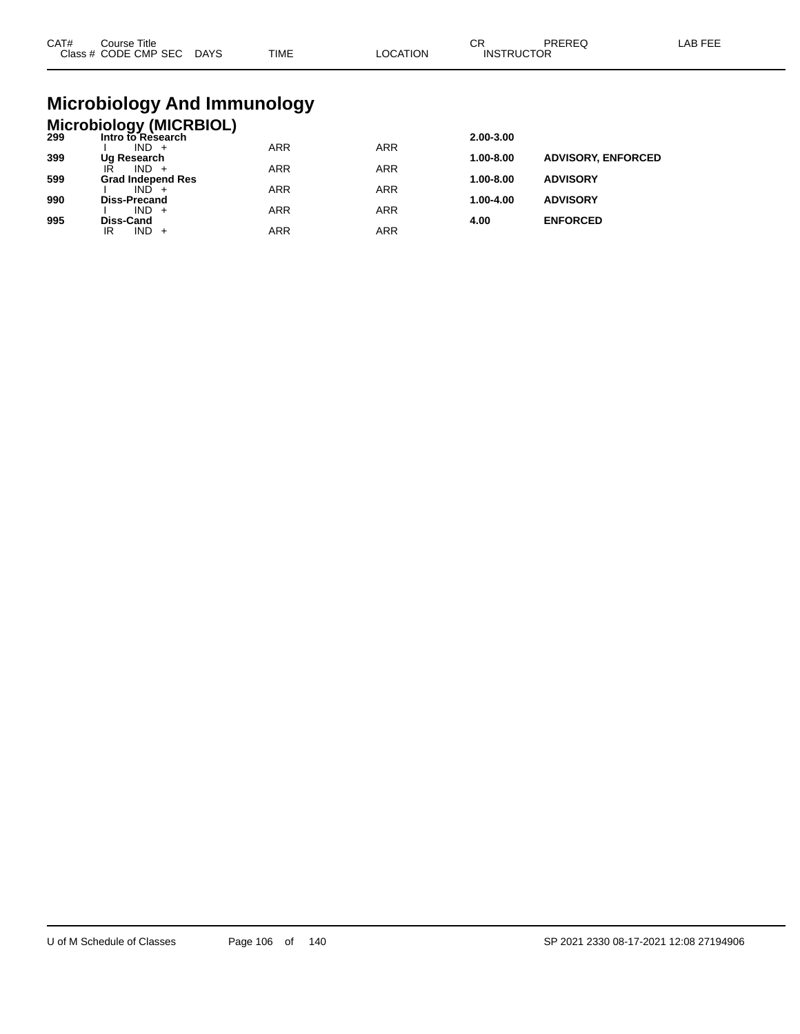| CAT# | Course Title<br>Class # CODE CMP SEC DAYS | TIME | LOCATION | CR<br>INSTRUCTOR | PREREQ | LAB FEE |
|---|---|---|---|---|---|---|

# Microbiology And Immunology

## Microbiology (MICRBIOL)

| CAT# | Course Title / Class # CODE CMP SEC DAYS | TIME | LOCATION | CR / INSTRUCTOR | PREREQ | LAB FEE |
|---|---|---|---|---|---|---|
| **299** | **Intro to Research** | | | **2.00-3.00** | | |
| | I IND + | ARR | ARR | | | |
| **399** | **Ug Research** | | | **1.00-8.00** | **ADVISORY, ENFORCED** | |
| | IR IND + | ARR | ARR | | | |
| **599** | **Grad Independ Res** | | | **1.00-8.00** | **ADVISORY** | |
| | I IND + | ARR | ARR | | | |
| **990** | **Diss-Precand** | | | **1.00-4.00** | **ADVISORY** | |
| | I IND + | ARR | ARR | | | |
| **995** | **Diss-Cand** | | | **4.00** | **ENFORCED** | |
| | IR IND + | ARR | ARR | | | |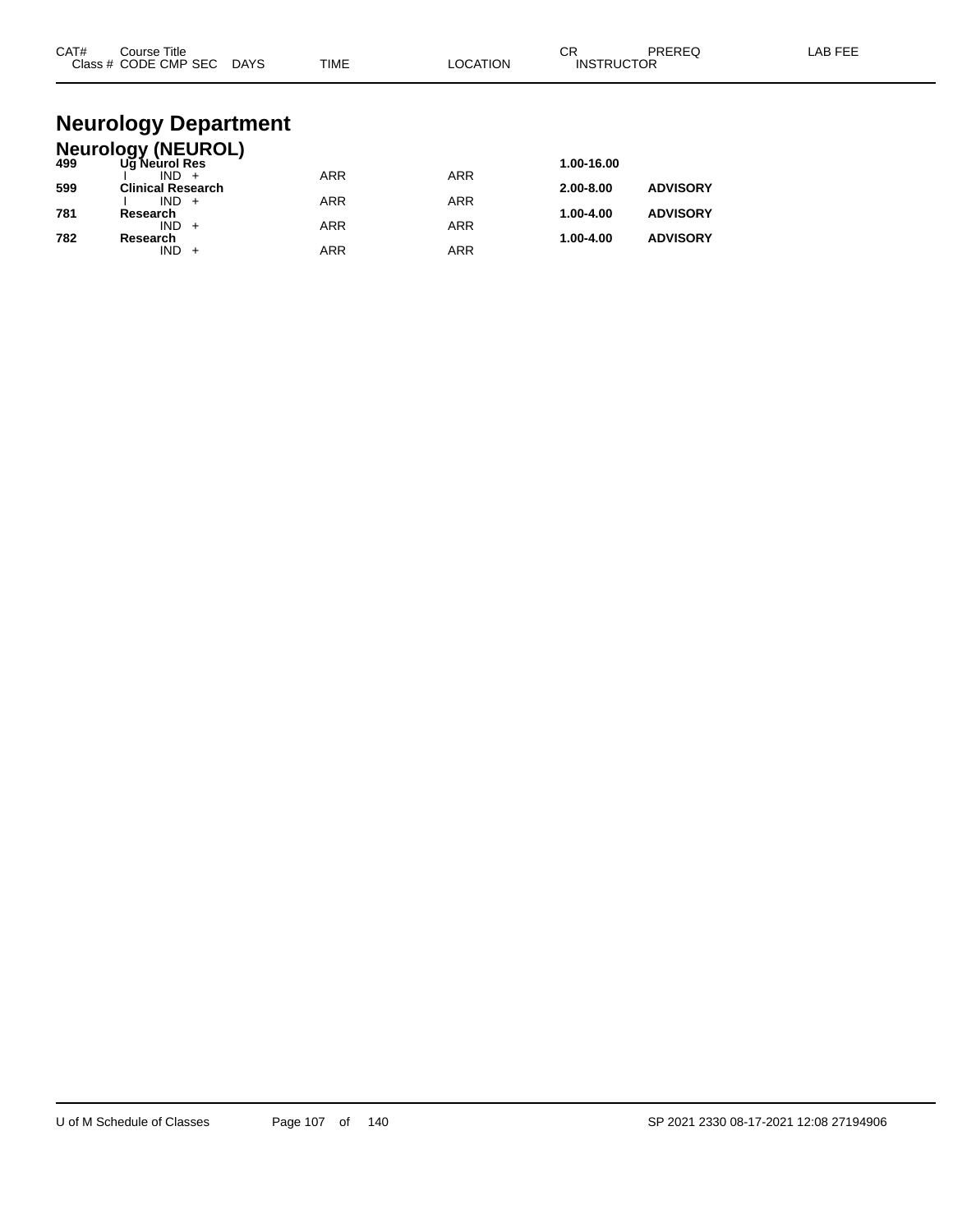| CAT# | Course Title<br>Class # CODE CMP SEC DAYS | TIME | LOCATION | CR<br>INSTRUCTOR | PREREQ | LAB FEE |
|---|---|---|---|---|---|---|

# Neurology Department

## Neurology (NEUROL)

| CAT# | Course Title / Class # CODE CMP SEC DAYS | TIME | LOCATION | CR / INSTRUCTOR | PREREQ | LAB FEE |
|---|---|---|---|---|---|---|
| **499** | **Ug Neurol Res** | | | **1.00-16.00** | | |
| | I IND + | ARR | ARR | | | |
| **599** | **Clinical Research** | | | **2.00-8.00** | **ADVISORY** | |
| | I IND + | ARR | ARR | | | |
| **781** | **Research** | | | **1.00-4.00** | **ADVISORY** | |
| | IND + | ARR | ARR | | | |
| **782** | **Research** | | | **1.00-4.00** | **ADVISORY** | |
| | IND + | ARR | ARR | | | |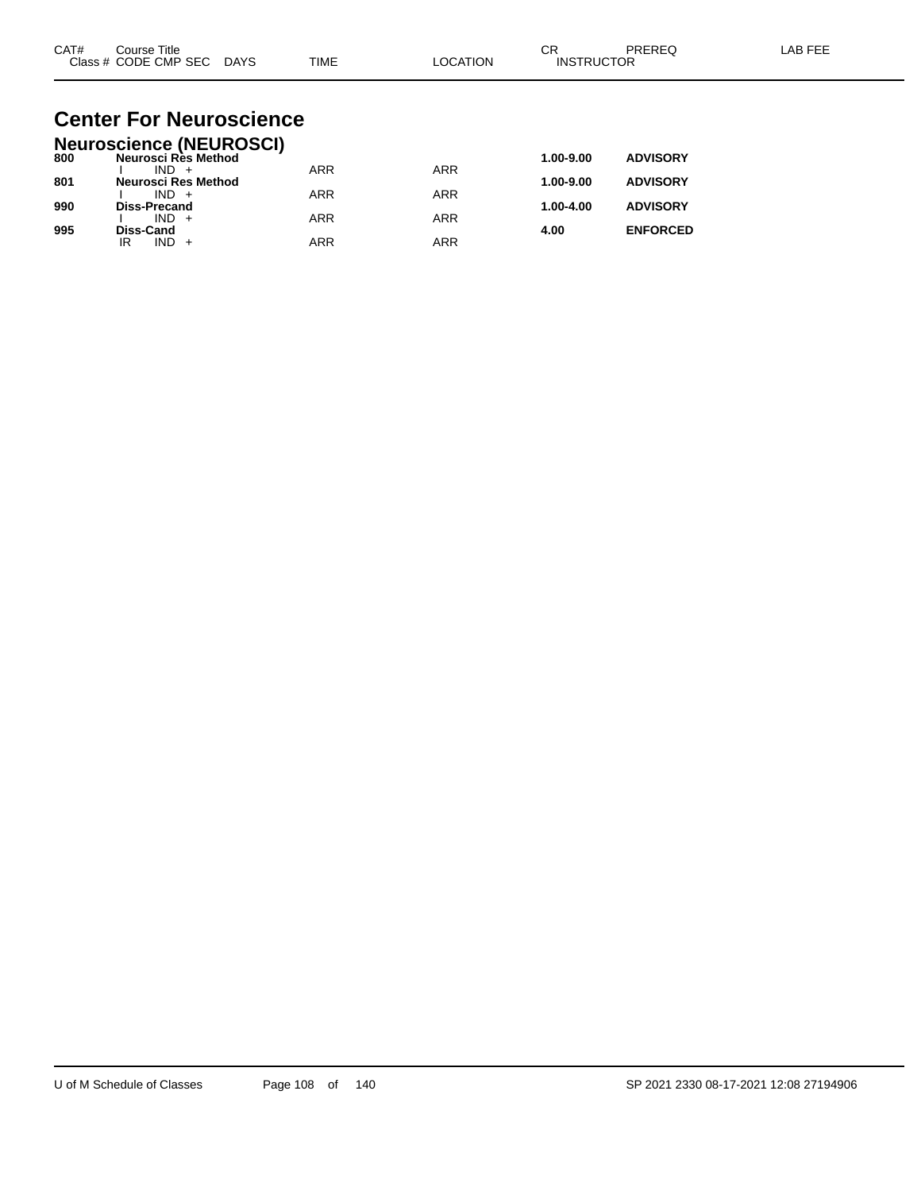| CAT# | Course Title<br>Class # CODE CMP SEC DAYS | TIME | LOCATION | CR<br>INSTRUCTOR | PREREQ | LAB FEE |
|---|---|---|---|---|---|---|

# Center For Neuroscience

## Neuroscience (NEUROSCI)

| CAT# | Course Title / Class # CODE CMP SEC DAYS | TIME | LOCATION | CR / INSTRUCTOR | PREREQ | LAB FEE |
|---|---|---|---|---|---|---|
| **800** | **Neurosci Res Method** | | | **1.00-9.00** | **ADVISORY** | |
| | I IND + | ARR | ARR | | | |
| **801** | **Neurosci Res Method** | | | **1.00-9.00** | **ADVISORY** | |
| | I IND + | ARR | ARR | | | |
| **990** | **Diss-Precand** | | | **1.00-4.00** | **ADVISORY** | |
| | I IND + | ARR | ARR | | | |
| **995** | **Diss-Cand** | | | **4.00** | **ENFORCED** | |
| | IR IND + | ARR | ARR | | | |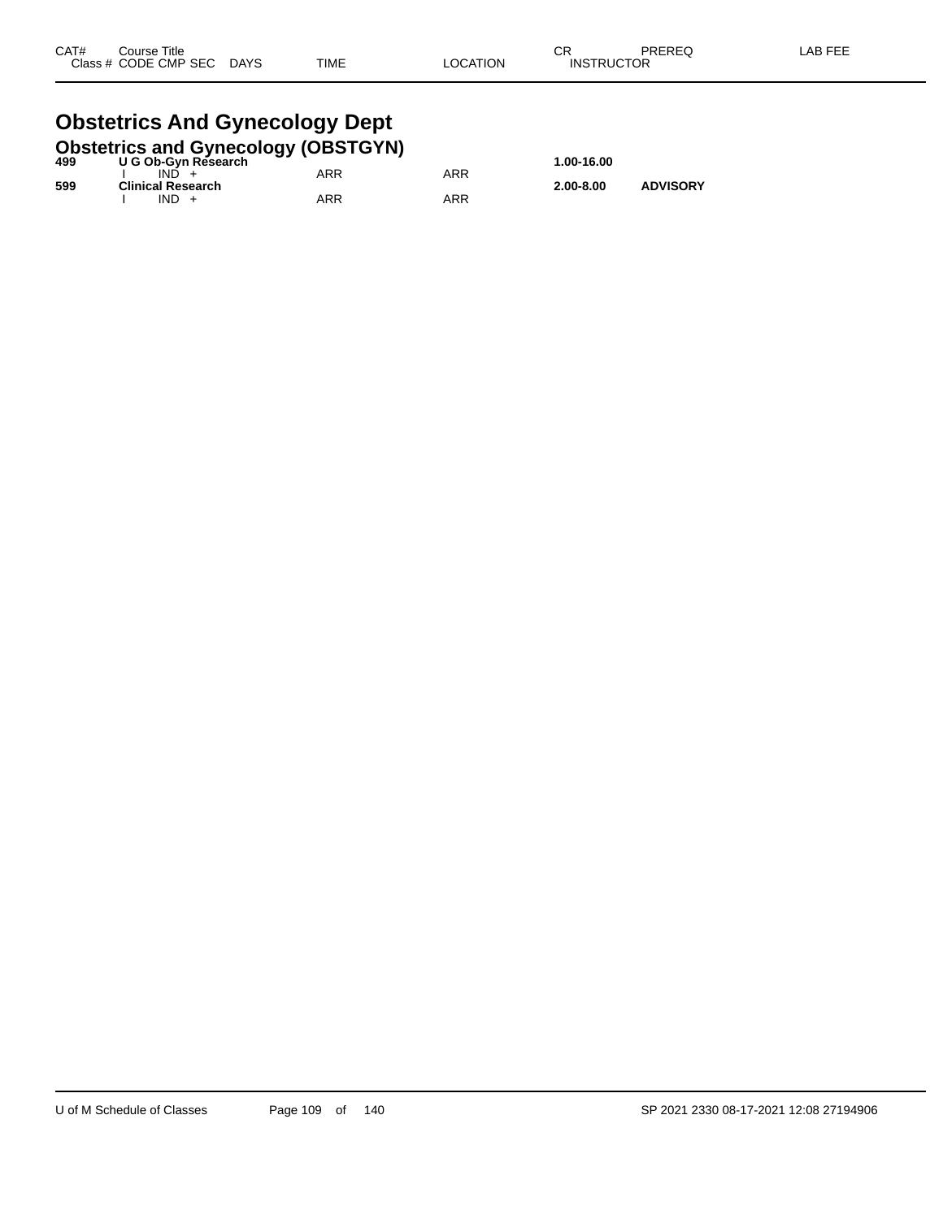| CAT# | Course Title | | | | | CR | PREREQ | LAB FEE |
|---|---|---|---|---|---|---|---|---|
| Class # | CODE CMP SEC | DAYS | TIME | LOCATION | INSTRUCTOR | | | |

# Obstetrics And Gynecology Dept

## Obstetrics and Gynecology (OBSTGYN)

| CAT# | Course Title | | | | | CR | PREREQ | LAB FEE |
|---|---|---|---|---|---|---|---|---|
| **499** | **U G Ob-Gyn Research** | | | | | **1.00-16.00** | | |
| | I IND + | | ARR | ARR | | | | |
| **599** | **Clinical Research** | | | | | **2.00-8.00** | **ADVISORY** | |
| | I IND + | | ARR | ARR | | | | |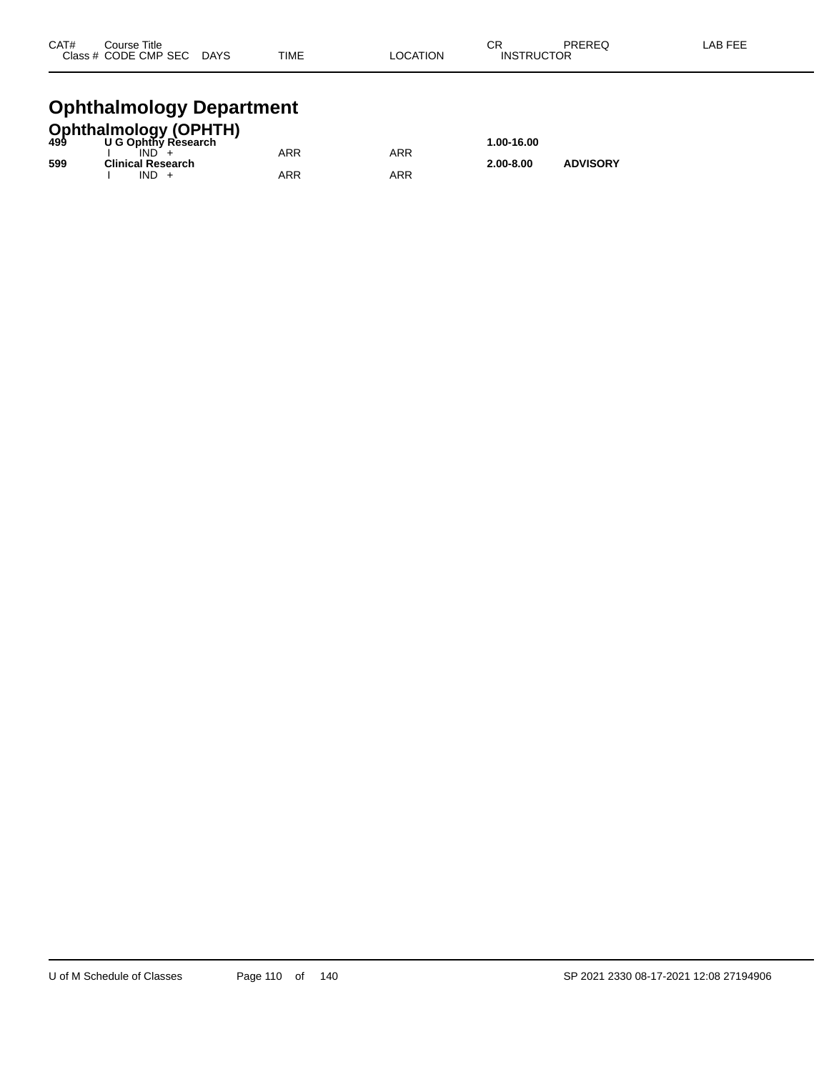| CAT# Class # | Course Title CODE CMP SEC | DAYS | TIME | LOCATION | CR INSTRUCTOR | PREREQ | LAB FEE |
|---|---|---|---|---|---|---|---|

# Ophthalmology Department

## Ophthalmology (OPHTH)

| CAT# Class # | Course Title CODE CMP SEC | DAYS | TIME | LOCATION | CR INSTRUCTOR | PREREQ | LAB FEE |
|---|---|---|---|---|---|---|---|
| **499** | **U G Ophthy Research** | | | | **1.00-16.00** | | |
| | I IND + | | ARR | ARR | | | |
| **599** | **Clinical Research** | | | | **2.00-8.00** | **ADVISORY** | |
| | I IND + | | ARR | ARR | | | |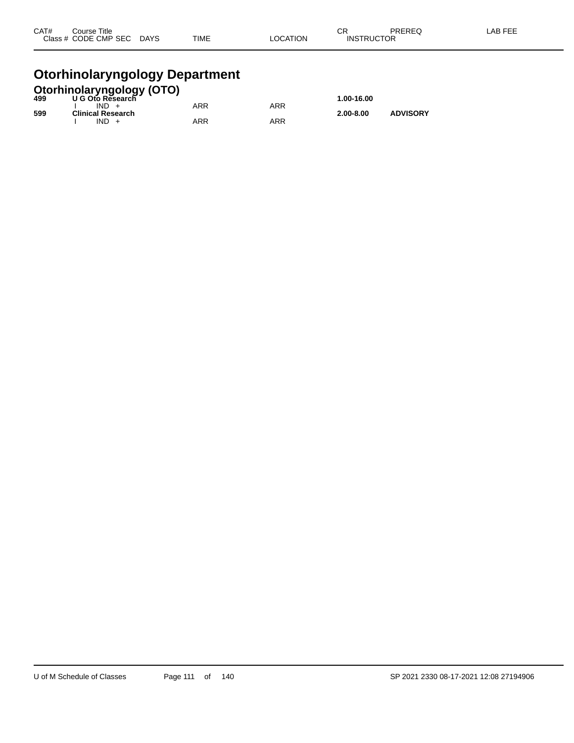| CAT# | Course Title<br>Class # CODE CMP SEC DAYS | TIME | LOCATION | CR<br>INSTRUCTOR | PREREQ | LAB FEE |
|---|---|---|---|---|---|---|

# Otorhinolaryngology Department

## Otorhinolaryngology (OTO)

| CAT# | Course Title / Class # CODE CMP SEC DAYS | TIME | LOCATION | CR / INSTRUCTOR | PREREQ | LAB FEE |
|---|---|---|---|---|---|---|
| **499** | **U G Oto Research** | | | **1.00-16.00** | | |
| | I IND + | ARR | ARR | | | |
| **599** | **Clinical Research** | | | **2.00-8.00** | **ADVISORY** | |
| | I IND + | ARR | ARR | | | |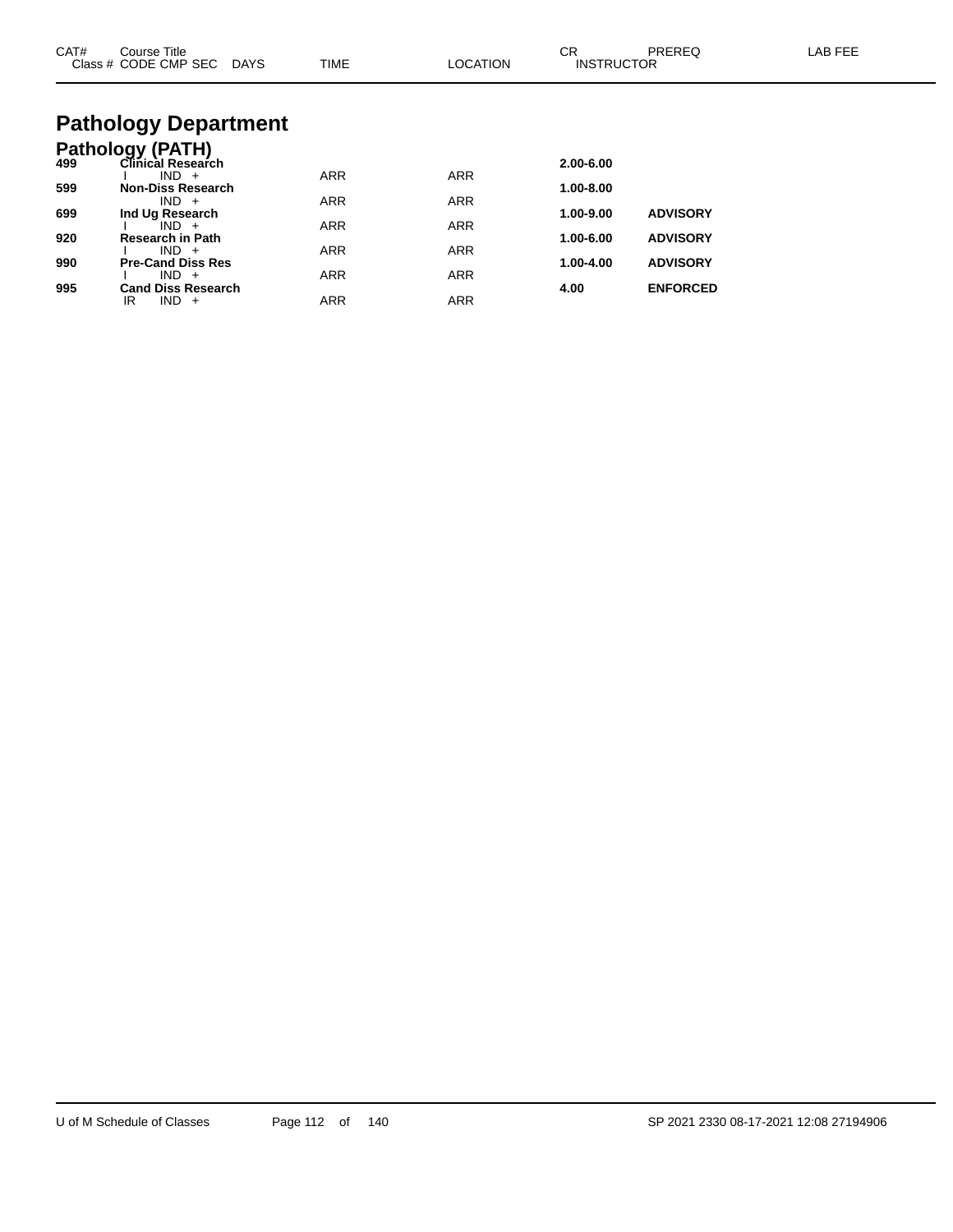| CAT# | Course Title<br>Class # CODE CMP SEC DAYS | TIME | LOCATION | CR<br>INSTRUCTOR | PREREQ | LAB FEE |
|---|---|---|---|---|---|---|

# Pathology Department

## Pathology (PATH)

| CAT# | Course Title / Class # CODE CMP SEC DAYS | TIME | LOCATION | CR / INSTRUCTOR | PREREQ | LAB FEE |
|---|---|---|---|---|---|---|
| **499** | **Clinical Research** | | | **2.00-6.00** | | |
| | I IND + | ARR | ARR | | | |
| **599** | **Non-Diss Research** | | | **1.00-8.00** | | |
| | IND + | ARR | ARR | | | |
| **699** | **Ind Ug Research** | | | **1.00-9.00** | **ADVISORY** | |
| | I IND + | ARR | ARR | | | |
| **920** | **Research in Path** | | | **1.00-6.00** | **ADVISORY** | |
| | I IND + | ARR | ARR | | | |
| **990** | **Pre-Cand Diss Res** | | | **1.00-4.00** | **ADVISORY** | |
| | I IND + | ARR | ARR | | | |
| **995** | **Cand Diss Research** | | | **4.00** | **ENFORCED** | |
| | IR IND + | ARR | ARR | | | |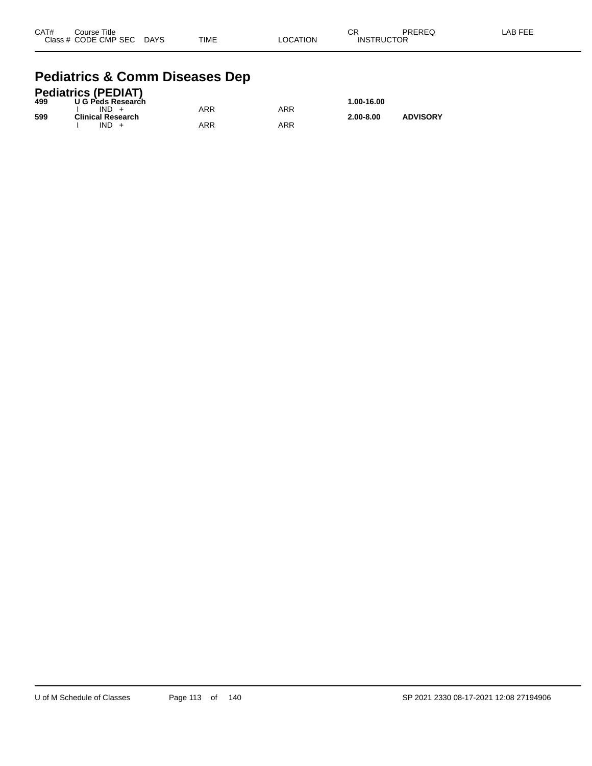| CAT# | Course Title<br>Class # CODE CMP SEC DAYS | TIME | LOCATION | CR<br>INSTRUCTOR | PREREQ | LAB FEE |
|---|---|---|---|---|---|---|

## Pediatrics & Comm Diseases Dep

### Pediatrics (PEDIAT)

| CAT# | Course Title / Class # CODE CMP SEC DAYS | TIME | LOCATION | CR / INSTRUCTOR | PREREQ | LAB FEE |
|---|---|---|---|---|---|---|
| **499** | **U G Peds Research** | | | **1.00-16.00** | | |
| | I IND + | ARR | ARR | | | |
| **599** | **Clinical Research** | | | **2.00-8.00** | **ADVISORY** | |
| | I IND + | ARR | ARR | | | |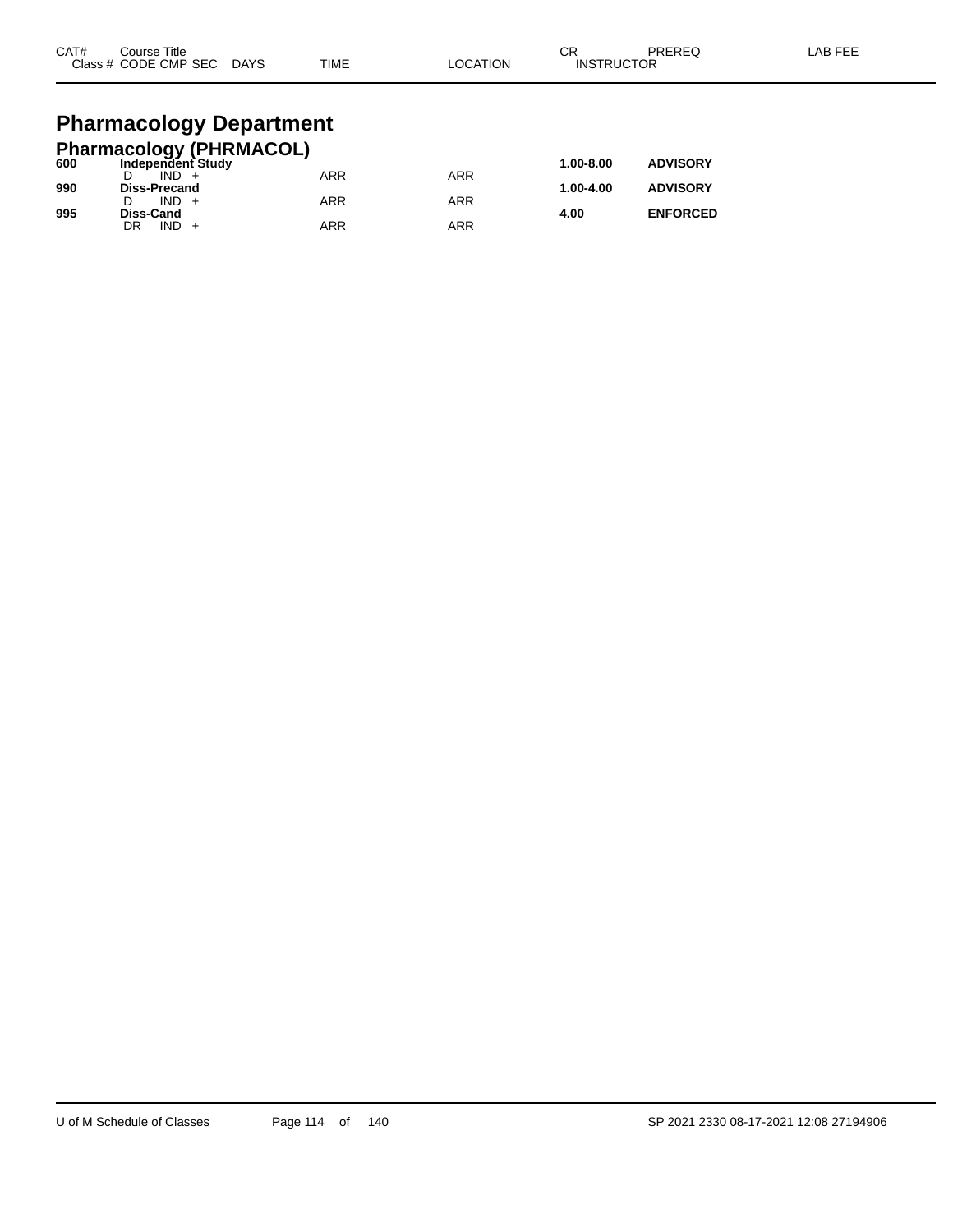| CAT# | Course Title<br>Class # CODE CMP SEC DAYS | TIME | LOCATION | CR<br>INSTRUCTOR | PREREQ | LAB FEE |
|---|---|---|---|---|---|---|

# Pharmacology Department

## Pharmacology (PHRMACOL)

| CAT# | Course Title / Class # CODE CMP SEC DAYS | TIME | LOCATION | CR / INSTRUCTOR | PREREQ | LAB FEE |
|---|---|---|---|---|---|---|
| **600** | **Independent Study** | | | **1.00-8.00** | **ADVISORY** | |
| | D IND + | ARR | ARR | | | |
| **990** | **Diss-Precand** | | | **1.00-4.00** | **ADVISORY** | |
| | D IND + | ARR | ARR | | | |
| **995** | **Diss-Cand** | | | **4.00** | **ENFORCED** | |
| | DR IND + | ARR | ARR | | | |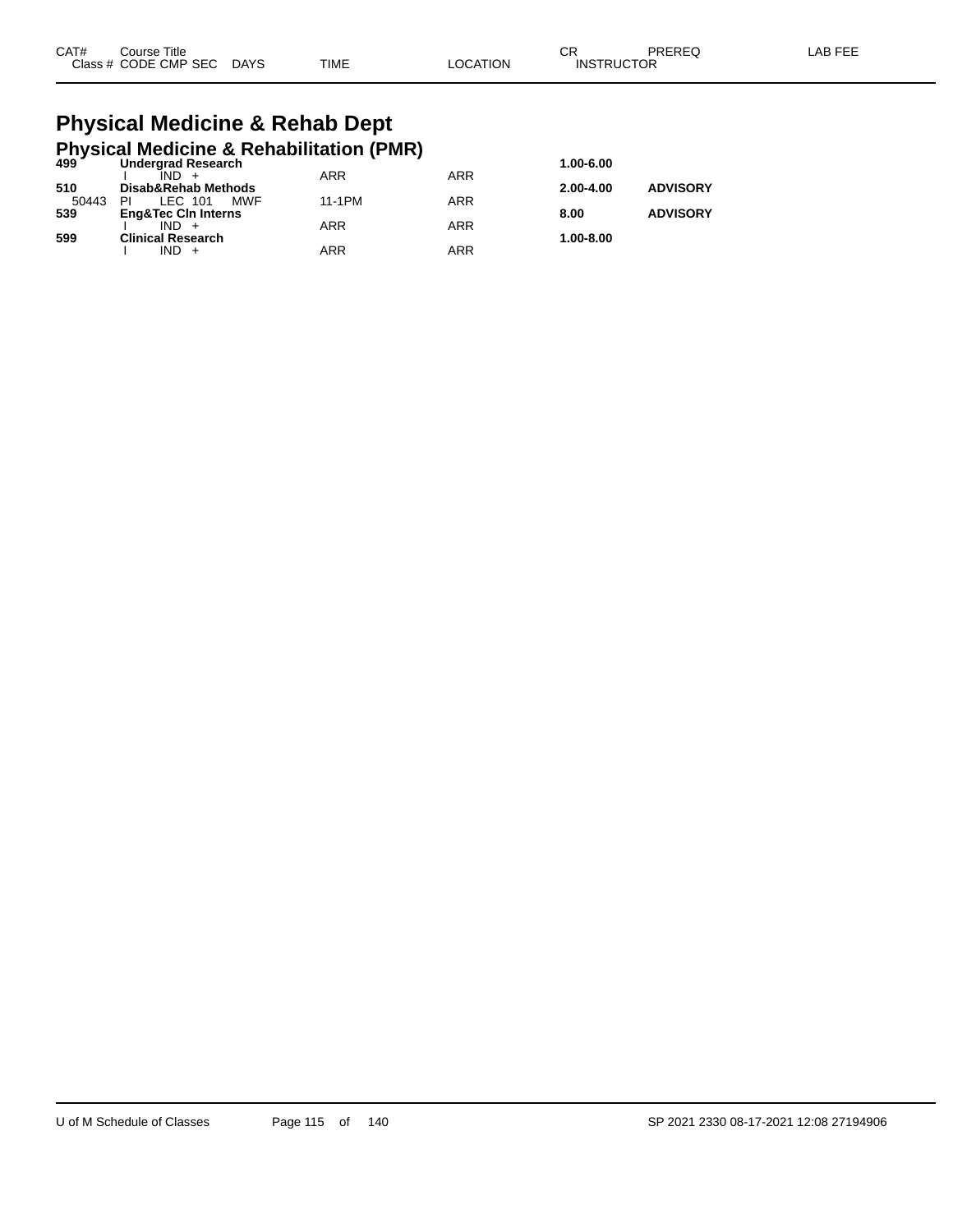| CAT# | Course Title |  |  | CR | PREREQ | LAB FEE |
|---|---|---|---|---|---|---|
| Class # | CODE CMP SEC DAYS | TIME | LOCATION | INSTRUCTOR |  |  |

# Physical Medicine & Rehab Dept

## Physical Medicine & Rehabilitation (PMR)

| CAT# | Course Title / Class # CODE CMP SEC DAYS | TIME | LOCATION | CR / INSTRUCTOR | PREREQ | LAB FEE |
|---|---|---|---|---|---|---|
| **499** | **Undergrad Research** |  |  | **1.00-6.00** |  |  |
|  | I IND + | ARR | ARR |  |  |  |
| **510** | **Disab&Rehab Methods** |  |  | **2.00-4.00** | **ADVISORY** |  |
| 50443 | PI LEC 101 MWF | 11-1PM | ARR |  |  |  |
| **539** | **Eng&Tec Cln Interns** |  |  | **8.00** | **ADVISORY** |  |
|  | I IND + | ARR | ARR |  |  |  |
| **599** | **Clinical Research** |  |  | **1.00-8.00** |  |  |
|  | I IND + | ARR | ARR |  |  |  |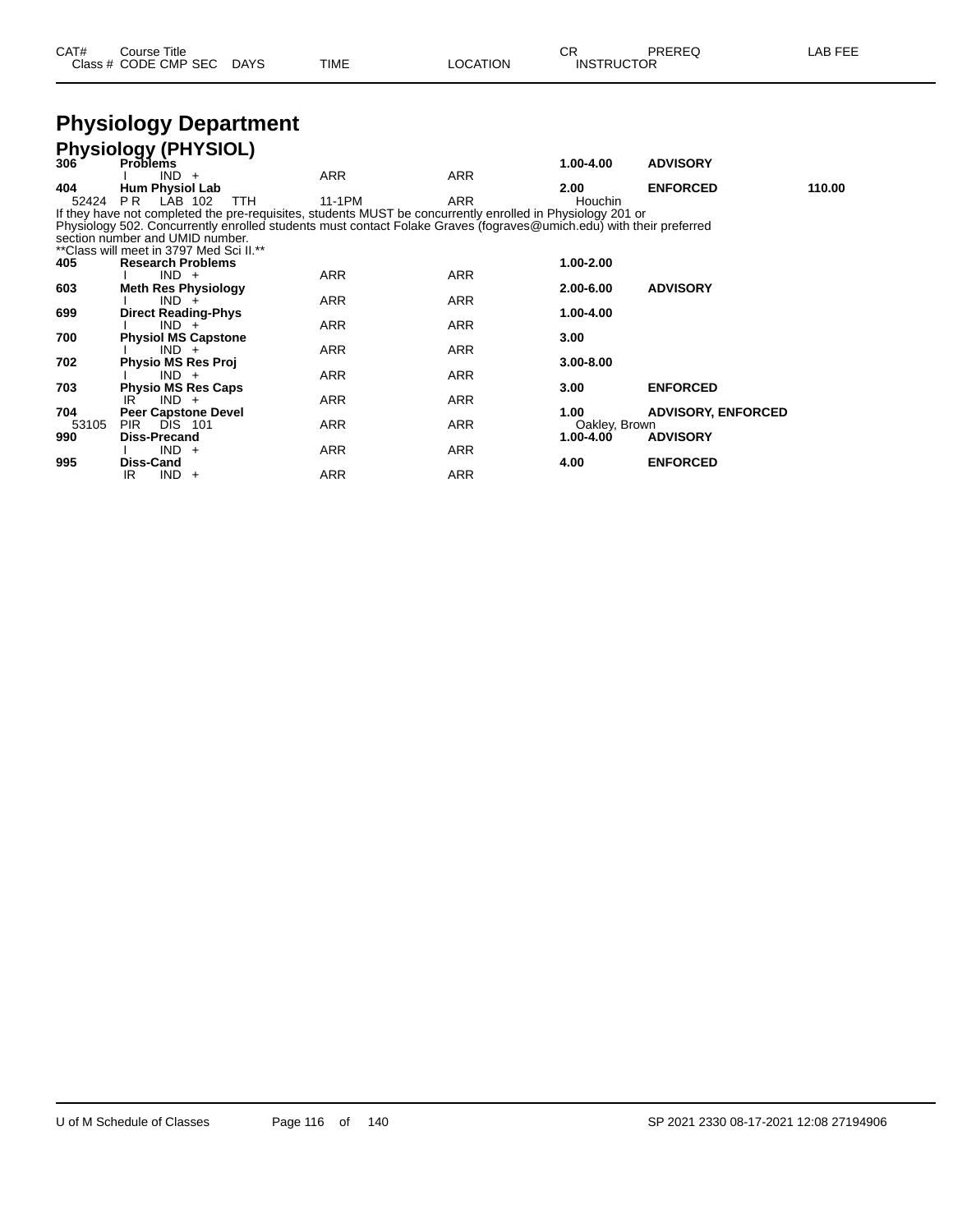# Physiology Department

## Physiology (PHYSIOL)

| CAT# / Class # | Course Title / CODE CMP SEC | DAYS | TIME | LOCATION | CR / INSTRUCTOR | PREREQ | LAB FEE |
|---|---|---|---|---|---|---|---|
| **306** | **Problems** | | | | **1.00-4.00** | **ADVISORY** | |
| | I IND + | | ARR | ARR | | | |
| **404** | **Hum Physiol Lab** | | | | **2.00** | **ENFORCED** | **110.00** |
| 52424 | P R LAB 102 | TTH | 11-1PM | ARR | Houchin | | |

If they have not completed the pre-requisites, students MUST be concurrently enrolled in Physiology 201 or Physiology 502. Concurrently enrolled students must contact Folake Graves (fograves@umich.edu) with their preferred section number and UMID number.
**Class will meet in 3797 Med Sci II.**

| CAT# / Class # | Course Title / CODE CMP SEC | DAYS | TIME | LOCATION | CR / INSTRUCTOR | PREREQ | LAB FEE |
|---|---|---|---|---|---|---|---|
| **405** | **Research Problems** | | | | **1.00-2.00** | | |
| | I IND + | | ARR | ARR | | | |
| **603** | **Meth Res Physiology** | | | | **2.00-6.00** | **ADVISORY** | |
| | I IND + | | ARR | ARR | | | |
| **699** | **Direct Reading-Phys** | | | | **1.00-4.00** | | |
| | I IND + | | ARR | ARR | | | |
| **700** | **Physiol MS Capstone** | | | | **3.00** | | |
| | I IND + | | ARR | ARR | | | |
| **702** | **Physio MS Res Proj** | | | | **3.00-8.00** | | |
| | I IND + | | ARR | ARR | | | |
| **703** | **Physio MS Res Caps** | | | | **3.00** | **ENFORCED** | |
| | IR IND + | | ARR | ARR | | | |
| **704** | **Peer Capstone Devel** | | | | **1.00** | **ADVISORY, ENFORCED** | |
| 53105 | PIR DIS 101 | | ARR | ARR | Oakley, Brown | | |
| **990** | **Diss-Precand** | | | | **1.00-4.00** | **ADVISORY** | |
| | I IND + | | ARR | ARR | | | |
| **995** | **Diss-Cand** | | | | **4.00** | **ENFORCED** | |
| | IR IND + | | ARR | ARR | | | |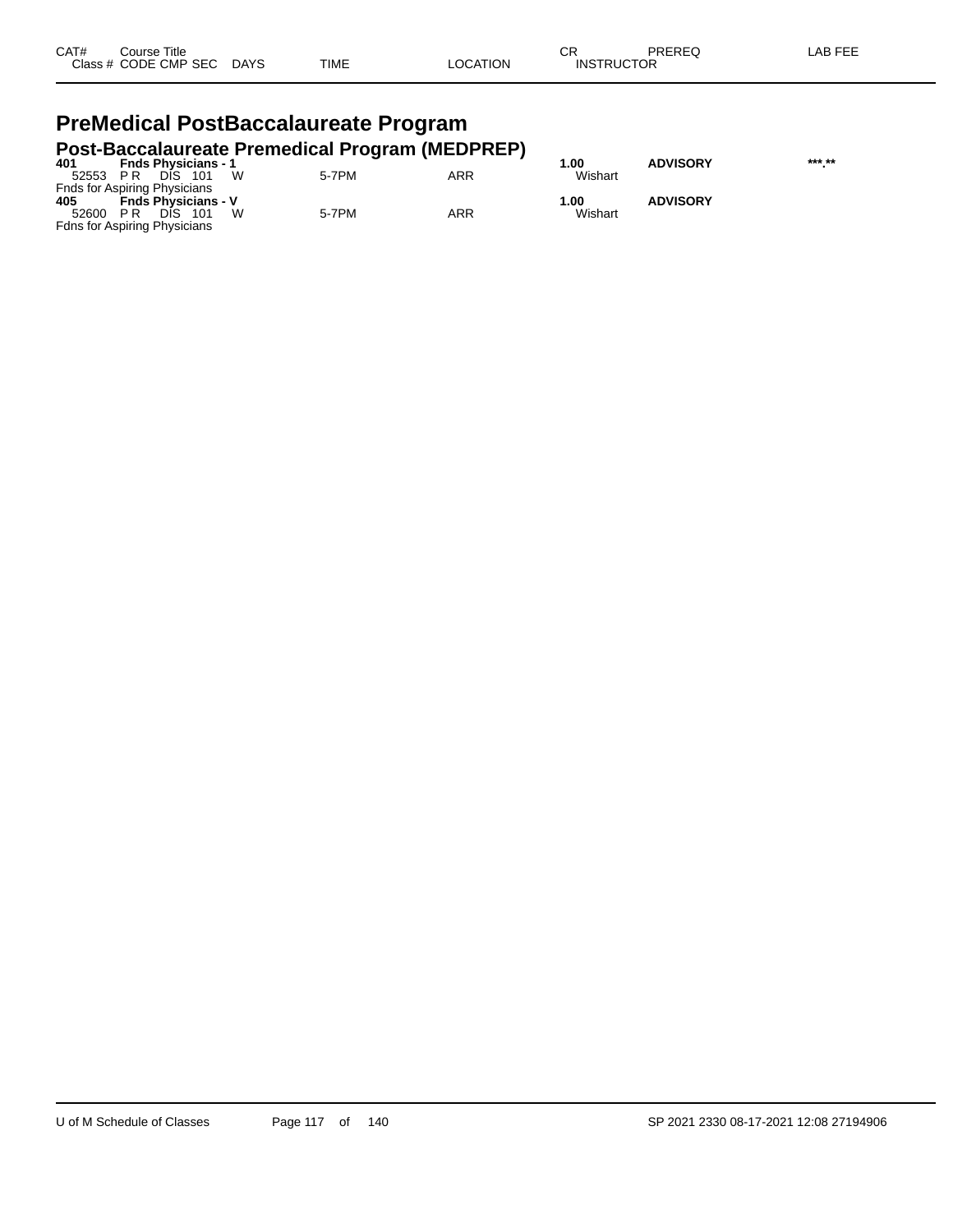| CAT# Class # | Course Title CODE CMP SEC | DAYS | TIME | LOCATION | CR INSTRUCTOR | PREREQ | LAB FEE |
|---|---|---|---|---|---|---|---|

# PreMedical PostBaccalaureate Program

## Post-Baccalaureate Premedical Program (MEDPREP)

| CAT# Class # | Course Title CODE CMP SEC | DAYS | TIME | LOCATION | CR INSTRUCTOR | PREREQ | LAB FEE |
|---|---|---|---|---|---|---|---|
| **401** | **Fnds Physicians - 1** | | | | **1.00** | **ADVISORY** | **\*\*\*.\*\*** |
| 52553 | P R DIS 101 | W | 5-7PM | ARR | Wishart | | |
| Fnds for Aspiring Physicians | | | | | | | |
| **405** | **Fnds Physicians - V** | | | | **1.00** | **ADVISORY** | |
| 52600 | P R DIS 101 | W | 5-7PM | ARR | Wishart | | |
| Fdns for Aspiring Physicians | | | | | | | |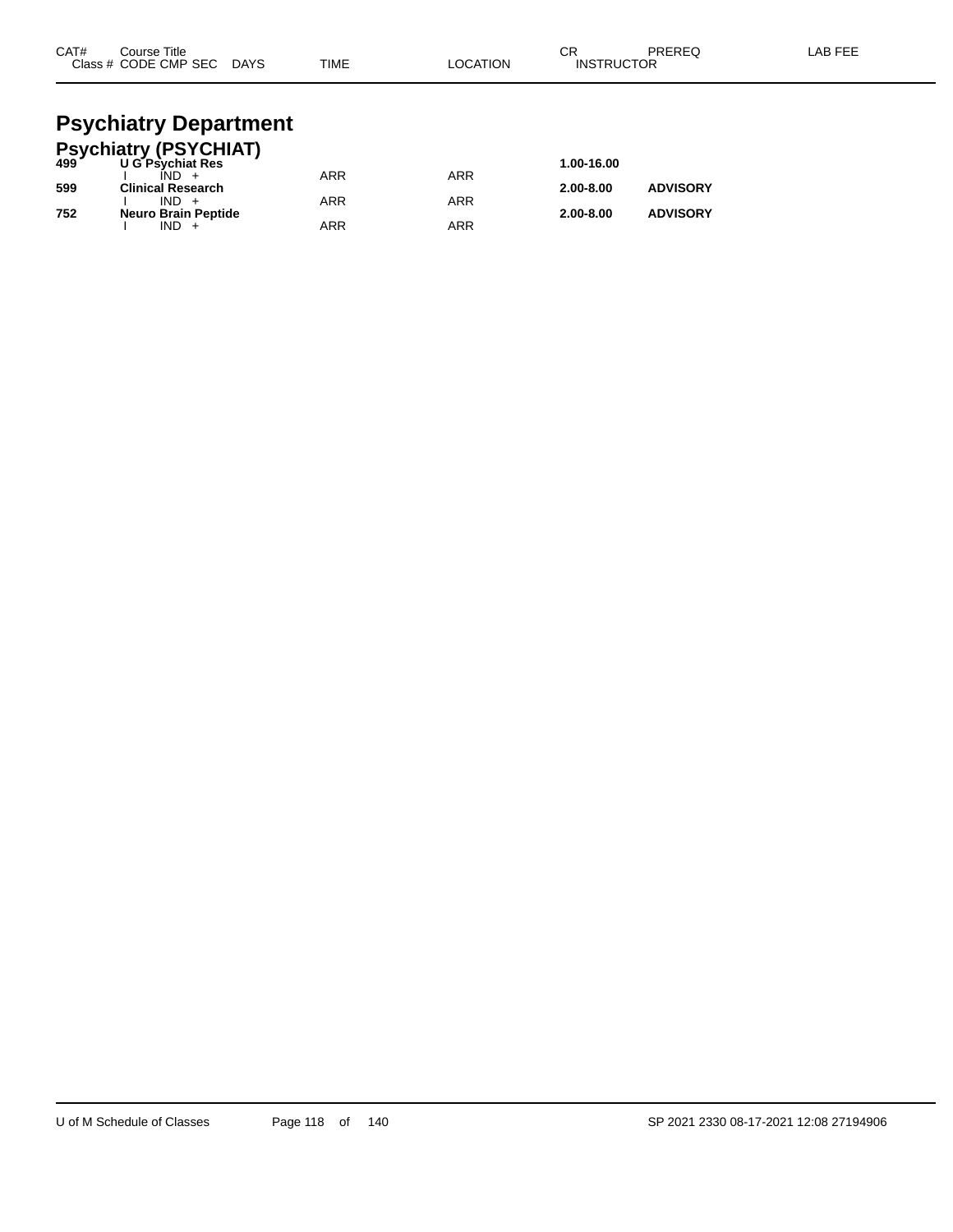| CAT# | Course Title Class # CODE CMP SEC DAYS | TIME | LOCATION | CR INSTRUCTOR | PREREQ | LAB FEE |
|---|---|---|---|---|---|---|

# Psychiatry Department

## Psychiatry (PSYCHIAT)

| CAT# | Course Title / Class # CODE CMP SEC DAYS | TIME | LOCATION | CR / INSTRUCTOR | PREREQ | LAB FEE |
|---|---|---|---|---|---|---|
| **499** | **U G Psychiat Res** | | | **1.00-16.00** | | |
| | I IND + | ARR | ARR | | | |
| **599** | **Clinical Research** | | | **2.00-8.00** | **ADVISORY** | |
| | I IND + | ARR | ARR | | | |
| **752** | **Neuro Brain Peptide** | | | **2.00-8.00** | **ADVISORY** | |
| | I IND + | ARR | ARR | | | |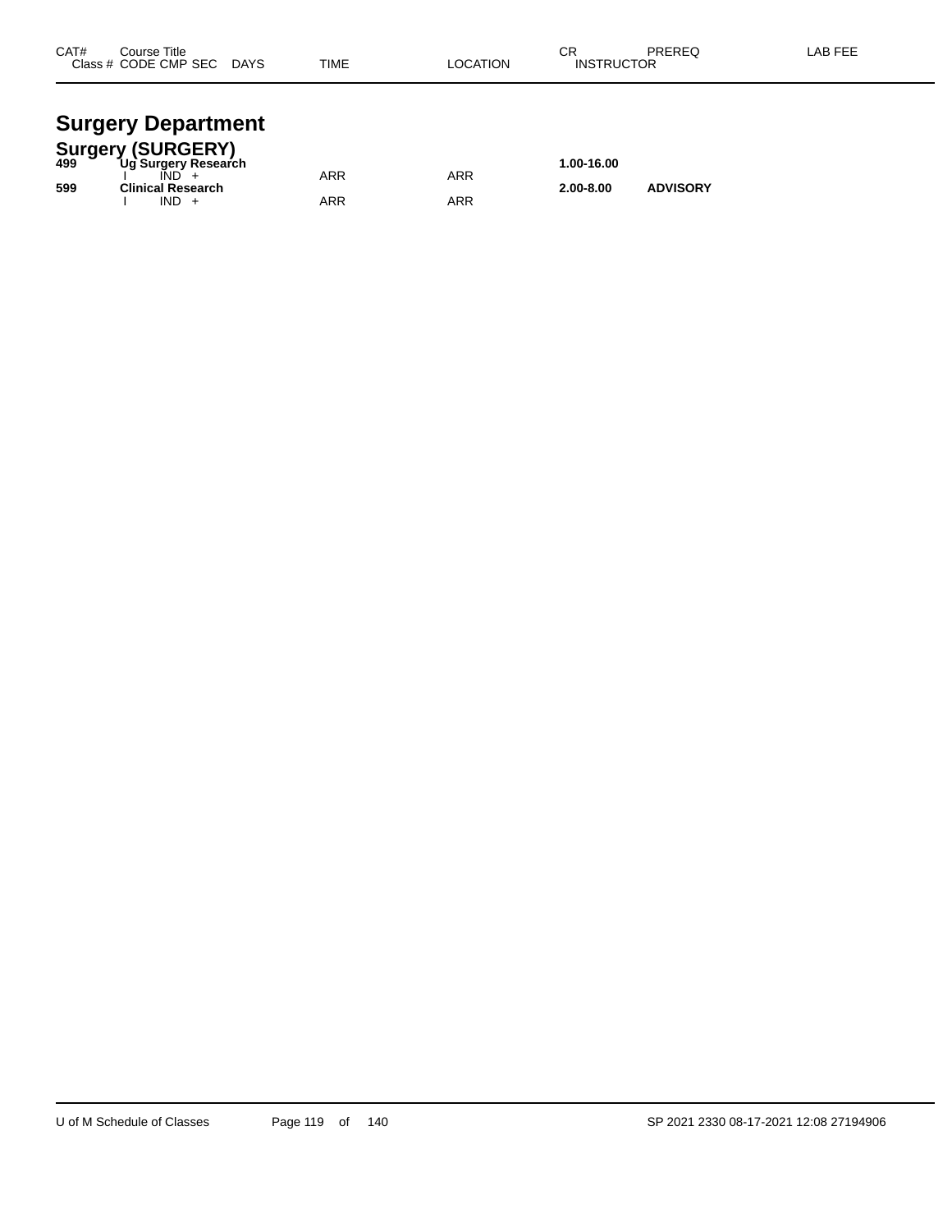| CAT# | Course Title<br>Class # CODE CMP SEC DAYS | TIME | LOCATION | CR<br>INSTRUCTOR | PREREQ | LAB FEE |
|---|---|---|---|---|---|---|

# Surgery Department

## Surgery (SURGERY)

| CAT# | Course Title<br>Class # CODE CMP SEC DAYS | TIME | LOCATION | CR<br>INSTRUCTOR | PREREQ | LAB FEE |
|---|---|---|---|---|---|---|
| **499** | **Ug Surgery Research** | | | **1.00-16.00** | | |
| | I IND + | ARR | ARR | | | |
| **599** | **Clinical Research** | | | **2.00-8.00** | **ADVISORY** | |
| | I IND + | ARR | ARR | | | |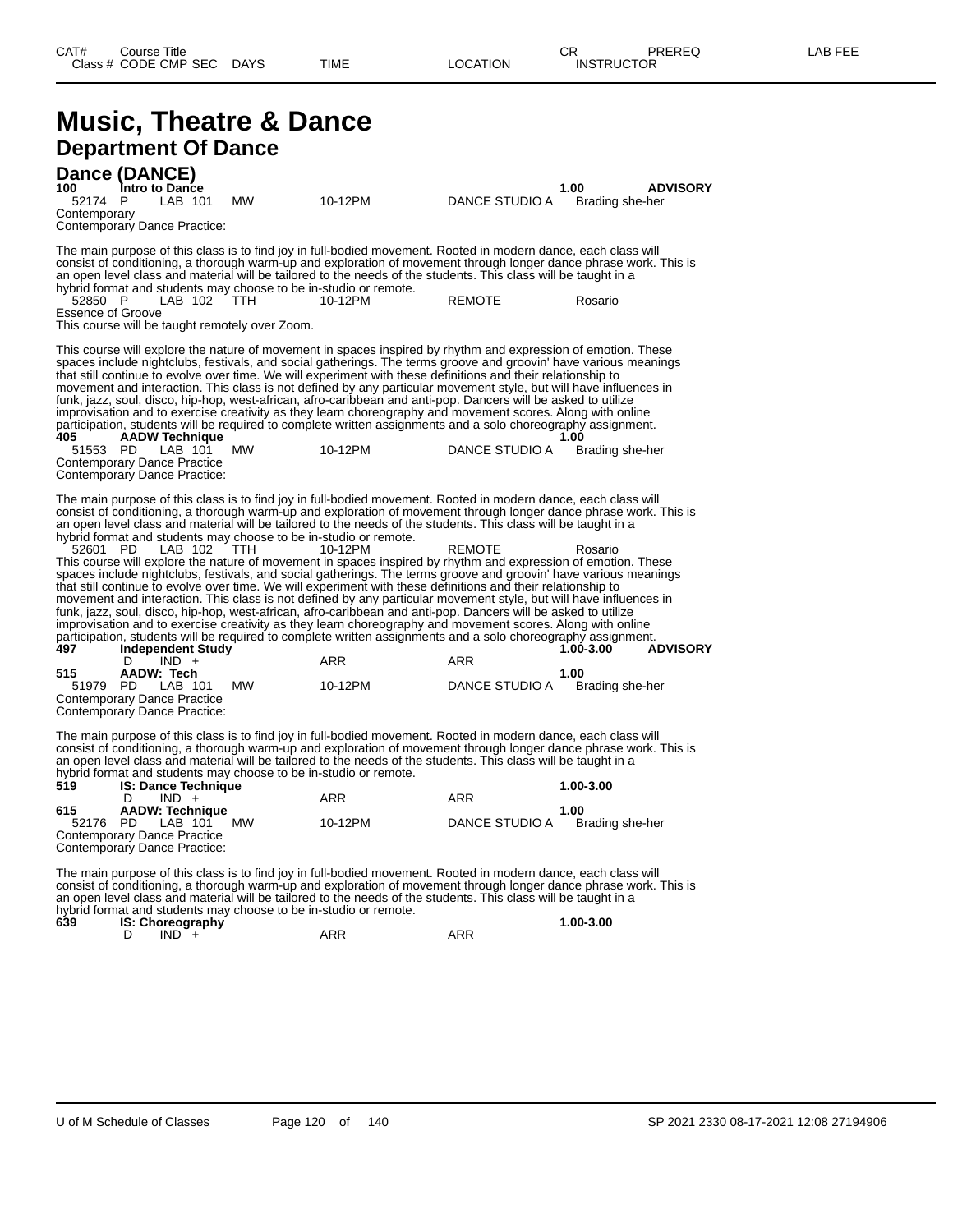# Music, Theatre & Dance

## Department Of Dance

### Dance (DANCE)

| CAT# | Course Title | | | | CR | PREREQ | LAB FEE |
|---|---|---|---|---|---|---|---|
| Class # CODE CMP SEC | DAYS | TIME | LOCATION | INSTRUCTOR | | | |

**100 Intro to Dance** — 1.00 — **ADVISORY**

52174 P LAB 101 MW 10-12PM DANCE STUDIO A Brading she-her

Contemporary
Contemporary Dance Practice:

The main purpose of this class is to find joy in full-bodied movement. Rooted in modern dance, each class will consist of conditioning, a thorough warm-up and exploration of movement through longer dance phrase work. This is an open level class and material will be tailored to the needs of the students. This class will be taught in a hybrid format and students may choose to be in-studio or remote.

52850 P LAB 102 TTH 10-12PM REMOTE Rosario

Essence of Groove
This course will be taught remotely over Zoom.

This course will explore the nature of movement in spaces inspired by rhythm and expression of emotion. These spaces include nightclubs, festivals, and social gatherings. The terms groove and groovin' have various meanings that still continue to evolve over time. We will experiment with these definitions and their relationship to movement and interaction. This class is not defined by any particular movement style, but will have influences in funk, jazz, soul, disco, hip-hop, west-african, afro-caribbean and anti-pop. Dancers will be asked to utilize improvisation and to exercise creativity as they learn choreography and movement scores. Along with online participation, students will be required to complete written assignments and a solo choreography assignment.

**405 AADW Technique** — 1.00

51553 PD LAB 101 MW 10-12PM DANCE STUDIO A Brading she-her

Contemporary Dance Practice
Contemporary Dance Practice:

The main purpose of this class is to find joy in full-bodied movement. Rooted in modern dance, each class will consist of conditioning, a thorough warm-up and exploration of movement through longer dance phrase work. This is an open level class and material will be tailored to the needs of the students. This class will be taught in a hybrid format and students may choose to be in-studio or remote.

52601 PD LAB 102 TTH 10-12PM REMOTE Rosario

This course will explore the nature of movement in spaces inspired by rhythm and expression of emotion. These spaces include nightclubs, festivals, and social gatherings. The terms groove and groovin' have various meanings that still continue to evolve over time. We will experiment with these definitions and their relationship to movement and interaction. This class is not defined by any particular movement style, but will have influences in funk, jazz, soul, disco, hip-hop, west-african, afro-caribbean and anti-pop. Dancers will be asked to utilize improvisation and to exercise creativity as they learn choreography and movement scores. Along with online participation, students will be required to complete written assignments and a solo choreography assignment.

**497 Independent Study** — 1.00-3.00 — **ADVISORY**

D IND + ARR ARR

**515 AADW: Tech** — 1.00

51979 PD LAB 101 MW 10-12PM DANCE STUDIO A Brading she-her

Contemporary Dance Practice
Contemporary Dance Practice:

The main purpose of this class is to find joy in full-bodied movement. Rooted in modern dance, each class will consist of conditioning, a thorough warm-up and exploration of movement through longer dance phrase work. This is an open level class and material will be tailored to the needs of the students. This class will be taught in a hybrid format and students may choose to be in-studio or remote.

**519 IS: Dance Technique** — 1.00-3.00

D IND + ARR ARR

**615 AADW: Technique** — 1.00

52176 PD LAB 101 MW 10-12PM DANCE STUDIO A Brading she-her

Contemporary Dance Practice
Contemporary Dance Practice:

The main purpose of this class is to find joy in full-bodied movement. Rooted in modern dance, each class will consist of conditioning, a thorough warm-up and exploration of movement through longer dance phrase work. This is an open level class and material will be tailored to the needs of the students. This class will be taught in a hybrid format and students may choose to be in-studio or remote.

**639 IS: Choreography** — 1.00-3.00

D IND + ARR ARR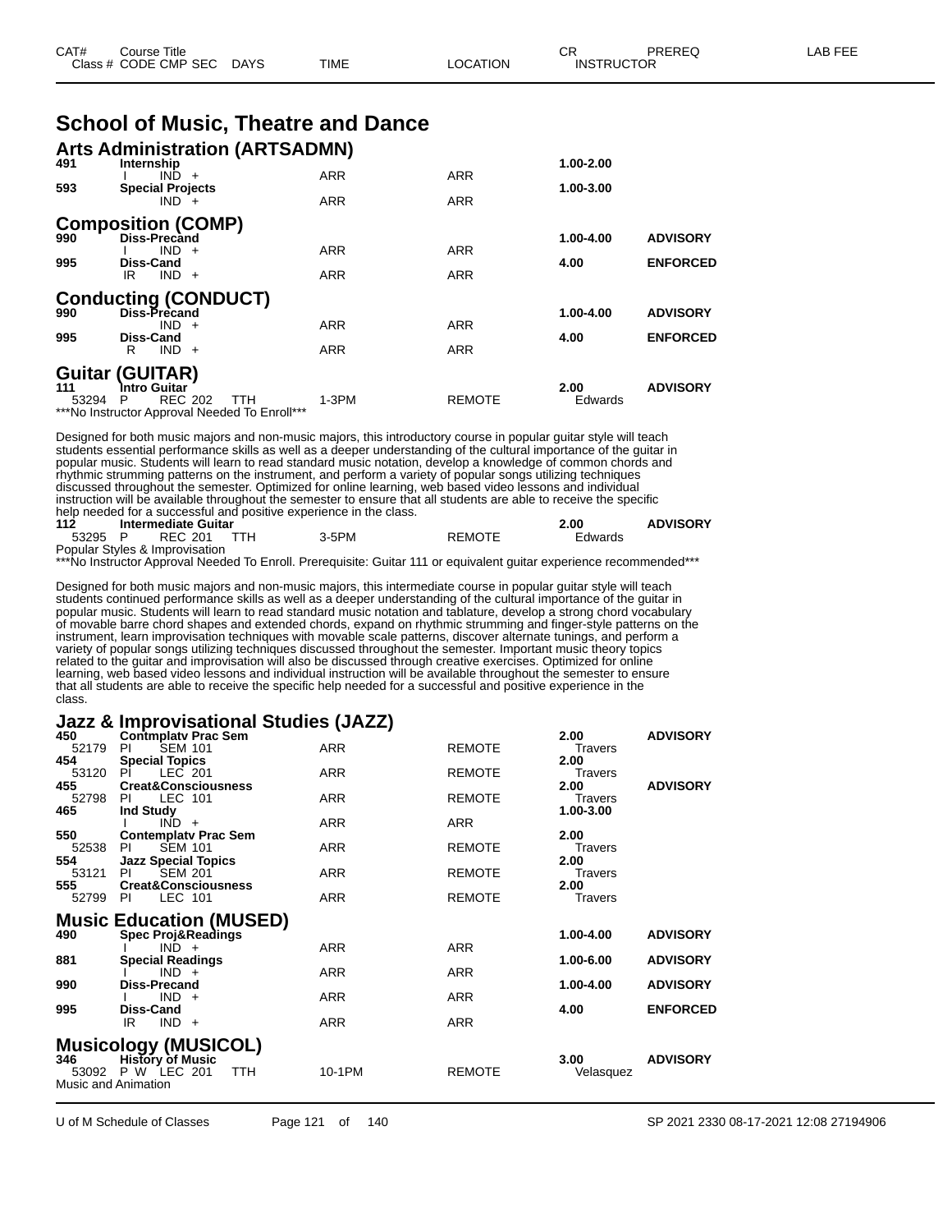| CAT# | Course Title | | | | CR | PREREQ | LAB FEE |
|---|---|---|---|---|---|---|---|
| Class # | CODE CMP SEC | DAYS | TIME | LOCATION | INSTRUCTOR | | |

# School of Music, Theatre and Dance

## Arts Administration (ARTSADMN)

| CAT# | Course Title / Class # CODE CMP SEC | DAYS | TIME | LOCATION | CR / INSTRUCTOR | PREREQ |
|---|---|---|---|---|---|---|
| 491 | **Internship** | | | | **1.00-2.00** | |
| | I IND + | | ARR | ARR | | |
| 593 | **Special Projects** | | | | **1.00-3.00** | |
| | IND + | | ARR | ARR | | |

## Composition (COMP)

| CAT# | Course Title / Class # CODE CMP SEC | DAYS | TIME | LOCATION | CR / INSTRUCTOR | PREREQ |
|---|---|---|---|---|---|---|
| 990 | **Diss-Precand** | | | | **1.00-4.00** | **ADVISORY** |
| | I IND + | | ARR | ARR | | |
| 995 | **Diss-Cand** | | | | **4.00** | **ENFORCED** |
| | IR IND + | | ARR | ARR | | |

## Conducting (CONDUCT)

| CAT# | Course Title / Class # CODE CMP SEC | DAYS | TIME | LOCATION | CR / INSTRUCTOR | PREREQ |
|---|---|---|---|---|---|---|
| 990 | **Diss-Precand** | | | | **1.00-4.00** | **ADVISORY** |
| | IND + | | ARR | ARR | | |
| 995 | **Diss-Cand** | | | | **4.00** | **ENFORCED** |
| | R IND + | | ARR | ARR | | |

## Guitar (GUITAR)

| CAT# | Course Title / Class # CODE CMP SEC | DAYS | TIME | LOCATION | CR / INSTRUCTOR | PREREQ |
|---|---|---|---|---|---|---|
| 111 | **Intro Guitar** | | | | **2.00** | **ADVISORY** |
| 53294 | P REC 202 | TTH | 1-3PM | REMOTE | Edwards | |

***No Instructor Approval Needed To Enroll***

Designed for both music majors and non-music majors, this introductory course in popular guitar style will teach students essential performance skills as well as a deeper understanding of the cultural importance of the guitar in popular music. Students will learn to read standard music notation, develop a knowledge of common chords and rhythmic strumming patterns on the instrument, and perform a variety of popular songs utilizing techniques discussed throughout the semester. Optimized for online learning, web based video lessons and individual instruction will be available throughout the semester to ensure that all students are able to receive the specific help needed for a successful and positive experience in the class.

| CAT# | Course Title / Class # CODE CMP SEC | DAYS | TIME | LOCATION | CR / INSTRUCTOR | PREREQ |
|---|---|---|---|---|---|---|
| 112 | **Intermediate Guitar** | | | | **2.00** | **ADVISORY** |
| 53295 | P REC 201 | TTH | 3-5PM | REMOTE | Edwards | |

Popular Styles & Improvisation

***No Instructor Approval Needed To Enroll. Prerequisite: Guitar 111 or equivalent guitar experience recommended***

Designed for both music majors and non-music majors, this intermediate course in popular guitar style will teach students continued performance skills as well as a deeper understanding of the cultural importance of the guitar in popular music. Students will learn to read standard music notation and tablature, develop a strong chord vocabulary of movable barre chord shapes and extended chords, expand on rhythmic strumming and finger-style patterns on the instrument, learn improvisation techniques with movable scale patterns, discover alternate tunings, and perform a variety of popular songs utilizing techniques discussed throughout the semester. Important music theory topics related to the guitar and improvisation will also be discussed through creative exercises. Optimized for online learning, web based video lessons and individual instruction will be available throughout the semester to ensure that all students are able to receive the specific help needed for a successful and positive experience in the class.

## Jazz & Improvisational Studies (JAZZ)

| CAT# | Course Title / Class # CODE CMP SEC | DAYS | TIME | LOCATION | CR / INSTRUCTOR | PREREQ |
|---|---|---|---|---|---|---|
| 450 | **Contmplatv Prac Sem** | | | | **2.00** | **ADVISORY** |
| 52179 | PI SEM 101 | | ARR | REMOTE | Travers | |
| 454 | **Special Topics** | | | | **2.00** | |
| 53120 | PI LEC 201 | | ARR | REMOTE | Travers | |
| 455 | **Creat&Consciousness** | | | | **2.00** | **ADVISORY** |
| 52798 | PI LEC 101 | | ARR | REMOTE | Travers | |
| 465 | **Ind Study** | | | | **1.00-3.00** | |
| | I IND + | | ARR | ARR | | |
| 550 | **Contemplatv Prac Sem** | | | | **2.00** | |
| 52538 | PI SEM 101 | | ARR | REMOTE | Travers | |
| 554 | **Jazz Special Topics** | | | | **2.00** | |
| 53121 | PI SEM 201 | | ARR | REMOTE | Travers | |
| 555 | **Creat&Consciousness** | | | | **2.00** | |
| 52799 | PI LEC 101 | | ARR | REMOTE | Travers | |

## Music Education (MUSED)

| CAT# | Course Title / Class # CODE CMP SEC | DAYS | TIME | LOCATION | CR / INSTRUCTOR | PREREQ |
|---|---|---|---|---|---|---|
| 490 | **Spec Proj&Readings** | | | | **1.00-4.00** | **ADVISORY** |
| | I IND + | | ARR | ARR | | |
| 881 | **Special Readings** | | | | **1.00-6.00** | **ADVISORY** |
| | I IND + | | ARR | ARR | | |
| 990 | **Diss-Precand** | | | | **1.00-4.00** | **ADVISORY** |
| | I IND + | | ARR | ARR | | |
| 995 | **Diss-Cand** | | | | **4.00** | **ENFORCED** |
| | IR IND + | | ARR | ARR | | |

## Musicology (MUSICOL)

| CAT# | Course Title / Class # CODE CMP SEC | DAYS | TIME | LOCATION | CR / INSTRUCTOR | PREREQ |
|---|---|---|---|---|---|---|
| 346 | **History of Music** | | | | **3.00** | **ADVISORY** |
| 53092 | P W LEC 201 | TTH | 10-1PM | REMOTE | Velasquez | |

Music and Animation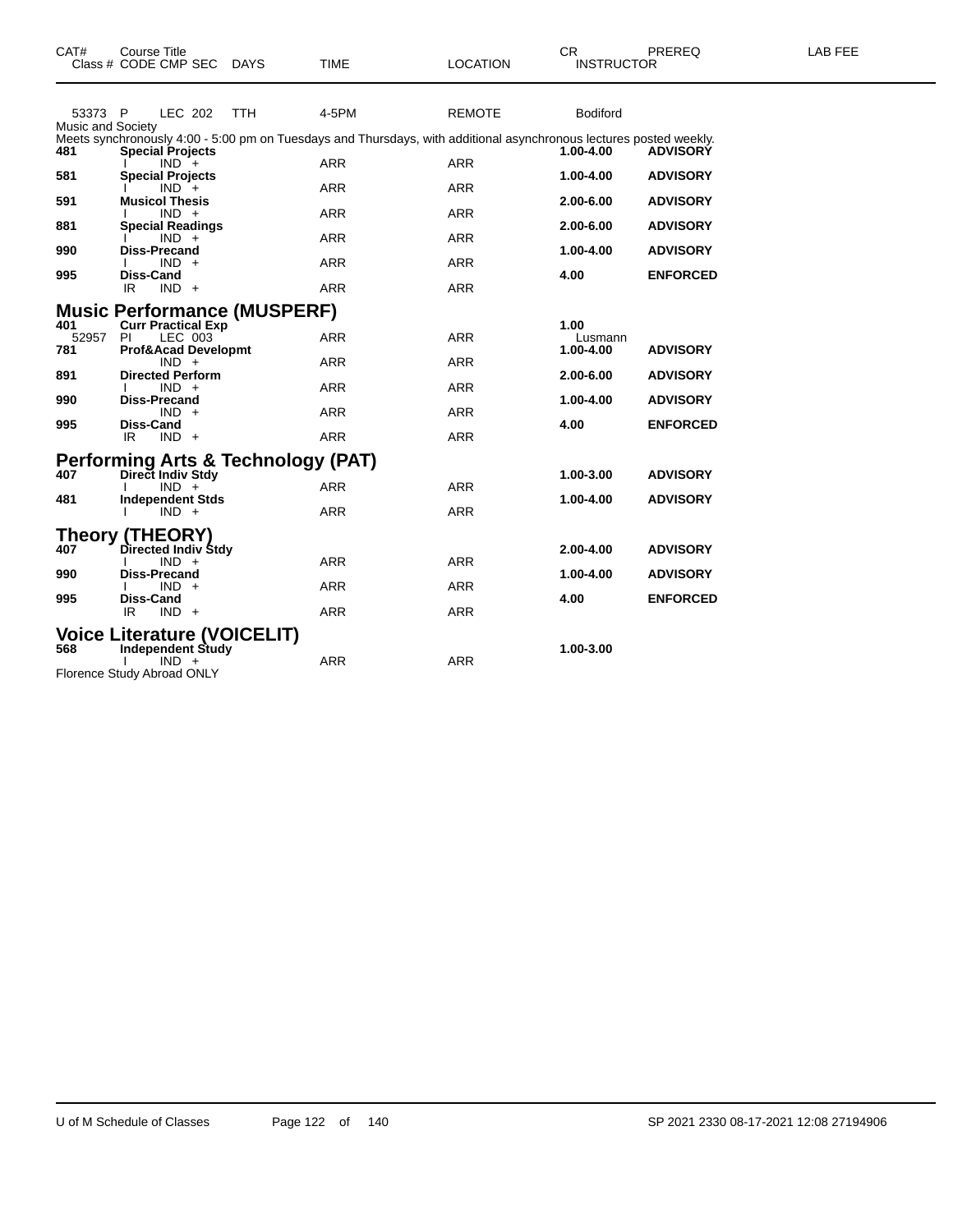| CAT# | Course Title | | | | | | | |
|---|---|---|---|---|---|---|---|---|
| Class # | CODE CMP SEC | DAYS | TIME | LOCATION | CR | INSTRUCTOR | PREREQ | LAB FEE |
| 53373 | P LEC 202 | TTH | 4-5PM | REMOTE | | Bodiford | | |

Music and Society
Meets synchronously 4:00 - 5:00 pm on Tuesdays and Thursdays, with additional asynchronous lectures posted weekly.

| CAT# | Course Title / Class # CODE CMP SEC | DAYS | TIME | LOCATION | CR / INSTRUCTOR | PREREQ |
|---|---|---|---|---|---|---|
| **481** | **Special Projects** | | | | **1.00-4.00** | **ADVISORY** |
| | I IND + | | ARR | ARR | | |
| **581** | **Special Projects** | | | | **1.00-4.00** | **ADVISORY** |
| | I IND + | | ARR | ARR | | |
| **591** | **Musicol Thesis** | | | | **2.00-6.00** | **ADVISORY** |
| | I IND + | | ARR | ARR | | |
| **881** | **Special Readings** | | | | **2.00-6.00** | **ADVISORY** |
| | I IND + | | ARR | ARR | | |
| **990** | **Diss-Precand** | | | | **1.00-4.00** | **ADVISORY** |
| | I IND + | | ARR | ARR | | |
| **995** | **Diss-Cand** | | | | **4.00** | **ENFORCED** |
| | IR IND + | | ARR | ARR | | |

## Music Performance (MUSPERF)

| CAT# | Course Title / Class # CODE CMP SEC | DAYS | TIME | LOCATION | CR / INSTRUCTOR | PREREQ |
|---|---|---|---|---|---|---|
| **401** | **Curr Practical Exp** | | | | **1.00** | |
| 52957 | PI LEC 003 | | ARR | ARR | Lusmann | |
| **781** | **Prof&Acad Developmt** | | | | **1.00-4.00** | **ADVISORY** |
| | IND + | | ARR | ARR | | |
| **891** | **Directed Perform** | | | | **2.00-6.00** | **ADVISORY** |
| | I IND + | | ARR | ARR | | |
| **990** | **Diss-Precand** | | | | **1.00-4.00** | **ADVISORY** |
| | IND + | | ARR | ARR | | |
| **995** | **Diss-Cand** | | | | **4.00** | **ENFORCED** |
| | IR IND + | | ARR | ARR | | |

## Performing Arts & Technology (PAT)

| CAT# | Course Title / Class # CODE CMP SEC | DAYS | TIME | LOCATION | CR / INSTRUCTOR | PREREQ |
|---|---|---|---|---|---|---|
| **407** | **Direct Indiv Stdy** | | | | **1.00-3.00** | **ADVISORY** |
| | I IND + | | ARR | ARR | | |
| **481** | **Independent Stds** | | | | **1.00-4.00** | **ADVISORY** |
| | I IND + | | ARR | ARR | | |

## Theory (THEORY)

| CAT# | Course Title / Class # CODE CMP SEC | DAYS | TIME | LOCATION | CR / INSTRUCTOR | PREREQ |
|---|---|---|---|---|---|---|
| **407** | **Directed Indiv Stdy** | | | | **2.00-4.00** | **ADVISORY** |
| | I IND + | | ARR | ARR | | |
| **990** | **Diss-Precand** | | | | **1.00-4.00** | **ADVISORY** |
| | I IND + | | ARR | ARR | | |
| **995** | **Diss-Cand** | | | | **4.00** | **ENFORCED** |
| | IR IND + | | ARR | ARR | | |

## Voice Literature (VOICELIT)

| CAT# | Course Title / Class # CODE CMP SEC | DAYS | TIME | LOCATION | CR / INSTRUCTOR | PREREQ |
|---|---|---|---|---|---|---|
| **568** | **Independent Study** | | | | **1.00-3.00** | |
| | I IND + | | ARR | ARR | | |

Florence Study Abroad ONLY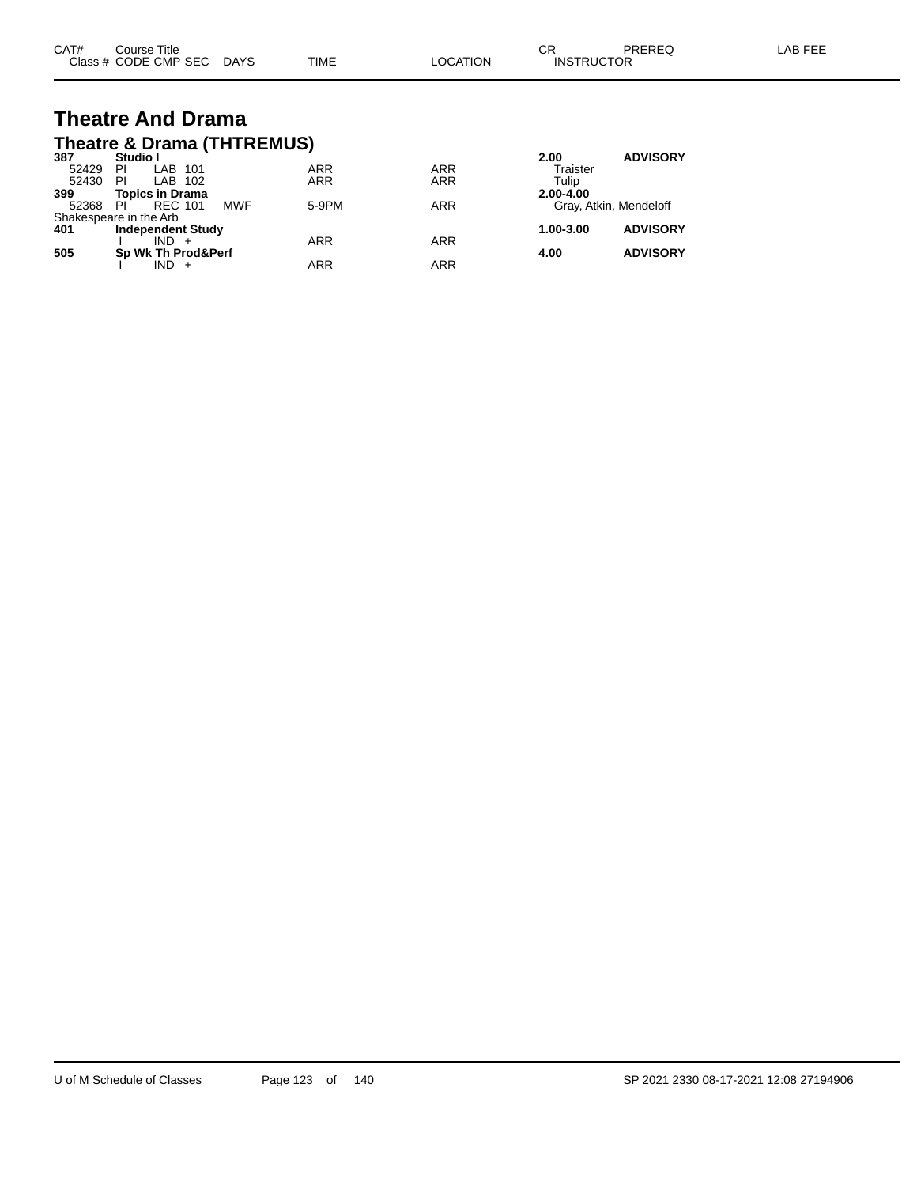| CAT# | Course Title | | | | | | CR | PREREQ | LAB FEE |
|---|---|---|---|---|---|---|---|---|---|
| Class # | CODE | CMP | SEC | DAYS | TIME | LOCATION | INSTRUCTOR | | |

# Theatre And Drama

## Theatre & Drama (THTREMUS)

| CAT# | Course Title | | | | | | CR | PREREQ | LAB FEE |
|---|---|---|---|---|---|---|---|---|---|
| **387** | **Studio I** | | | | | | **2.00** | **ADVISORY** | |
| 52429 | PI | LAB | 101 | | ARR | ARR | Traister | | |
| 52430 | PI | LAB | 102 | | ARR | ARR | Tulip | | |
| **399** | **Topics in Drama** | | | | | | **2.00-4.00** | | |
| 52368 | PI | REC | 101 | MWF | 5-9PM | ARR | Gray, Atkin, Mendeloff | | |
| Shakespeare in the Arb | | | | | | | | | |
| **401** | **Independent Study** | | | | | | **1.00-3.00** | **ADVISORY** | |
| | I | IND | + | | ARR | ARR | | | |
| **505** | **Sp Wk Th Prod&Perf** | | | | | | **4.00** | **ADVISORY** | |
| | I | IND | + | | ARR | ARR | | | |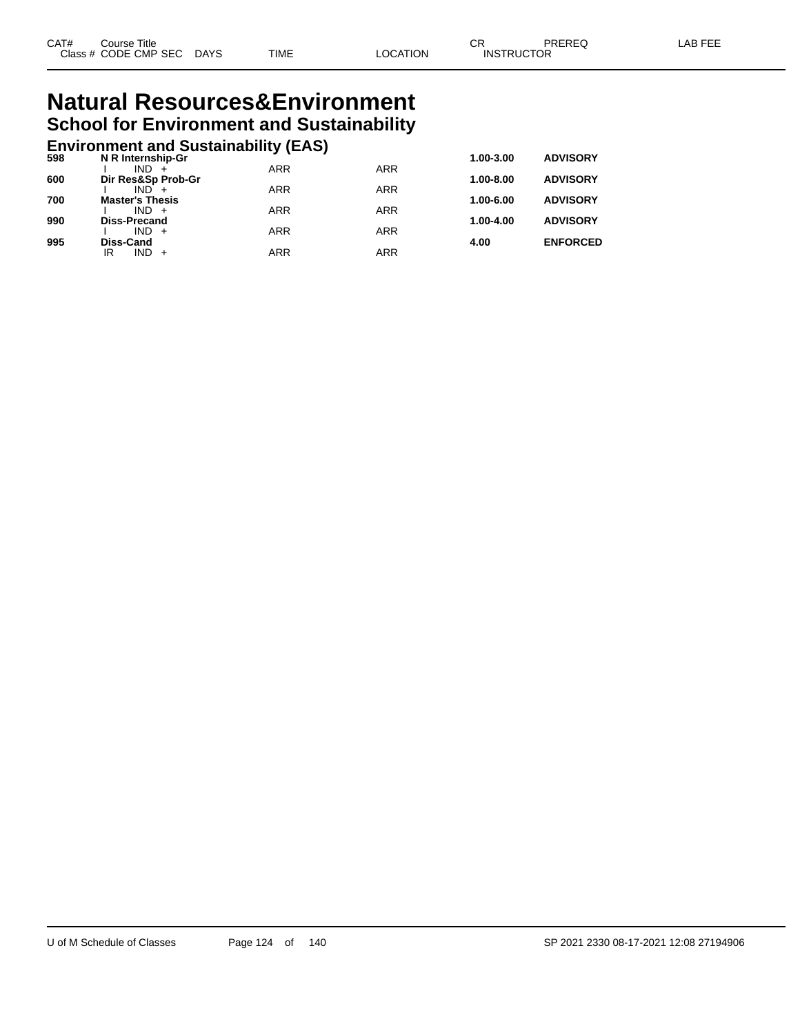| CAT# | Course Title | | | | | CR | PREREQ | LAB FEE |
|---|---|---|---|---|---|---|---|---|
| Class # | CODE | CMP | SEC | DAYS | TIME | LOCATION | INSTRUCTOR | |

# Natural Resources&Environment

## School for Environment and Sustainability

### Environment and Sustainability (EAS)

| CAT# | Course Title | | | | TIME | LOCATION | CR | PREREQ |
|---|---|---|---|---|---|---|---|---|
| **598** | **N R Internship-Gr** | | | | | | **1.00-3.00** | **ADVISORY** |
| | I | IND | + | | ARR | ARR | | |
| **600** | **Dir Res&Sp Prob-Gr** | | | | | | **1.00-8.00** | **ADVISORY** |
| | I | IND | + | | ARR | ARR | | |
| **700** | **Master's Thesis** | | | | | | **1.00-6.00** | **ADVISORY** |
| | I | IND | + | | ARR | ARR | | |
| **990** | **Diss-Precand** | | | | | | **1.00-4.00** | **ADVISORY** |
| | I | IND | + | | ARR | ARR | | |
| **995** | **Diss-Cand** | | | | | | **4.00** | **ENFORCED** |
| | IR | IND | + | | ARR | ARR | | |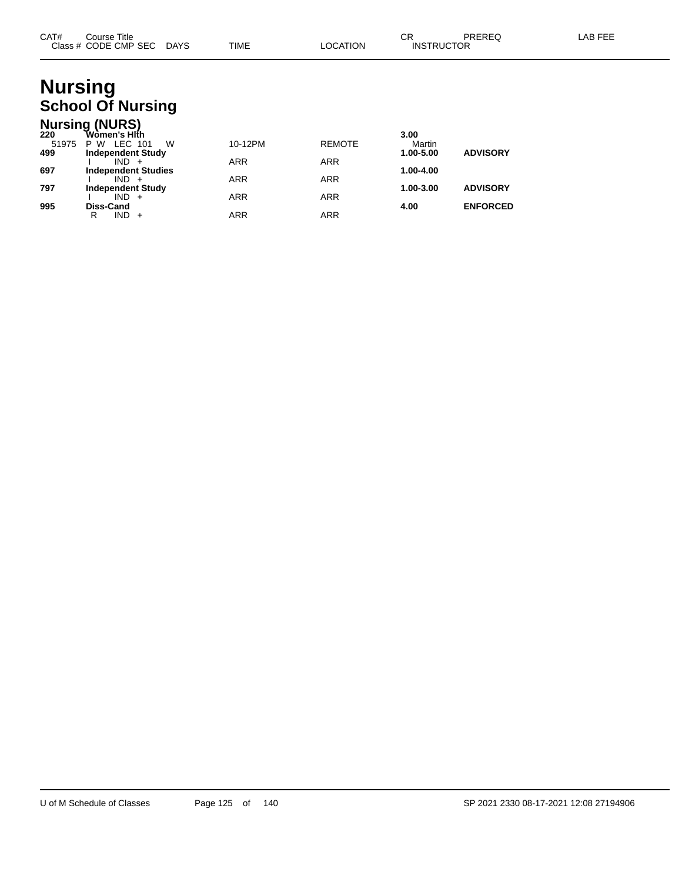# Nursing

## School Of Nursing

### Nursing (NURS)

| CAT# / Class # | Course Title / CODE CMP SEC | DAYS | TIME | LOCATION | CR / INSTRUCTOR | PREREQ | LAB FEE |
|---|---|---|---|---|---|---|---|
| **220** | **Women's Hlth** | | | | **3.00** | | |
| 51975 | P W LEC 101 | W | 10-12PM | REMOTE | Martin | | |
| **499** | **Independent Study** | | | | **1.00-5.00** | **ADVISORY** | |
| | I IND + | | ARR | ARR | | | |
| **697** | **Independent Studies** | | | | **1.00-4.00** | | |
| | I IND + | | ARR | ARR | | | |
| **797** | **Independent Study** | | | | **1.00-3.00** | **ADVISORY** | |
| | I IND + | | ARR | ARR | | | |
| **995** | **Diss-Cand** | | | | **4.00** | **ENFORCED** | |
| | R IND + | | ARR | ARR | | | |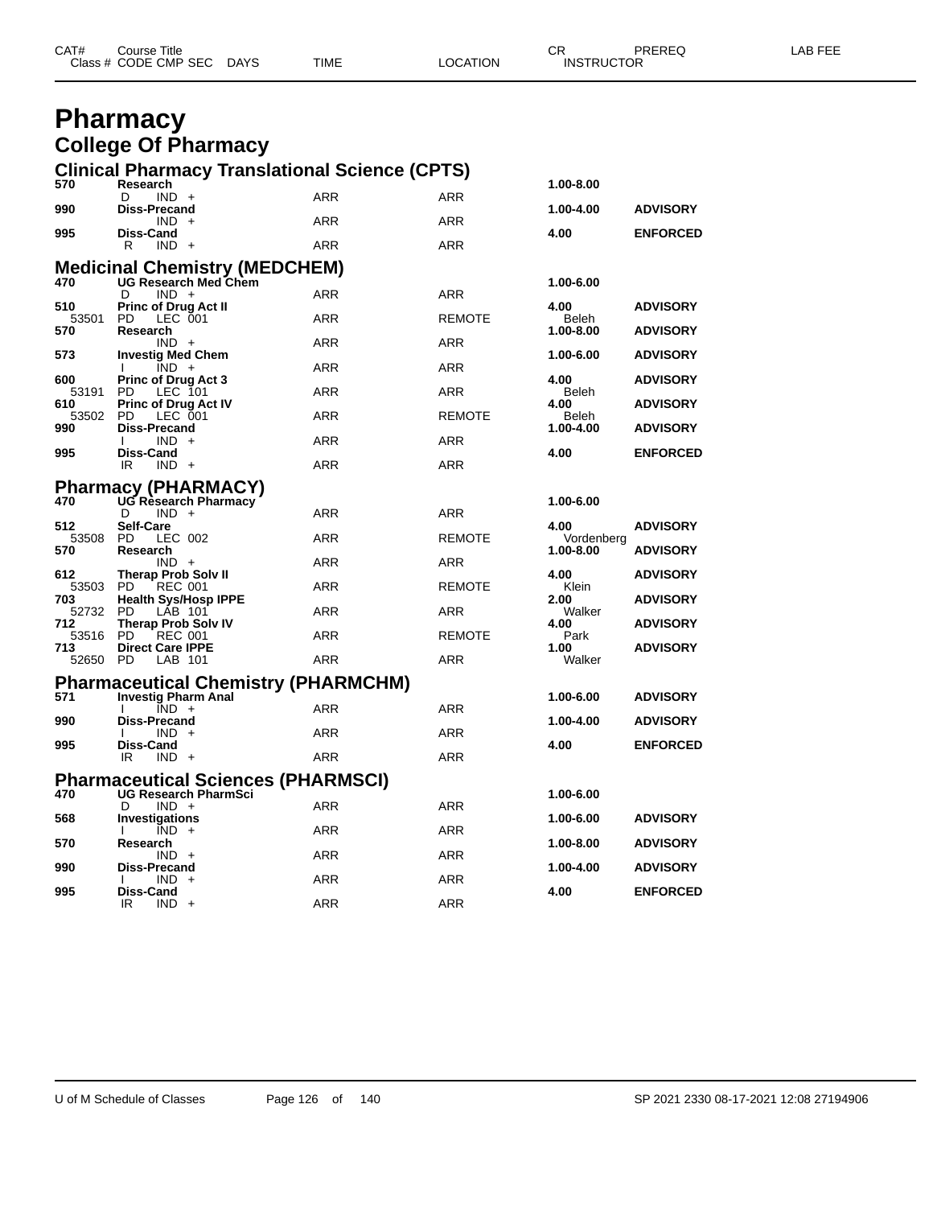| CAT# | Course Title | | | | | CR | PREREQ | LAB FEE |
|---|---|---|---|---|---|---|---|---|
| Class # | CODE CMP SEC | DAYS | TIME | LOCATION | | INSTRUCTOR | | |

# Pharmacy

## College Of Pharmacy

### Clinical Pharmacy Translational Science (CPTS)

| CAT# / Class # | Course Title / CODE CMP SEC | DAYS | TIME | LOCATION | CR / INSTRUCTOR | PREREQ |
|---|---|---|---|---|---|---|
| 570 | **Research** | | | | 1.00-8.00 | |
| | D IND + | | ARR | ARR | | |
| 990 | **Diss-Precand** | | | | 1.00-4.00 | ADVISORY |
| | IND + | | ARR | ARR | | |
| 995 | **Diss-Cand** | | | | 4.00 | ENFORCED |
| | R IND + | | ARR | ARR | | |

### Medicinal Chemistry (MEDCHEM)

| CAT# / Class # | Course Title / CODE CMP SEC | DAYS | TIME | LOCATION | CR / INSTRUCTOR | PREREQ |
|---|---|---|---|---|---|---|
| 470 | **UG Research Med Chem** | | | | 1.00-6.00 | |
| | D IND + | | ARR | ARR | | |
| 510 | **Princ of Drug Act II** | | | | 4.00 | ADVISORY |
| 53501 | PD LEC 001 | | ARR | REMOTE | Beleh | |
| 570 | **Research** | | | | 1.00-8.00 | ADVISORY |
| | IND + | | ARR | ARR | | |
| 573 | **Investig Med Chem** | | | | 1.00-6.00 | ADVISORY |
| | I IND + | | ARR | ARR | | |
| 600 | **Princ of Drug Act 3** | | | | 4.00 | ADVISORY |
| 53191 | PD LEC 101 | | ARR | ARR | Beleh | |
| 610 | **Princ of Drug Act IV** | | | | 4.00 | ADVISORY |
| 53502 | PD LEC 001 | | ARR | REMOTE | Beleh | |
| 990 | **Diss-Precand** | | | | 1.00-4.00 | ADVISORY |
| | I IND + | | ARR | ARR | | |
| 995 | **Diss-Cand** | | | | 4.00 | ENFORCED |
| | IR IND + | | ARR | ARR | | |

### Pharmacy (PHARMACY)

| CAT# / Class # | Course Title / CODE CMP SEC | DAYS | TIME | LOCATION | CR / INSTRUCTOR | PREREQ |
|---|---|---|---|---|---|---|
| 470 | **UG Research Pharmacy** | | | | 1.00-6.00 | |
| | D IND + | | ARR | ARR | | |
| 512 | **Self-Care** | | | | 4.00 | ADVISORY |
| 53508 | PD LEC 002 | | ARR | REMOTE | Vordenberg | |
| 570 | **Research** | | | | 1.00-8.00 | ADVISORY |
| | IND + | | ARR | ARR | | |
| 612 | **Therap Prob Solv II** | | | | 4.00 | ADVISORY |
| 53503 | PD REC 001 | | ARR | REMOTE | Klein | |
| 703 | **Health Sys/Hosp IPPE** | | | | 2.00 | ADVISORY |
| 52732 | PD LAB 101 | | ARR | ARR | Walker | |
| 712 | **Therap Prob Solv IV** | | | | 4.00 | ADVISORY |
| 53516 | PD REC 001 | | ARR | REMOTE | Park | |
| 713 | **Direct Care IPPE** | | | | 1.00 | ADVISORY |
| 52650 | PD LAB 101 | | ARR | ARR | Walker | |

### Pharmaceutical Chemistry (PHARMCHM)

| CAT# / Class # | Course Title / CODE CMP SEC | DAYS | TIME | LOCATION | CR / INSTRUCTOR | PREREQ |
|---|---|---|---|---|---|---|
| 571 | **Investig Pharm Anal** | | | | 1.00-6.00 | ADVISORY |
| | I IND + | | ARR | ARR | | |
| 990 | **Diss-Precand** | | | | 1.00-4.00 | ADVISORY |
| | I IND + | | ARR | ARR | | |
| 995 | **Diss-Cand** | | | | 4.00 | ENFORCED |
| | IR IND + | | ARR | ARR | | |

### Pharmaceutical Sciences (PHARMSCI)

| CAT# / Class # | Course Title / CODE CMP SEC | DAYS | TIME | LOCATION | CR / INSTRUCTOR | PREREQ |
|---|---|---|---|---|---|---|
| 470 | **UG Research PharmSci** | | | | 1.00-6.00 | |
| | D IND + | | ARR | ARR | | |
| 568 | **Investigations** | | | | 1.00-6.00 | ADVISORY |
| | I IND + | | ARR | ARR | | |
| 570 | **Research** | | | | 1.00-8.00 | ADVISORY |
| | IND + | | ARR | ARR | | |
| 990 | **Diss-Precand** | | | | 1.00-4.00 | ADVISORY |
| | I IND + | | ARR | ARR | | |
| 995 | **Diss-Cand** | | | | 4.00 | ENFORCED |
| | IR IND + | | ARR | ARR | | |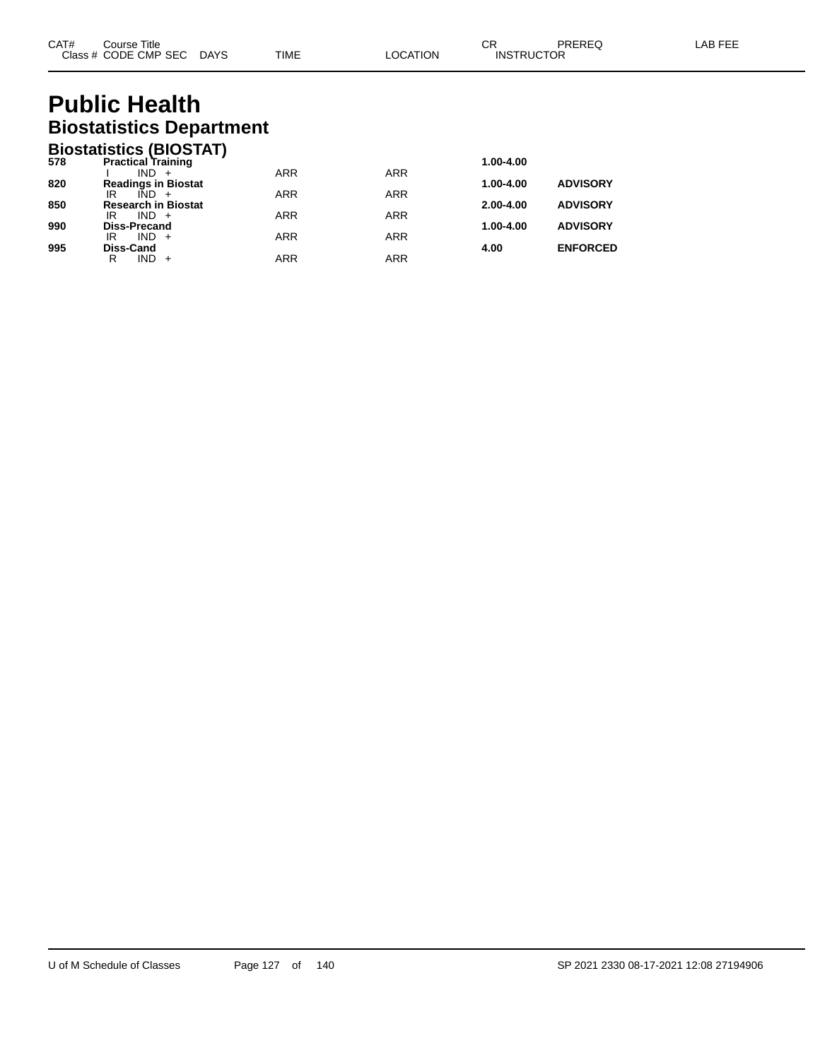| CAT# | Course Title Class # CODE CMP SEC | DAYS | TIME | LOCATION | CR INSTRUCTOR | PREREQ | LAB FEE |
|---|---|---|---|---|---|---|---|

# Public Health

## Biostatistics Department

### Biostatistics (BIOSTAT)

| CAT# | Course Title Class # CODE CMP SEC | DAYS | TIME | LOCATION | CR INSTRUCTOR | PREREQ | LAB FEE |
|---|---|---|---|---|---|---|---|
| **578** | **Practical Training** | | | | **1.00-4.00** | | |
| | I IND + | | ARR | ARR | | | |
| **820** | **Readings in Biostat** | | | | **1.00-4.00** | **ADVISORY** | |
| | IR IND + | | ARR | ARR | | | |
| **850** | **Research in Biostat** | | | | **2.00-4.00** | **ADVISORY** | |
| | IR IND + | | ARR | ARR | | | |
| **990** | **Diss-Precand** | | | | **1.00-4.00** | **ADVISORY** | |
| | IR IND + | | ARR | ARR | | | |
| **995** | **Diss-Cand** | | | | **4.00** | **ENFORCED** | |
| | R IND + | | ARR | ARR | | | |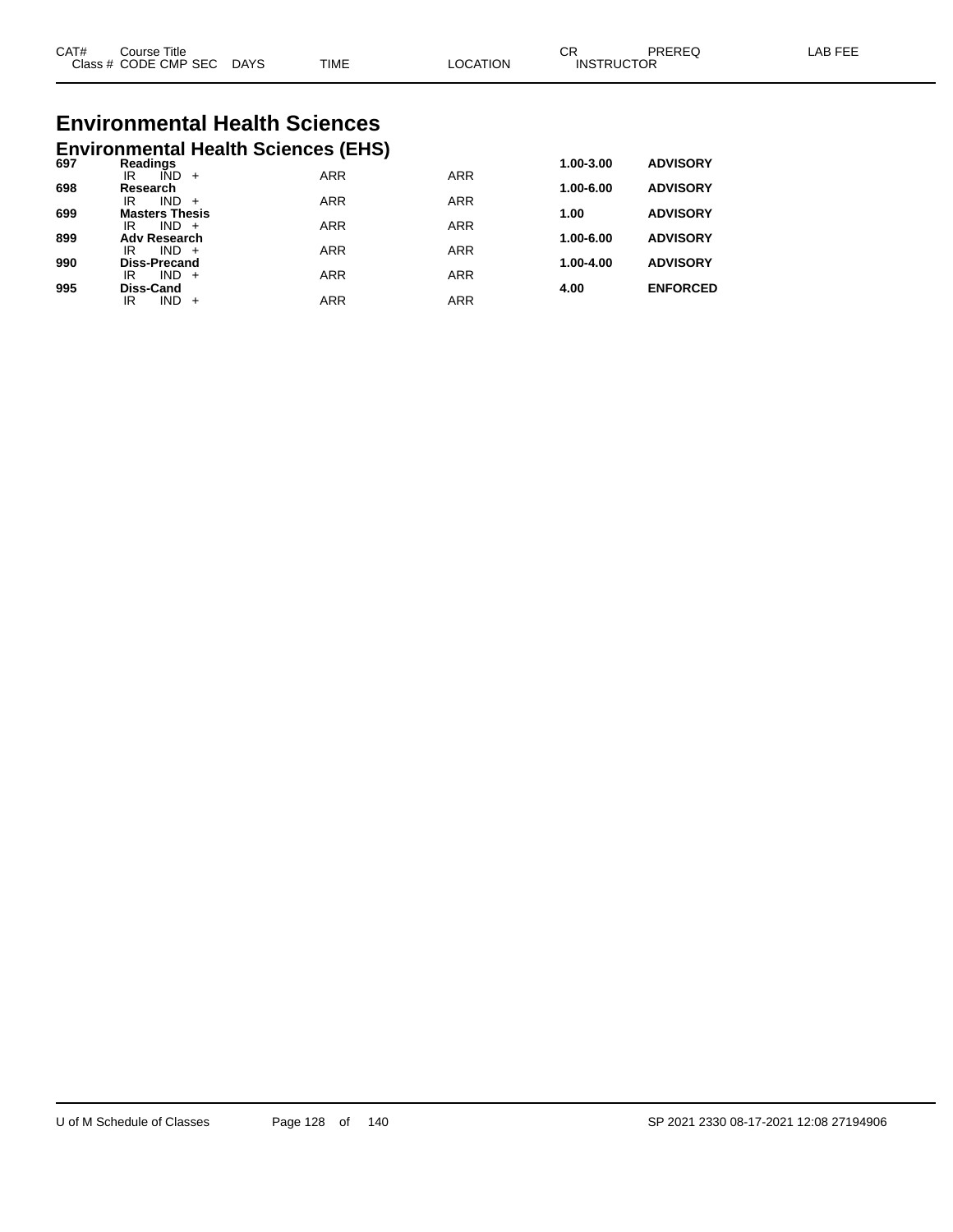# Environmental Health Sciences

## Environmental Health Sciences (EHS)

| CAT# Class # | Course Title CODE CMP SEC | DAYS | TIME | LOCATION | CR INSTRUCTOR | PREREQ | LAB FEE |
|---|---|---|---|---|---|---|---|
| 697 | **Readings** | | | | **1.00-3.00** | **ADVISORY** | |
| | IR IND + | | ARR | ARR | | | |
| 698 | **Research** | | | | **1.00-6.00** | **ADVISORY** | |
| | IR IND + | | ARR | ARR | | | |
| 699 | **Masters Thesis** | | | | **1.00** | **ADVISORY** | |
| | IR IND + | | ARR | ARR | | | |
| 899 | **Adv Research** | | | | **1.00-6.00** | **ADVISORY** | |
| | IR IND + | | ARR | ARR | | | |
| 990 | **Diss-Precand** | | | | **1.00-4.00** | **ADVISORY** | |
| | IR IND + | | ARR | ARR | | | |
| 995 | **Diss-Cand** | | | | **4.00** | **ENFORCED** | |
| | IR IND + | | ARR | ARR | | | |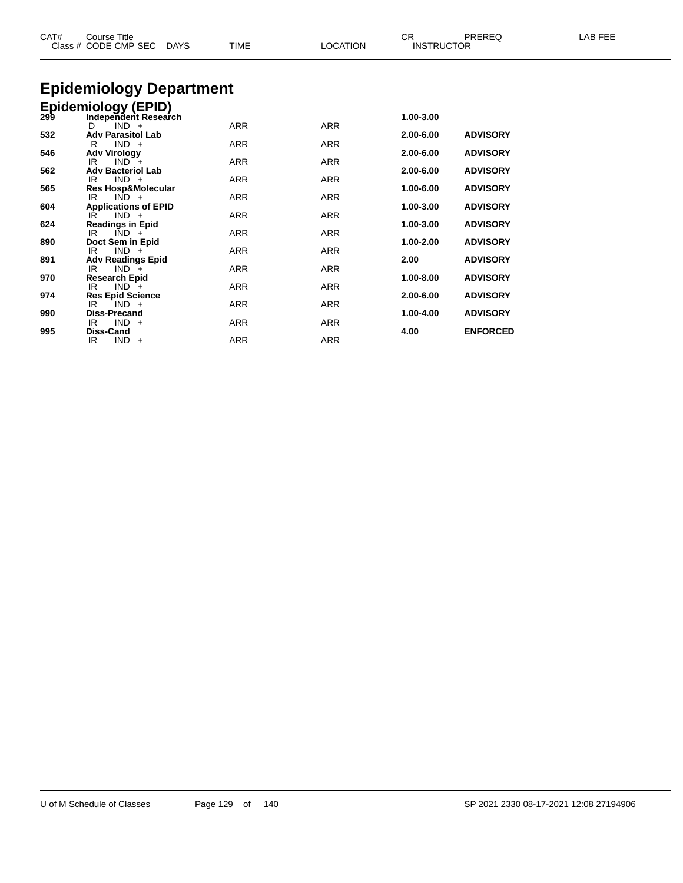| CAT# | Course Title |  |  | CR | PREREQ | LAB FEE |
|---|---|---|---|---|---|---|
| Class # | CODE CMP SEC DAYS | TIME | LOCATION | INSTRUCTOR |  |  |

# Epidemiology Department

## Epidemiology (EPID)

| CAT# | Course Title / CODE CMP SEC | TIME | LOCATION | CR | PREREQ |
|---|---|---|---|---|---|
| **299** | **Independent Research** |  |  | **1.00-3.00** |  |
|  | D IND + | ARR | ARR |  |  |
| **532** | **Adv Parasitol Lab** |  |  | **2.00-6.00** | **ADVISORY** |
|  | R IND + | ARR | ARR |  |  |
| **546** | **Adv Virology** |  |  | **2.00-6.00** | **ADVISORY** |
|  | IR IND + | ARR | ARR |  |  |
| **562** | **Adv Bacteriol Lab** |  |  | **2.00-6.00** | **ADVISORY** |
|  | IR IND + | ARR | ARR |  |  |
| **565** | **Res Hosp&Molecular** |  |  | **1.00-6.00** | **ADVISORY** |
|  | IR IND + | ARR | ARR |  |  |
| **604** | **Applications of EPID** |  |  | **1.00-3.00** | **ADVISORY** |
|  | IR IND + | ARR | ARR |  |  |
| **624** | **Readings in Epid** |  |  | **1.00-3.00** | **ADVISORY** |
|  | IR IND + | ARR | ARR |  |  |
| **890** | **Doct Sem in Epid** |  |  | **1.00-2.00** | **ADVISORY** |
|  | IR IND + | ARR | ARR |  |  |
| **891** | **Adv Readings Epid** |  |  | **2.00** | **ADVISORY** |
|  | IR IND + | ARR | ARR |  |  |
| **970** | **Research Epid** |  |  | **1.00-8.00** | **ADVISORY** |
|  | IR IND + | ARR | ARR |  |  |
| **974** | **Res Epid Science** |  |  | **2.00-6.00** | **ADVISORY** |
|  | IR IND + | ARR | ARR |  |  |
| **990** | **Diss-Precand** |  |  | **1.00-4.00** | **ADVISORY** |
|  | IR IND + | ARR | ARR |  |  |
| **995** | **Diss-Cand** |  |  | **4.00** | **ENFORCED** |
|  | IR IND + | ARR | ARR |  |  |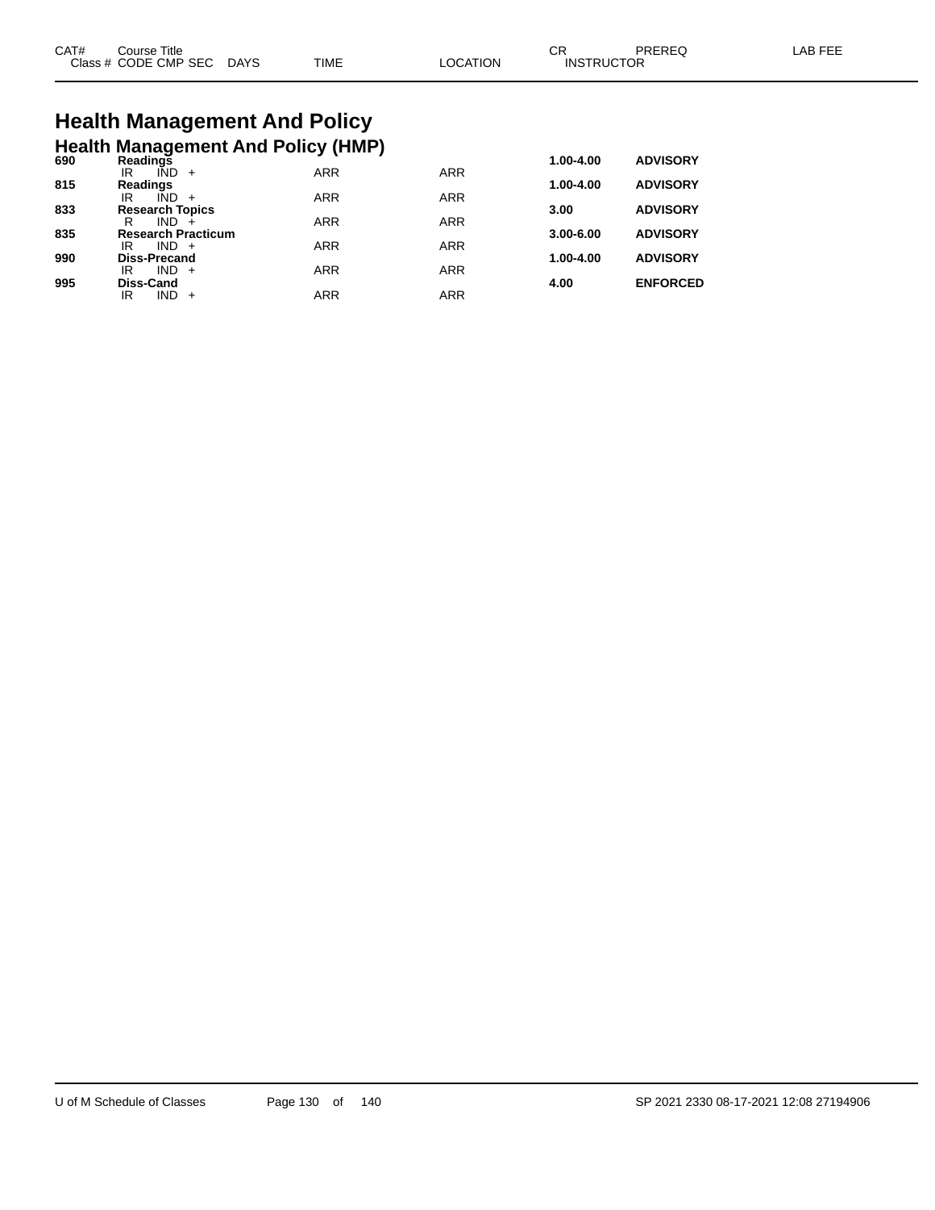| CAT# | Course Title | | | | | | CR | PREREQ | LAB FEE |
|---|---|---|---|---|---|---|---|---|---|
| Class # | CODE | CMP | SEC | DAYS | TIME | LOCATION | INSTRUCTOR | | |

# Health Management And Policy

## Health Management And Policy (HMP)

| CAT# | Course Title | | | | | | CR | PREREQ | LAB FEE |
|---|---|---|---|---|---|---|---|---|---|
| **690** | **Readings** | | | | | | **1.00-4.00** | **ADVISORY** | |
| | IR | IND | + | | ARR | ARR | | | |
| **815** | **Readings** | | | | | | **1.00-4.00** | **ADVISORY** | |
| | IR | IND | + | | ARR | ARR | | | |
| **833** | **Research Topics** | | | | | | **3.00** | **ADVISORY** | |
| | R | IND | + | | ARR | ARR | | | |
| **835** | **Research Practicum** | | | | | | **3.00-6.00** | **ADVISORY** | |
| | IR | IND | + | | ARR | ARR | | | |
| **990** | **Diss-Precand** | | | | | | **1.00-4.00** | **ADVISORY** | |
| | IR | IND | + | | ARR | ARR | | | |
| **995** | **Diss-Cand** | | | | | | **4.00** | **ENFORCED** | |
| | IR | IND | + | | ARR | ARR | | | |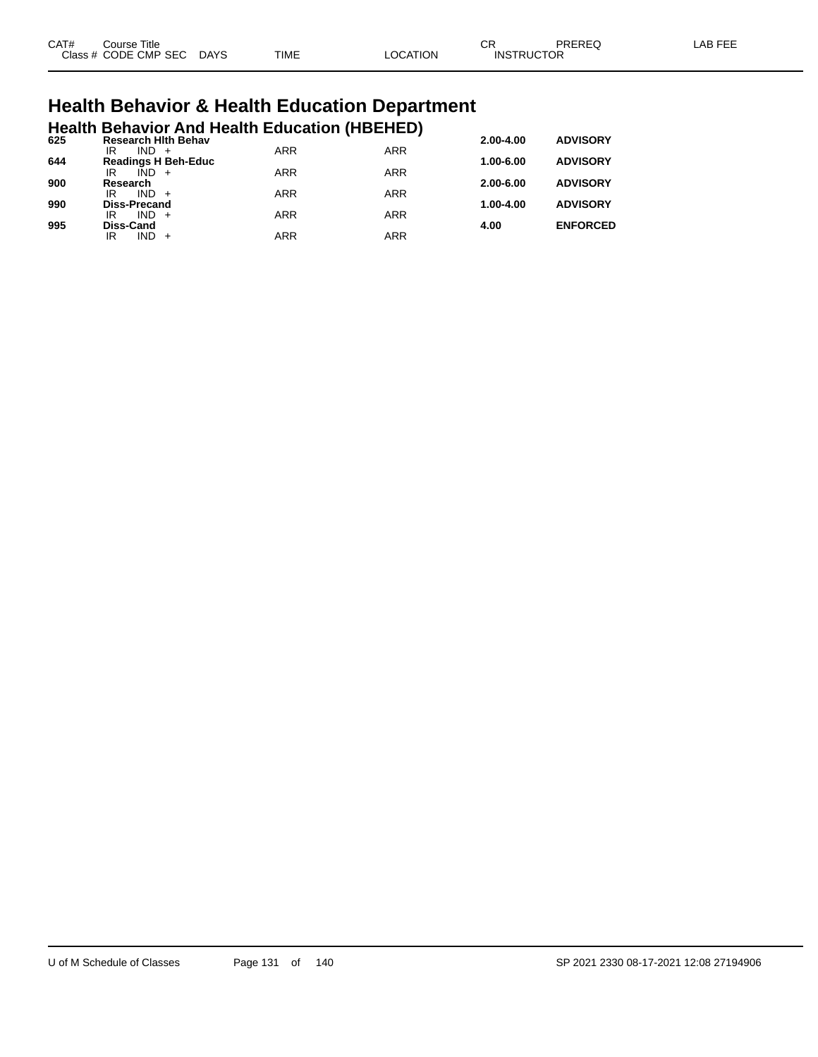| CAT# | Course Title |  |  |  |  | CR | PREREQ | LAB FEE |
|---|---|---|---|---|---|---|---|---|
| Class # | CODE CMP SEC | DAYS | TIME | LOCATION | INSTRUCTOR |  |  |  |

# Health Behavior & Health Education Department

## Health Behavior And Health Education (HBEHED)

| CAT# | Course Title | | | CR | PREREQ |
|---|---|---|---|---|---|
| **625** | **Research Hlth Behav** | | | **2.00-4.00** | **ADVISORY** |
| | IR IND + | ARR | ARR | | |
| **644** | **Readings H Beh-Educ** | | | **1.00-6.00** | **ADVISORY** |
| | IR IND + | ARR | ARR | | |
| **900** | **Research** | | | **2.00-6.00** | **ADVISORY** |
| | IR IND + | ARR | ARR | | |
| **990** | **Diss-Precand** | | | **1.00-4.00** | **ADVISORY** |
| | IR IND + | ARR | ARR | | |
| **995** | **Diss-Cand** | | | **4.00** | **ENFORCED** |
| | IR IND + | ARR | ARR | | |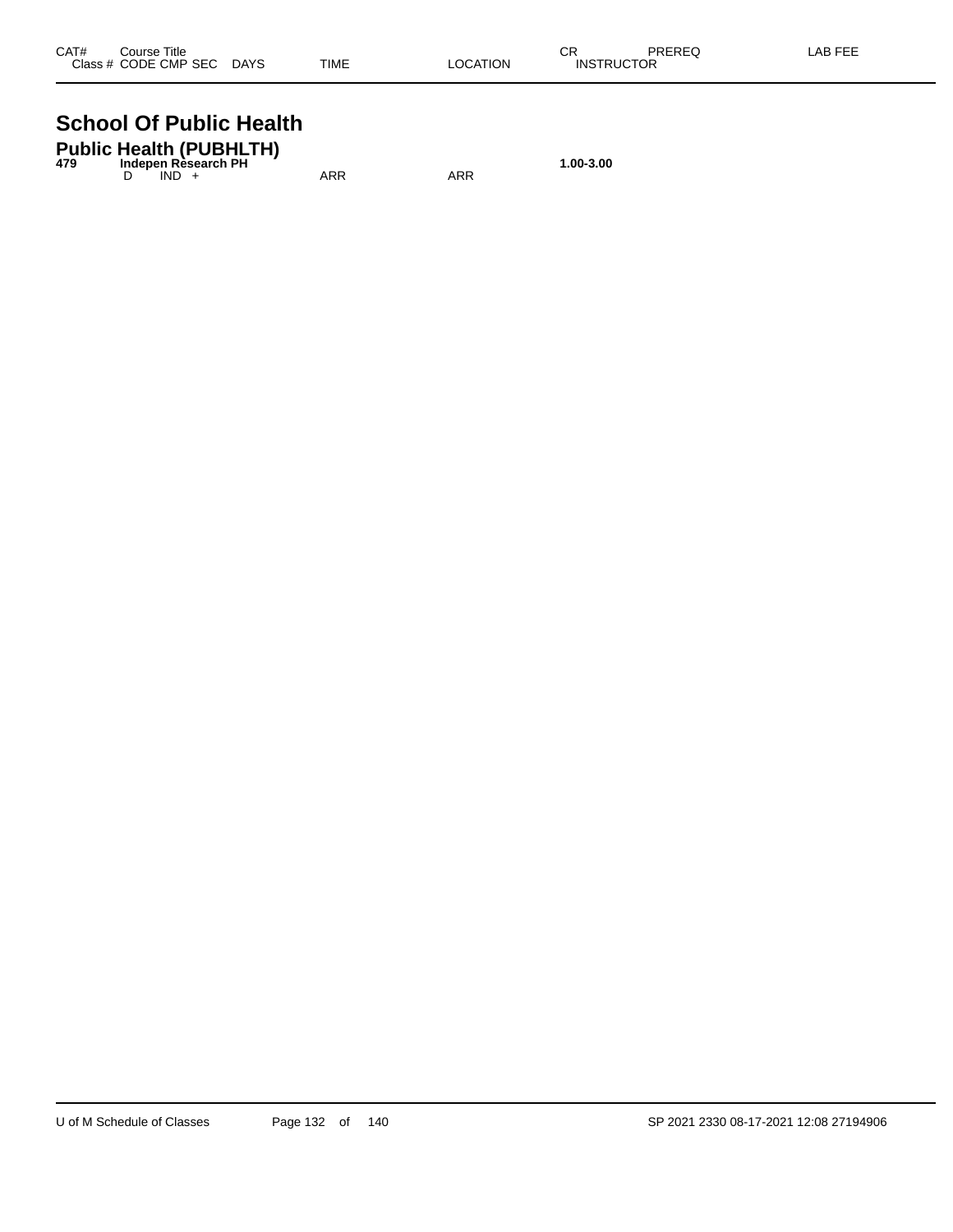| CAT# | Course Title |  |  | CR | PREREQ | LAB FEE |
|---|---|---|---|---|---|---|
| Class # | CODE CMP SEC DAYS | TIME | LOCATION | INSTRUCTOR |  |  |

# School Of Public Health

## Public Health (PUBHLTH)

| CAT# | Course Title |  |  | CR | PREREQ | LAB FEE |
|---|---|---|---|---|---|---|
| **479** | **Indepen Research PH** |  |  | **1.00-3.00** |  |  |
|  | D IND + | ARR | ARR |  |  |  |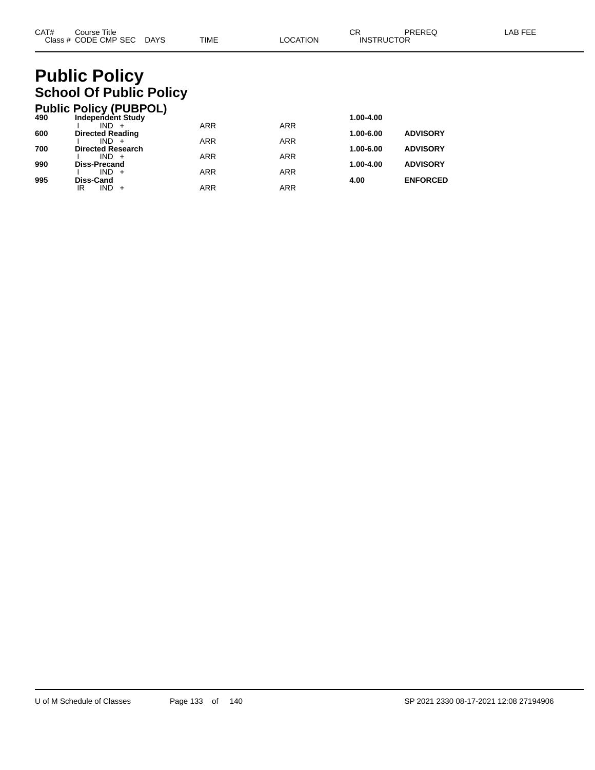# Public Policy

## School Of Public Policy

### Public Policy (PUBPOL)

| CAT# | Course Title / Class # CODE CMP SEC DAYS | TIME | LOCATION | CR / INSTRUCTOR | PREREQ | LAB FEE |
|---|---|---|---|---|---|---|
| **490** | **Independent Study** | | | **1.00-4.00** | | |
| | I IND + | ARR | ARR | | | |
| **600** | **Directed Reading** | | | **1.00-6.00** | **ADVISORY** | |
| | I IND + | ARR | ARR | | | |
| **700** | **Directed Research** | | | **1.00-6.00** | **ADVISORY** | |
| | I IND + | ARR | ARR | | | |
| **990** | **Diss-Precand** | | | **1.00-4.00** | **ADVISORY** | |
| | I IND + | ARR | ARR | | | |
| **995** | **Diss-Cand** | | | **4.00** | **ENFORCED** | |
| | IR IND + | ARR | ARR | | | |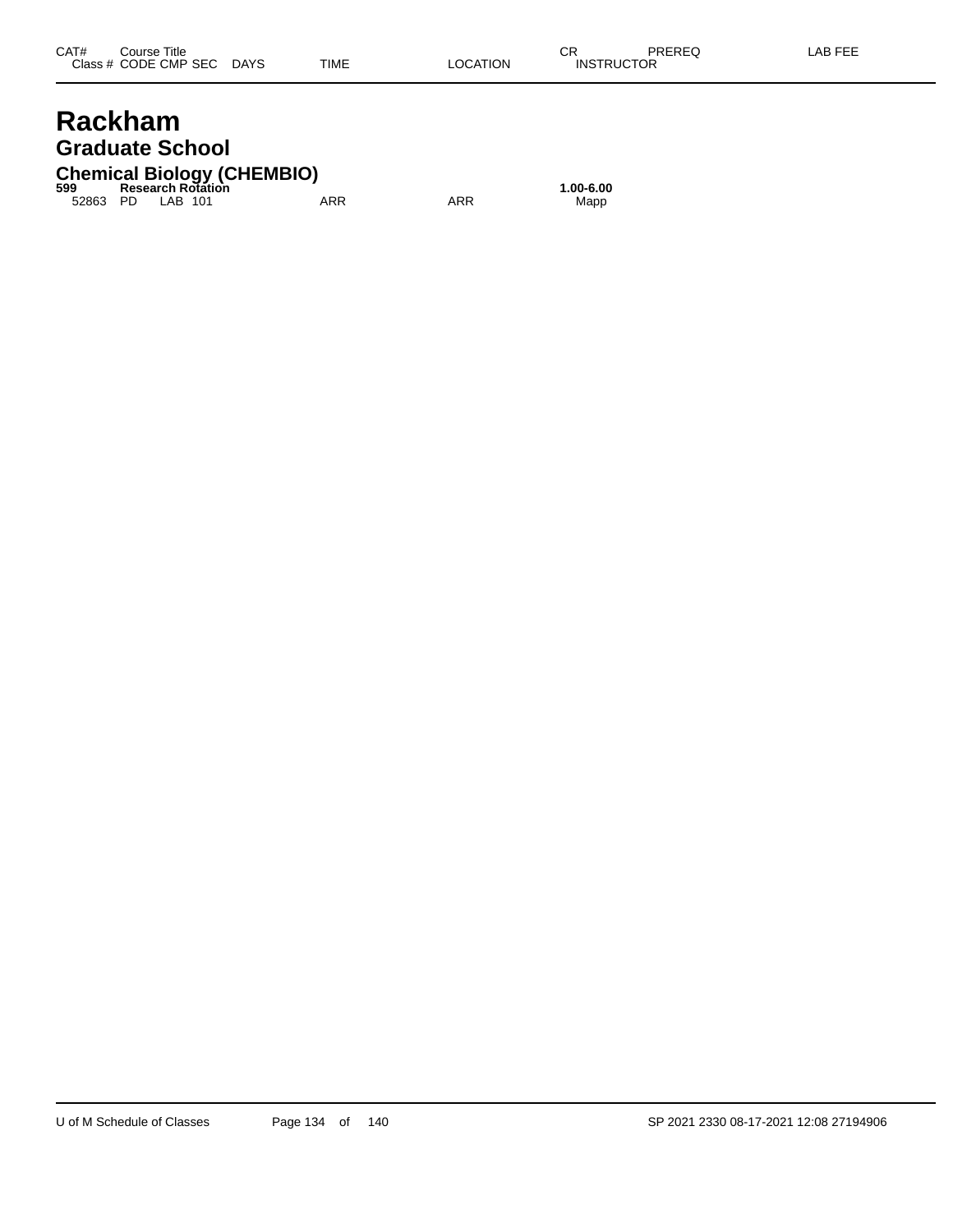| CAT# | Course Title | | | | | | CR | PREREQ | LAB FEE |
|---|---|---|---|---|---|---|---|---|---|
| Class # | CODE | CMP | SEC | DAYS | TIME | LOCATION | INSTRUCTOR | | |

# Rackham

## Graduate School

### Chemical Biology (CHEMBIO)

**599 Research Rotation** **1.00-6.00**

| Class # | CODE | CMP | SEC | DAYS | TIME | LOCATION | INSTRUCTOR |
|---|---|---|---|---|---|---|---|
| 52863 | PD | LAB | 101 | | ARR | ARR | Mapp |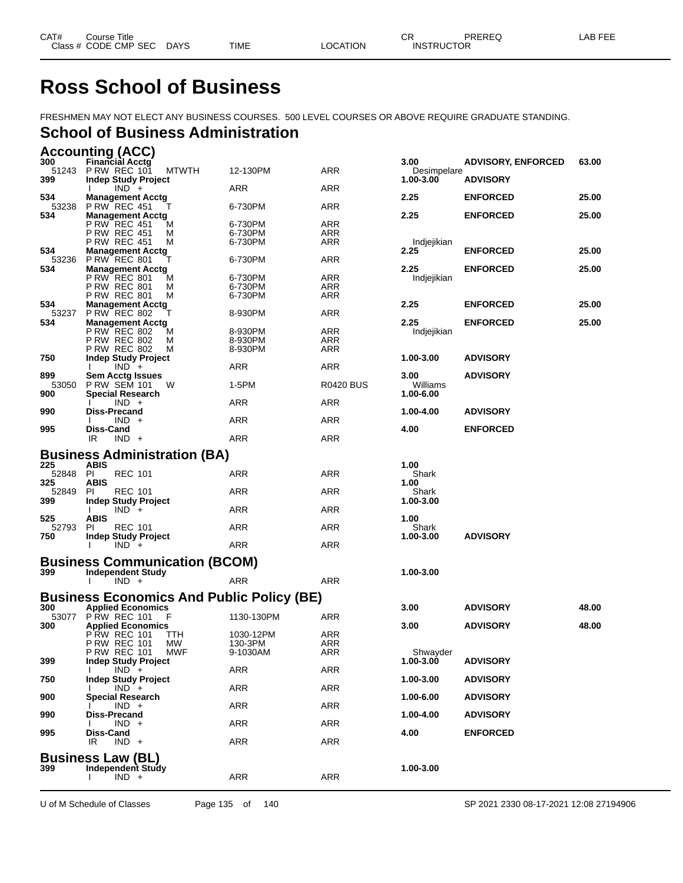# Ross School of Business

FRESHMEN MAY NOT ELECT ANY BUSINESS COURSES. 500 LEVEL COURSES OR ABOVE REQUIRE GRADUATE STANDING.

## School of Business Administration

### Accounting (ACC)

| CAT# / Class # | Course Title / CODE CMP SEC | DAYS | TIME | LOCATION | CR / INSTRUCTOR | PREREQ | LAB FEE |
|---|---|---|---|---|---|---|---|
| 300 | **Financial Acctg** | | | | 3.00 | ADVISORY, ENFORCED | 63.00 |
| 51243 | P RW REC 101 | MTWTH | 12-130PM | ARR | Desimpelare | | |
| 399 | **Indep Study Project** | | | | 1.00-3.00 | ADVISORY | |
| | I IND + | | ARR | ARR | | | |
| 534 | **Management Acctg** | | | | 2.25 | ENFORCED | 25.00 |
| 53238 | P RW REC 451 | T | 6-730PM | ARR | | | |
| 534 | **Management Acctg** | | | | 2.25 | ENFORCED | 25.00 |
| | P RW REC 451 | M | 6-730PM | ARR | | | |
| | P RW REC 451 | M | 6-730PM | ARR | | | |
| | P RW REC 451 | M | 6-730PM | ARR | Indjejikian | | |
| 534 | **Management Acctg** | | | | 2.25 | ENFORCED | 25.00 |
| 53236 | P RW REC 801 | T | 6-730PM | ARR | | | |
| 534 | **Management Acctg** | | | | 2.25 | ENFORCED | 25.00 |
| | P RW REC 801 | M | 6-730PM | ARR | Indjejikian | | |
| | P RW REC 801 | M | 6-730PM | ARR | | | |
| | P RW REC 801 | M | 6-730PM | ARR | | | |
| 534 | **Management Acctg** | | | | 2.25 | ENFORCED | 25.00 |
| 53237 | P RW REC 802 | T | 8-930PM | ARR | | | |
| 534 | **Management Acctg** | | | | 2.25 | ENFORCED | 25.00 |
| | P RW REC 802 | M | 8-930PM | ARR | Indjejikian | | |
| | P RW REC 802 | M | 8-930PM | ARR | | | |
| | P RW REC 802 | M | 8-930PM | ARR | | | |
| 750 | **Indep Study Project** | | | | 1.00-3.00 | ADVISORY | |
| | I IND + | | ARR | ARR | | | |
| 899 | **Sem Acctg Issues** | | | | 3.00 | ADVISORY | |
| 53050 | P RW SEM 101 | W | 1-5PM | R0420 BUS | Williams | | |
| 900 | **Special Research** | | | | 1.00-6.00 | | |
| | I IND + | | ARR | ARR | | | |
| 990 | **Diss-Precand** | | | | 1.00-4.00 | ADVISORY | |
| | I IND + | | ARR | ARR | | | |
| 995 | **Diss-Cand** | | | | 4.00 | ENFORCED | |
| | IR IND + | | ARR | ARR | | | |

### Business Administration (BA)

| CAT# / Class # | Course Title / CODE CMP SEC | DAYS | TIME | LOCATION | CR / INSTRUCTOR | PREREQ | LAB FEE |
|---|---|---|---|---|---|---|---|
| 225 | **ABIS** | | | | 1.00 | | |
| 52848 | PI REC 101 | | ARR | ARR | Shark | | |
| 325 | **ABIS** | | | | 1.00 | | |
| 52849 | PI REC 101 | | ARR | ARR | Shark | | |
| 399 | **Indep Study Project** | | | | 1.00-3.00 | | |
| | I IND + | | ARR | ARR | | | |
| 525 | **ABIS** | | | | 1.00 | | |
| 52793 | PI REC 101 | | ARR | ARR | Shark | | |
| 750 | **Indep Study Project** | | | | 1.00-3.00 | ADVISORY | |
| | I IND + | | ARR | ARR | | | |

### Business Communication (BCOM)

| CAT# / Class # | Course Title / CODE CMP SEC | DAYS | TIME | LOCATION | CR / INSTRUCTOR | PREREQ | LAB FEE |
|---|---|---|---|---|---|---|---|
| 399 | **Independent Study** | | | | 1.00-3.00 | | |
| | I IND + | | ARR | ARR | | | |

### Business Economics And Public Policy (BE)

| CAT# / Class # | Course Title / CODE CMP SEC | DAYS | TIME | LOCATION | CR / INSTRUCTOR | PREREQ | LAB FEE |
|---|---|---|---|---|---|---|---|
| 300 | **Applied Economics** | | | | 3.00 | ADVISORY | 48.00 |
| 53077 | P RW REC 101 | F | 1130-130PM | ARR | | | |
| 300 | **Applied Economics** | | | | 3.00 | ADVISORY | 48.00 |
| | P RW REC 101 | TTH | 1030-12PM | ARR | | | |
| | P RW REC 101 | MW | 130-3PM | ARR | | | |
| | P RW REC 101 | MWF | 9-1030AM | ARR | Shwayder | | |
| 399 | **Indep Study Project** | | | | 1.00-3.00 | ADVISORY | |
| | I IND + | | ARR | ARR | | | |
| 750 | **Indep Study Project** | | | | 1.00-3.00 | ADVISORY | |
| | I IND + | | ARR | ARR | | | |
| 900 | **Special Research** | | | | 1.00-6.00 | ADVISORY | |
| | I IND + | | ARR | ARR | | | |
| 990 | **Diss-Precand** | | | | 1.00-4.00 | ADVISORY | |
| | I IND + | | ARR | ARR | | | |
| 995 | **Diss-Cand** | | | | 4.00 | ENFORCED | |
| | IR IND + | | ARR | ARR | | | |

### Business Law (BL)

| CAT# / Class # | Course Title / CODE CMP SEC | DAYS | TIME | LOCATION | CR / INSTRUCTOR | PREREQ | LAB FEE |
|---|---|---|---|---|---|---|---|
| 399 | **Independent Study** | | | | 1.00-3.00 | | |
| | I IND + | | ARR | ARR | | | |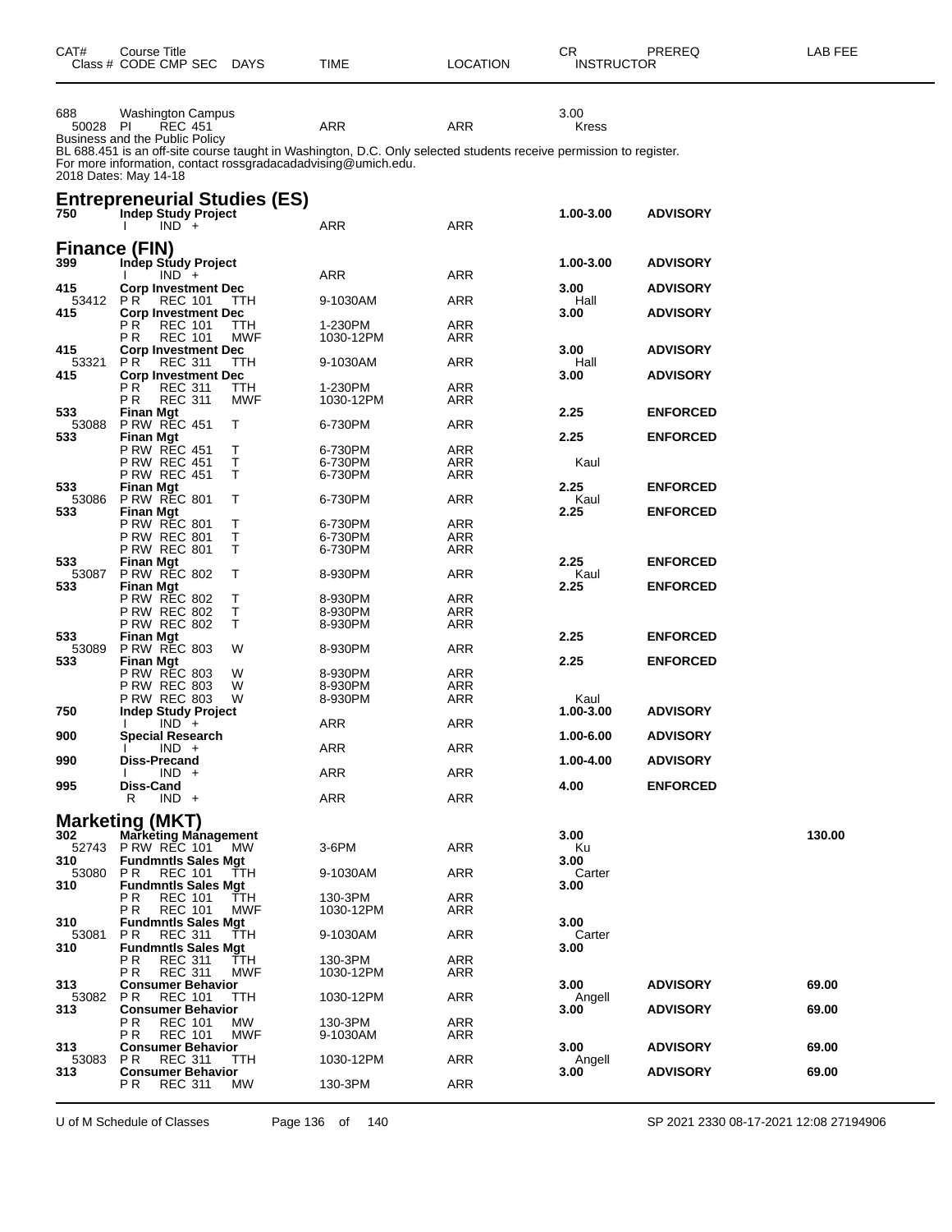| CAT# | Course Title<br>Class # CODE CMP SEC DAYS | TIME | LOCATION | CR<br>INSTRUCTOR | PREREQ | LAB FEE |
|---|---|---|---|---|---|---|
| 688 | Washington Campus | | | 3.00 | | |
| 50028 | PI REC 451 | ARR | ARR | Kress | | |

Business and the Public Policy
BL 688.451 is an off-site course taught in Washington, D.C. Only selected students receive permission to register.
For more information, contact rossgradacadadvising@umich.edu.
2018 Dates: May 14-18

## Entrepreneurial Studies (ES)

| CAT# | Course Title<br>Class # CODE CMP SEC DAYS | TIME | LOCATION | CR<br>INSTRUCTOR | PREREQ | LAB FEE |
|---|---|---|---|---|---|---|
| **750** | **Indep Study Project** | | | **1.00-3.00** | **ADVISORY** | |
| | I IND + | ARR | ARR | | | |

## Finance (FIN)

| CAT# | Course Title<br>Class # CODE CMP SEC DAYS | TIME | LOCATION | CR<br>INSTRUCTOR | PREREQ | LAB FEE |
|---|---|---|---|---|---|---|
| **399** | **Indep Study Project** | | | **1.00-3.00** | **ADVISORY** | |
| | I IND + | ARR | ARR | | | |
| **415** | **Corp Investment Dec** | | | **3.00** | **ADVISORY** | |
| 53412 | P R REC 101 TTH | 9-1030AM | ARR | Hall | | |
| **415** | **Corp Investment Dec** | | | **3.00** | **ADVISORY** | |
| | P R REC 101 TTH | 1-230PM | ARR | | | |
| | P R REC 101 MWF | 1030-12PM | ARR | | | |
| **415** | **Corp Investment Dec** | | | **3.00** | **ADVISORY** | |
| 53321 | P R REC 311 TTH | 9-1030AM | ARR | Hall | | |
| **415** | **Corp Investment Dec** | | | **3.00** | **ADVISORY** | |
| | P R REC 311 TTH | 1-230PM | ARR | | | |
| | P R REC 311 MWF | 1030-12PM | ARR | | | |
| **533** | **Finan Mgt** | | | **2.25** | **ENFORCED** | |
| 53088 | P RW REC 451 T | 6-730PM | ARR | | | |
| **533** | **Finan Mgt** | | | **2.25** | **ENFORCED** | |
| | P RW REC 451 T | 6-730PM | ARR | | | |
| | P RW REC 451 T | 6-730PM | ARR | Kaul | | |
| | P RW REC 451 T | 6-730PM | ARR | | | |
| **533** | **Finan Mgt** | | | **2.25** | **ENFORCED** | |
| 53086 | P RW REC 801 T | 6-730PM | ARR | Kaul | | |
| **533** | **Finan Mgt** | | | **2.25** | **ENFORCED** | |
| | P RW REC 801 T | 6-730PM | ARR | | | |
| | P RW REC 801 T | 6-730PM | ARR | | | |
| | P RW REC 801 T | 6-730PM | ARR | | | |
| **533** | **Finan Mgt** | | | **2.25** | **ENFORCED** | |
| 53087 | P RW REC 802 T | 8-930PM | ARR | Kaul | | |
| **533** | **Finan Mgt** | | | **2.25** | **ENFORCED** | |
| | P RW REC 802 T | 8-930PM | ARR | | | |
| | P RW REC 802 T | 8-930PM | ARR | | | |
| | P RW REC 802 T | 8-930PM | ARR | | | |
| **533** | **Finan Mgt** | | | **2.25** | **ENFORCED** | |
| 53089 | P RW REC 803 W | 8-930PM | ARR | | | |
| **533** | **Finan Mgt** | | | **2.25** | **ENFORCED** | |
| | P RW REC 803 W | 8-930PM | ARR | | | |
| | P RW REC 803 W | 8-930PM | ARR | | | |
| | P RW REC 803 W | 8-930PM | ARR | Kaul | | |
| **750** | **Indep Study Project** | | | **1.00-3.00** | **ADVISORY** | |
| | I IND + | ARR | ARR | | | |
| **900** | **Special Research** | | | **1.00-6.00** | **ADVISORY** | |
| | I IND + | ARR | ARR | | | |
| **990** | **Diss-Precand** | | | **1.00-4.00** | **ADVISORY** | |
| | I IND + | ARR | ARR | | | |
| **995** | **Diss-Cand** | | | **4.00** | **ENFORCED** | |
| | R IND + | ARR | ARR | | | |

## Marketing (MKT)

| CAT# | Course Title<br>Class # CODE CMP SEC DAYS | TIME | LOCATION | CR<br>INSTRUCTOR | PREREQ | LAB FEE |
|---|---|---|---|---|---|---|
| **302** | **Marketing Management** | | | **3.00** | | **130.00** |
| 52743 | P RW REC 101 MW | 3-6PM | ARR | Ku | | |
| **310** | **Fundmntls Sales Mgt** | | | **3.00** | | |
| 53080 | P R REC 101 TTH | 9-1030AM | ARR | Carter | | |
| **310** | **Fundmntls Sales Mgt** | | | **3.00** | | |
| | P R REC 101 TTH | 130-3PM | ARR | | | |
| | P R REC 101 MWF | 1030-12PM | ARR | | | |
| **310** | **Fundmntls Sales Mgt** | | | **3.00** | | |
| 53081 | P R REC 311 TTH | 9-1030AM | ARR | Carter | | |
| **310** | **Fundmntls Sales Mgt** | | | **3.00** | | |
| | P R REC 311 TTH | 130-3PM | ARR | | | |
| | P R REC 311 MWF | 1030-12PM | ARR | | | |
| **313** | **Consumer Behavior** | | | **3.00** | **ADVISORY** | **69.00** |
| 53082 | P R REC 101 TTH | 1030-12PM | ARR | Angell | | |
| **313** | **Consumer Behavior** | | | **3.00** | **ADVISORY** | **69.00** |
| | P R REC 101 MW | 130-3PM | ARR | | | |
| | P R REC 101 MWF | 9-1030AM | ARR | | | |
| **313** | **Consumer Behavior** | | | **3.00** | **ADVISORY** | **69.00** |
| 53083 | P R REC 311 TTH | 1030-12PM | ARR | Angell | | |
| **313** | **Consumer Behavior** | | | **3.00** | **ADVISORY** | **69.00** |
| | P R REC 311 MW | 130-3PM | ARR | | | |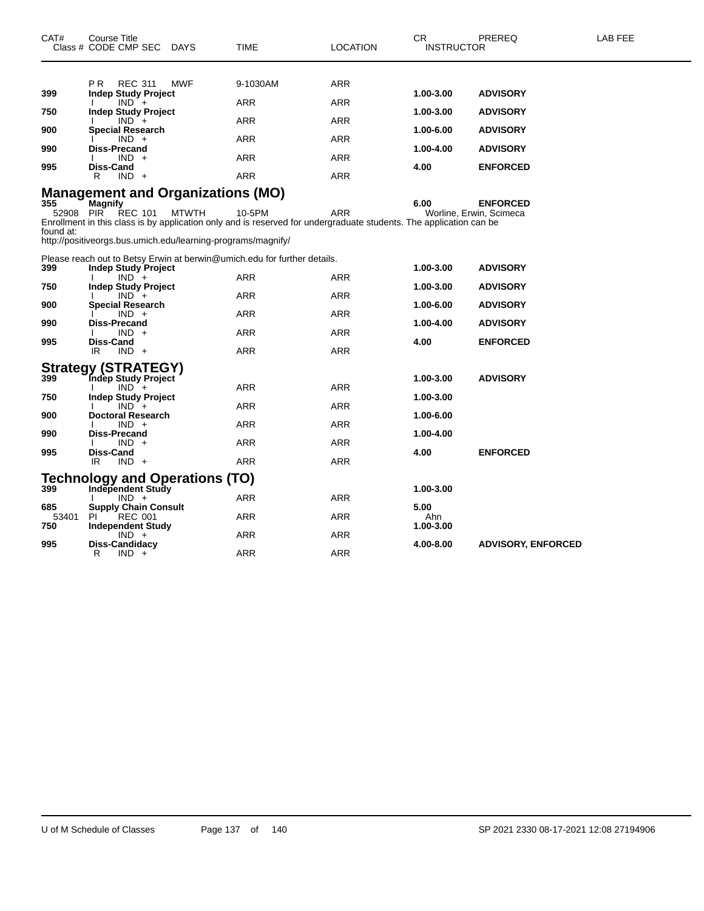| CAT# | Course Title<br>Class # CODE CMP SEC | DAYS | TIME | LOCATION | CR<br>INSTRUCTOR | PREREQ | LAB FEE |
|---|---|---|---|---|---|---|---|
| | P R REC 311 | MWF | 9-1030AM | ARR | | | |
| 399 | **Indep Study Project** | | | | **1.00-3.00** | **ADVISORY** | |
| | I IND + | | ARR | ARR | | | |
| 750 | **Indep Study Project** | | | | **1.00-3.00** | **ADVISORY** | |
| | I IND + | | ARR | ARR | | | |
| 900 | **Special Research** | | | | **1.00-6.00** | **ADVISORY** | |
| | I IND + | | ARR | ARR | | | |
| 990 | **Diss-Precand** | | | | **1.00-4.00** | **ADVISORY** | |
| | I IND + | | ARR | ARR | | | |
| 995 | **Diss-Cand** | | | | **4.00** | **ENFORCED** | |
| | R IND + | | ARR | ARR | | | |

## Management and Organizations (MO)

| CAT# | Course Title<br>Class # CODE CMP SEC | DAYS | TIME | LOCATION | CR<br>INSTRUCTOR | PREREQ | LAB FEE |
|---|---|---|---|---|---|---|---|
| 355 | **Magnify** | | | | **6.00** | **ENFORCED** | |
| 52908 | PIR REC 101 | MTWTH | 10-5PM | ARR | Worline, Erwin, Scimeca | | |

Enrollment in this class is by application only and is reserved for undergraduate students. The application can be found at:
http://positiveorgs.bus.umich.edu/learning-programs/magnify/

Please reach out to Betsy Erwin at berwin@umich.edu for further details.

| CAT# | Course Title<br>Class # CODE CMP SEC | DAYS | TIME | LOCATION | CR<br>INSTRUCTOR | PREREQ | LAB FEE |
|---|---|---|---|---|---|---|---|
| 399 | **Indep Study Project** | | | | **1.00-3.00** | **ADVISORY** | |
| | I IND + | | ARR | ARR | | | |
| 750 | **Indep Study Project** | | | | **1.00-3.00** | **ADVISORY** | |
| | I IND + | | ARR | ARR | | | |
| 900 | **Special Research** | | | | **1.00-6.00** | **ADVISORY** | |
| | I IND + | | ARR | ARR | | | |
| 990 | **Diss-Precand** | | | | **1.00-4.00** | **ADVISORY** | |
| | I IND + | | ARR | ARR | | | |
| 995 | **Diss-Cand** | | | | **4.00** | **ENFORCED** | |
| | IR IND + | | ARR | ARR | | | |

## Strategy (STRATEGY)

| CAT# | Course Title<br>Class # CODE CMP SEC | DAYS | TIME | LOCATION | CR<br>INSTRUCTOR | PREREQ | LAB FEE |
|---|---|---|---|---|---|---|---|
| 399 | **Indep Study Project** | | | | **1.00-3.00** | **ADVISORY** | |
| | I IND + | | ARR | ARR | | | |
| 750 | **Indep Study Project** | | | | **1.00-3.00** | | |
| | I IND + | | ARR | ARR | | | |
| 900 | **Doctoral Research** | | | | **1.00-6.00** | | |
| | I IND + | | ARR | ARR | | | |
| 990 | **Diss-Precand** | | | | **1.00-4.00** | | |
| | I IND + | | ARR | ARR | | | |
| 995 | **Diss-Cand** | | | | **4.00** | **ENFORCED** | |
| | IR IND + | | ARR | ARR | | | |

## Technology and Operations (TO)

| CAT# | Course Title<br>Class # CODE CMP SEC | DAYS | TIME | LOCATION | CR<br>INSTRUCTOR | PREREQ | LAB FEE |
|---|---|---|---|---|---|---|---|
| 399 | **Independent Study** | | | | **1.00-3.00** | | |
| | I IND + | | ARR | ARR | | | |
| 685 | **Supply Chain Consult** | | | | **5.00** | | |
| 53401 | PI REC 001 | | ARR | ARR | Ahn | | |
| 750 | **Independent Study** | | | | **1.00-3.00** | | |
| | IND + | | ARR | ARR | | | |
| 995 | **Diss-Candidacy** | | | | **4.00-8.00** | **ADVISORY, ENFORCED** | |
| | R IND + | | ARR | ARR | | | |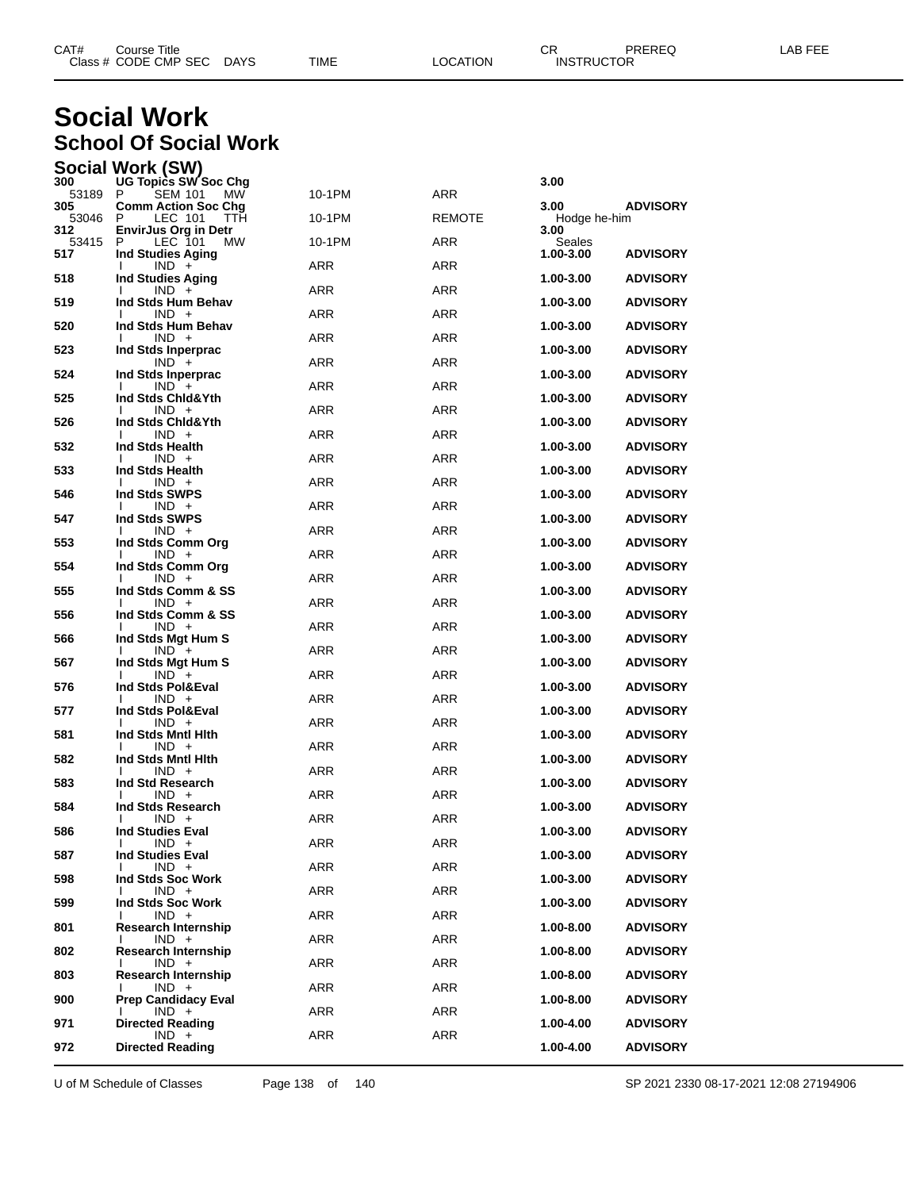# Social Work

## School Of Social Work

### Social Work (SW)

| CAT# / Class # | Course Title / CODE CMP SEC | DAYS | TIME | LOCATION | CR / INSTRUCTOR | PREREQ | LAB FEE |
|---|---|---|---|---|---|---|---|
| 300 | UG Topics SW Soc Chg | | | | 3.00 | | |
| 53189 | P SEM 101 | MW | 10-1PM | ARR | | | |
| 305 | Comm Action Soc Chg | | | | 3.00 | ADVISORY | |
| 53046 | P LEC 101 | TTH | 10-1PM | REMOTE | Hodge he-him | | |
| 312 | EnvirJus Org in Detr | | | | 3.00 | | |
| 53415 | P LEC 101 | MW | 10-1PM | ARR | Seales | | |
| 517 | Ind Studies Aging | | | | 1.00-3.00 | ADVISORY | |
| | I IND + | | ARR | ARR | | | |
| 518 | Ind Studies Aging | | | | 1.00-3.00 | ADVISORY | |
| | I IND + | | ARR | ARR | | | |
| 519 | Ind Stds Hum Behav | | | | 1.00-3.00 | ADVISORY | |
| | I IND + | | ARR | ARR | | | |
| 520 | Ind Stds Hum Behav | | | | 1.00-3.00 | ADVISORY | |
| | I IND + | | ARR | ARR | | | |
| 523 | Ind Stds Inperprac | | | | 1.00-3.00 | ADVISORY | |
| | IND + | | ARR | ARR | | | |
| 524 | Ind Stds Inperprac | | | | 1.00-3.00 | ADVISORY | |
| | I IND + | | ARR | ARR | | | |
| 525 | Ind Stds Chld&Yth | | | | 1.00-3.00 | ADVISORY | |
| | I IND + | | ARR | ARR | | | |
| 526 | Ind Stds Chld&Yth | | | | 1.00-3.00 | ADVISORY | |
| | I IND + | | ARR | ARR | | | |
| 532 | Ind Stds Health | | | | 1.00-3.00 | ADVISORY | |
| | I IND + | | ARR | ARR | | | |
| 533 | Ind Stds Health | | | | 1.00-3.00 | ADVISORY | |
| | I IND + | | ARR | ARR | | | |
| 546 | Ind Stds SWPS | | | | 1.00-3.00 | ADVISORY | |
| | I IND + | | ARR | ARR | | | |
| 547 | Ind Stds SWPS | | | | 1.00-3.00 | ADVISORY | |
| | I IND + | | ARR | ARR | | | |
| 553 | Ind Stds Comm Org | | | | 1.00-3.00 | ADVISORY | |
| | I IND + | | ARR | ARR | | | |
| 554 | Ind Stds Comm Org | | | | 1.00-3.00 | ADVISORY | |
| | I IND + | | ARR | ARR | | | |
| 555 | Ind Stds Comm & SS | | | | 1.00-3.00 | ADVISORY | |
| | I IND + | | ARR | ARR | | | |
| 556 | Ind Stds Comm & SS | | | | 1.00-3.00 | ADVISORY | |
| | I IND + | | ARR | ARR | | | |
| 566 | Ind Stds Mgt Hum S | | | | 1.00-3.00 | ADVISORY | |
| | I IND + | | ARR | ARR | | | |
| 567 | Ind Stds Mgt Hum S | | | | 1.00-3.00 | ADVISORY | |
| | I IND + | | ARR | ARR | | | |
| 576 | Ind Stds Pol&Eval | | | | 1.00-3.00 | ADVISORY | |
| | I IND + | | ARR | ARR | | | |
| 577 | Ind Stds Pol&Eval | | | | 1.00-3.00 | ADVISORY | |
| | I IND + | | ARR | ARR | | | |
| 581 | Ind Stds Mntl Hlth | | | | 1.00-3.00 | ADVISORY | |
| | I IND + | | ARR | ARR | | | |
| 582 | Ind Stds Mntl Hlth | | | | 1.00-3.00 | ADVISORY | |
| | I IND + | | ARR | ARR | | | |
| 583 | Ind Std Research | | | | 1.00-3.00 | ADVISORY | |
| | I IND + | | ARR | ARR | | | |
| 584 | Ind Stds Research | | | | 1.00-3.00 | ADVISORY | |
| | I IND + | | ARR | ARR | | | |
| 586 | Ind Studies Eval | | | | 1.00-3.00 | ADVISORY | |
| | I IND + | | ARR | ARR | | | |
| 587 | Ind Studies Eval | | | | 1.00-3.00 | ADVISORY | |
| | I IND + | | ARR | ARR | | | |
| 598 | Ind Stds Soc Work | | | | 1.00-3.00 | ADVISORY | |
| | I IND + | | ARR | ARR | | | |
| 599 | Ind Stds Soc Work | | | | 1.00-3.00 | ADVISORY | |
| | I IND + | | ARR | ARR | | | |
| 801 | Research Internship | | | | 1.00-8.00 | ADVISORY | |
| | I IND + | | ARR | ARR | | | |
| 802 | Research Internship | | | | 1.00-8.00 | ADVISORY | |
| | I IND + | | ARR | ARR | | | |
| 803 | Research Internship | | | | 1.00-8.00 | ADVISORY | |
| | I IND + | | ARR | ARR | | | |
| 900 | Prep Candidacy Eval | | | | 1.00-8.00 | ADVISORY | |
| | I IND + | | ARR | ARR | | | |
| 971 | Directed Reading | | | | 1.00-4.00 | ADVISORY | |
| | IND + | | ARR | ARR | | | |
| 972 | Directed Reading | | | | 1.00-4.00 | ADVISORY | |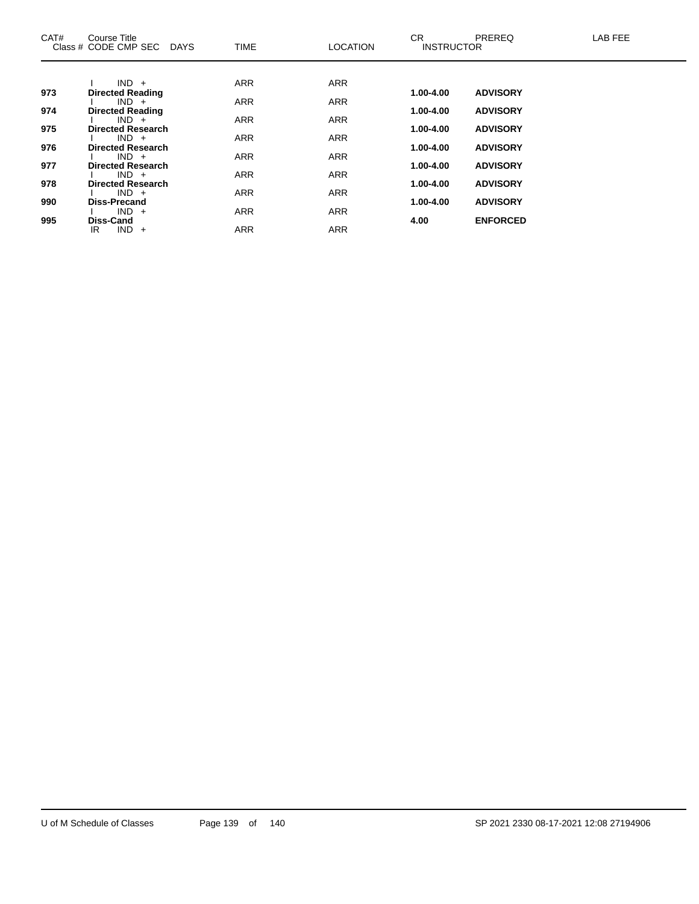| CAT# | Course Title<br>Class # CODE CMP SEC DAYS | TIME | LOCATION | CR<br>INSTRUCTOR | PREREQ | LAB FEE |
|---|---|---|---|---|---|---|
| | I IND + | ARR | ARR | | | |
| **973** | **Directed Reading** | | | **1.00-4.00** | **ADVISORY** | |
| | I IND + | ARR | ARR | | | |
| **974** | **Directed Reading** | | | **1.00-4.00** | **ADVISORY** | |
| | I IND + | ARR | ARR | | | |
| **975** | **Directed Research** | | | **1.00-4.00** | **ADVISORY** | |
| | I IND + | ARR | ARR | | | |
| **976** | **Directed Research** | | | **1.00-4.00** | **ADVISORY** | |
| | I IND + | ARR | ARR | | | |
| **977** | **Directed Research** | | | **1.00-4.00** | **ADVISORY** | |
| | I IND + | ARR | ARR | | | |
| **978** | **Directed Research** | | | **1.00-4.00** | **ADVISORY** | |
| | I IND + | ARR | ARR | | | |
| **990** | **Diss-Precand** | | | **1.00-4.00** | **ADVISORY** | |
| | I IND + | ARR | ARR | | | |
| **995** | **Diss-Cand** | | | **4.00** | **ENFORCED** | |
| | IR IND + | ARR | ARR | | | |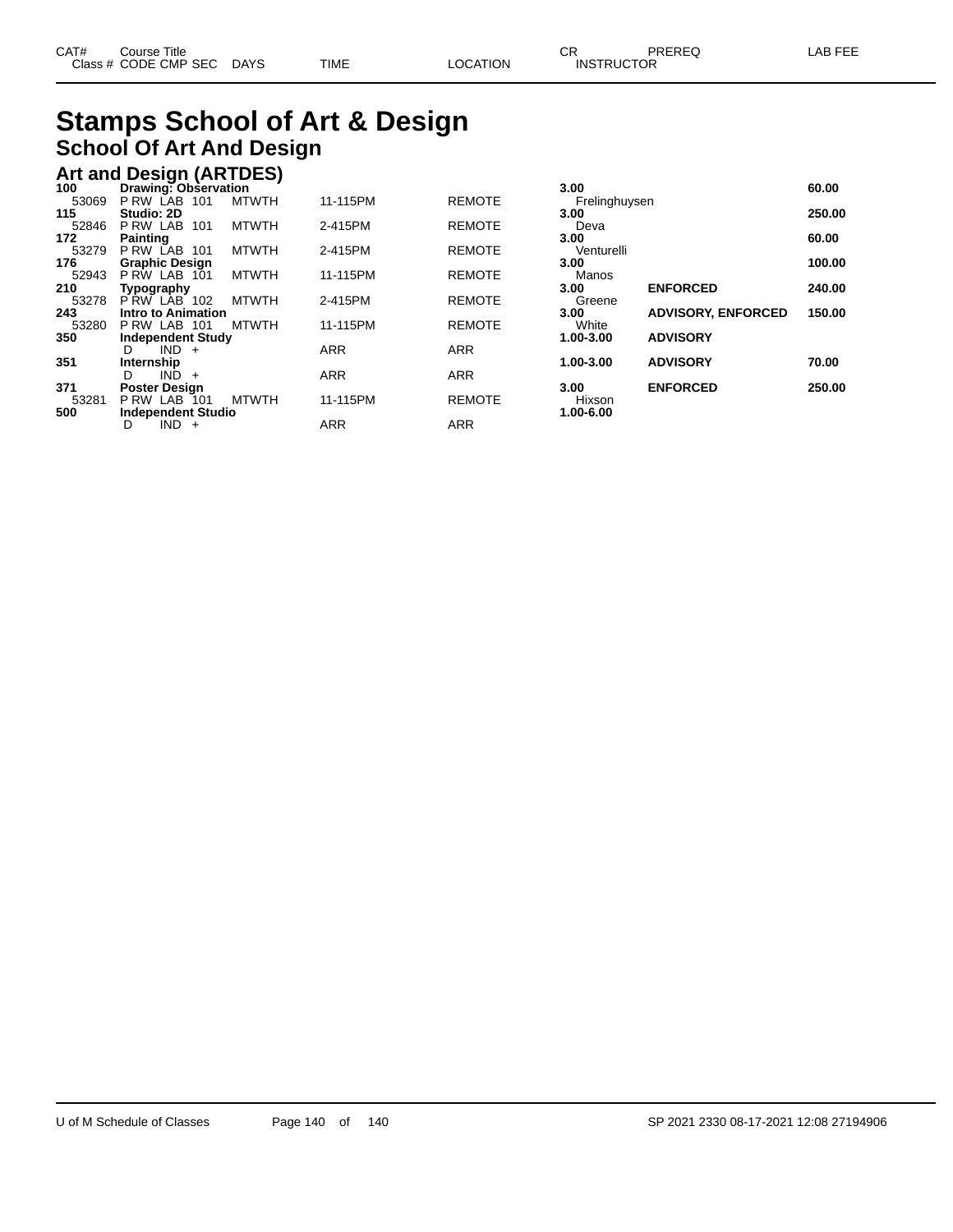# Stamps School of Art & Design

## School Of Art And Design

### Art and Design (ARTDES)

| CAT# / Class # | Course Title / CODE CMP SEC | DAYS | TIME | LOCATION | CR / INSTRUCTOR | PREREQ | LAB FEE |
|---|---|---|---|---|---|---|---|
| **100** | **Drawing: Observation** | | | | **3.00** | | **60.00** |
| 53069 | P RW LAB 101 | MTWTH | 11-115PM | REMOTE | Frelinghuysen | | |
| **115** | **Studio: 2D** | | | | **3.00** | | **250.00** |
| 52846 | P RW LAB 101 | MTWTH | 2-415PM | REMOTE | Deva | | |
| **172** | **Painting** | | | | **3.00** | | **60.00** |
| 53279 | P RW LAB 101 | MTWTH | 2-415PM | REMOTE | Venturelli | | |
| **176** | **Graphic Design** | | | | **3.00** | | **100.00** |
| 52943 | P RW LAB 101 | MTWTH | 11-115PM | REMOTE | Manos | | |
| **210** | **Typography** | | | | **3.00** | **ENFORCED** | **240.00** |
| 53278 | P RW LAB 102 | MTWTH | 2-415PM | REMOTE | Greene | | |
| **243** | **Intro to Animation** | | | | **3.00** | **ADVISORY, ENFORCED** | **150.00** |
| 53280 | P RW LAB 101 | MTWTH | 11-115PM | REMOTE | White | | |
| **350** | **Independent Study** | | | | **1.00-3.00** | **ADVISORY** | |
| | D IND + | | ARR | ARR | | | |
| **351** | **Internship** | | | | **1.00-3.00** | **ADVISORY** | **70.00** |
| | D IND + | | ARR | ARR | | | |
| **371** | **Poster Design** | | | | **3.00** | **ENFORCED** | **250.00** |
| 53281 | P RW LAB 101 | MTWTH | 11-115PM | REMOTE | Hixson | | |
| **500** | **Independent Studio** | | | | **1.00-6.00** | | |
| | D IND + | | ARR | ARR | | | |